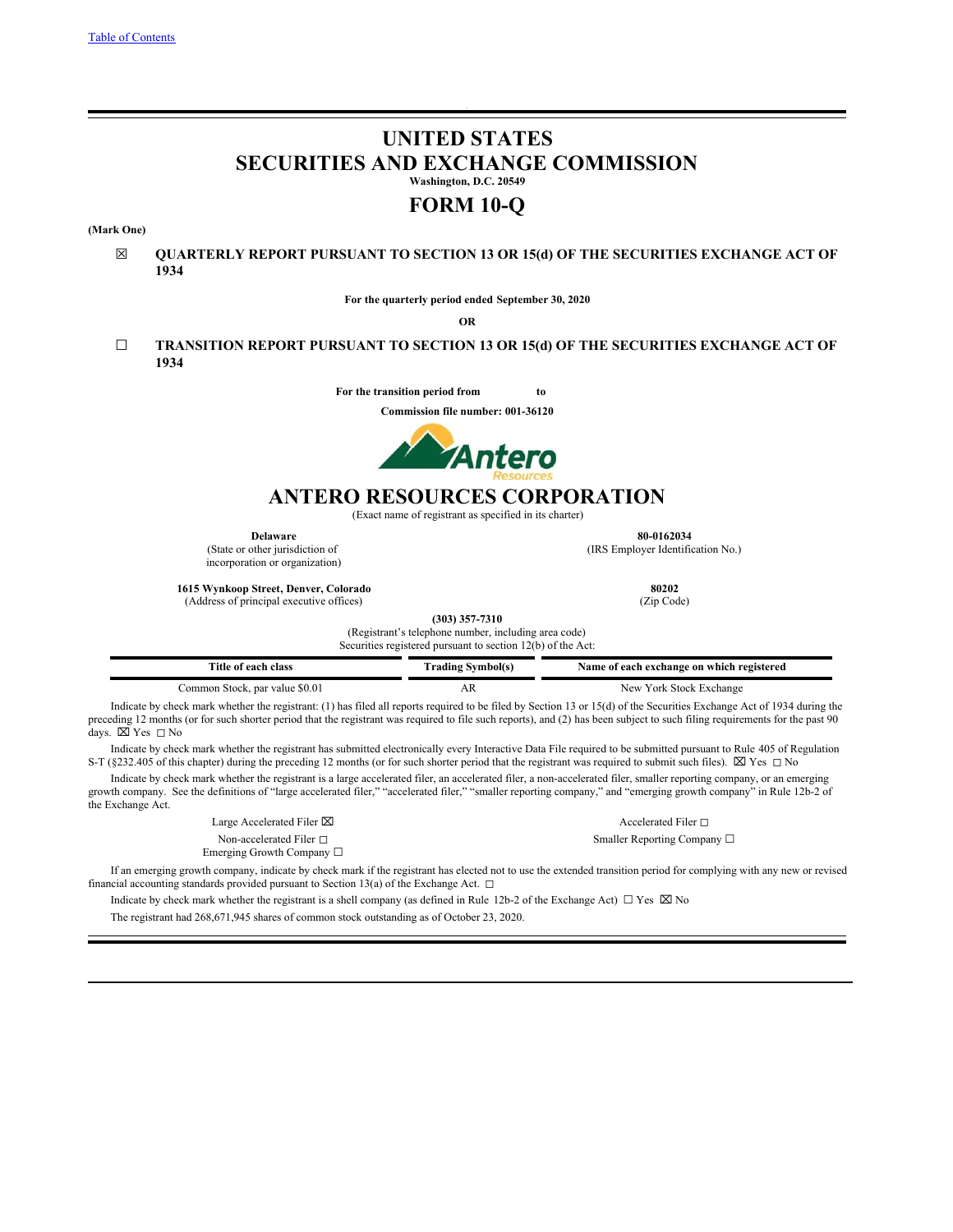Table of Contents

# UNITED STATES
# SECURITIES AND EXCHANGE COMMISSION

**Washington, D.C. 20549**

# FORM 10-Q

**(Mark One)**

☒ **QUARTERLY REPORT PURSUANT TO SECTION 13 OR 15(d) OF THE SECURITIES EXCHANGE ACT OF 1934**

**For the quarterly period ended September 30, 2020**

**OR**

☐ **TRANSITION REPORT PURSUANT TO SECTION 13 OR 15(d) OF THE SECURITIES EXCHANGE ACT OF 1934**

**For the transition period from to**

**Commission file number: 001-36120**

# ANTERO RESOURCES CORPORATION

(Exact name of registrant as specified in its charter)

| **Delaware** (State or other jurisdiction of incorporation or organization) | **80-0162034** (IRS Employer Identification No.) |
|---|---|
| **1615 Wynkoop Street, Denver, Colorado** (Address of principal executive offices) | **80202** (Zip Code) |

**(303) 357-7310**
(Registrant's telephone number, including area code)

Securities registered pursuant to section 12(b) of the Act:

| Title of each class | Trading Symbol(s) | Name of each exchange on which registered |
|---|---|---|
| Common Stock, par value $0.01 | AR | New York Stock Exchange |

Indicate by check mark whether the registrant: (1) has filed all reports required to be filed by Section 13 or 15(d) of the Securities Exchange Act of 1934 during the preceding 12 months (or for such shorter period that the registrant was required to file such reports), and (2) has been subject to such filing requirements for the past 90 days. ☒ Yes ☐ No

Indicate by check mark whether the registrant has submitted electronically every Interactive Data File required to be submitted pursuant to Rule 405 of Regulation S-T (§232.405 of this chapter) during the preceding 12 months (or for such shorter period that the registrant was required to submit such files). ☒ Yes ☐ No

Indicate by check mark whether the registrant is a large accelerated filer, an accelerated filer, a non-accelerated filer, smaller reporting company, or an emerging growth company. See the definitions of "large accelerated filer," "accelerated filer," "smaller reporting company," and "emerging growth company" in Rule 12b-2 of the Exchange Act.

| | |
|---|---|
| Large Accelerated Filer ☒ | Accelerated Filer ☐ |
| Non-accelerated Filer ☐ | Smaller Reporting Company ☐ |
| Emerging Growth Company ☐ | |

If an emerging growth company, indicate by check mark if the registrant has elected not to use the extended transition period for complying with any new or revised financial accounting standards provided pursuant to Section 13(a) of the Exchange Act. ☐

Indicate by check mark whether the registrant is a shell company (as defined in Rule 12b-2 of the Exchange Act) ☐ Yes ☒ No

The registrant had 268,671,945 shares of common stock outstanding as of October 23, 2020.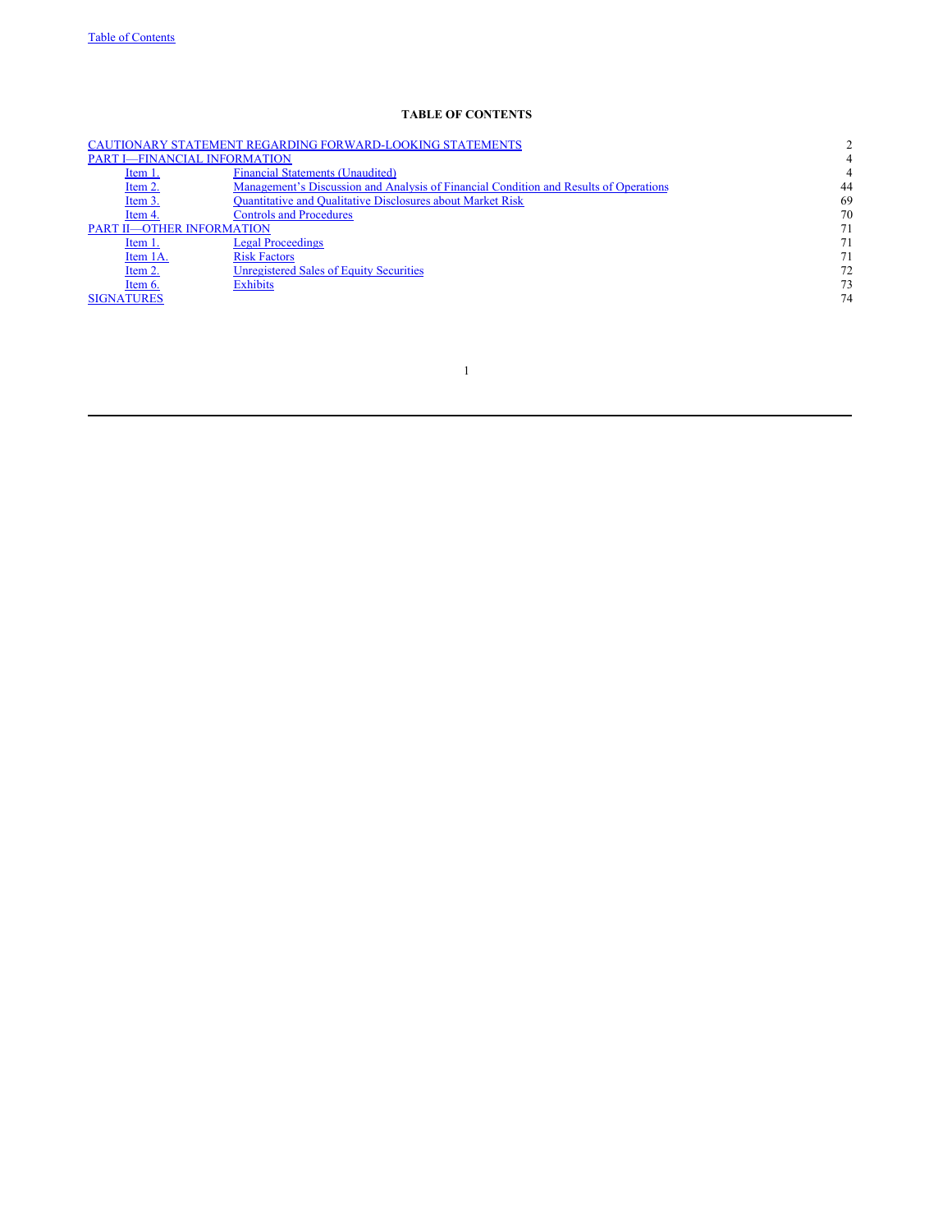## TABLE OF CONTENTS

| | | |
|---|---|---|
| CAUTIONARY STATEMENT REGARDING FORWARD-LOOKING STATEMENTS | | 2 |
| PART I—FINANCIAL INFORMATION | | 4 |
| Item 1. | Financial Statements (Unaudited) | 4 |
| Item 2. | Management's Discussion and Analysis of Financial Condition and Results of Operations | 44 |
| Item 3. | Quantitative and Qualitative Disclosures about Market Risk | 69 |
| Item 4. | Controls and Procedures | 70 |
| PART II—OTHER INFORMATION | | 71 |
| Item 1. | Legal Proceedings | 71 |
| Item 1A. | Risk Factors | 71 |
| Item 2. | Unregistered Sales of Equity Securities | 72 |
| Item 6. | Exhibits | 73 |
| SIGNATURES | | 74 |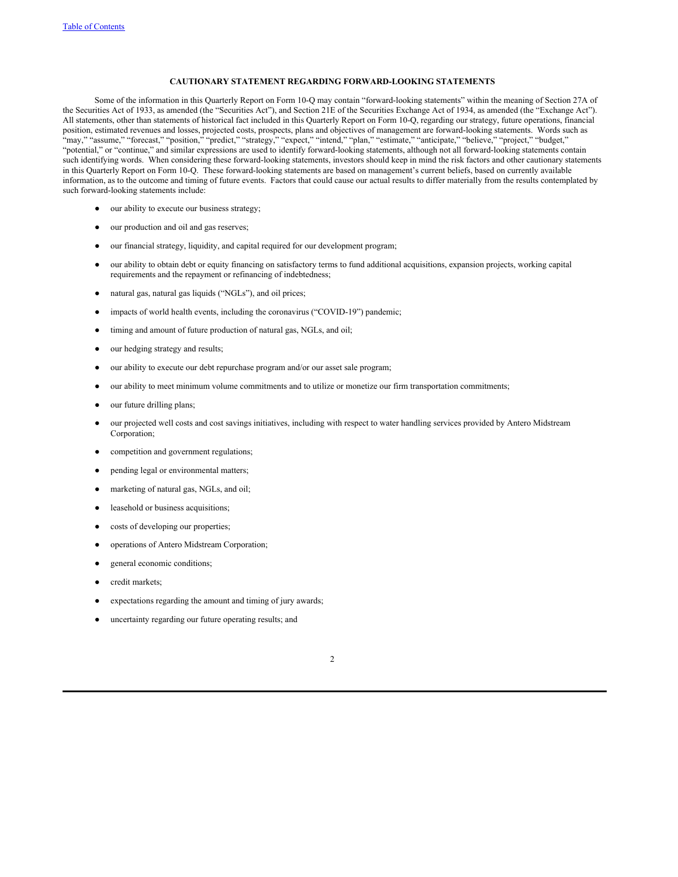## CAUTIONARY STATEMENT REGARDING FORWARD-LOOKING STATEMENTS

Some of the information in this Quarterly Report on Form 10-Q may contain "forward-looking statements" within the meaning of Section 27A of the Securities Act of 1933, as amended (the "Securities Act"), and Section 21E of the Securities Exchange Act of 1934, as amended (the "Exchange Act"). All statements, other than statements of historical fact included in this Quarterly Report on Form 10-Q, regarding our strategy, future operations, financial position, estimated revenues and losses, projected costs, prospects, plans and objectives of management are forward-looking statements. Words such as "may," "assume," "forecast," "position," "predict," "strategy," "expect," "intend," "plan," "estimate," "anticipate," "believe," "project," "budget," "potential," or "continue," and similar expressions are used to identify forward-looking statements, although not all forward-looking statements contain such identifying words. When considering these forward-looking statements, investors should keep in mind the risk factors and other cautionary statements in this Quarterly Report on Form 10-Q. These forward-looking statements are based on management's current beliefs, based on currently available information, as to the outcome and timing of future events. Factors that could cause our actual results to differ materially from the results contemplated by such forward-looking statements include:

- our ability to execute our business strategy;
- our production and oil and gas reserves;
- our financial strategy, liquidity, and capital required for our development program;
- our ability to obtain debt or equity financing on satisfactory terms to fund additional acquisitions, expansion projects, working capital requirements and the repayment or refinancing of indebtedness;
- natural gas, natural gas liquids ("NGLs"), and oil prices;
- impacts of world health events, including the coronavirus ("COVID-19") pandemic;
- timing and amount of future production of natural gas, NGLs, and oil;
- our hedging strategy and results;
- our ability to execute our debt repurchase program and/or our asset sale program;
- our ability to meet minimum volume commitments and to utilize or monetize our firm transportation commitments;
- our future drilling plans;
- our projected well costs and cost savings initiatives, including with respect to water handling services provided by Antero Midstream Corporation;
- competition and government regulations;
- pending legal or environmental matters;
- marketing of natural gas, NGLs, and oil;
- leasehold or business acquisitions;
- costs of developing our properties;
- operations of Antero Midstream Corporation;
- general economic conditions;
- credit markets;
- expectations regarding the amount and timing of jury awards;
- uncertainty regarding our future operating results; and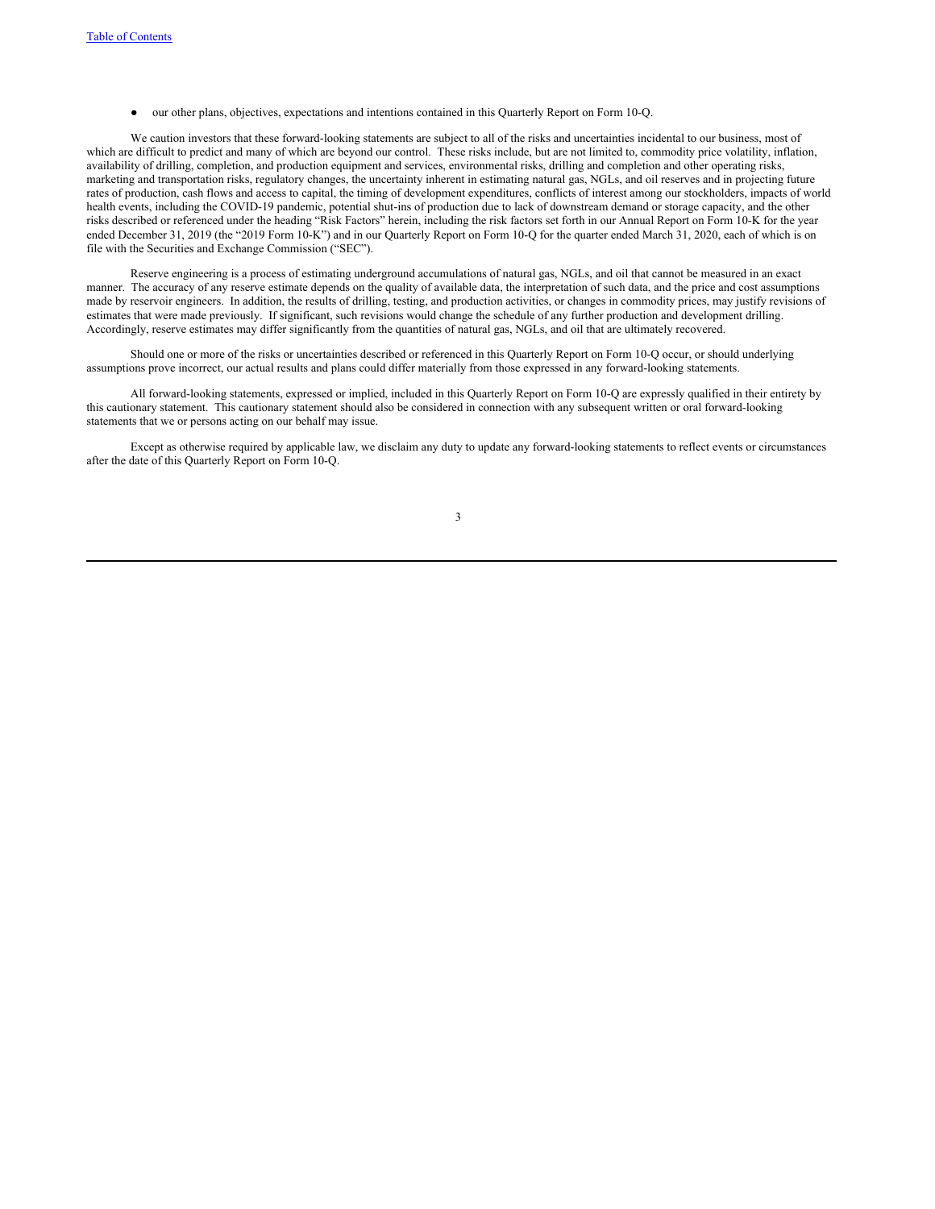- our other plans, objectives, expectations and intentions contained in this Quarterly Report on Form 10-Q.

We caution investors that these forward-looking statements are subject to all of the risks and uncertainties incidental to our business, most of which are difficult to predict and many of which are beyond our control. These risks include, but are not limited to, commodity price volatility, inflation, availability of drilling, completion, and production equipment and services, environmental risks, drilling and completion and other operating risks, marketing and transportation risks, regulatory changes, the uncertainty inherent in estimating natural gas, NGLs, and oil reserves and in projecting future rates of production, cash flows and access to capital, the timing of development expenditures, conflicts of interest among our stockholders, impacts of world health events, including the COVID-19 pandemic, potential shut-ins of production due to lack of downstream demand or storage capacity, and the other risks described or referenced under the heading "Risk Factors" herein, including the risk factors set forth in our Annual Report on Form 10-K for the year ended December 31, 2019 (the "2019 Form 10-K") and in our Quarterly Report on Form 10-Q for the quarter ended March 31, 2020, each of which is on file with the Securities and Exchange Commission ("SEC").

Reserve engineering is a process of estimating underground accumulations of natural gas, NGLs, and oil that cannot be measured in an exact manner. The accuracy of any reserve estimate depends on the quality of available data, the interpretation of such data, and the price and cost assumptions made by reservoir engineers. In addition, the results of drilling, testing, and production activities, or changes in commodity prices, may justify revisions of estimates that were made previously. If significant, such revisions would change the schedule of any further production and development drilling. Accordingly, reserve estimates may differ significantly from the quantities of natural gas, NGLs, and oil that are ultimately recovered.

Should one or more of the risks or uncertainties described or referenced in this Quarterly Report on Form 10-Q occur, or should underlying assumptions prove incorrect, our actual results and plans could differ materially from those expressed in any forward-looking statements.

All forward-looking statements, expressed or implied, included in this Quarterly Report on Form 10-Q are expressly qualified in their entirety by this cautionary statement. This cautionary statement should also be considered in connection with any subsequent written or oral forward-looking statements that we or persons acting on our behalf may issue.

Except as otherwise required by applicable law, we disclaim any duty to update any forward-looking statements to reflect events or circumstances after the date of this Quarterly Report on Form 10-Q.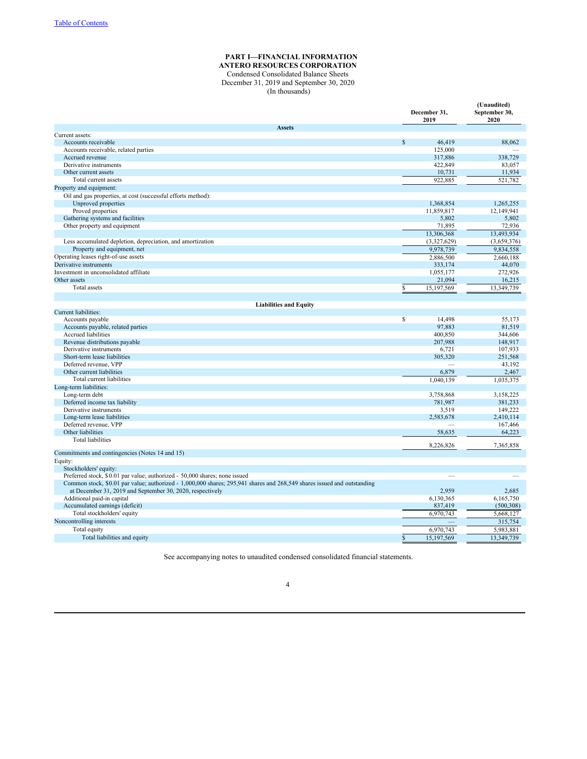Table of Contents

# PART I—FINANCIAL INFORMATION

## ANTERO RESOURCES CORPORATION

Condensed Consolidated Balance Sheets
December 31, 2019 and September 30, 2020
(In thousands)

| | December 31, 2019 | (Unaudited) September 30, 2020 |
|---|---|---|
| **Assets** | | |
| Current assets: | | |
| Accounts receivable | $ 46,419 | 88,062 |
| Accounts receivable, related parties | 125,000 | — |
| Accrued revenue | 317,886 | 338,729 |
| Derivative instruments | 422,849 | 83,057 |
| Other current assets | 10,731 | 11,934 |
| Total current assets | 922,885 | 521,782 |
| Property and equipment: | | |
| Oil and gas properties, at cost (successful efforts method): | | |
| Unproved properties | 1,368,854 | 1,265,255 |
| Proved properties | 11,859,817 | 12,149,941 |
| Gathering systems and facilities | 5,802 | 5,802 |
| Other property and equipment | 71,895 | 72,936 |
| | 13,306,368 | 13,493,934 |
| Less accumulated depletion, depreciation, and amortization | (3,327,629) | (3,659,376) |
| Property and equipment, net | 9,978,739 | 9,834,558 |
| Operating leases right-of-use assets | 2,886,500 | 2,660,188 |
| Derivative instruments | 333,174 | 44,070 |
| Investment in unconsolidated affiliate | 1,055,177 | 272,926 |
| Other assets | 21,094 | 16,215 |
| Total assets | $ 15,197,569 | 13,349,739 |
| **Liabilities and Equity** | | |
| Current liabilities: | | |
| Accounts payable | $ 14,498 | 55,173 |
| Accounts payable, related parties | 97,883 | 81,519 |
| Accrued liabilities | 400,850 | 344,606 |
| Revenue distributions payable | 207,988 | 148,917 |
| Derivative instruments | 6,721 | 107,933 |
| Short-term lease liabilities | 305,320 | 251,568 |
| Deferred revenue, VPP | — | 43,192 |
| Other current liabilities | 6,879 | 2,467 |
| Total current liabilities | 1,040,139 | 1,035,375 |
| Long-term liabilities: | | |
| Long-term debt | 3,758,868 | 3,158,225 |
| Deferred income tax liability | 781,987 | 381,233 |
| Derivative instruments | 3,519 | 149,222 |
| Long-term lease liabilities | 2,583,678 | 2,410,114 |
| Deferred revenue, VPP | — | 167,466 |
| Other liabilities | 58,635 | 64,223 |
| Total liabilities | 8,226,826 | 7,365,858 |
| Commitments and contingencies (Notes 14 and 15) | | |
| Equity: | | |
| Stockholders' equity: | | |
| Preferred stock, $0.01 par value; authorized - 50,000 shares; none issued | — | — |
| Common stock, $0.01 par value; authorized - 1,000,000 shares; 295,941 shares and 268,549 shares issued and outstanding at December 31, 2019 and September 30, 2020, respectively | 2,959 | 2,685 |
| Additional paid-in capital | 6,130,365 | 6,165,750 |
| Accumulated earnings (deficit) | 837,419 | (500,308) |
| Total stockholders' equity | 6,970,743 | 5,668,127 |
| Noncontrolling interests | — | 315,754 |
| Total equity | 6,970,743 | 5,983,881 |
| Total liabilities and equity | $ 15,197,569 | 13,349,739 |

See accompanying notes to unaudited condensed consolidated financial statements.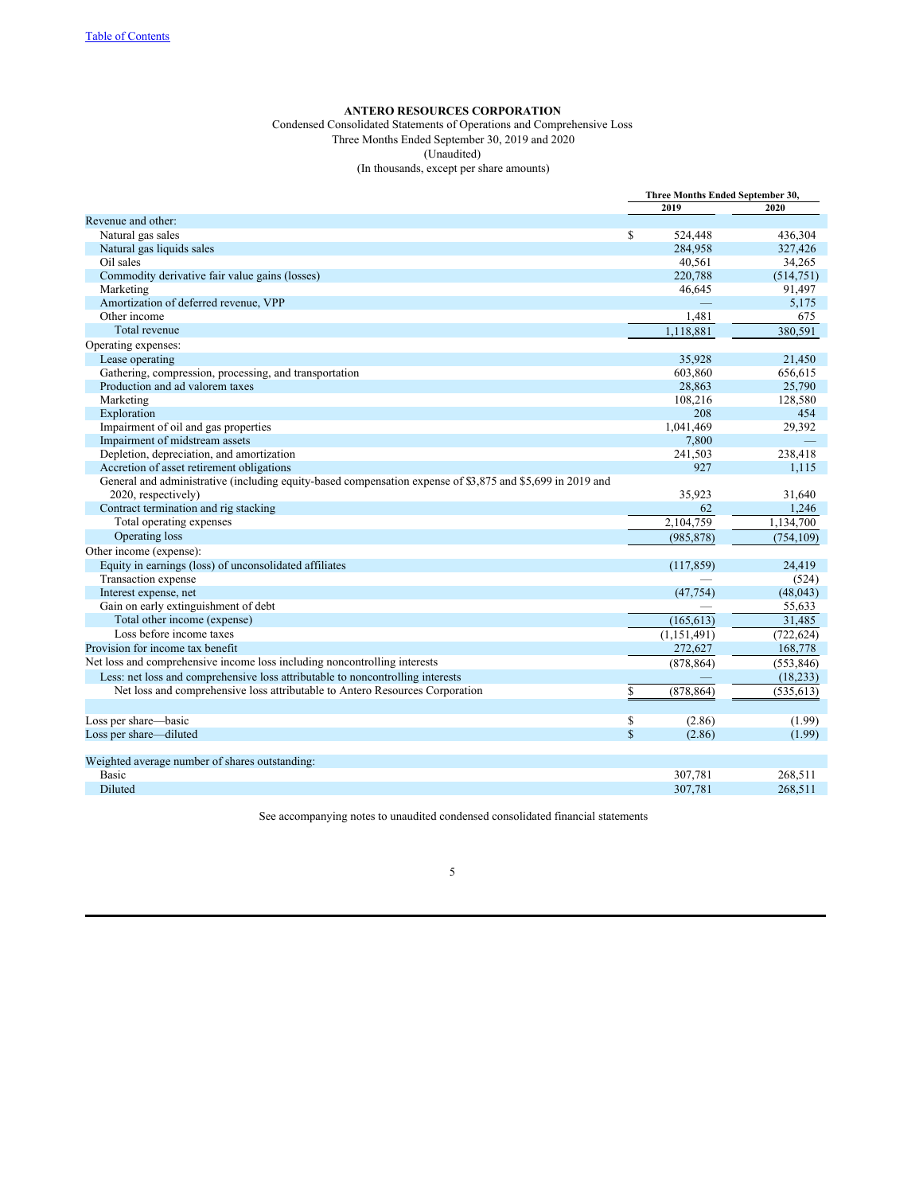**ANTERO RESOURCES CORPORATION**

Condensed Consolidated Statements of Operations and Comprehensive Loss

Three Months Ended September 30, 2019 and 2020

(Unaudited)

(In thousands, except per share amounts)

| | Three Months Ended September 30, | |
|---|---|---|
| | **2019** | **2020** |
| Revenue and other: | | |
| Natural gas sales | $ 524,448 | 436,304 |
| Natural gas liquids sales | 284,958 | 327,426 |
| Oil sales | 40,561 | 34,265 |
| Commodity derivative fair value gains (losses) | 220,788 | (514,751) |
| Marketing | 46,645 | 91,497 |
| Amortization of deferred revenue, VPP | — | 5,175 |
| Other income | 1,481 | 675 |
| Total revenue | 1,118,881 | 380,591 |
| Operating expenses: | | |
| Lease operating | 35,928 | 21,450 |
| Gathering, compression, processing, and transportation | 603,860 | 656,615 |
| Production and ad valorem taxes | 28,863 | 25,790 |
| Marketing | 108,216 | 128,580 |
| Exploration | 208 | 454 |
| Impairment of oil and gas properties | 1,041,469 | 29,392 |
| Impairment of midstream assets | 7,800 | — |
| Depletion, depreciation, and amortization | 241,503 | 238,418 |
| Accretion of asset retirement obligations | 927 | 1,115 |
| General and administrative (including equity-based compensation expense of $3,875 and $5,699 in 2019 and 2020, respectively) | 35,923 | 31,640 |
| Contract termination and rig stacking | 62 | 1,246 |
| Total operating expenses | 2,104,759 | 1,134,700 |
| Operating loss | (985,878) | (754,109) |
| Other income (expense): | | |
| Equity in earnings (loss) of unconsolidated affiliates | (117,859) | 24,419 |
| Transaction expense | — | (524) |
| Interest expense, net | (47,754) | (48,043) |
| Gain on early extinguishment of debt | — | 55,633 |
| Total other income (expense) | (165,613) | 31,485 |
| Loss before income taxes | (1,151,491) | (722,624) |
| Provision for income tax benefit | 272,627 | 168,778 |
| Net loss and comprehensive income loss including noncontrolling interests | (878,864) | (553,846) |
| Less: net loss and comprehensive loss attributable to noncontrolling interests | — | (18,233) |
| Net loss and comprehensive loss attributable to Antero Resources Corporation | $ (878,864) | (535,613) |
| | | |
| Loss per share—basic | $ (2.86) | (1.99) |
| Loss per share—diluted | $ (2.86) | (1.99) |
| | | |
| Weighted average number of shares outstanding: | | |
| Basic | 307,781 | 268,511 |
| Diluted | 307,781 | 268,511 |

See accompanying notes to unaudited condensed consolidated financial statements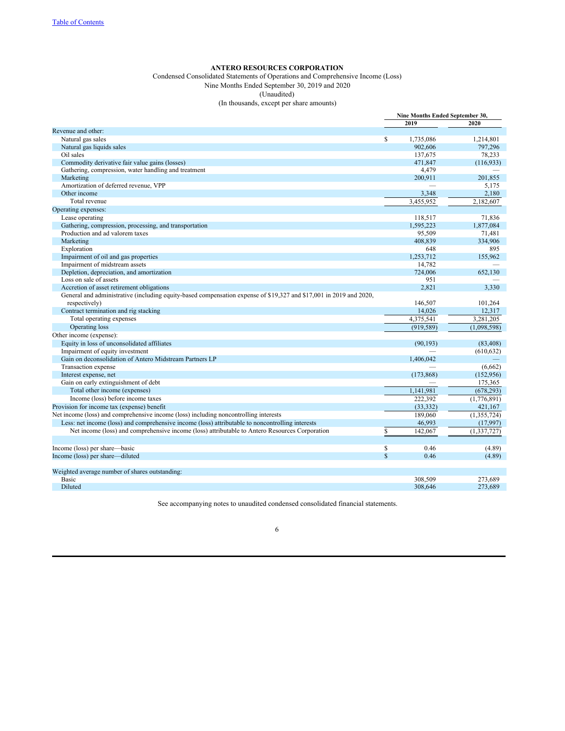[Table of Contents](#)

**ANTERO RESOURCES CORPORATION**

Condensed Consolidated Statements of Operations and Comprehensive Income (Loss)

Nine Months Ended September 30, 2019 and 2020

(Unaudited)

(In thousands, except per share amounts)

| | Nine Months Ended September 30, | |
|---|---|---|
| | 2019 | 2020 |
| Revenue and other: | | |
| Natural gas sales | $ 1,735,086 | 1,214,801 |
| Natural gas liquids sales | 902,606 | 797,296 |
| Oil sales | 137,675 | 78,233 |
| Commodity derivative fair value gains (losses) | 471,847 | (116,933) |
| Gathering, compression, water handling and treatment | 4,479 | — |
| Marketing | 200,911 | 201,855 |
| Amortization of deferred revenue, VPP | — | 5,175 |
| Other income | 3,348 | 2,180 |
| Total revenue | 3,455,952 | 2,182,607 |
| Operating expenses: | | |
| Lease operating | 118,517 | 71,836 |
| Gathering, compression, processing, and transportation | 1,595,223 | 1,877,084 |
| Production and ad valorem taxes | 95,509 | 71,481 |
| Marketing | 408,839 | 334,906 |
| Exploration | 648 | 895 |
| Impairment of oil and gas properties | 1,253,712 | 155,962 |
| Impairment of midstream assets | 14,782 | — |
| Depletion, depreciation, and amortization | 724,006 | 652,130 |
| Loss on sale of assets | 951 | — |
| Accretion of asset retirement obligations | 2,821 | 3,330 |
| General and administrative (including equity-based compensation expense of $19,327 and $17,001 in 2019 and 2020, respectively) | 146,507 | 101,264 |
| Contract termination and rig stacking | 14,026 | 12,317 |
| Total operating expenses | 4,375,541 | 3,281,205 |
| Operating loss | (919,589) | (1,098,598) |
| Other income (expense): | | |
| Equity in loss of unconsolidated affiliates | (90,193) | (83,408) |
| Impairment of equity investment | — | (610,632) |
| Gain on deconsolidation of Antero Midstream Partners LP | 1,406,042 | — |
| Transaction expense | — | (6,662) |
| Interest expense, net | (173,868) | (152,956) |
| Gain on early extinguishment of debt | — | 175,365 |
| Total other income (expenses) | 1,141,981 | (678,293) |
| Income (loss) before income taxes | 222,392 | (1,776,891) |
| Provision for income tax (expense) benefit | (33,332) | 421,167 |
| Net income (loss) and comprehensive income (loss) including noncontrolling interests | 189,060 | (1,355,724) |
| Less: net income (loss) and comprehensive income (loss) attributable to noncontrolling interests | 46,993 | (17,997) |
| Net income (loss) and comprehensive income (loss) attributable to Antero Resources Corporation | $ 142,067 | (1,337,727) |
| | | |
| Income (loss) per share—basic | $ 0.46 | (4.89) |
| Income (loss) per share—diluted | $ 0.46 | (4.89) |
| | | |
| Weighted average number of shares outstanding: | | |
| Basic | 308,509 | 273,689 |
| Diluted | 308,646 | 273,689 |

See accompanying notes to unaudited condensed consolidated financial statements.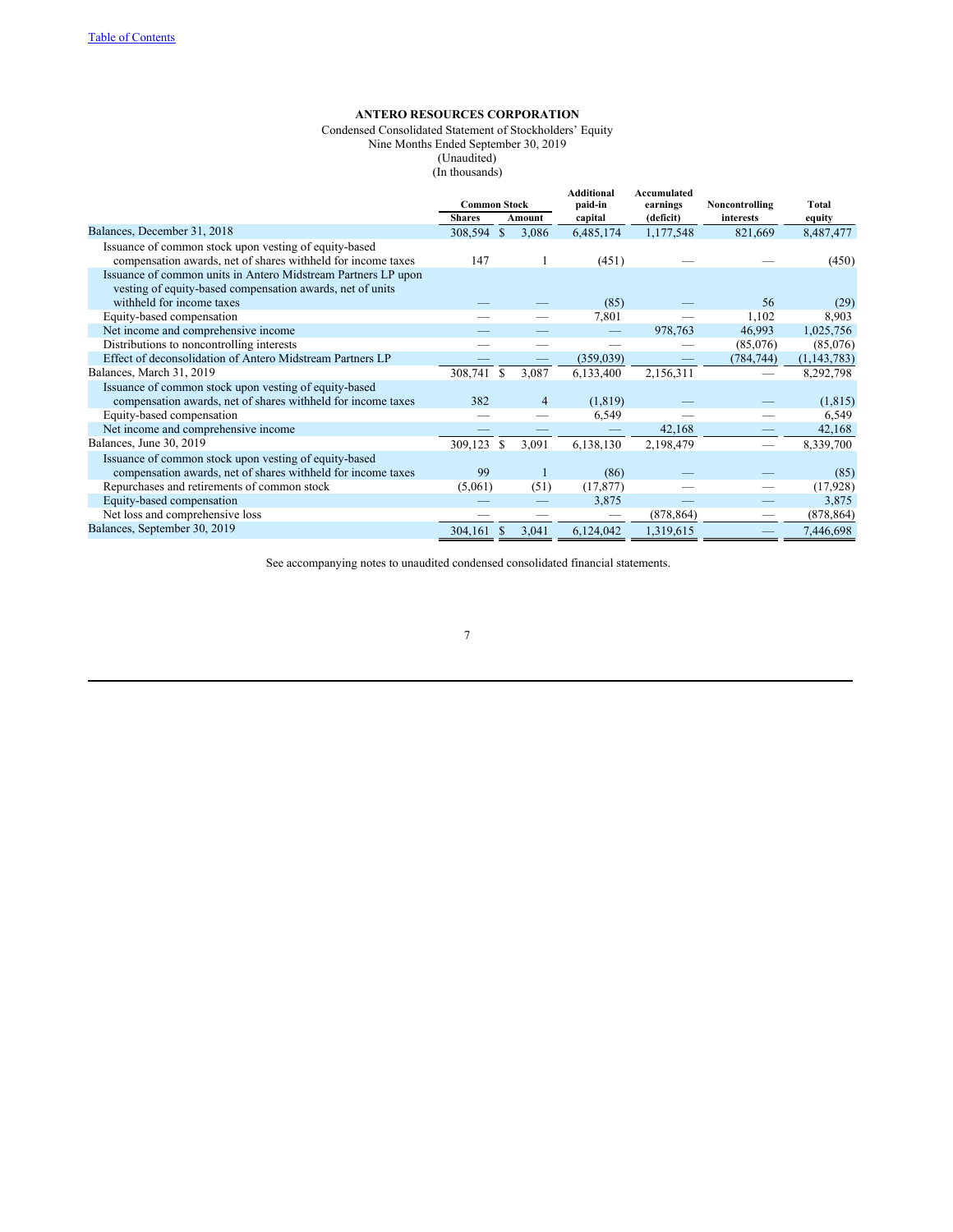**ANTERO RESOURCES CORPORATION**

Condensed Consolidated Statement of Stockholders' Equity
Nine Months Ended September 30, 2019
(Unaudited)
(In thousands)

| | Common Stock | | Additional paid-in capital | Accumulated earnings (deficit) | Noncontrolling interests | Total equity |
|---|---|---|---|---|---|---|
| | Shares | Amount | | | | |
| Balances, December 31, 2018 | 308,594 | $ 3,086 | 6,485,174 | 1,177,548 | 821,669 | 8,487,477 |
| Issuance of common stock upon vesting of equity-based compensation awards, net of shares withheld for income taxes | 147 | 1 | (451) | — | — | (450) |
| Issuance of common units in Antero Midstream Partners LP upon vesting of equity-based compensation awards, net of units withheld for income taxes | — | — | (85) | — | 56 | (29) |
| Equity-based compensation | — | — | 7,801 | — | 1,102 | 8,903 |
| Net income and comprehensive income | — | — | — | 978,763 | 46,993 | 1,025,756 |
| Distributions to noncontrolling interests | — | — | — | — | (85,076) | (85,076) |
| Effect of deconsolidation of Antero Midstream Partners LP | — | — | (359,039) | — | (784,744) | (1,143,783) |
| Balances, March 31, 2019 | 308,741 | $ 3,087 | 6,133,400 | 2,156,311 | — | 8,292,798 |
| Issuance of common stock upon vesting of equity-based compensation awards, net of shares withheld for income taxes | 382 | 4 | (1,819) | — | — | (1,815) |
| Equity-based compensation | — | — | 6,549 | — | — | 6,549 |
| Net income and comprehensive income | — | — | — | 42,168 | — | 42,168 |
| Balances, June 30, 2019 | 309,123 | $ 3,091 | 6,138,130 | 2,198,479 | — | 8,339,700 |
| Issuance of common stock upon vesting of equity-based compensation awards, net of shares withheld for income taxes | 99 | 1 | (86) | — | — | (85) |
| Repurchases and retirements of common stock | (5,061) | (51) | (17,877) | — | — | (17,928) |
| Equity-based compensation | — | — | 3,875 | — | — | 3,875 |
| Net loss and comprehensive loss | — | — | — | (878,864) | — | (878,864) |
| Balances, September 30, 2019 | 304,161 | $ 3,041 | 6,124,042 | 1,319,615 | — | 7,446,698 |

See accompanying notes to unaudited condensed consolidated financial statements.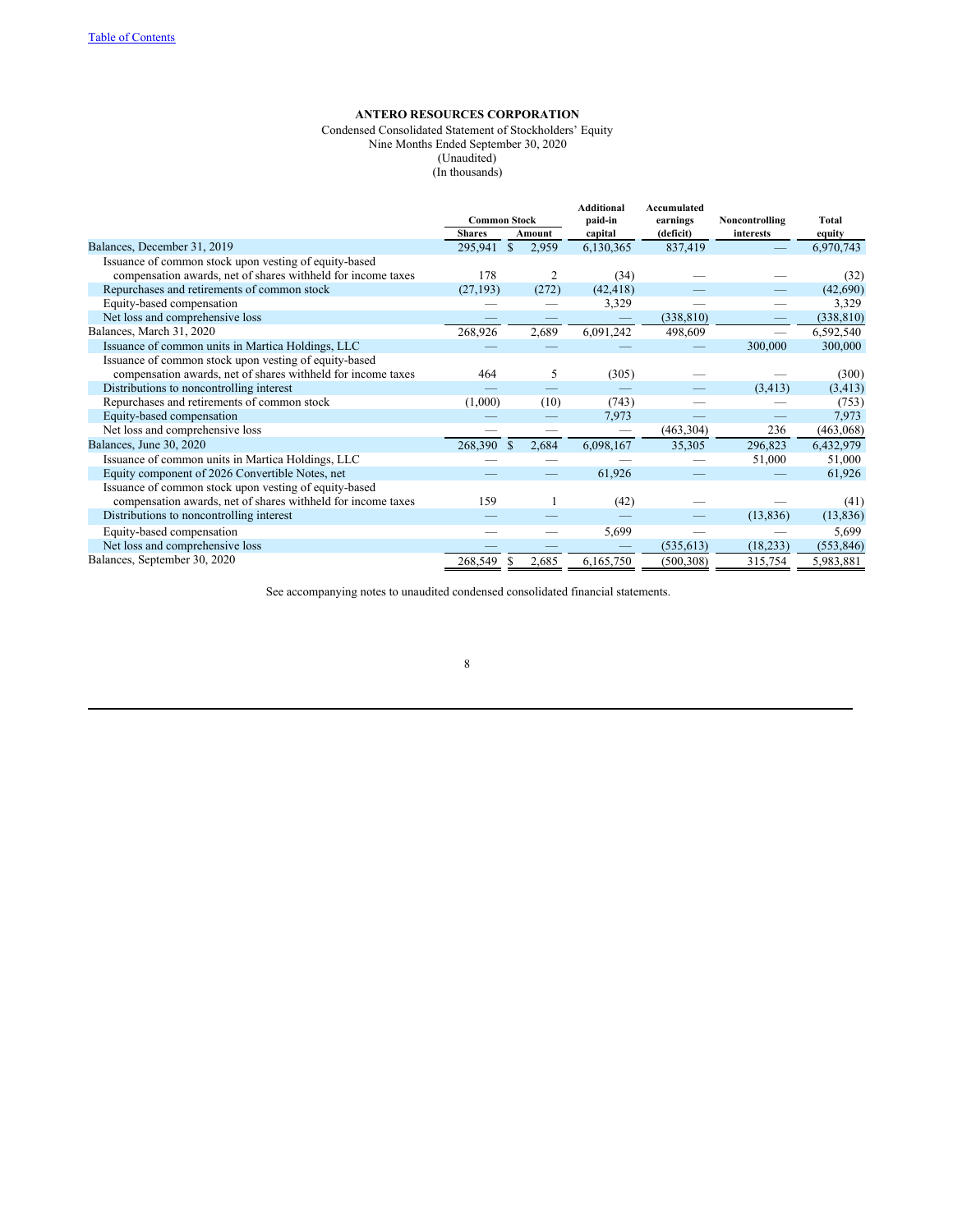**ANTERO RESOURCES CORPORATION**

Condensed Consolidated Statement of Stockholders' Equity
Nine Months Ended September 30, 2020
(Unaudited)
(In thousands)

| | Common Stock | | Additional paid-in capital | Accumulated earnings (deficit) | Noncontrolling interests | Total equity |
|---|---|---|---|---|---|---|
| | Shares | Amount | | | | |
| Balances, December 31, 2019 | 295,941 | $ 2,959 | 6,130,365 | 837,419 | — | 6,970,743 |
| Issuance of common stock upon vesting of equity-based compensation awards, net of shares withheld for income taxes | 178 | 2 | (34) | — | — | (32) |
| Repurchases and retirements of common stock | (27,193) | (272) | (42,418) | — | — | (42,690) |
| Equity-based compensation | — | — | 3,329 | — | — | 3,329 |
| Net loss and comprehensive loss | — | — | — | (338,810) | — | (338,810) |
| Balances, March 31, 2020 | 268,926 | 2,689 | 6,091,242 | 498,609 | — | 6,592,540 |
| Issuance of common units in Martica Holdings, LLC | — | — | — | — | 300,000 | 300,000 |
| Issuance of common stock upon vesting of equity-based compensation awards, net of shares withheld for income taxes | 464 | 5 | (305) | — | — | (300) |
| Distributions to noncontrolling interest | — | — | — | — | (3,413) | (3,413) |
| Repurchases and retirements of common stock | (1,000) | (10) | (743) | — | — | (753) |
| Equity-based compensation | — | — | 7,973 | — | — | 7,973 |
| Net loss and comprehensive loss | — | — | — | (463,304) | 236 | (463,068) |
| Balances, June 30, 2020 | 268,390 | $ 2,684 | 6,098,167 | 35,305 | 296,823 | 6,432,979 |
| Issuance of common units in Martica Holdings, LLC | — | — | — | — | 51,000 | 51,000 |
| Equity component of 2026 Convertible Notes, net | — | — | 61,926 | — | — | 61,926 |
| Issuance of common stock upon vesting of equity-based compensation awards, net of shares withheld for income taxes | 159 | 1 | (42) | — | — | (41) |
| Distributions to noncontrolling interest | — | — | — | — | (13,836) | (13,836) |
| Equity-based compensation | — | — | 5,699 | — | — | 5,699 |
| Net loss and comprehensive loss | — | — | — | (535,613) | (18,233) | (553,846) |
| Balances, September 30, 2020 | 268,549 | $ 2,685 | 6,165,750 | (500,308) | 315,754 | 5,983,881 |

See accompanying notes to unaudited condensed consolidated financial statements.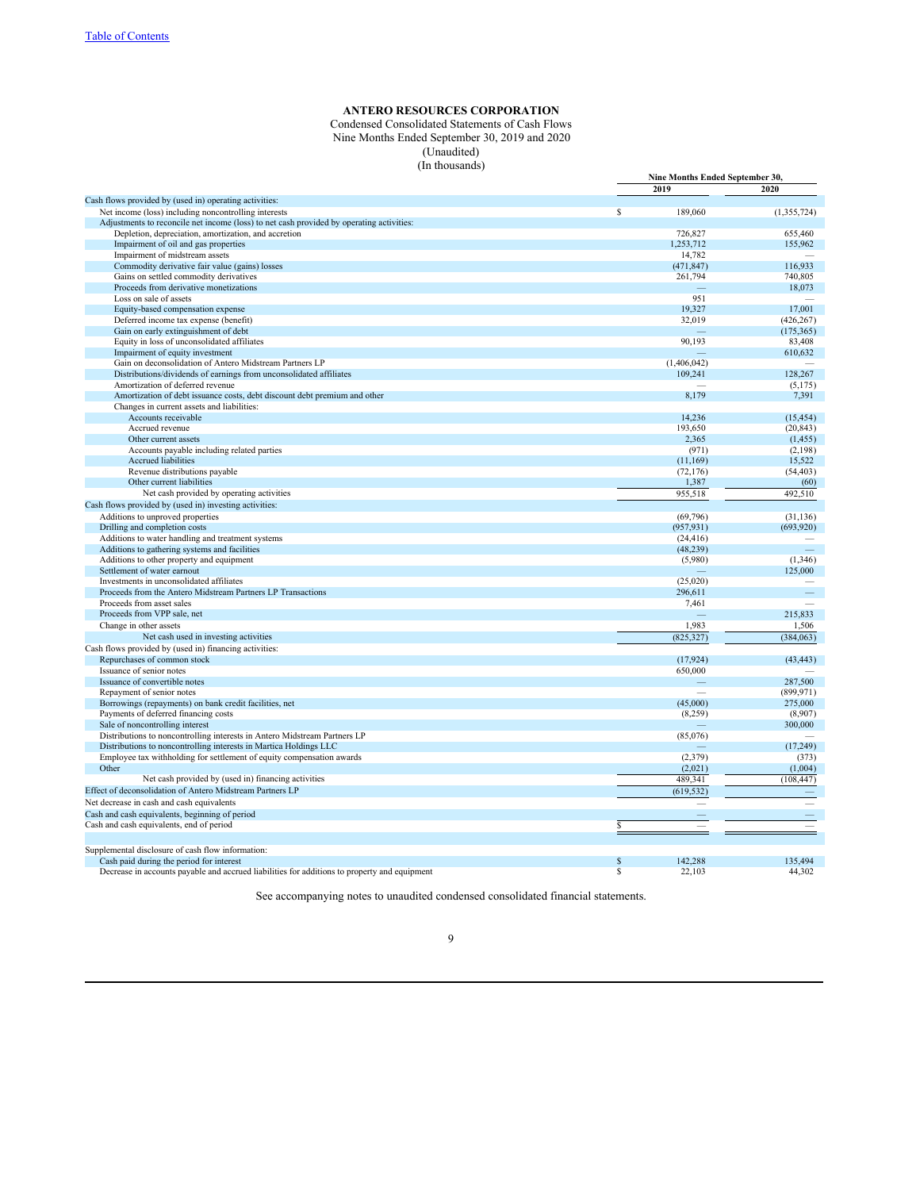# ANTERO RESOURCES CORPORATION

Condensed Consolidated Statements of Cash Flows
Nine Months Ended September 30, 2019 and 2020
(Unaudited)
(In thousands)

| | Nine Months Ended September 30, | |
|---|---|---|
| | 2019 | 2020 |
| Cash flows provided by (used in) operating activities: | | |
| Net income (loss) including noncontrolling interests | $ 189,060 | (1,355,724) |
| Adjustments to reconcile net income (loss) to net cash provided by operating activities: | | |
| Depletion, depreciation, amortization, and accretion | 726,827 | 655,460 |
| Impairment of oil and gas properties | 1,253,712 | 155,962 |
| Impairment of midstream assets | 14,782 | — |
| Commodity derivative fair value (gains) losses | (471,847) | 116,933 |
| Gains on settled commodity derivatives | 261,794 | 740,805 |
| Proceeds from derivative monetizations | — | 18,073 |
| Loss on sale of assets | 951 | — |
| Equity-based compensation expense | 19,327 | 17,001 |
| Deferred income tax expense (benefit) | 32,019 | (426,267) |
| Gain on early extinguishment of debt | — | (175,365) |
| Equity in loss of unconsolidated affiliates | 90,193 | 83,408 |
| Impairment of equity investment | — | 610,632 |
| Gain on deconsolidation of Antero Midstream Partners LP | (1,406,042) | — |
| Distributions/dividends of earnings from unconsolidated affiliates | 109,241 | 128,267 |
| Amortization of deferred revenue | — | (5,175) |
| Amortization of debt issuance costs, debt discount debt premium and other | 8,179 | 7,391 |
| Changes in current assets and liabilities: | | |
| Accounts receivable | 14,236 | (15,454) |
| Accrued revenue | 193,650 | (20,843) |
| Other current assets | 2,365 | (1,455) |
| Accounts payable including related parties | (971) | (2,198) |
| Accrued liabilities | (11,169) | 15,522 |
| Revenue distributions payable | (72,176) | (54,403) |
| Other current liabilities | 1,387 | (60) |
| Net cash provided by operating activities | 955,518 | 492,510 |
| Cash flows provided by (used in) investing activities: | | |
| Additions to unproved properties | (69,796) | (31,136) |
| Drilling and completion costs | (957,931) | (693,920) |
| Additions to water handling and treatment systems | (24,416) | — |
| Additions to gathering systems and facilities | (48,239) | — |
| Additions to other property and equipment | (5,980) | (1,346) |
| Settlement of water earnout | — | 125,000 |
| Investments in unconsolidated affiliates | (25,020) | — |
| Proceeds from the Antero Midstream Partners LP Transactions | 296,611 | — |
| Proceeds from asset sales | 7,461 | — |
| Proceeds from VPP sale, net | — | 215,833 |
| Change in other assets | 1,983 | 1,506 |
| Net cash used in investing activities | (825,327) | (384,063) |
| Cash flows provided by (used in) financing activities: | | |
| Repurchases of common stock | (17,924) | (43,443) |
| Issuance of senior notes | 650,000 | — |
| Issuance of convertible notes | — | 287,500 |
| Repayment of senior notes | — | (899,971) |
| Borrowings (repayments) on bank credit facilities, net | (45,000) | 275,000 |
| Payments of deferred financing costs | (8,259) | (8,907) |
| Sale of noncontrolling interest | — | 300,000 |
| Distributions to noncontrolling interests in Antero Midstream Partners LP | (85,076) | — |
| Distributions to noncontrolling interests in Martica Holdings LLC | — | (17,249) |
| Employee tax withholding for settlement of equity compensation awards | (2,379) | (373) |
| Other | (2,021) | (1,004) |
| Net cash provided by (used in) financing activities | 489,341 | (108,447) |
| Effect of deconsolidation of Antero Midstream Partners LP | (619,532) | — |
| Net decrease in cash and cash equivalents | — | — |
| Cash and cash equivalents, beginning of period | — | — |
| Cash and cash equivalents, end of period | $ — | — |
| | | |
| Supplemental disclosure of cash flow information: | | |
| Cash paid during the period for interest | $ 142,288 | 135,494 |
| Decrease in accounts payable and accrued liabilities for additions to property and equipment | $ 22,103 | 44,302 |

See accompanying notes to unaudited condensed consolidated financial statements.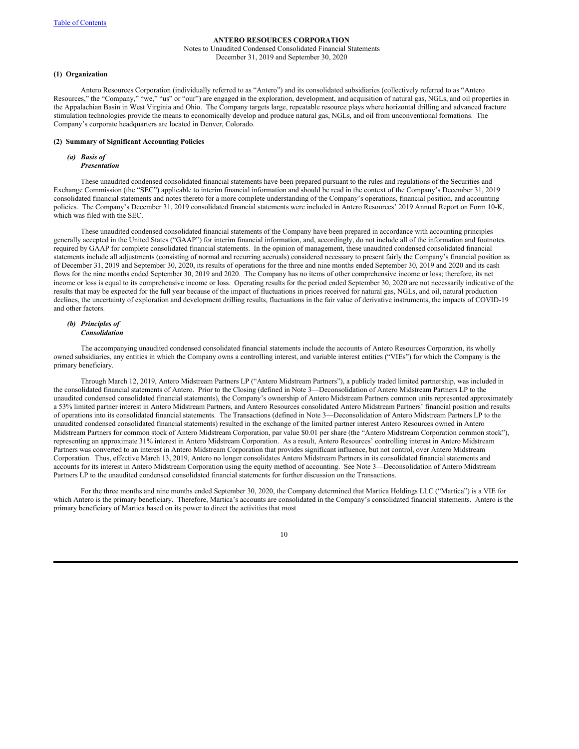**ANTERO RESOURCES CORPORATION**

Notes to Unaudited Condensed Consolidated Financial Statements

December 31, 2019 and September 30, 2020

**(1) Organization**

Antero Resources Corporation (individually referred to as "Antero") and its consolidated subsidiaries (collectively referred to as "Antero Resources," the "Company," "we," "us" or "our") are engaged in the exploration, development, and acquisition of natural gas, NGLs, and oil properties in the Appalachian Basin in West Virginia and Ohio. The Company targets large, repeatable resource plays where horizontal drilling and advanced fracture stimulation technologies provide the means to economically develop and produce natural gas, NGLs, and oil from unconventional formations. The Company's corporate headquarters are located in Denver, Colorado.

**(2) Summary of Significant Accounting Policies**

***(a) Basis of Presentation***

These unaudited condensed consolidated financial statements have been prepared pursuant to the rules and regulations of the Securities and Exchange Commission (the "SEC") applicable to interim financial information and should be read in the context of the Company's December 31, 2019 consolidated financial statements and notes thereto for a more complete understanding of the Company's operations, financial position, and accounting policies. The Company's December 31, 2019 consolidated financial statements were included in Antero Resources' 2019 Annual Report on Form 10-K, which was filed with the SEC.

These unaudited condensed consolidated financial statements of the Company have been prepared in accordance with accounting principles generally accepted in the United States ("GAAP") for interim financial information, and, accordingly, do not include all of the information and footnotes required by GAAP for complete consolidated financial statements. In the opinion of management, these unaudited condensed consolidated financial statements include all adjustments (consisting of normal and recurring accruals) considered necessary to present fairly the Company's financial position as of December 31, 2019 and September 30, 2020, its results of operations for the three and nine months ended September 30, 2019 and 2020 and its cash flows for the nine months ended September 30, 2019 and 2020. The Company has no items of other comprehensive income or loss; therefore, its net income or loss is equal to its comprehensive income or loss. Operating results for the period ended September 30, 2020 are not necessarily indicative of the results that may be expected for the full year because of the impact of fluctuations in prices received for natural gas, NGLs, and oil, natural production declines, the uncertainty of exploration and development drilling results, fluctuations in the fair value of derivative instruments, the impacts of COVID-19 and other factors.

***(b) Principles of Consolidation***

The accompanying unaudited condensed consolidated financial statements include the accounts of Antero Resources Corporation, its wholly owned subsidiaries, any entities in which the Company owns a controlling interest, and variable interest entities ("VIEs") for which the Company is the primary beneficiary.

Through March 12, 2019, Antero Midstream Partners LP ("Antero Midstream Partners"), a publicly traded limited partnership, was included in the consolidated financial statements of Antero. Prior to the Closing (defined in Note 3—Deconsolidation of Antero Midstream Partners LP to the unaudited condensed consolidated financial statements), the Company's ownership of Antero Midstream Partners common units represented approximately a 53% limited partner interest in Antero Midstream Partners, and Antero Resources consolidated Antero Midstream Partners' financial position and results of operations into its consolidated financial statements. The Transactions (defined in Note 3—Deconsolidation of Antero Midstream Partners LP to the unaudited condensed consolidated financial statements) resulted in the exchange of the limited partner interest Antero Resources owned in Antero Midstream Partners for common stock of Antero Midstream Corporation, par value $0.01 per share (the "Antero Midstream Corporation common stock"), representing an approximate 31% interest in Antero Midstream Corporation. As a result, Antero Resources' controlling interest in Antero Midstream Partners was converted to an interest in Antero Midstream Corporation that provides significant influence, but not control, over Antero Midstream Corporation. Thus, effective March 13, 2019, Antero no longer consolidates Antero Midstream Partners in its consolidated financial statements and accounts for its interest in Antero Midstream Corporation using the equity method of accounting. See Note 3—Deconsolidation of Antero Midstream Partners LP to the unaudited condensed consolidated financial statements for further discussion on the Transactions.

For the three months and nine months ended September 30, 2020, the Company determined that Martica Holdings LLC ("Martica") is a VIE for which Antero is the primary beneficiary. Therefore, Martica's accounts are consolidated in the Company's consolidated financial statements. Antero is the primary beneficiary of Martica based on its power to direct the activities that most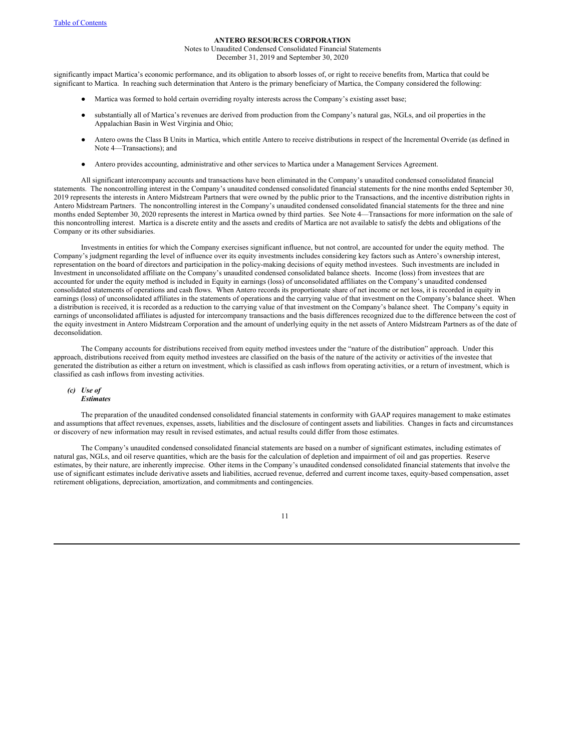significantly impact Martica's economic performance, and its obligation to absorb losses of, or right to receive benefits from, Martica that could be significant to Martica. In reaching such determination that Antero is the primary beneficiary of Martica, the Company considered the following:

- Martica was formed to hold certain overriding royalty interests across the Company's existing asset base;
- substantially all of Martica's revenues are derived from production from the Company's natural gas, NGLs, and oil properties in the Appalachian Basin in West Virginia and Ohio;
- Antero owns the Class B Units in Martica, which entitle Antero to receive distributions in respect of the Incremental Override (as defined in Note 4—Transactions); and
- Antero provides accounting, administrative and other services to Martica under a Management Services Agreement.

All significant intercompany accounts and transactions have been eliminated in the Company's unaudited condensed consolidated financial statements. The noncontrolling interest in the Company's unaudited condensed consolidated financial statements for the nine months ended September 30, 2019 represents the interests in Antero Midstream Partners that were owned by the public prior to the Transactions, and the incentive distribution rights in Antero Midstream Partners. The noncontrolling interest in the Company's unaudited condensed consolidated financial statements for the three and nine months ended September 30, 2020 represents the interest in Martica owned by third parties. See Note 4—Transactions for more information on the sale of this noncontrolling interest. Martica is a discrete entity and the assets and credits of Martica are not available to satisfy the debts and obligations of the Company or its other subsidiaries.

Investments in entities for which the Company exercises significant influence, but not control, are accounted for under the equity method. The Company's judgment regarding the level of influence over its equity investments includes considering key factors such as Antero's ownership interest, representation on the board of directors and participation in the policy-making decisions of equity method investees. Such investments are included in Investment in unconsolidated affiliate on the Company's unaudited condensed consolidated balance sheets. Income (loss) from investees that are accounted for under the equity method is included in Equity in earnings (loss) of unconsolidated affiliates on the Company's unaudited condensed consolidated statements of operations and cash flows. When Antero records its proportionate share of net income or net loss, it is recorded in equity in earnings (loss) of unconsolidated affiliates in the statements of operations and the carrying value of that investment on the Company's balance sheet. When a distribution is received, it is recorded as a reduction to the carrying value of that investment on the Company's balance sheet. The Company's equity in earnings of unconsolidated affiliates is adjusted for intercompany transactions and the basis differences recognized due to the difference between the cost of the equity investment in Antero Midstream Corporation and the amount of underlying equity in the net assets of Antero Midstream Partners as of the date of deconsolidation.

The Company accounts for distributions received from equity method investees under the "nature of the distribution" approach. Under this approach, distributions received from equity method investees are classified on the basis of the nature of the activity or activities of the investee that generated the distribution as either a return on investment, which is classified as cash inflows from operating activities, or a return of investment, which is classified as cash inflows from investing activities.

### *(c) Use of Estimates*

The preparation of the unaudited condensed consolidated financial statements in conformity with GAAP requires management to make estimates and assumptions that affect revenues, expenses, assets, liabilities and the disclosure of contingent assets and liabilities. Changes in facts and circumstances or discovery of new information may result in revised estimates, and actual results could differ from those estimates.

The Company's unaudited condensed consolidated financial statements are based on a number of significant estimates, including estimates of natural gas, NGLs, and oil reserve quantities, which are the basis for the calculation of depletion and impairment of oil and gas properties. Reserve estimates, by their nature, are inherently imprecise. Other items in the Company's unaudited condensed consolidated financial statements that involve the use of significant estimates include derivative assets and liabilities, accrued revenue, deferred and current income taxes, equity-based compensation, asset retirement obligations, depreciation, amortization, and commitments and contingencies.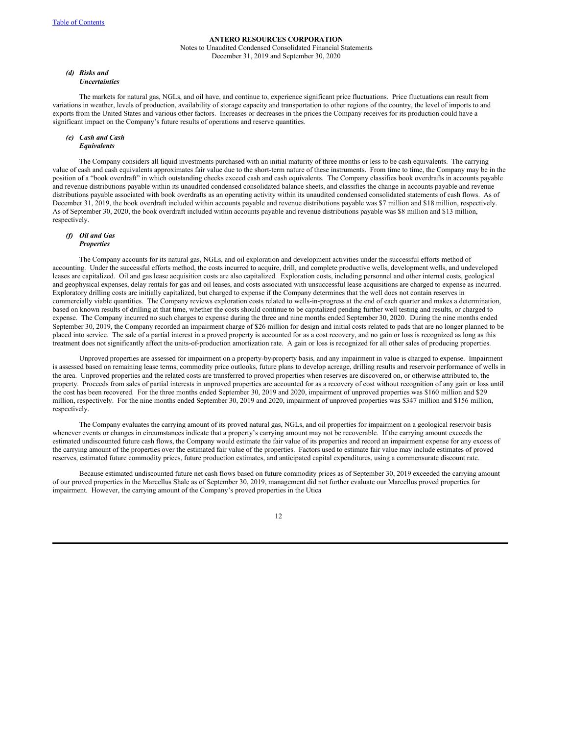#### *(d) Risks and Uncertainties*

The markets for natural gas, NGLs, and oil have, and continue to, experience significant price fluctuations. Price fluctuations can result from variations in weather, levels of production, availability of storage capacity and transportation to other regions of the country, the level of imports to and exports from the United States and various other factors. Increases or decreases in the prices the Company receives for its production could have a significant impact on the Company's future results of operations and reserve quantities.

#### *(e) Cash and Cash Equivalents*

The Company considers all liquid investments purchased with an initial maturity of three months or less to be cash equivalents. The carrying value of cash and cash equivalents approximates fair value due to the short-term nature of these instruments. From time to time, the Company may be in the position of a "book overdraft" in which outstanding checks exceed cash and cash equivalents. The Company classifies book overdrafts in accounts payable and revenue distributions payable within its unaudited condensed consolidated balance sheets, and classifies the change in accounts payable and revenue distributions payable associated with book overdrafts as an operating activity within its unaudited condensed consolidated statements of cash flows. As of December 31, 2019, the book overdraft included within accounts payable and revenue distributions payable was $7 million and $18 million, respectively. As of September 30, 2020, the book overdraft included within accounts payable and revenue distributions payable was $8 million and $13 million, respectively.

#### *(f) Oil and Gas Properties*

The Company accounts for its natural gas, NGLs, and oil exploration and development activities under the successful efforts method of accounting. Under the successful efforts method, the costs incurred to acquire, drill, and complete productive wells, development wells, and undeveloped leases are capitalized. Oil and gas lease acquisition costs are also capitalized. Exploration costs, including personnel and other internal costs, geological and geophysical expenses, delay rentals for gas and oil leases, and costs associated with unsuccessful lease acquisitions are charged to expense as incurred. Exploratory drilling costs are initially capitalized, but charged to expense if the Company determines that the well does not contain reserves in commercially viable quantities. The Company reviews exploration costs related to wells-in-progress at the end of each quarter and makes a determination, based on known results of drilling at that time, whether the costs should continue to be capitalized pending further well testing and results, or charged to expense. The Company incurred no such charges to expense during the three and nine months ended September 30, 2020. During the nine months ended September 30, 2019, the Company recorded an impairment charge of $26 million for design and initial costs related to pads that are no longer planned to be placed into service. The sale of a partial interest in a proved property is accounted for as a cost recovery, and no gain or loss is recognized as long as this treatment does not significantly affect the units-of-production amortization rate. A gain or loss is recognized for all other sales of producing properties.

Unproved properties are assessed for impairment on a property-by-property basis, and any impairment in value is charged to expense. Impairment is assessed based on remaining lease terms, commodity price outlooks, future plans to develop acreage, drilling results and reservoir performance of wells in the area. Unproved properties and the related costs are transferred to proved properties when reserves are discovered on, or otherwise attributed to, the property. Proceeds from sales of partial interests in unproved properties are accounted for as a recovery of cost without recognition of any gain or loss until the cost has been recovered. For the three months ended September 30, 2019 and 2020, impairment of unproved properties was $160 million and $29 million, respectively. For the nine months ended September 30, 2019 and 2020, impairment of unproved properties was $347 million and $156 million, respectively.

The Company evaluates the carrying amount of its proved natural gas, NGLs, and oil properties for impairment on a geological reservoir basis whenever events or changes in circumstances indicate that a property's carrying amount may not be recoverable. If the carrying amount exceeds the estimated undiscounted future cash flows, the Company would estimate the fair value of its properties and record an impairment expense for any excess of the carrying amount of the properties over the estimated fair value of the properties. Factors used to estimate fair value may include estimates of proved reserves, estimated future commodity prices, future production estimates, and anticipated capital expenditures, using a commensurate discount rate.

Because estimated undiscounted future net cash flows based on future commodity prices as of September 30, 2019 exceeded the carrying amount of our proved properties in the Marcellus Shale as of September 30, 2019, management did not further evaluate our Marcellus proved properties for impairment. However, the carrying amount of the Company's proved properties in the Utica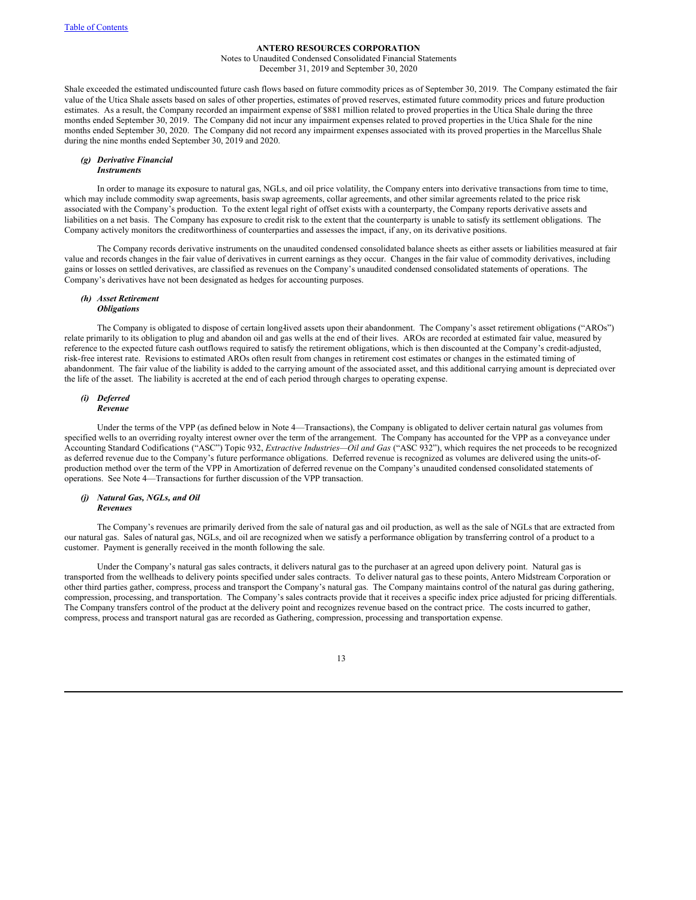Shale exceeded the estimated undiscounted future cash flows based on future commodity prices as of September 30, 2019. The Company estimated the fair value of the Utica Shale assets based on sales of other properties, estimates of proved reserves, estimated future commodity prices and future production estimates. As a result, the Company recorded an impairment expense of $881 million related to proved properties in the Utica Shale during the three months ended September 30, 2019. The Company did not incur any impairment expenses related to proved properties in the Utica Shale for the nine months ended September 30, 2020. The Company did not record any impairment expenses associated with its proved properties in the Marcellus Shale during the nine months ended September 30, 2019 and 2020.

### *(g) Derivative Financial Instruments*

In order to manage its exposure to natural gas, NGLs, and oil price volatility, the Company enters into derivative transactions from time to time, which may include commodity swap agreements, basis swap agreements, collar agreements, and other similar agreements related to the price risk associated with the Company's production. To the extent legal right of offset exists with a counterparty, the Company reports derivative assets and liabilities on a net basis. The Company has exposure to credit risk to the extent that the counterparty is unable to satisfy its settlement obligations. The Company actively monitors the creditworthiness of counterparties and assesses the impact, if any, on its derivative positions.

The Company records derivative instruments on the unaudited condensed consolidated balance sheets as either assets or liabilities measured at fair value and records changes in the fair value of derivatives in current earnings as they occur. Changes in the fair value of commodity derivatives, including gains or losses on settled derivatives, are classified as revenues on the Company's unaudited condensed consolidated statements of operations. The Company's derivatives have not been designated as hedges for accounting purposes.

### *(h) Asset Retirement Obligations*

The Company is obligated to dispose of certain long-lived assets upon their abandonment. The Company's asset retirement obligations ("AROs") relate primarily to its obligation to plug and abandon oil and gas wells at the end of their lives. AROs are recorded at estimated fair value, measured by reference to the expected future cash outflows required to satisfy the retirement obligations, which is then discounted at the Company's credit-adjusted, risk-free interest rate. Revisions to estimated AROs often result from changes in retirement cost estimates or changes in the estimated timing of abandonment. The fair value of the liability is added to the carrying amount of the associated asset, and this additional carrying amount is depreciated over the life of the asset. The liability is accreted at the end of each period through charges to operating expense.

### *(i) Deferred Revenue*

Under the terms of the VPP (as defined below in Note 4—Transactions), the Company is obligated to deliver certain natural gas volumes from specified wells to an overriding royalty interest owner over the term of the arrangement. The Company has accounted for the VPP as a conveyance under Accounting Standard Codifications ("ASC") Topic 932, *Extractive Industries—Oil and Gas* ("ASC 932"), which requires the net proceeds to be recognized as deferred revenue due to the Company's future performance obligations. Deferred revenue is recognized as volumes are delivered using the units-of-production method over the term of the VPP in Amortization of deferred revenue on the Company's unaudited condensed consolidated statements of operations. See Note 4—Transactions for further discussion of the VPP transaction.

### *(j) Natural Gas, NGLs, and Oil Revenues*

The Company's revenues are primarily derived from the sale of natural gas and oil production, as well as the sale of NGLs that are extracted from our natural gas. Sales of natural gas, NGLs, and oil are recognized when we satisfy a performance obligation by transferring control of a product to a customer. Payment is generally received in the month following the sale.

Under the Company's natural gas sales contracts, it delivers natural gas to the purchaser at an agreed upon delivery point. Natural gas is transported from the wellheads to delivery points specified under sales contracts. To deliver natural gas to these points, Antero Midstream Corporation or other third parties gather, compress, process and transport the Company's natural gas. The Company maintains control of the natural gas during gathering, compression, processing, and transportation. The Company's sales contracts provide that it receives a specific index price adjusted for pricing differentials. The Company transfers control of the product at the delivery point and recognizes revenue based on the contract price. The costs incurred to gather, compress, process and transport natural gas are recorded as Gathering, compression, processing and transportation expense.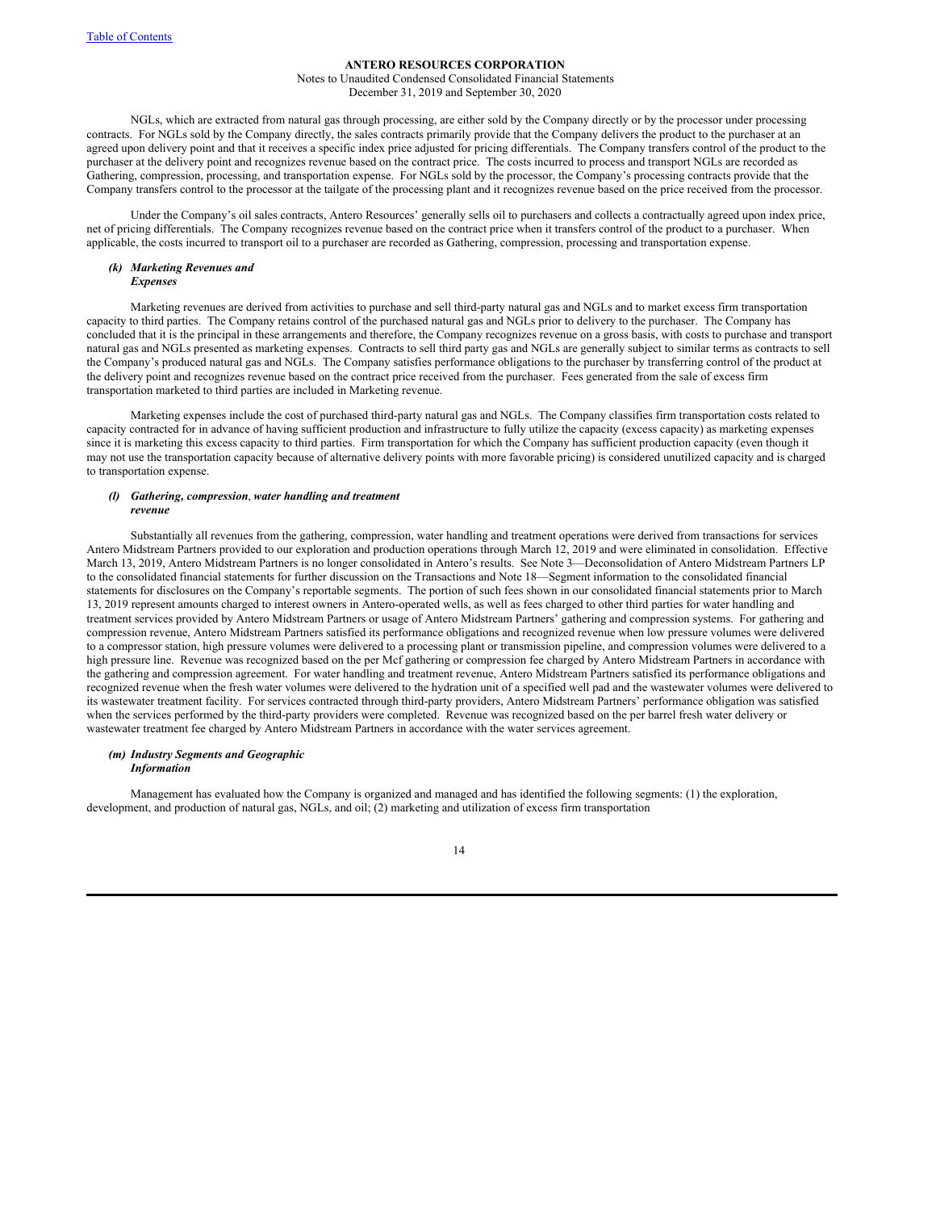NGLs, which are extracted from natural gas through processing, are either sold by the Company directly or by the processor under processing contracts. For NGLs sold by the Company directly, the sales contracts primarily provide that the Company delivers the product to the purchaser at an agreed upon delivery point and that it receives a specific index price adjusted for pricing differentials. The Company transfers control of the product to the purchaser at the delivery point and recognizes revenue based on the contract price. The costs incurred to process and transport NGLs are recorded as Gathering, compression, processing, and transportation expense. For NGLs sold by the processor, the Company's processing contracts provide that the Company transfers control to the processor at the tailgate of the processing plant and it recognizes revenue based on the price received from the processor.

Under the Company's oil sales contracts, Antero Resources' generally sells oil to purchasers and collects a contractually agreed upon index price, net of pricing differentials. The Company recognizes revenue based on the contract price when it transfers control of the product to a purchaser. When applicable, the costs incurred to transport oil to a purchaser are recorded as Gathering, compression, processing and transportation expense.

### *(k) Marketing Revenues and Expenses*

Marketing revenues are derived from activities to purchase and sell third-party natural gas and NGLs and to market excess firm transportation capacity to third parties. The Company retains control of the purchased natural gas and NGLs prior to delivery to the purchaser. The Company has concluded that it is the principal in these arrangements and therefore, the Company recognizes revenue on a gross basis, with costs to purchase and transport natural gas and NGLs presented as marketing expenses. Contracts to sell third party gas and NGLs are generally subject to similar terms as contracts to sell the Company's produced natural gas and NGLs. The Company satisfies performance obligations to the purchaser by transferring control of the product at the delivery point and recognizes revenue based on the contract price received from the purchaser. Fees generated from the sale of excess firm transportation marketed to third parties are included in Marketing revenue.

Marketing expenses include the cost of purchased third-party natural gas and NGLs. The Company classifies firm transportation costs related to capacity contracted for in advance of having sufficient production and infrastructure to fully utilize the capacity (excess capacity) as marketing expenses since it is marketing this excess capacity to third parties. Firm transportation for which the Company has sufficient production capacity (even though it may not use the transportation capacity because of alternative delivery points with more favorable pricing) is considered unutilized capacity and is charged to transportation expense.

### *(l) Gathering, compression, water handling and treatment revenue*

Substantially all revenues from the gathering, compression, water handling and treatment operations were derived from transactions for services Antero Midstream Partners provided to our exploration and production operations through March 12, 2019 and were eliminated in consolidation. Effective March 13, 2019, Antero Midstream Partners is no longer consolidated in Antero's results. See Note 3—Deconsolidation of Antero Midstream Partners LP to the consolidated financial statements for further discussion on the Transactions and Note 18—Segment information to the consolidated financial statements for disclosures on the Company's reportable segments. The portion of such fees shown in our consolidated financial statements prior to March 13, 2019 represent amounts charged to interest owners in Antero-operated wells, as well as fees charged to other third parties for water handling and treatment services provided by Antero Midstream Partners or usage of Antero Midstream Partners' gathering and compression systems. For gathering and compression revenue, Antero Midstream Partners satisfied its performance obligations and recognized revenue when low pressure volumes were delivered to a compressor station, high pressure volumes were delivered to a processing plant or transmission pipeline, and compression volumes were delivered to a high pressure line. Revenue was recognized based on the per Mcf gathering or compression fee charged by Antero Midstream Partners in accordance with the gathering and compression agreement. For water handling and treatment revenue, Antero Midstream Partners satisfied its performance obligations and recognized revenue when the fresh water volumes were delivered to the hydration unit of a specified well pad and the wastewater volumes were delivered to its wastewater treatment facility. For services contracted through third-party providers, Antero Midstream Partners' performance obligation was satisfied when the services performed by the third-party providers were completed. Revenue was recognized based on the per barrel fresh water delivery or wastewater treatment fee charged by Antero Midstream Partners in accordance with the water services agreement.

### *(m) Industry Segments and Geographic Information*

Management has evaluated how the Company is organized and managed and has identified the following segments: (1) the exploration, development, and production of natural gas, NGLs, and oil; (2) marketing and utilization of excess firm transportation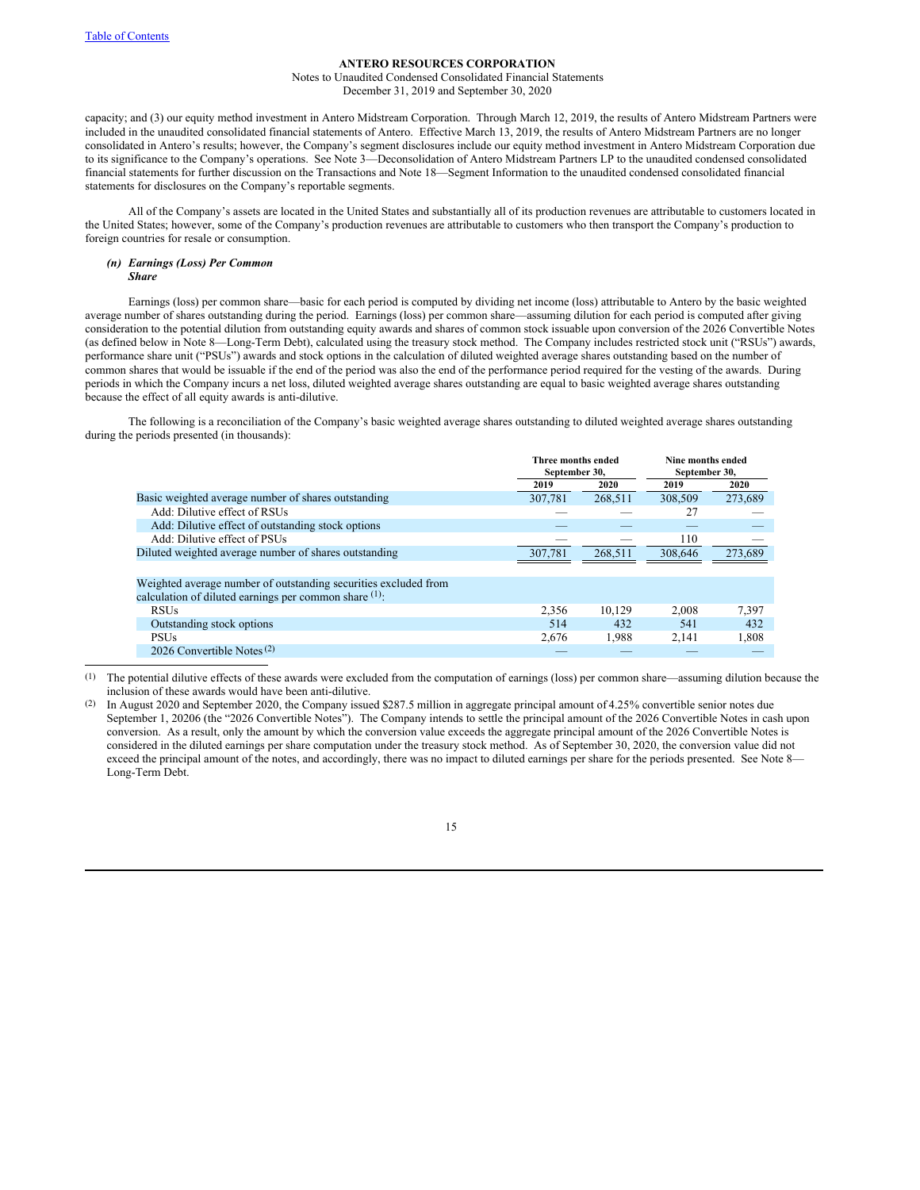capacity; and (3) our equity method investment in Antero Midstream Corporation. Through March 12, 2019, the results of Antero Midstream Partners were included in the unaudited consolidated financial statements of Antero. Effective March 13, 2019, the results of Antero Midstream Partners are no longer consolidated in Antero's results; however, the Company's segment disclosures include our equity method investment in Antero Midstream Corporation due to its significance to the Company's operations. See Note 3—Deconsolidation of Antero Midstream Partners LP to the unaudited condensed consolidated financial statements for further discussion on the Transactions and Note 18—Segment Information to the unaudited condensed consolidated financial statements for disclosures on the Company's reportable segments.

All of the Company's assets are located in the United States and substantially all of its production revenues are attributable to customers located in the United States; however, some of the Company's production revenues are attributable to customers who then transport the Company's production to foreign countries for resale or consumption.

### *(n) Earnings (Loss) Per Common Share*

Earnings (loss) per common share—basic for each period is computed by dividing net income (loss) attributable to Antero by the basic weighted average number of shares outstanding during the period. Earnings (loss) per common share—assuming dilution for each period is computed after giving consideration to the potential dilution from outstanding equity awards and shares of common stock issuable upon conversion of the 2026 Convertible Notes (as defined below in Note 8—Long-Term Debt), calculated using the treasury stock method. The Company includes restricted stock unit ("RSUs") awards, performance share unit ("PSUs") awards and stock options in the calculation of diluted weighted average shares outstanding based on the number of common shares that would be issuable if the end of the period was also the end of the performance period required for the vesting of the awards. During periods in which the Company incurs a net loss, diluted weighted average shares outstanding are equal to basic weighted average shares outstanding because the effect of all equity awards is anti-dilutive.

The following is a reconciliation of the Company's basic weighted average shares outstanding to diluted weighted average shares outstanding during the periods presented (in thousands):

| | Three months ended September 30, | | Nine months ended September 30, | |
|---|---|---|---|---|
| | 2019 | 2020 | 2019 | 2020 |
| Basic weighted average number of shares outstanding | 307,781 | 268,511 | 308,509 | 273,689 |
| Add: Dilutive effect of RSUs | — | — | 27 | — |
| Add: Dilutive effect of outstanding stock options | — | — | — | — |
| Add: Dilutive effect of PSUs | — | — | 110 | — |
| Diluted weighted average number of shares outstanding | 307,781 | 268,511 | 308,646 | 273,689 |
| | | | | |
| Weighted average number of outstanding securities excluded from calculation of diluted earnings per common share [(1)]: | | | | |
| RSUs | 2,356 | 10,129 | 2,008 | 7,397 |
| Outstanding stock options | 514 | 432 | 541 | 432 |
| PSUs | 2,676 | 1,988 | 2,141 | 1,808 |
| 2026 Convertible Notes [(2)] | — | — | — | — |

(1) The potential dilutive effects of these awards were excluded from the computation of earnings (loss) per common share—assuming dilution because the inclusion of these awards would have been anti-dilutive.

(2) In August 2020 and September 2020, the Company issued $287.5 million in aggregate principal amount of 4.25% convertible senior notes due September 1, 20206 (the "2026 Convertible Notes"). The Company intends to settle the principal amount of the 2026 Convertible Notes in cash upon conversion. As a result, only the amount by which the conversion value exceeds the aggregate principal amount of the 2026 Convertible Notes is considered in the diluted earnings per share computation under the treasury stock method. As of September 30, 2020, the conversion value did not exceed the principal amount of the notes, and accordingly, there was no impact to diluted earnings per share for the periods presented. See Note 8—Long-Term Debt.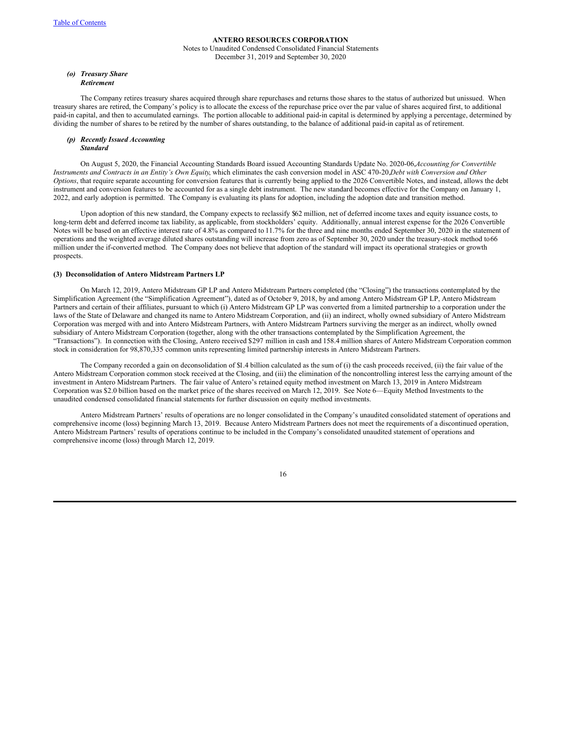#### *(o) Treasury Share Retirement*

The Company retires treasury shares acquired through share repurchases and returns those shares to the status of authorized but unissued. When treasury shares are retired, the Company's policy is to allocate the excess of the repurchase price over the par value of shares acquired first, to additional paid-in capital, and then to accumulated earnings. The portion allocable to additional paid-in capital is determined by applying a percentage, determined by dividing the number of shares to be retired by the number of shares outstanding, to the balance of additional paid-in capital as of retirement.

#### *(p) Recently Issued Accounting Standard*

On August 5, 2020, the Financial Accounting Standards Board issued Accounting Standards Update No. 2020-06, *Accounting for Convertible Instruments and Contracts in an Entity's Own Equity*, which eliminates the cash conversion model in ASC 470-20, *Debt with Conversion and Other Options*, that require separate accounting for conversion features that is currently being applied to the 2026 Convertible Notes, and instead, allows the debt instrument and conversion features to be accounted for as a single debt instrument. The new standard becomes effective for the Company on January 1, 2022, and early adoption is permitted. The Company is evaluating its plans for adoption, including the adoption date and transition method.

Upon adoption of this new standard, the Company expects to reclassify $62 million, net of deferred income taxes and equity issuance costs, to long-term debt and deferred income tax liability, as applicable, from stockholders' equity. Additionally, annual interest expense for the 2026 Convertible Notes will be based on an effective interest rate of 4.8% as compared to 11.7% for the three and nine months ended September 30, 2020 in the statement of operations and the weighted average diluted shares outstanding will increase from zero as of September 30, 2020 under the treasury-stock method to 66 million under the if-converted method. The Company does not believe that adoption of the standard will impact its operational strategies or growth prospects.

### (3) Deconsolidation of Antero Midstream Partners LP

On March 12, 2019, Antero Midstream GP LP and Antero Midstream Partners completed (the "Closing") the transactions contemplated by the Simplification Agreement (the "Simplification Agreement"), dated as of October 9, 2018, by and among Antero Midstream GP LP, Antero Midstream Partners and certain of their affiliates, pursuant to which (i) Antero Midstream GP LP was converted from a limited partnership to a corporation under the laws of the State of Delaware and changed its name to Antero Midstream Corporation, and (ii) an indirect, wholly owned subsidiary of Antero Midstream Corporation was merged with and into Antero Midstream Partners, with Antero Midstream Partners surviving the merger as an indirect, wholly owned subsidiary of Antero Midstream Corporation (together, along with the other transactions contemplated by the Simplification Agreement, the "Transactions"). In connection with the Closing, Antero received $297 million in cash and 158.4 million shares of Antero Midstream Corporation common stock in consideration for 98,870,335 common units representing limited partnership interests in Antero Midstream Partners.

The Company recorded a gain on deconsolidation of $1.4 billion calculated as the sum of (i) the cash proceeds received, (ii) the fair value of the Antero Midstream Corporation common stock received at the Closing, and (iii) the elimination of the noncontrolling interest less the carrying amount of the investment in Antero Midstream Partners. The fair value of Antero's retained equity method investment on March 13, 2019 in Antero Midstream Corporation was $2.0 billion based on the market price of the shares received on March 12, 2019. See Note 6—Equity Method Investments to the unaudited condensed consolidated financial statements for further discussion on equity method investments.

Antero Midstream Partners' results of operations are no longer consolidated in the Company's unaudited consolidated statement of operations and comprehensive income (loss) beginning March 13, 2019. Because Antero Midstream Partners does not meet the requirements of a discontinued operation, Antero Midstream Partners' results of operations continue to be included in the Company's consolidated unaudited statement of operations and comprehensive income (loss) through March 12, 2019.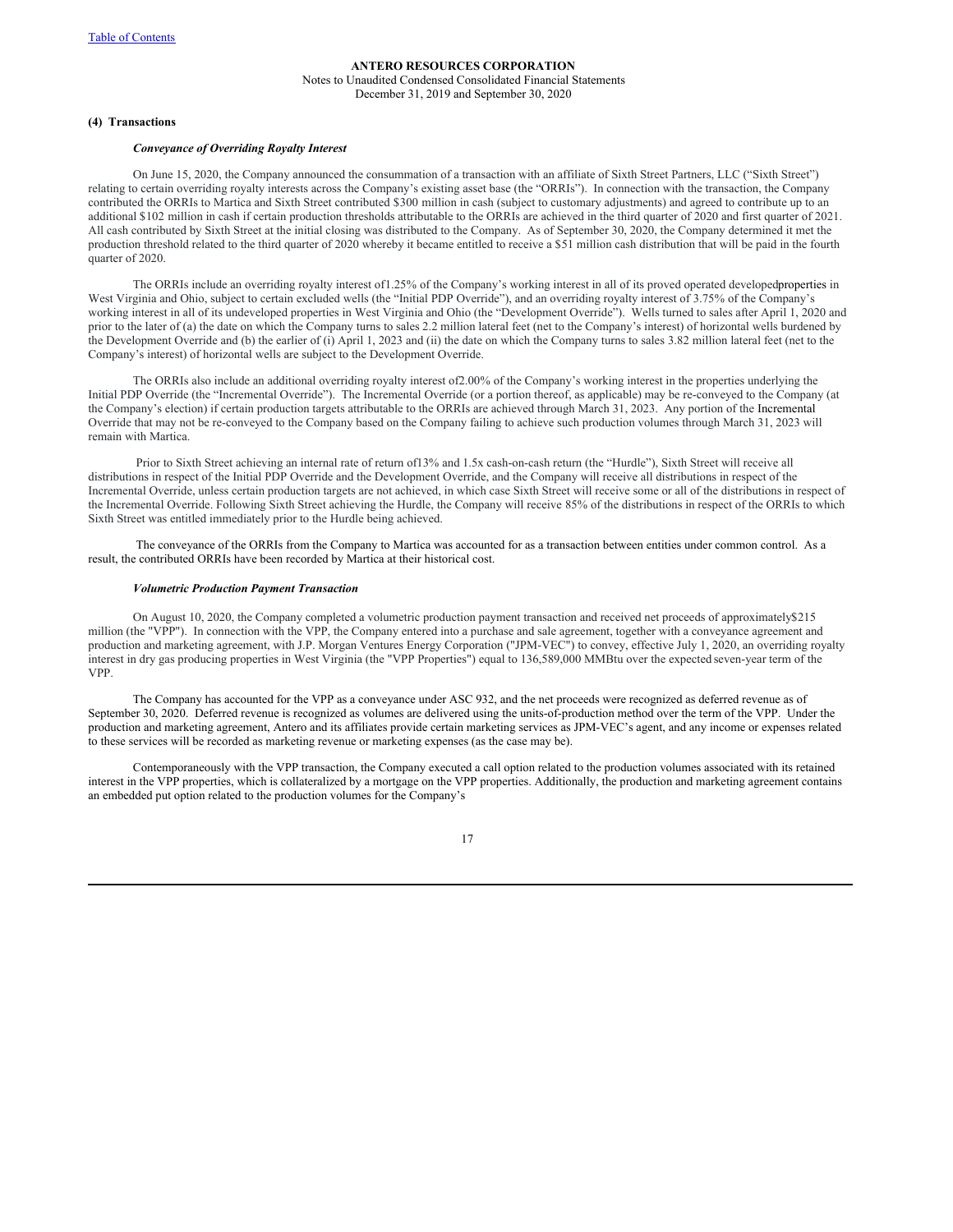**ANTERO RESOURCES CORPORATION**

Notes to Unaudited Condensed Consolidated Financial Statements

December 31, 2019 and September 30, 2020

#### (4) Transactions

***Conveyance of Overriding Royalty Interest***

On June 15, 2020, the Company announced the consummation of a transaction with an affiliate of Sixth Street Partners, LLC ("Sixth Street") relating to certain overriding royalty interests across the Company's existing asset base (the "ORRIs"). In connection with the transaction, the Company contributed the ORRIs to Martica and Sixth Street contributed $300 million in cash (subject to customary adjustments) and agreed to contribute up to an additional $102 million in cash if certain production thresholds attributable to the ORRIs are achieved in the third quarter of 2020 and first quarter of 2021. All cash contributed by Sixth Street at the initial closing was distributed to the Company. As of September 30, 2020, the Company determined it met the production threshold related to the third quarter of 2020 whereby it became entitled to receive a $51 million cash distribution that will be paid in the fourth quarter of 2020.

The ORRIs include an overriding royalty interest of1.25% of the Company's working interest in all of its proved operated developedproperties in West Virginia and Ohio, subject to certain excluded wells (the "Initial PDP Override"), and an overriding royalty interest of 3.75% of the Company's working interest in all of its undeveloped properties in West Virginia and Ohio (the "Development Override"). Wells turned to sales after April 1, 2020 and prior to the later of (a) the date on which the Company turns to sales 2.2 million lateral feet (net to the Company's interest) of horizontal wells burdened by the Development Override and (b) the earlier of (i) April 1, 2023 and (ii) the date on which the Company turns to sales 3.82 million lateral feet (net to the Company's interest) of horizontal wells are subject to the Development Override.

The ORRIs also include an additional overriding royalty interest of2.00% of the Company's working interest in the properties underlying the Initial PDP Override (the "Incremental Override"). The Incremental Override (or a portion thereof, as applicable) may be re-conveyed to the Company (at the Company's election) if certain production targets attributable to the ORRIs are achieved through March 31, 2023. Any portion of the Incremental Override that may not be re-conveyed to the Company based on the Company failing to achieve such production volumes through March 31, 2023 will remain with Martica.

Prior to Sixth Street achieving an internal rate of return of13% and 1.5x cash-on-cash return (the "Hurdle"), Sixth Street will receive all distributions in respect of the Initial PDP Override and the Development Override, and the Company will receive all distributions in respect of the Incremental Override, unless certain production targets are not achieved, in which case Sixth Street will receive some or all of the distributions in respect of the Incremental Override. Following Sixth Street achieving the Hurdle, the Company will receive 85% of the distributions in respect of the ORRIs to which Sixth Street was entitled immediately prior to the Hurdle being achieved.

The conveyance of the ORRIs from the Company to Martica was accounted for as a transaction between entities under common control. As a result, the contributed ORRIs have been recorded by Martica at their historical cost.

***Volumetric Production Payment Transaction***

On August 10, 2020, the Company completed a volumetric production payment transaction and received net proceeds of approximately$215 million (the "VPP"). In connection with the VPP, the Company entered into a purchase and sale agreement, together with a conveyance agreement and production and marketing agreement, with J.P. Morgan Ventures Energy Corporation ("JPM-VEC") to convey, effective July 1, 2020, an overriding royalty interest in dry gas producing properties in West Virginia (the "VPP Properties") equal to 136,589,000 MMBtu over the expected seven-year term of the VPP.

The Company has accounted for the VPP as a conveyance under ASC 932, and the net proceeds were recognized as deferred revenue as of September 30, 2020. Deferred revenue is recognized as volumes are delivered using the units-of-production method over the term of the VPP. Under the production and marketing agreement, Antero and its affiliates provide certain marketing services as JPM-VEC's agent, and any income or expenses related to these services will be recorded as marketing revenue or marketing expenses (as the case may be).

Contemporaneously with the VPP transaction, the Company executed a call option related to the production volumes associated with its retained interest in the VPP properties, which is collateralized by a mortgage on the VPP properties. Additionally, the production and marketing agreement contains an embedded put option related to the production volumes for the Company's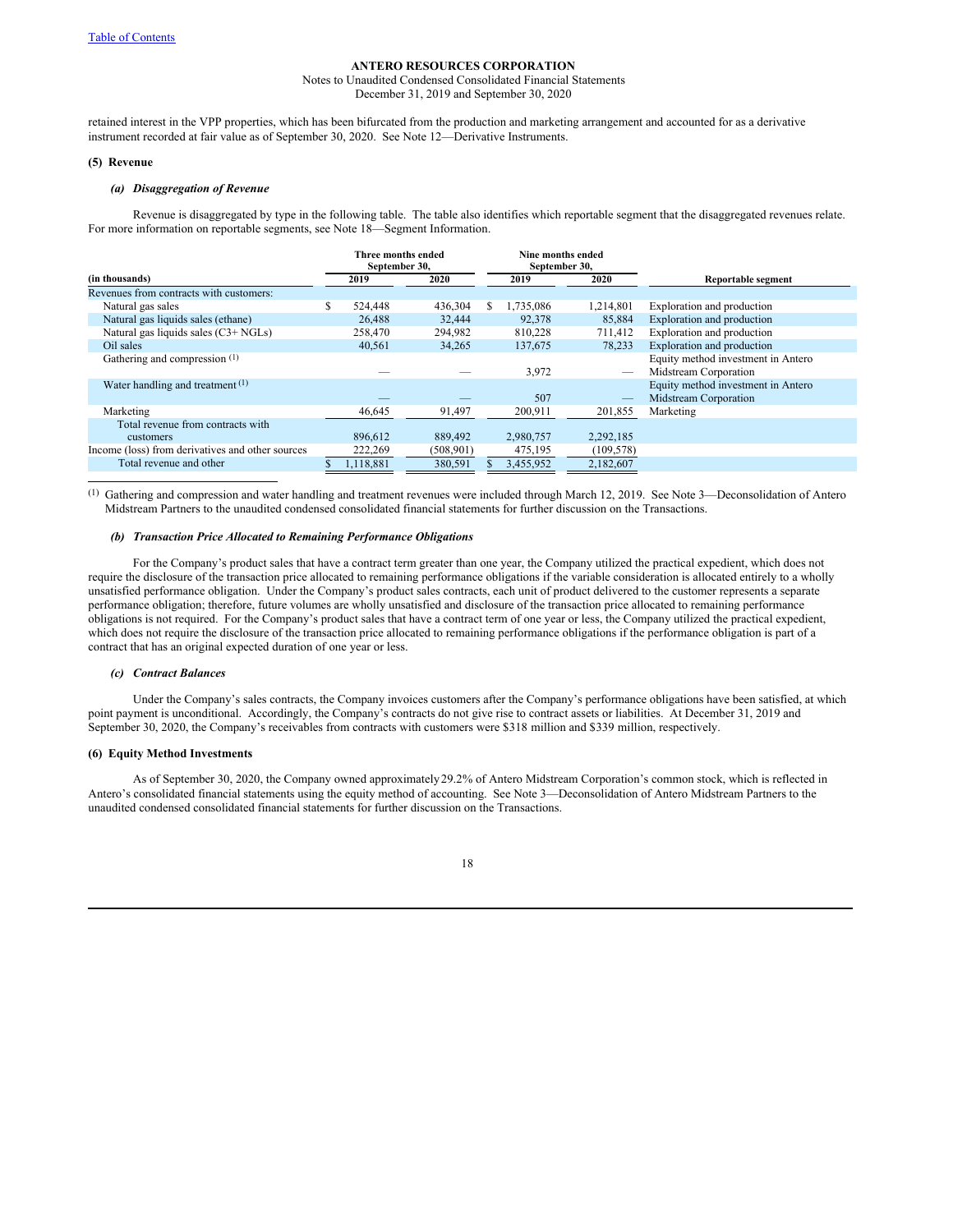retained interest in the VPP properties, which has been bifurcated from the production and marketing arrangement and accounted for as a derivative instrument recorded at fair value as of September 30, 2020. See Note 12—Derivative Instruments.

**(5) Revenue**

***(a) Disaggregation of Revenue***

Revenue is disaggregated by type in the following table. The table also identifies which reportable segment that the disaggregated revenues relate. For more information on reportable segments, see Note 18—Segment Information.

| (in thousands) | Three months ended September 30, 2019 | Three months ended September 30, 2020 | Nine months ended September 30, 2019 | Nine months ended September 30, 2020 | Reportable segment |
|---|---|---|---|---|---|
| Revenues from contracts with customers: | | | | | |
| Natural gas sales | $ 524,448 | 436,304 | $ 1,735,086 | 1,214,801 | Exploration and production |
| Natural gas liquids sales (ethane) | 26,488 | 32,444 | 92,378 | 85,884 | Exploration and production |
| Natural gas liquids sales (C3+ NGLs) | 258,470 | 294,982 | 810,228 | 711,412 | Exploration and production |
| Oil sales | 40,561 | 34,265 | 137,675 | 78,233 | Exploration and production |
| Gathering and compression [(1)] | — | — | 3,972 | — | Equity method investment in Antero Midstream Corporation |
| Water handling and treatment [(1)] | — | — | 507 | — | Equity method investment in Antero Midstream Corporation |
| Marketing | 46,645 | 91,497 | 200,911 | 201,855 | Marketing |
| Total revenue from contracts with customers | 896,612 | 889,492 | 2,980,757 | 2,292,185 | |
| Income (loss) from derivatives and other sources | 222,269 | (508,901) | 475,195 | (109,578) | |
| Total revenue and other | $ 1,118,881 | 380,591 | $ 3,455,952 | 2,182,607 | |

(1) Gathering and compression and water handling and treatment revenues were included through March 12, 2019. See Note 3—Deconsolidation of Antero Midstream Partners to the unaudited condensed consolidated financial statements for further discussion on the Transactions.

***(b) Transaction Price Allocated to Remaining Performance Obligations***

For the Company's product sales that have a contract term greater than one year, the Company utilized the practical expedient, which does not require the disclosure of the transaction price allocated to remaining performance obligations if the variable consideration is allocated entirely to a wholly unsatisfied performance obligation. Under the Company's product sales contracts, each unit of product delivered to the customer represents a separate performance obligation; therefore, future volumes are wholly unsatisfied and disclosure of the transaction price allocated to remaining performance obligations is not required. For the Company's product sales that have a contract term of one year or less, the Company utilized the practical expedient, which does not require the disclosure of the transaction price allocated to remaining performance obligations if the performance obligation is part of a contract that has an original expected duration of one year or less.

***(c) Contract Balances***

Under the Company's sales contracts, the Company invoices customers after the Company's performance obligations have been satisfied, at which point payment is unconditional. Accordingly, the Company's contracts do not give rise to contract assets or liabilities. At December 31, 2019 and September 30, 2020, the Company's receivables from contracts with customers were $318 million and $339 million, respectively.

**(6) Equity Method Investments**

As of September 30, 2020, the Company owned approximately 29.2% of Antero Midstream Corporation's common stock, which is reflected in Antero's consolidated financial statements using the equity method of accounting. See Note 3—Deconsolidation of Antero Midstream Partners to the unaudited condensed consolidated financial statements for further discussion on the Transactions.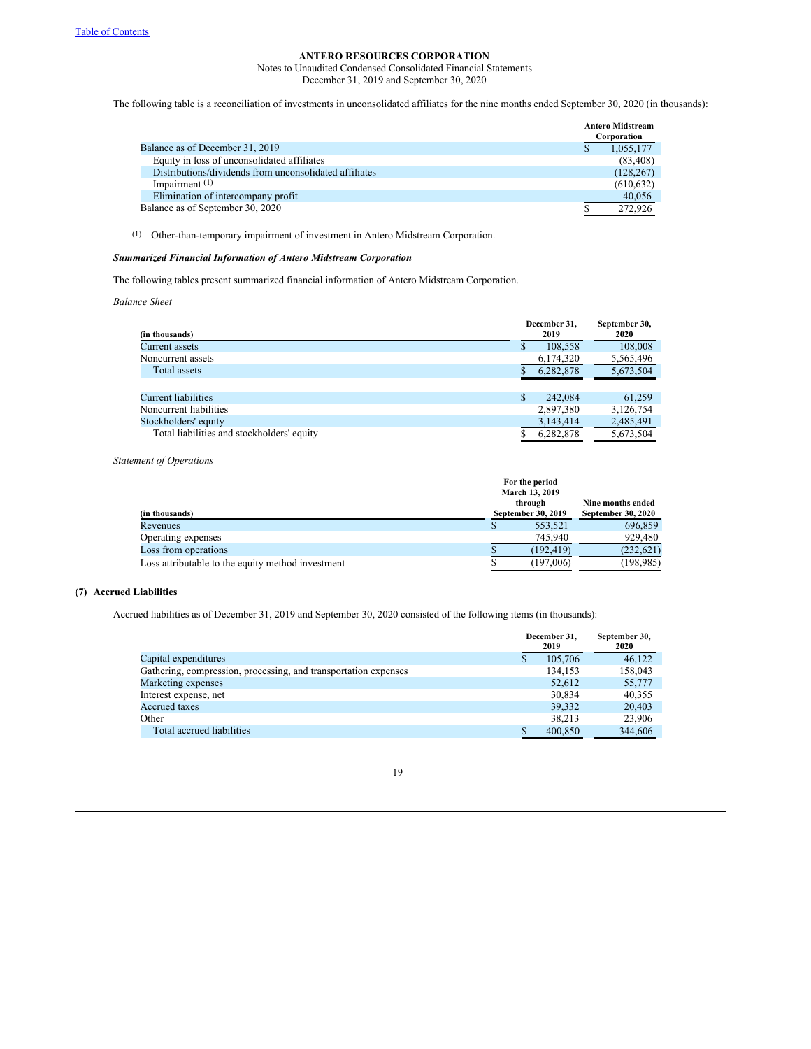The following table is a reconciliation of investments in unconsolidated affiliates for the nine months ended September 30, 2020 (in thousands):

| | Antero Midstream Corporation |
|---|---|
| Balance as of December 31, 2019 | $ 1,055,177 |
| Equity in loss of unconsolidated affiliates | (83,408) |
| Distributions/dividends from unconsolidated affiliates | (128,267) |
| Impairment [1] | (610,632) |
| Elimination of intercompany profit | 40,056 |
| Balance as of September 30, 2020 | $ 272,926 |

[1] Other-than-temporary impairment of investment in Antero Midstream Corporation.

***Summarized Financial Information of Antero Midstream Corporation***

The following tables present summarized financial information of Antero Midstream Corporation.

*Balance Sheet*

| (in thousands) | December 31, 2019 | September 30, 2020 |
|---|---|---|
| Current assets | $ 108,558 | 108,008 |
| Noncurrent assets | 6,174,320 | 5,565,496 |
| Total assets | $ 6,282,878 | 5,673,504 |
| | | |
| Current liabilities | $ 242,084 | 61,259 |
| Noncurrent liabilities | 2,897,380 | 3,126,754 |
| Stockholders' equity | 3,143,414 | 2,485,491 |
| Total liabilities and stockholders' equity | $ 6,282,878 | 5,673,504 |

*Statement of Operations*

| (in thousands) | For the period March 13, 2019 through September 30, 2019 | Nine months ended September 30, 2020 |
|---|---|---|
| Revenues | $ 553,521 | 696,859 |
| Operating expenses | 745,940 | 929,480 |
| Loss from operations | $ (192,419) | (232,621) |
| Loss attributable to the equity method investment | $ (197,006) | (198,985) |

## (7) Accrued Liabilities

Accrued liabilities as of December 31, 2019 and September 30, 2020 consisted of the following items (in thousands):

| | December 31, 2019 | September 30, 2020 |
|---|---|---|
| Capital expenditures | $ 105,706 | 46,122 |
| Gathering, compression, processing, and transportation expenses | 134,153 | 158,043 |
| Marketing expenses | 52,612 | 55,777 |
| Interest expense, net | 30,834 | 40,355 |
| Accrued taxes | 39,332 | 20,403 |
| Other | 38,213 | 23,906 |
| Total accrued liabilities | $ 400,850 | 344,606 |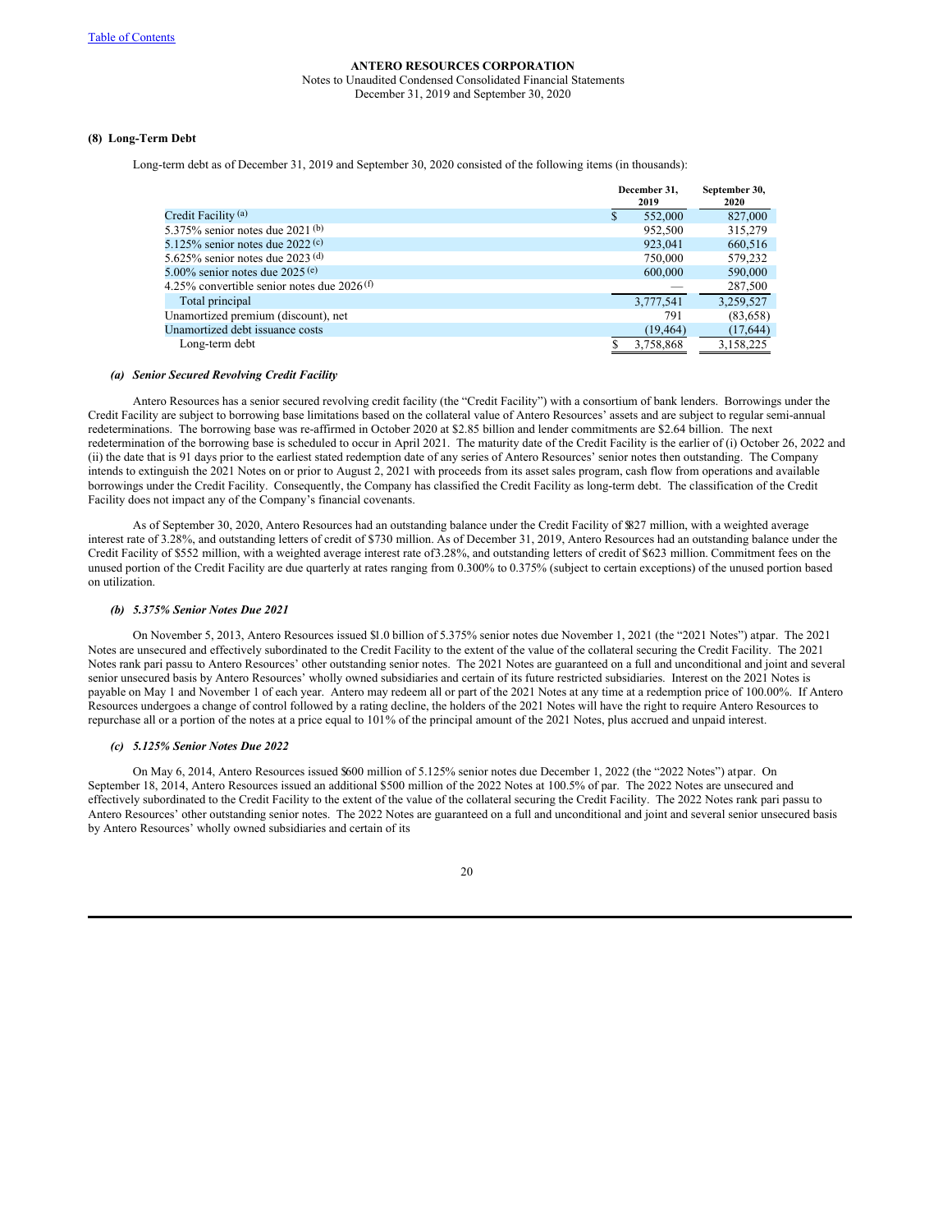**ANTERO RESOURCES CORPORATION**

Notes to Unaudited Condensed Consolidated Financial Statements

December 31, 2019 and September 30, 2020

### (8) Long-Term Debt

Long-term debt as of December 31, 2019 and September 30, 2020 consisted of the following items (in thousands):

| | December 31, 2019 | September 30, 2020 |
|---|---|---|
| Credit Facility [(a)] | $ 552,000 | 827,000 |
| 5.375% senior notes due 2021 [(b)] | 952,500 | 315,279 |
| 5.125% senior notes due 2022 [(c)] | 923,041 | 660,516 |
| 5.625% senior notes due 2023 [(d)] | 750,000 | 579,232 |
| 5.00% senior notes due 2025 [(e)] | 600,000 | 590,000 |
| 4.25% convertible senior notes due 2026 [(f)] | — | 287,500 |
| Total principal | 3,777,541 | 3,259,527 |
| Unamortized premium (discount), net | 791 | (83,658) |
| Unamortized debt issuance costs | (19,464) | (17,644) |
| Long-term debt | $ 3,758,868 | 3,158,225 |

#### *(a) Senior Secured Revolving Credit Facility*

Antero Resources has a senior secured revolving credit facility (the "Credit Facility") with a consortium of bank lenders. Borrowings under the Credit Facility are subject to borrowing base limitations based on the collateral value of Antero Resources' assets and are subject to regular semi-annual redeterminations. The borrowing base was re-affirmed in October 2020 at $2.85 billion and lender commitments are $2.64 billion. The next redetermination of the borrowing base is scheduled to occur in April 2021. The maturity date of the Credit Facility is the earlier of (i) October 26, 2022 and (ii) the date that is 91 days prior to the earliest stated redemption date of any series of Antero Resources' senior notes then outstanding. The Company intends to extinguish the 2021 Notes on or prior to August 2, 2021 with proceeds from its asset sales program, cash flow from operations and available borrowings under the Credit Facility. Consequently, the Company has classified the Credit Facility as long-term debt. The classification of the Credit Facility does not impact any of the Company's financial covenants.

As of September 30, 2020, Antero Resources had an outstanding balance under the Credit Facility of $827 million, with a weighted average interest rate of 3.28%, and outstanding letters of credit of $730 million. As of December 31, 2019, Antero Resources had an outstanding balance under the Credit Facility of $552 million, with a weighted average interest rate of 3.28%, and outstanding letters of credit of $623 million. Commitment fees on the unused portion of the Credit Facility are due quarterly at rates ranging from 0.300% to 0.375% (subject to certain exceptions) of the unused portion based on utilization.

#### *(b) 5.375% Senior Notes Due 2021*

On November 5, 2013, Antero Resources issued $1.0 billion of 5.375% senior notes due November 1, 2021 (the "2021 Notes") at par. The 2021 Notes are unsecured and effectively subordinated to the Credit Facility to the extent of the value of the collateral securing the Credit Facility. The 2021 Notes rank pari passu to Antero Resources' other outstanding senior notes. The 2021 Notes are guaranteed on a full and unconditional and joint and several senior unsecured basis by Antero Resources' wholly owned subsidiaries and certain of its future restricted subsidiaries. Interest on the 2021 Notes is payable on May 1 and November 1 of each year. Antero may redeem all or part of the 2021 Notes at any time at a redemption price of 100.00%. If Antero Resources undergoes a change of control followed by a rating decline, the holders of the 2021 Notes will have the right to require Antero Resources to repurchase all or a portion of the notes at a price equal to 101% of the principal amount of the 2021 Notes, plus accrued and unpaid interest.

#### *(c) 5.125% Senior Notes Due 2022*

On May 6, 2014, Antero Resources issued $600 million of 5.125% senior notes due December 1, 2022 (the "2022 Notes") at par. On September 18, 2014, Antero Resources issued an additional $500 million of the 2022 Notes at 100.5% of par. The 2022 Notes are unsecured and effectively subordinated to the Credit Facility to the extent of the value of the collateral securing the Credit Facility. The 2022 Notes rank pari passu to Antero Resources' other outstanding senior notes. The 2022 Notes are guaranteed on a full and unconditional and joint and several senior unsecured basis by Antero Resources' wholly owned subsidiaries and certain of its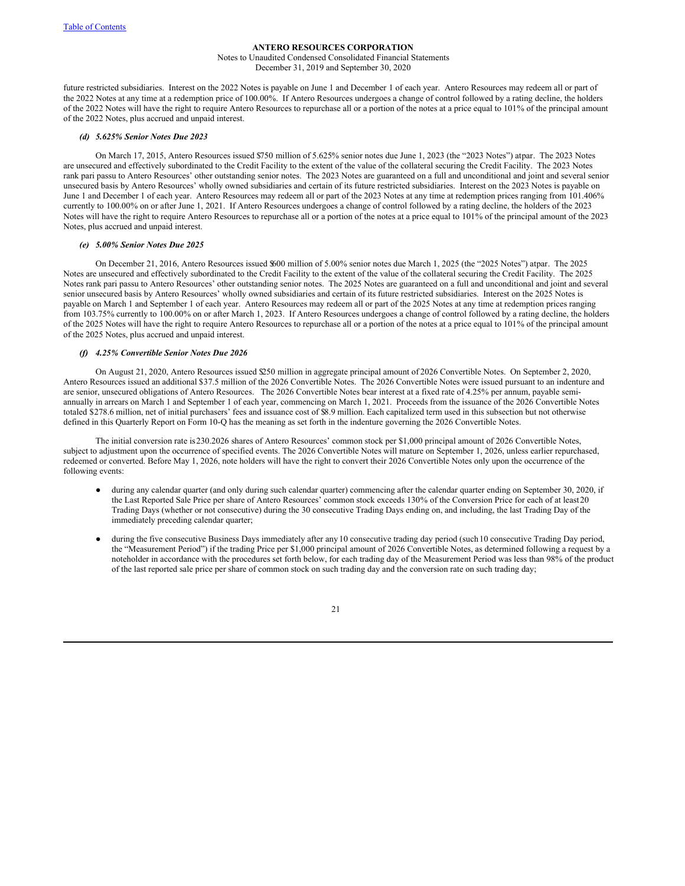future restricted subsidiaries. Interest on the 2022 Notes is payable on June 1 and December 1 of each year. Antero Resources may redeem all or part of the 2022 Notes at any time at a redemption price of 100.00%. If Antero Resources undergoes a change of control followed by a rating decline, the holders of the 2022 Notes will have the right to require Antero Resources to repurchase all or a portion of the notes at a price equal to 101% of the principal amount of the 2022 Notes, plus accrued and unpaid interest.

#### *(d) 5.625% Senior Notes Due 2023*

On March 17, 2015, Antero Resources issued $750 million of 5.625% senior notes due June 1, 2023 (the "2023 Notes") at par. The 2023 Notes are unsecured and effectively subordinated to the Credit Facility to the extent of the value of the collateral securing the Credit Facility. The 2023 Notes rank pari passu to Antero Resources' other outstanding senior notes. The 2023 Notes are guaranteed on a full and unconditional and joint and several senior unsecured basis by Antero Resources' wholly owned subsidiaries and certain of its future restricted subsidiaries. Interest on the 2023 Notes is payable on June 1 and December 1 of each year. Antero Resources may redeem all or part of the 2023 Notes at any time at redemption prices ranging from 101.406% currently to 100.00% on or after June 1, 2021. If Antero Resources undergoes a change of control followed by a rating decline, the holders of the 2023 Notes will have the right to require Antero Resources to repurchase all or a portion of the notes at a price equal to 101% of the principal amount of the 2023 Notes, plus accrued and unpaid interest.

#### *(e) 5.00% Senior Notes Due 2025*

On December 21, 2016, Antero Resources issued $600 million of 5.00% senior notes due March 1, 2025 (the "2025 Notes") at par. The 2025 Notes are unsecured and effectively subordinated to the Credit Facility to the extent of the value of the collateral securing the Credit Facility. The 2025 Notes rank pari passu to Antero Resources' other outstanding senior notes. The 2025 Notes are guaranteed on a full and unconditional and joint and several senior unsecured basis by Antero Resources' wholly owned subsidiaries and certain of its future restricted subsidiaries. Interest on the 2025 Notes is payable on March 1 and September 1 of each year. Antero Resources may redeem all or part of the 2025 Notes at any time at redemption prices ranging from 103.75% currently to 100.00% on or after March 1, 2023. If Antero Resources undergoes a change of control followed by a rating decline, the holders of the 2025 Notes will have the right to require Antero Resources to repurchase all or a portion of the notes at a price equal to 101% of the principal amount of the 2025 Notes, plus accrued and unpaid interest.

#### *(f) 4.25% Convertible Senior Notes Due 2026*

On August 21, 2020, Antero Resources issued $250 million in aggregate principal amount of 2026 Convertible Notes. On September 2, 2020, Antero Resources issued an additional $37.5 million of the 2026 Convertible Notes. The 2026 Convertible Notes were issued pursuant to an indenture and are senior, unsecured obligations of Antero Resources. The 2026 Convertible Notes bear interest at a fixed rate of 4.25% per annum, payable semi-annually in arrears on March 1 and September 1 of each year, commencing on March 1, 2021. Proceeds from the issuance of the 2026 Convertible Notes totaled $278.6 million, net of initial purchasers' fees and issuance cost of $8.9 million. Each capitalized term used in this subsection but not otherwise defined in this Quarterly Report on Form 10-Q has the meaning as set forth in the indenture governing the 2026 Convertible Notes.

The initial conversion rate is 230.2026 shares of Antero Resources' common stock per $1,000 principal amount of 2026 Convertible Notes, subject to adjustment upon the occurrence of specified events. The 2026 Convertible Notes will mature on September 1, 2026, unless earlier repurchased, redeemed or converted. Before May 1, 2026, note holders will have the right to convert their 2026 Convertible Notes only upon the occurrence of the following events:

- during any calendar quarter (and only during such calendar quarter) commencing after the calendar quarter ending on September 30, 2020, if the Last Reported Sale Price per share of Antero Resources' common stock exceeds 130% of the Conversion Price for each of at least 20 Trading Days (whether or not consecutive) during the 30 consecutive Trading Days ending on, and including, the last Trading Day of the immediately preceding calendar quarter;
- during the five consecutive Business Days immediately after any 10 consecutive trading day period (such 10 consecutive Trading Day period, the "Measurement Period") if the Trading Price per $1,000 principal amount of 2026 Convertible Notes, as determined following a request by a noteholder in accordance with the procedures set forth below, for each trading day of the Measurement Period was less than 98% of the product of the last reported sale price per share of common stock on such trading day and the conversion rate on such trading day;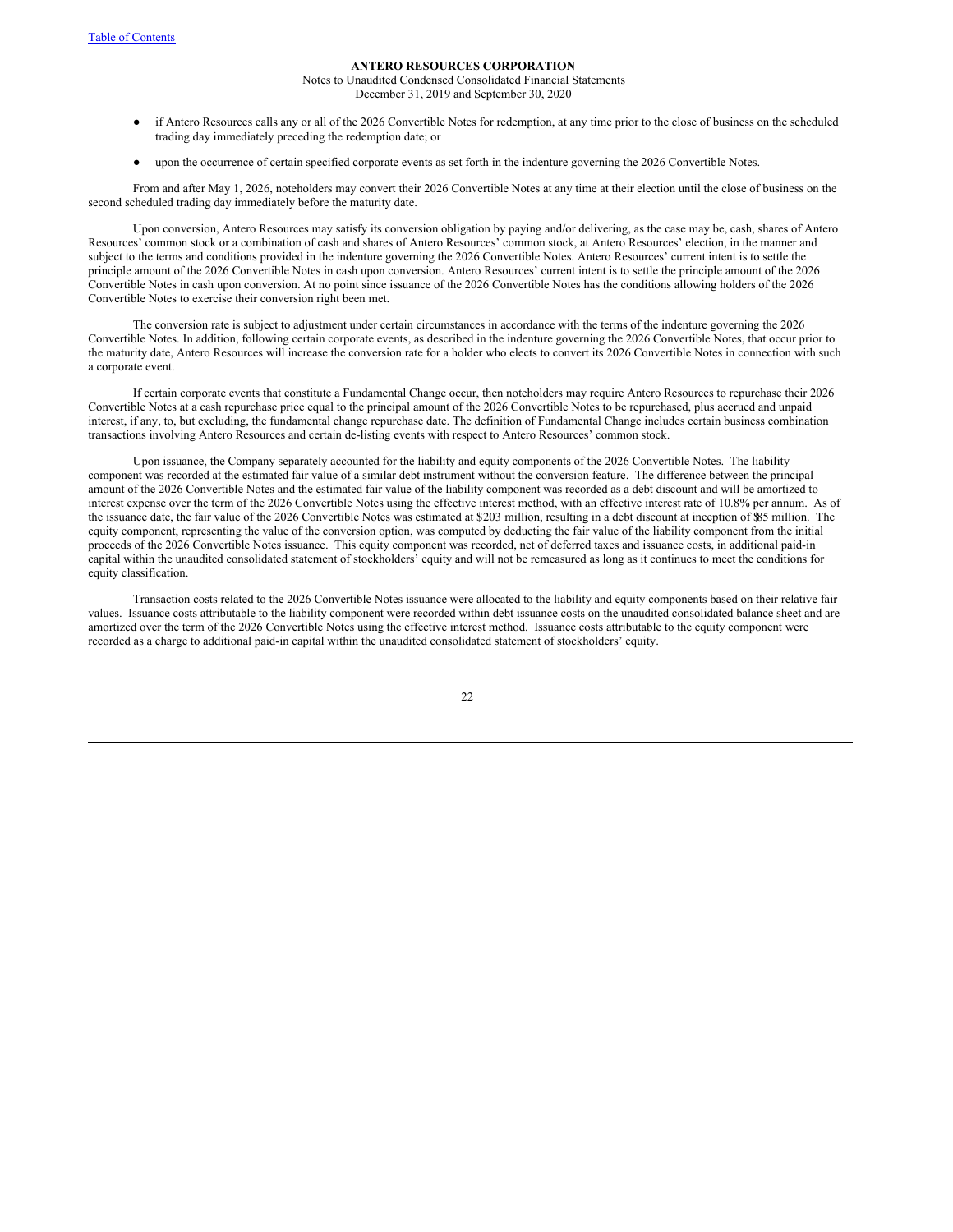- if Antero Resources calls any or all of the 2026 Convertible Notes for redemption, at any time prior to the close of business on the scheduled trading day immediately preceding the redemption date; or
- upon the occurrence of certain specified corporate events as set forth in the indenture governing the 2026 Convertible Notes.

From and after May 1, 2026, noteholders may convert their 2026 Convertible Notes at any time at their election until the close of business on the second scheduled trading day immediately before the maturity date.

Upon conversion, Antero Resources may satisfy its conversion obligation by paying and/or delivering, as the case may be, cash, shares of Antero Resources' common stock or a combination of cash and shares of Antero Resources' common stock, at Antero Resources' election, in the manner and subject to the terms and conditions provided in the indenture governing the 2026 Convertible Notes. Antero Resources' current intent is to settle the principle amount of the 2026 Convertible Notes in cash upon conversion. Antero Resources' current intent is to settle the principle amount of the 2026 Convertible Notes in cash upon conversion. At no point since issuance of the 2026 Convertible Notes has the conditions allowing holders of the 2026 Convertible Notes to exercise their conversion right been met.

The conversion rate is subject to adjustment under certain circumstances in accordance with the terms of the indenture governing the 2026 Convertible Notes. In addition, following certain corporate events, as described in the indenture governing the 2026 Convertible Notes, that occur prior to the maturity date, Antero Resources will increase the conversion rate for a holder who elects to convert its 2026 Convertible Notes in connection with such a corporate event.

If certain corporate events that constitute a Fundamental Change occur, then noteholders may require Antero Resources to repurchase their 2026 Convertible Notes at a cash repurchase price equal to the principal amount of the 2026 Convertible Notes to be repurchased, plus accrued and unpaid interest, if any, to, but excluding, the fundamental change repurchase date. The definition of Fundamental Change includes certain business combination transactions involving Antero Resources and certain de-listing events with respect to Antero Resources' common stock.

Upon issuance, the Company separately accounted for the liability and equity components of the 2026 Convertible Notes. The liability component was recorded at the estimated fair value of a similar debt instrument without the conversion feature. The difference between the principal amount of the 2026 Convertible Notes and the estimated fair value of the liability component was recorded as a debt discount and will be amortized to interest expense over the term of the 2026 Convertible Notes using the effective interest method, with an effective interest rate of 10.8% per annum. As of the issuance date, the fair value of the 2026 Convertible Notes was estimated at $203 million, resulting in a debt discount at inception of $85 million. The equity component, representing the value of the conversion option, was computed by deducting the fair value of the liability component from the initial proceeds of the 2026 Convertible Notes issuance. This equity component was recorded, net of deferred taxes and issuance costs, in additional paid-in capital within the unaudited consolidated statement of stockholders' equity and will not be remeasured as long as it continues to meet the conditions for equity classification.

Transaction costs related to the 2026 Convertible Notes issuance were allocated to the liability and equity components based on their relative fair values. Issuance costs attributable to the liability component were recorded within debt issuance costs on the unaudited consolidated balance sheet and are amortized over the term of the 2026 Convertible Notes using the effective interest method. Issuance costs attributable to the equity component were recorded as a charge to additional paid-in capital within the unaudited consolidated statement of stockholders' equity.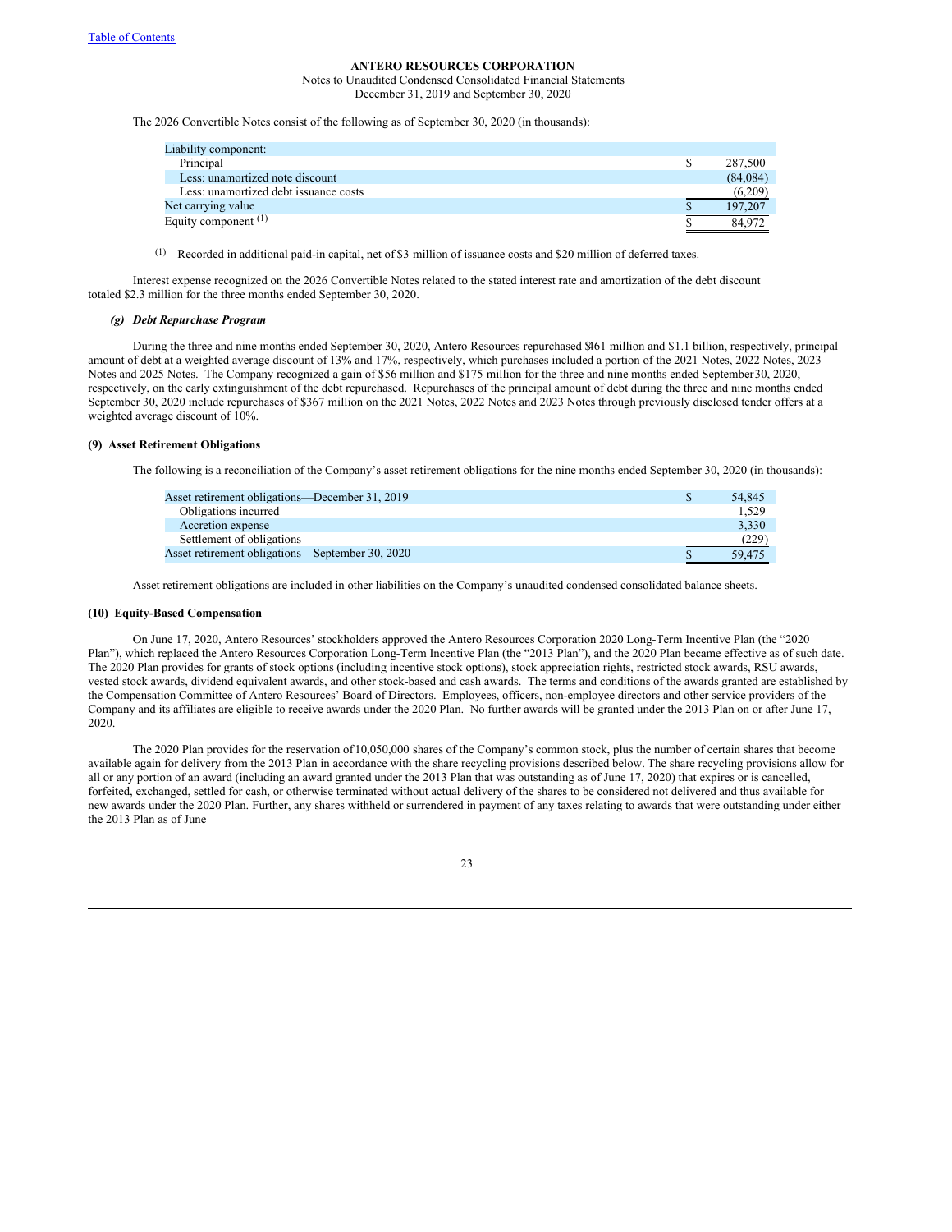**ANTERO RESOURCES CORPORATION**

Notes to Unaudited Condensed Consolidated Financial Statements

December 31, 2019 and September 30, 2020

The 2026 Convertible Notes consist of the following as of September 30, 2020 (in thousands):

| | | |
|---|---|---|
| Liability component: | | |
| Principal | $ | 287,500 |
| Less: unamortized note discount | | (84,084) |
| Less: unamortized debt issuance costs | | (6,209) |
| Net carrying value | $ | 197,207 |
| Equity component [(1)] | $ | 84,972 |

(1) Recorded in additional paid-in capital, net of $3 million of issuance costs and $20 million of deferred taxes.

Interest expense recognized on the 2026 Convertible Notes related to the stated interest rate and amortization of the debt discount totaled $2.3 million for the three months ended September 30, 2020.

***(g) Debt Repurchase Program***

During the three and nine months ended September 30, 2020, Antero Resources repurchased $461 million and $1.1 billion, respectively, principal amount of debt at a weighted average discount of 13% and 17%, respectively, which purchases included a portion of the 2021 Notes, 2022 Notes, 2023 Notes and 2025 Notes. The Company recognized a gain of $56 million and $175 million for the three and nine months ended September 30, 2020, respectively, on the early extinguishment of the debt repurchased. Repurchases of the principal amount of debt during the three and nine months ended September 30, 2020 include repurchases of $367 million on the 2021 Notes, 2022 Notes and 2023 Notes through previously disclosed tender offers at a weighted average discount of 10%.

**(9) Asset Retirement Obligations**

The following is a reconciliation of the Company's asset retirement obligations for the nine months ended September 30, 2020 (in thousands):

| | | |
|---|---|---|
| Asset retirement obligations—December 31, 2019 | $ | 54,845 |
| Obligations incurred | | 1,529 |
| Accretion expense | | 3,330 |
| Settlement of obligations | | (229) |
| Asset retirement obligations—September 30, 2020 | $ | 59,475 |

Asset retirement obligations are included in other liabilities on the Company's unaudited condensed consolidated balance sheets.

**(10) Equity-Based Compensation**

On June 17, 2020, Antero Resources' stockholders approved the Antero Resources Corporation 2020 Long-Term Incentive Plan (the "2020 Plan"), which replaced the Antero Resources Corporation Long-Term Incentive Plan (the "2013 Plan"), and the 2020 Plan became effective as of such date. The 2020 Plan provides for grants of stock options (including incentive stock options), stock appreciation rights, restricted stock awards, RSU awards, vested stock awards, dividend equivalent awards, and other stock-based and cash awards. The terms and conditions of the awards granted are established by the Compensation Committee of Antero Resources' Board of Directors. Employees, officers, non-employee directors and other service providers of the Company and its affiliates are eligible to receive awards under the 2020 Plan. No further awards will be granted under the 2013 Plan on or after June 17, 2020.

The 2020 Plan provides for the reservation of 10,050,000 shares of the Company's common stock, plus the number of certain shares that become available again for delivery from the 2013 Plan in accordance with the share recycling provisions described below. The share recycling provisions allow for all or any portion of an award (including an award granted under the 2013 Plan that was outstanding as of June 17, 2020) that expires or is cancelled, forfeited, exchanged, settled for cash, or otherwise terminated without actual delivery of the shares to be considered not delivered and thus available for new awards under the 2020 Plan. Further, any shares withheld or surrendered in payment of any taxes relating to awards that were outstanding under either the 2013 Plan as of June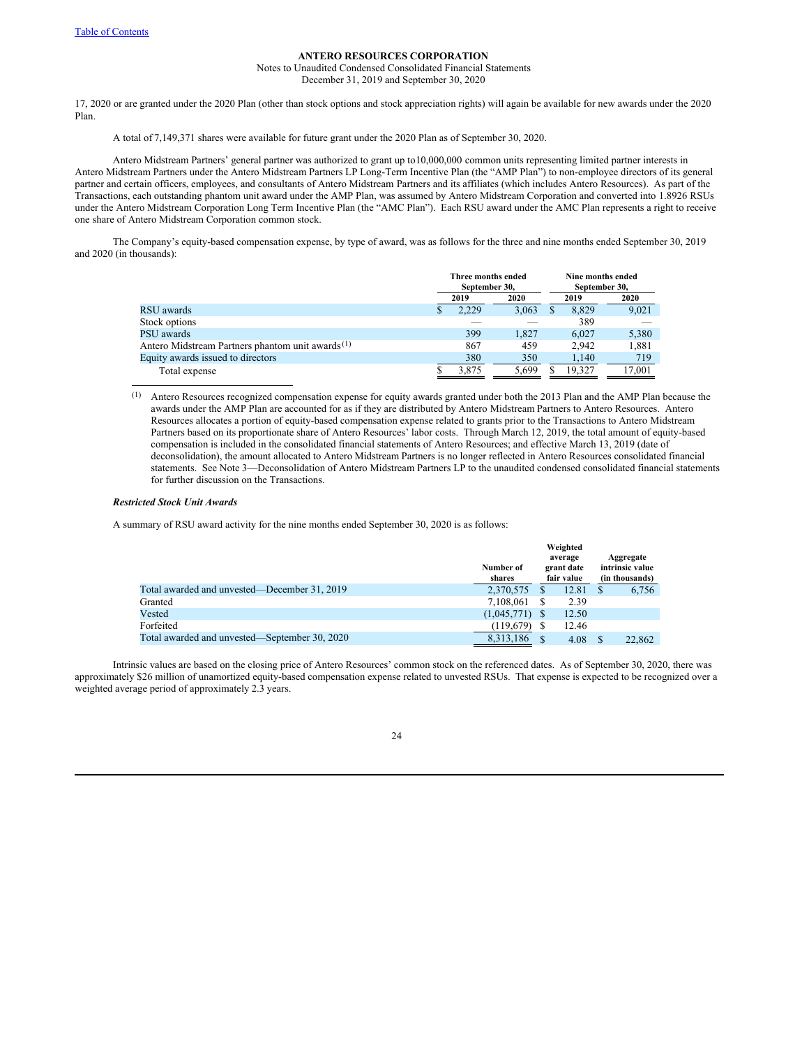17, 2020 or are granted under the 2020 Plan (other than stock options and stock appreciation rights) will again be available for new awards under the 2020 Plan.

A total of 7,149,371 shares were available for future grant under the 2020 Plan as of September 30, 2020.

Antero Midstream Partners' general partner was authorized to grant up to10,000,000 common units representing limited partner interests in Antero Midstream Partners under the Antero Midstream Partners LP Long-Term Incentive Plan (the "AMP Plan") to non-employee directors of its general partner and certain officers, employees, and consultants of Antero Midstream Partners and its affiliates (which includes Antero Resources). As part of the Transactions, each outstanding phantom unit award under the AMP Plan, was assumed by Antero Midstream Corporation and converted into 1.8926 RSUs under the Antero Midstream Corporation Long Term Incentive Plan (the "AMC Plan"). Each RSU award under the AMC Plan represents a right to receive one share of Antero Midstream Corporation common stock.

The Company's equity-based compensation expense, by type of award, was as follows for the three and nine months ended September 30, 2019 and 2020 (in thousands):

| | Three months ended September 30, | | Nine months ended September 30, | |
|---|---|---|---|---|
| | 2019 | 2020 | 2019 | 2020 |
| RSU awards | $ 2,229 | 3,063 | $ 8,829 | 9,021 |
| Stock options | — | — | 389 | — |
| PSU awards | 399 | 1,827 | 6,027 | 5,380 |
| Antero Midstream Partners phantom unit awards [(1)] | 867 | 459 | 2,942 | 1,881 |
| Equity awards issued to directors | 380 | 350 | 1,140 | 719 |
| Total expense | $ 3,875 | 5,699 | $ 19,327 | 17,001 |

(1) Antero Resources recognized compensation expense for equity awards granted under both the 2013 Plan and the AMP Plan because the awards under the AMP Plan are accounted for as if they are distributed by Antero Midstream Partners to Antero Resources. Antero Resources allocates a portion of equity-based compensation expense related to grants prior to the Transactions to Antero Midstream Partners based on its proportionate share of Antero Resources' labor costs. Through March 12, 2019, the total amount of equity-based compensation is included in the consolidated financial statements of Antero Resources; and effective March 13, 2019 (date of deconsolidation), the amount allocated to Antero Midstream Partners is no longer reflected in Antero Resources consolidated financial statements. See Note 3—Deconsolidation of Antero Midstream Partners LP to the unaudited condensed consolidated financial statements for further discussion on the Transactions.

***Restricted Stock Unit Awards***

A summary of RSU award activity for the nine months ended September 30, 2020 is as follows:

| | Number of shares | Weighted average grant date fair value | Aggregate intrinsic value (in thousands) |
|---|---|---|---|
| Total awarded and unvested—December 31, 2019 | 2,370,575 | $ 12.81 | $ 6,756 |
| Granted | 7,108,061 | $ 2.39 | |
| Vested | (1,045,771) | $ 12.50 | |
| Forfeited | (119,679) | $ 12.46 | |
| Total awarded and unvested—September 30, 2020 | 8,313,186 | $ 4.08 | $ 22,862 |

Intrinsic values are based on the closing price of Antero Resources' common stock on the referenced dates. As of September 30, 2020, there was approximately $26 million of unamortized equity-based compensation expense related to unvested RSUs. That expense is expected to be recognized over a weighted average period of approximately 2.3 years.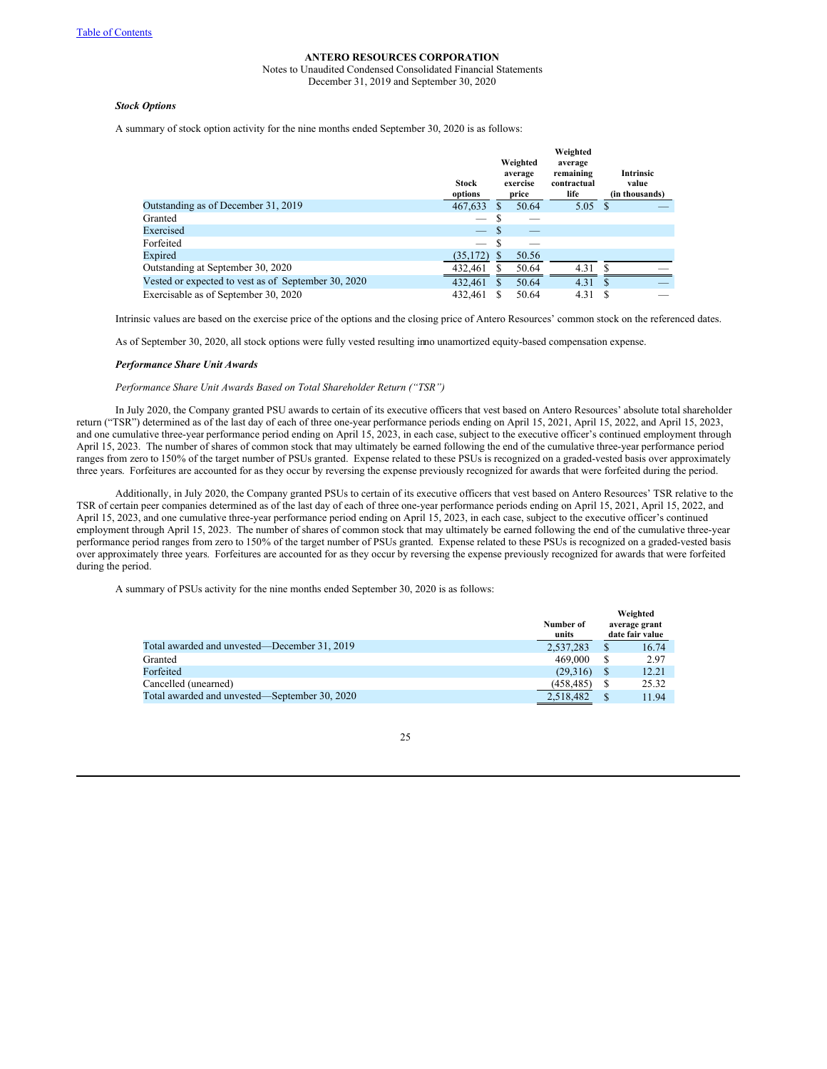**ANTERO RESOURCES CORPORATION**

Notes to Unaudited Condensed Consolidated Financial Statements

December 31, 2019 and September 30, 2020

***Stock Options***

A summary of stock option activity for the nine months ended September 30, 2020 is as follows:

| | Stock options | Weighted average exercise price | Weighted average remaining contractual life | Intrinsic value (in thousands) |
|---|---|---|---|---|
| Outstanding as of December 31, 2019 | 467,633 | $ 50.64 | 5.05 | $ — |
| Granted | — | $ — | | |
| Exercised | — | $ — | | |
| Forfeited | — | $ — | | |
| Expired | (35,172) | $ 50.56 | | |
| Outstanding at September 30, 2020 | 432,461 | $ 50.64 | 4.31 | $ — |
| Vested or expected to vest as of September 30, 2020 | 432,461 | $ 50.64 | 4.31 | $ — |
| Exercisable as of September 30, 2020 | 432,461 | $ 50.64 | 4.31 | $ — |

Intrinsic values are based on the exercise price of the options and the closing price of Antero Resources' common stock on the referenced dates.

As of September 30, 2020, all stock options were fully vested resulting inno unamortized equity-based compensation expense.

***Performance Share Unit Awards***

*Performance Share Unit Awards Based on Total Shareholder Return ("TSR")*

In July 2020, the Company granted PSU awards to certain of its executive officers that vest based on Antero Resources' absolute total shareholder return ("TSR") determined as of the last day of each of three one-year performance periods ending on April 15, 2021, April 15, 2022, and April 15, 2023, and one cumulative three-year performance period ending on April 15, 2023, in each case, subject to the executive officer's continued employment through April 15, 2023. The number of shares of common stock that may ultimately be earned following the end of the cumulative three-year performance period ranges from zero to 150% of the target number of PSUs granted. Expense related to these PSUs is recognized on a graded-vested basis over approximately three years. Forfeitures are accounted for as they occur by reversing the expense previously recognized for awards that were forfeited during the period.

Additionally, in July 2020, the Company granted PSUs to certain of its executive officers that vest based on Antero Resources' TSR relative to the TSR of certain peer companies determined as of the last day of each of three one-year performance periods ending on April 15, 2021, April 15, 2022, and April 15, 2023, and one cumulative three-year performance period ending on April 15, 2023, in each case, subject to the executive officer's continued employment through April 15, 2023. The number of shares of common stock that may ultimately be earned following the end of the cumulative three-year performance period ranges from zero to 150% of the target number of PSUs granted. Expense related to these PSUs is recognized on a graded-vested basis over approximately three years. Forfeitures are accounted for as they occur by reversing the expense previously recognized for awards that were forfeited during the period.

A summary of PSUs activity for the nine months ended September 30, 2020 is as follows:

| | Number of units | Weighted average grant date fair value |
|---|---|---|
| Total awarded and unvested—December 31, 2019 | 2,537,283 | $ 16.74 |
| Granted | 469,000 | $ 2.97 |
| Forfeited | (29,316) | $ 12.21 |
| Cancelled (unearned) | (458,485) | $ 25.32 |
| Total awarded and unvested—September 30, 2020 | 2,518,482 | $ 11.94 |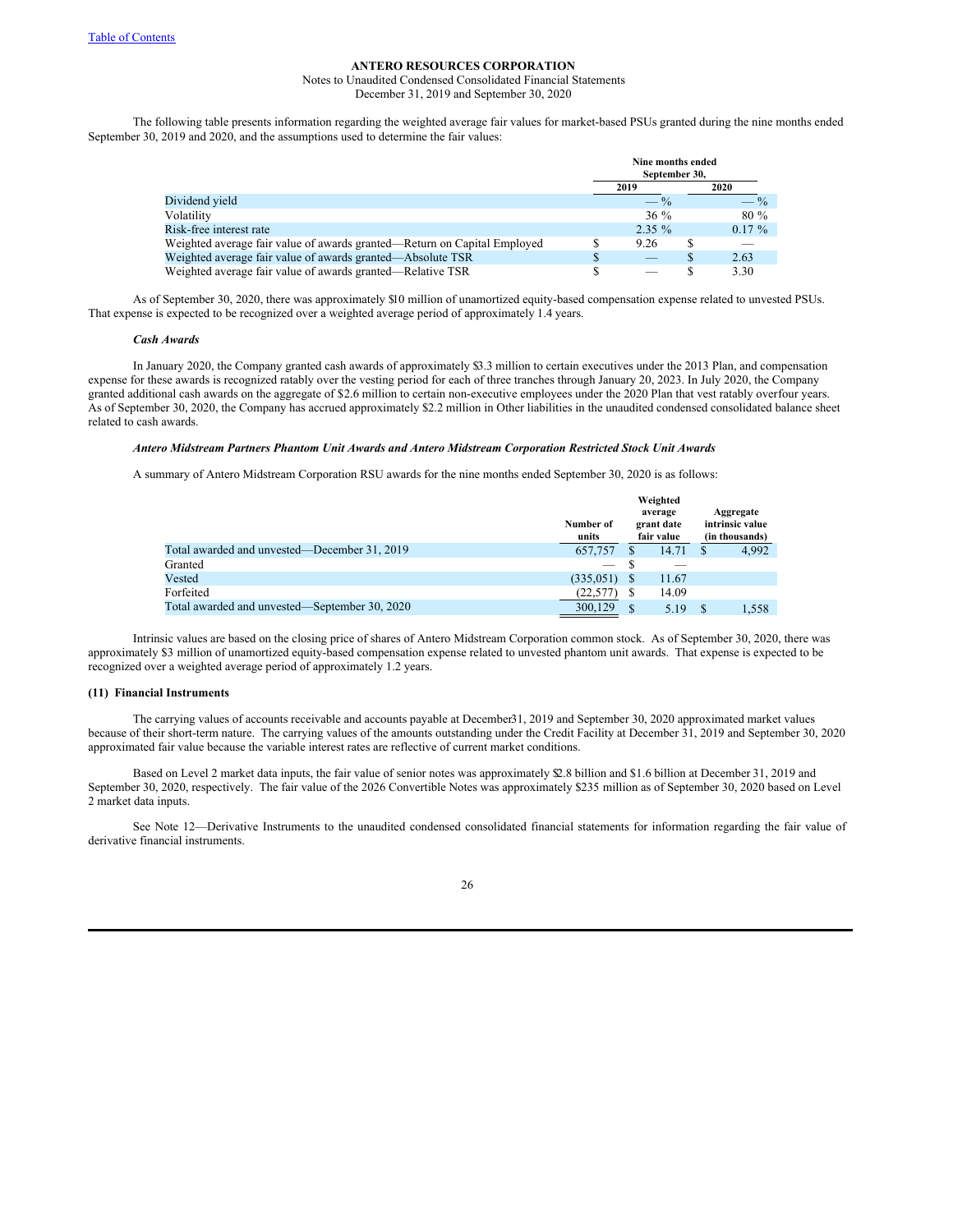The following table presents information regarding the weighted average fair values for market-based PSUs granted during the nine months ended September 30, 2019 and 2020, and the assumptions used to determine the fair values:

| | Nine months ended September 30, | |
|---|---|---|
| | 2019 | 2020 |
| Dividend yield | — % | — % |
| Volatility | 36 % | 80 % |
| Risk-free interest rate | 2.35 % | 0.17 % |
| Weighted average fair value of awards granted—Return on Capital Employed | $ 9.26 | $ — |
| Weighted average fair value of awards granted—Absolute TSR | $ — | $ 2.63 |
| Weighted average fair value of awards granted—Relative TSR | $ — | $ 3.30 |

As of September 30, 2020, there was approximately $10 million of unamortized equity-based compensation expense related to unvested PSUs. That expense is expected to be recognized over a weighted average period of approximately 1.4 years.

***Cash Awards***

In January 2020, the Company granted cash awards of approximately $3.3 million to certain executives under the 2013 Plan, and compensation expense for these awards is recognized ratably over the vesting period for each of three tranches through January 20, 2023. In July 2020, the Company granted additional cash awards on the aggregate of $2.6 million to certain non-executive employees under the 2020 Plan that vest ratably over four years. As of September 30, 2020, the Company has accrued approximately $2.2 million in Other liabilities in the unaudited condensed consolidated balance sheet related to cash awards.

***Antero Midstream Partners Phantom Unit Awards and Antero Midstream Corporation Restricted Stock Unit Awards***

A summary of Antero Midstream Corporation RSU awards for the nine months ended September 30, 2020 is as follows:

| | Number of units | Weighted average grant date fair value | Aggregate intrinsic value (in thousands) |
|---|---|---|---|
| Total awarded and unvested—December 31, 2019 | 657,757 | $ 14.71 | $ 4,992 |
| Granted | — | $ — | |
| Vested | (335,051) | $ 11.67 | |
| Forfeited | (22,577) | $ 14.09 | |
| Total awarded and unvested—September 30, 2020 | 300,129 | $ 5.19 | $ 1,558 |

Intrinsic values are based on the closing price of shares of Antero Midstream Corporation common stock. As of September 30, 2020, there was approximately $3 million of unamortized equity-based compensation expense related to unvested phantom unit awards. That expense is expected to be recognized over a weighted average period of approximately 1.2 years.

**(11) Financial Instruments**

The carrying values of accounts receivable and accounts payable at December31, 2019 and September 30, 2020 approximated market values because of their short-term nature. The carrying values of the amounts outstanding under the Credit Facility at December 31, 2019 and September 30, 2020 approximated fair value because the variable interest rates are reflective of current market conditions.

Based on Level 2 market data inputs, the fair value of senior notes was approximately $2.8 billion and $1.6 billion at December 31, 2019 and September 30, 2020, respectively. The fair value of the 2026 Convertible Notes was approximately $235 million as of September 30, 2020 based on Level 2 market data inputs.

See Note 12—Derivative Instruments to the unaudited condensed consolidated financial statements for information regarding the fair value of derivative financial instruments.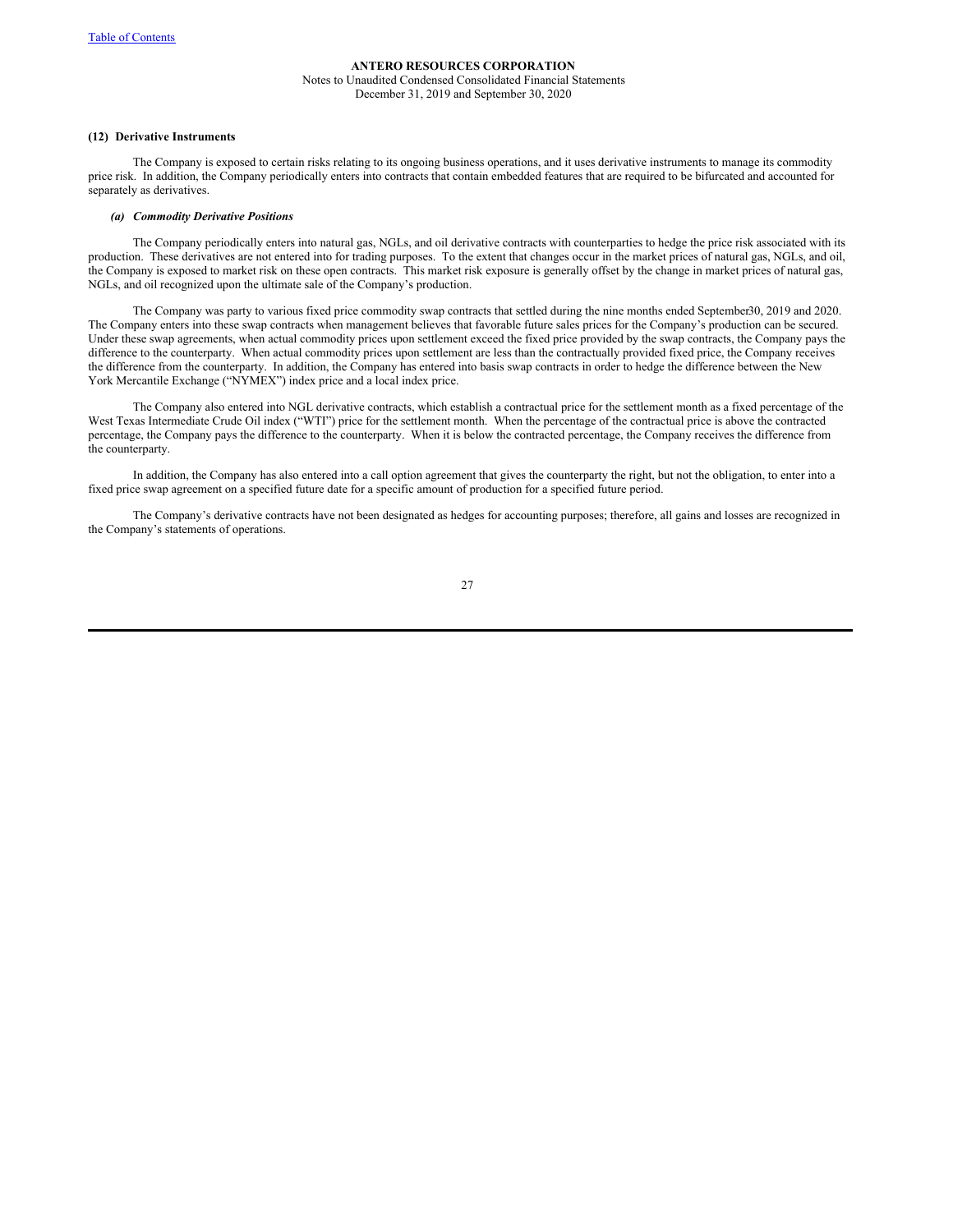## (12) Derivative Instruments

The Company is exposed to certain risks relating to its ongoing business operations, and it uses derivative instruments to manage its commodity price risk. In addition, the Company periodically enters into contracts that contain embedded features that are required to be bifurcated and accounted for separately as derivatives.

### *(a) Commodity Derivative Positions*

The Company periodically enters into natural gas, NGLs, and oil derivative contracts with counterparties to hedge the price risk associated with its production. These derivatives are not entered into for trading purposes. To the extent that changes occur in the market prices of natural gas, NGLs, and oil, the Company is exposed to market risk on these open contracts. This market risk exposure is generally offset by the change in market prices of natural gas, NGLs, and oil recognized upon the ultimate sale of the Company's production.

The Company was party to various fixed price commodity swap contracts that settled during the nine months ended September30, 2019 and 2020. The Company enters into these swap contracts when management believes that favorable future sales prices for the Company's production can be secured. Under these swap agreements, when actual commodity prices upon settlement exceed the fixed price provided by the swap contracts, the Company pays the difference to the counterparty. When actual commodity prices upon settlement are less than the contractually provided fixed price, the Company receives the difference from the counterparty. In addition, the Company has entered into basis swap contracts in order to hedge the difference between the New York Mercantile Exchange ("NYMEX") index price and a local index price.

The Company also entered into NGL derivative contracts, which establish a contractual price for the settlement month as a fixed percentage of the West Texas Intermediate Crude Oil index ("WTI") price for the settlement month. When the percentage of the contractual price is above the contracted percentage, the Company pays the difference to the counterparty. When it is below the contracted percentage, the Company receives the difference from the counterparty.

In addition, the Company has also entered into a call option agreement that gives the counterparty the right, but not the obligation, to enter into a fixed price swap agreement on a specified future date for a specific amount of production for a specified future period.

The Company's derivative contracts have not been designated as hedges for accounting purposes; therefore, all gains and losses are recognized in the Company's statements of operations.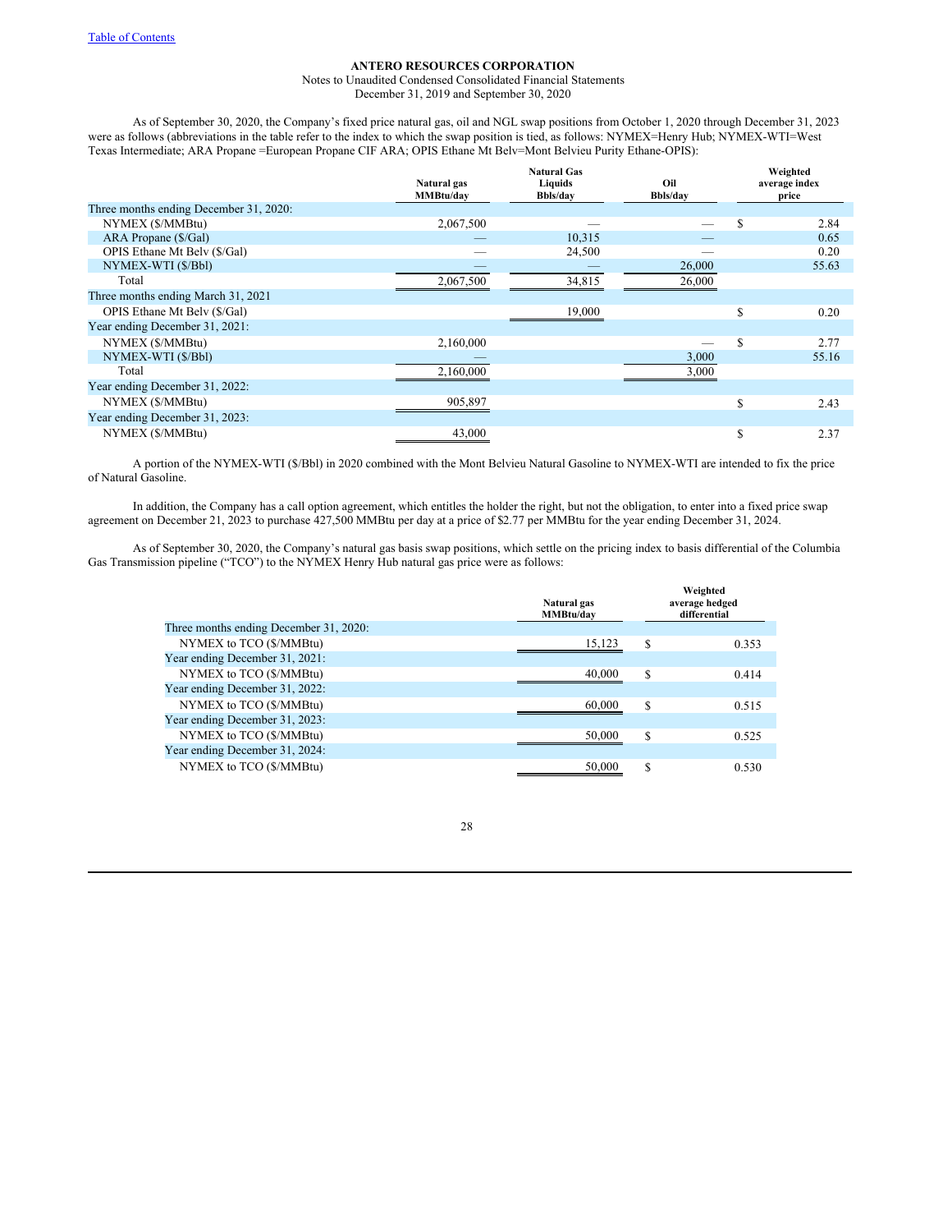**ANTERO RESOURCES CORPORATION**

Notes to Unaudited Condensed Consolidated Financial Statements

December 31, 2019 and September 30, 2020

As of September 30, 2020, the Company's fixed price natural gas, oil and NGL swap positions from October 1, 2020 through December 31, 2023 were as follows (abbreviations in the table refer to the index to which the swap position is tied, as follows: NYMEX=Henry Hub; NYMEX-WTI=West Texas Intermediate; ARA Propane =European Propane CIF ARA; OPIS Ethane Mt Belv=Mont Belvieu Purity Ethane-OPIS):

| | Natural gas MMBtu/day | Natural Gas Liquids Bbls/day | Oil Bbls/day | Weighted average index price |
|---|---|---|---|---|
| Three months ending December 31, 2020: | | | | |
| NYMEX ($/MMBtu) | 2,067,500 | — | — | $ 2.84 |
| ARA Propane ($/Gal) | — | 10,315 | — | 0.65 |
| OPIS Ethane Mt Belv ($/Gal) | — | 24,500 | — | 0.20 |
| NYMEX-WTI ($/Bbl) | — | — | 26,000 | 55.63 |
| Total | 2,067,500 | 34,815 | 26,000 | |
| Three months ending March 31, 2021 | | | | |
| OPIS Ethane Mt Belv ($/Gal) | | 19,000 | | $ 0.20 |
| Year ending December 31, 2021: | | | | |
| NYMEX ($/MMBtu) | 2,160,000 | | — | $ 2.77 |
| NYMEX-WTI ($/Bbl) | — | | 3,000 | 55.16 |
| Total | 2,160,000 | | 3,000 | |
| Year ending December 31, 2022: | | | | |
| NYMEX ($/MMBtu) | 905,897 | | | $ 2.43 |
| Year ending December 31, 2023: | | | | |
| NYMEX ($/MMBtu) | 43,000 | | | $ 2.37 |

A portion of the NYMEX-WTI ($/Bbl) in 2020 combined with the Mont Belvieu Natural Gasoline to NYMEX-WTI are intended to fix the price of Natural Gasoline.

In addition, the Company has a call option agreement, which entitles the holder the right, but not the obligation, to enter into a fixed price swap agreement on December 21, 2023 to purchase 427,500 MMBtu per day at a price of $2.77 per MMBtu for the year ending December 31, 2024.

As of September 30, 2020, the Company's natural gas basis swap positions, which settle on the pricing index to basis differential of the Columbia Gas Transmission pipeline ("TCO") to the NYMEX Henry Hub natural gas price were as follows:

| | Natural gas MMBtu/day | Weighted average hedged differential |
|---|---|---|
| Three months ending December 31, 2020: | | |
| NYMEX to TCO ($/MMBtu) | 15,123 | $ 0.353 |
| Year ending December 31, 2021: | | |
| NYMEX to TCO ($/MMBtu) | 40,000 | $ 0.414 |
| Year ending December 31, 2022: | | |
| NYMEX to TCO ($/MMBtu) | 60,000 | $ 0.515 |
| Year ending December 31, 2023: | | |
| NYMEX to TCO ($/MMBtu) | 50,000 | $ 0.525 |
| Year ending December 31, 2024: | | |
| NYMEX to TCO ($/MMBtu) | 50,000 | $ 0.530 |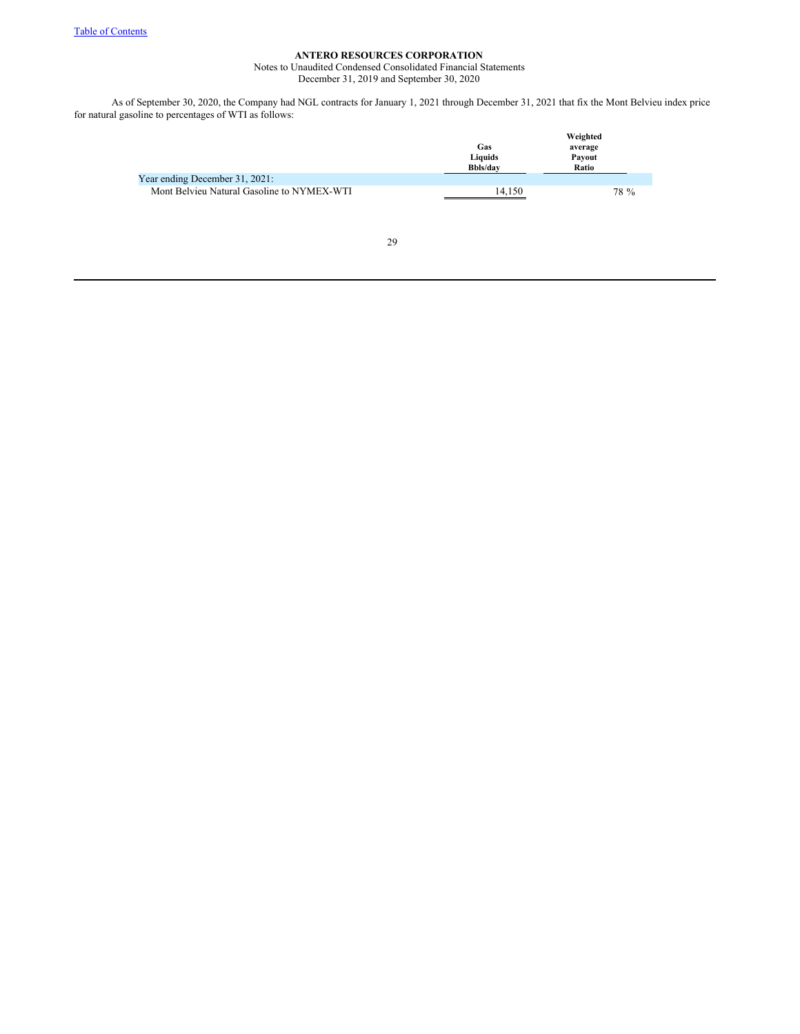**ANTERO RESOURCES CORPORATION**

Notes to Unaudited Condensed Consolidated Financial Statements
December 31, 2019 and September 30, 2020

As of September 30, 2020, the Company had NGL contracts for January 1, 2021 through December 31, 2021 that fix the Mont Belvieu index price for natural gasoline to percentages of WTI as follows:

| | Gas Liquids Bbls/day | Weighted average Payout Ratio |
|---|---|---|
| Year ending December 31, 2021: | | |
| Mont Belvieu Natural Gasoline to NYMEX-WTI | 14,150 | 78 % |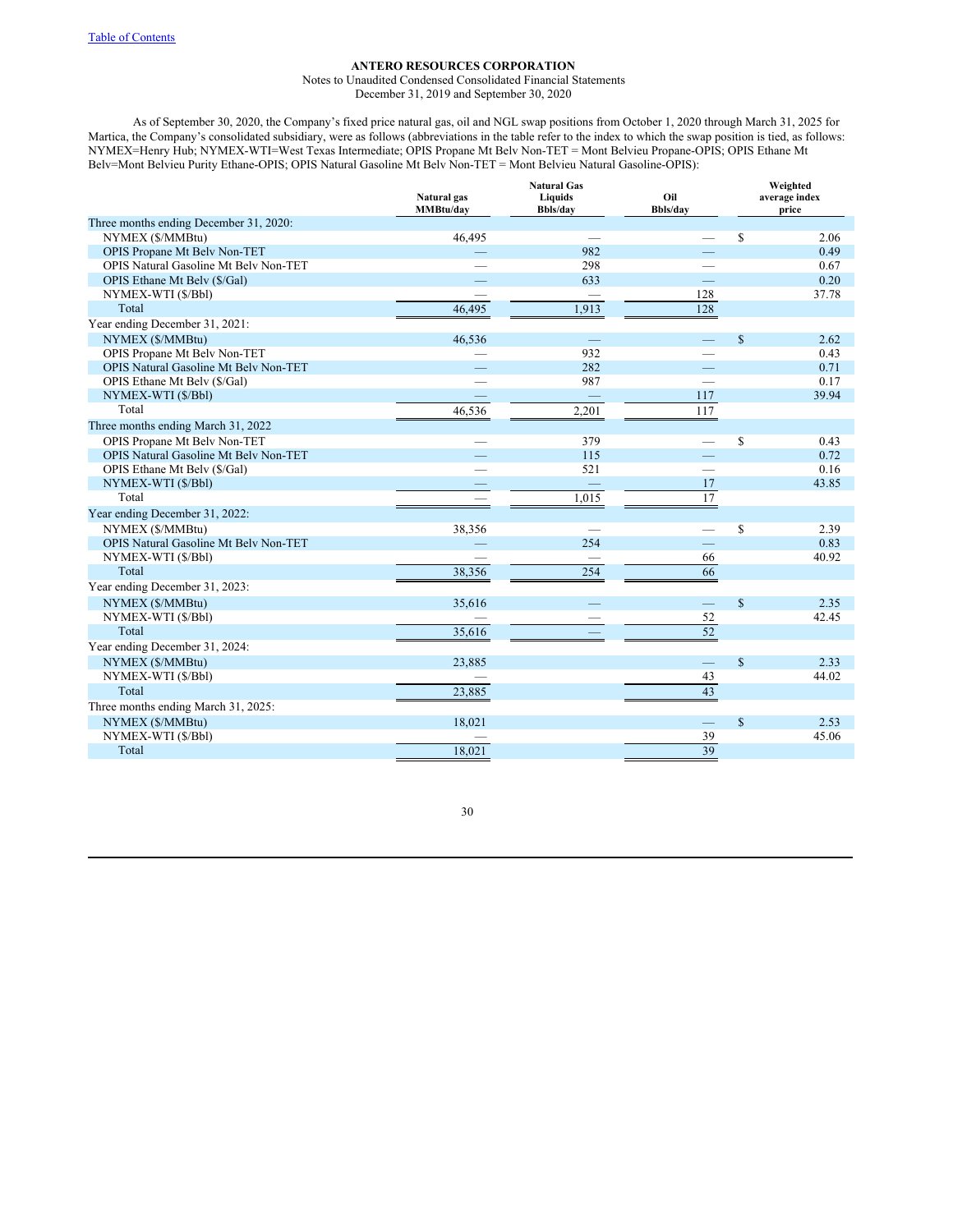**ANTERO RESOURCES CORPORATION**

Notes to Unaudited Condensed Consolidated Financial Statements

December 31, 2019 and September 30, 2020

As of September 30, 2020, the Company's fixed price natural gas, oil and NGL swap positions from October 1, 2020 through March 31, 2025 for Martica, the Company's consolidated subsidiary, were as follows (abbreviations in the table refer to the index to which the swap position is tied, as follows: NYMEX=Henry Hub; NYMEX-WTI=West Texas Intermediate; OPIS Propane Mt Belv Non-TET = Mont Belvieu Propane-OPIS; OPIS Ethane Mt Belv=Mont Belvieu Purity Ethane-OPIS; OPIS Natural Gasoline Mt Belv Non-TET = Mont Belvieu Natural Gasoline-OPIS):

| | Natural gas MMBtu/day | Natural Gas Liquids Bbls/day | Oil Bbls/day | Weighted average index price |
|---|---|---|---|---|
| Three months ending December 31, 2020: | | | | |
| NYMEX ($/MMBtu) | 46,495 | — | — | $ 2.06 |
| OPIS Propane Mt Belv Non-TET | — | 982 | — | 0.49 |
| OPIS Natural Gasoline Mt Belv Non-TET | — | 298 | — | 0.67 |
| OPIS Ethane Mt Belv ($/Gal) | — | 633 | — | 0.20 |
| NYMEX-WTI ($/Bbl) | — | — | 128 | 37.78 |
| Total | 46,495 | 1,913 | 128 | |
| Year ending December 31, 2021: | | | | |
| NYMEX ($/MMBtu) | 46,536 | — | — | $ 2.62 |
| OPIS Propane Mt Belv Non-TET | — | 932 | — | 0.43 |
| OPIS Natural Gasoline Mt Belv Non-TET | — | 282 | — | 0.71 |
| OPIS Ethane Mt Belv ($/Gal) | — | 987 | — | 0.17 |
| NYMEX-WTI ($/Bbl) | — | — | 117 | 39.94 |
| Total | 46,536 | 2,201 | 117 | |
| Three months ending March 31, 2022 | | | | |
| OPIS Propane Mt Belv Non-TET | — | 379 | — | $ 0.43 |
| OPIS Natural Gasoline Mt Belv Non-TET | — | 115 | — | 0.72 |
| OPIS Ethane Mt Belv ($/Gal) | — | 521 | — | 0.16 |
| NYMEX-WTI ($/Bbl) | — | — | 17 | 43.85 |
| Total | — | 1,015 | 17 | |
| Year ending December 31, 2022: | | | | |
| NYMEX ($/MMBtu) | 38,356 | — | — | $ 2.39 |
| OPIS Natural Gasoline Mt Belv Non-TET | — | 254 | — | 0.83 |
| NYMEX-WTI ($/Bbl) | — | — | 66 | 40.92 |
| Total | 38,356 | 254 | 66 | |
| Year ending December 31, 2023: | | | | |
| NYMEX ($/MMBtu) | 35,616 | — | — | $ 2.35 |
| NYMEX-WTI ($/Bbl) | — | — | 52 | 42.45 |
| Total | 35,616 | — | 52 | |
| Year ending December 31, 2024: | | | | |
| NYMEX ($/MMBtu) | 23,885 | | — | $ 2.33 |
| NYMEX-WTI ($/Bbl) | — | | 43 | 44.02 |
| Total | 23,885 | | 43 | |
| Three months ending March 31, 2025: | | | | |
| NYMEX ($/MMBtu) | 18,021 | | — | $ 2.53 |
| NYMEX-WTI ($/Bbl) | — | | 39 | 45.06 |
| Total | 18,021 | | 39 | |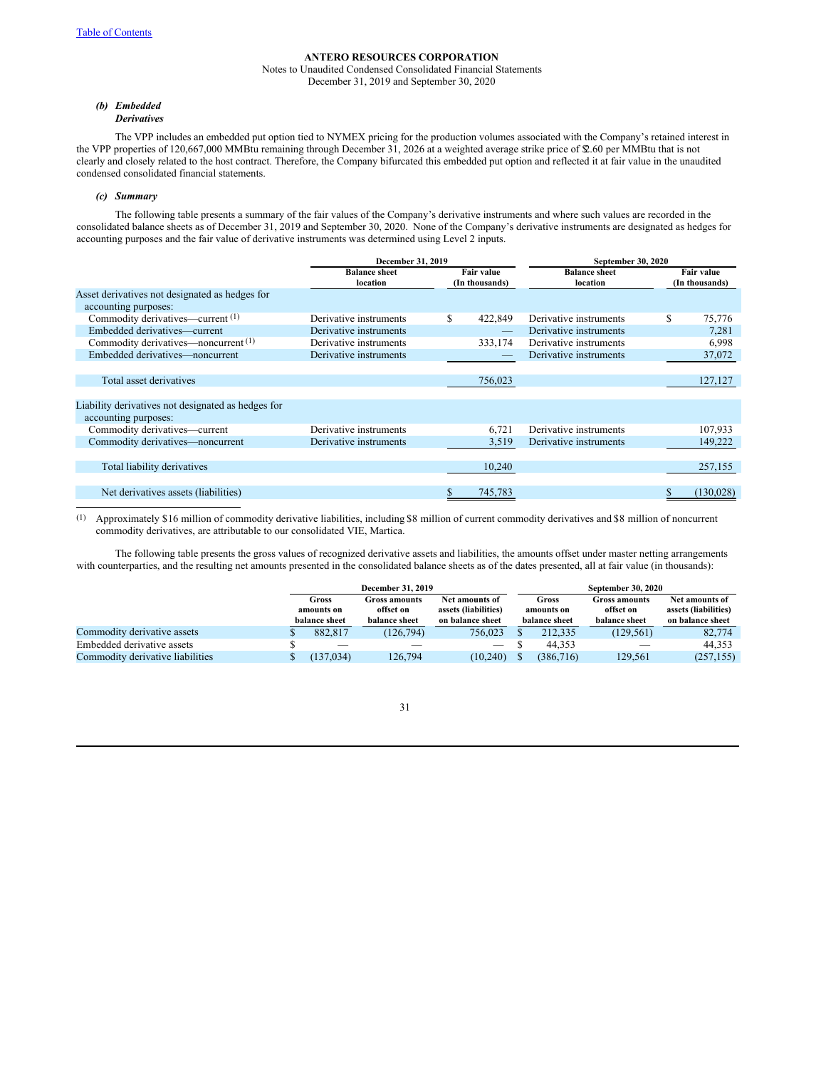**ANTERO RESOURCES CORPORATION**

Notes to Unaudited Condensed Consolidated Financial Statements

December 31, 2019 and September 30, 2020

***(b) Embedded Derivatives***

The VPP includes an embedded put option tied to NYMEX pricing for the production volumes associated with the Company's retained interest in the VPP properties of 120,667,000 MMBtu remaining through December 31, 2026 at a weighted average strike price of $2.60 per MMBtu that is not clearly and closely related to the host contract. Therefore, the Company bifurcated this embedded put option and reflected it at fair value in the unaudited condensed consolidated financial statements.

***(c) Summary***

The following table presents a summary of the fair values of the Company's derivative instruments and where such values are recorded in the consolidated balance sheets as of December 31, 2019 and September 30, 2020. None of the Company's derivative instruments are designated as hedges for accounting purposes and the fair value of derivative instruments was determined using Level 2 inputs.

| | December 31, 2019 | | September 30, 2020 | |
|---|---|---|---|---|
| | Balance sheet location | Fair value (In thousands) | Balance sheet location | Fair value (In thousands) |
| Asset derivatives not designated as hedges for accounting purposes: | | | | |
| Commodity derivatives—current [(1)] | Derivative instruments | $ 422,849 | Derivative instruments | $ 75,776 |
| Embedded derivatives—current | Derivative instruments | — | Derivative instruments | 7,281 |
| Commodity derivatives—noncurrent [(1)] | Derivative instruments | 333,174 | Derivative instruments | 6,998 |
| Embedded derivatives—noncurrent | Derivative instruments | — | Derivative instruments | 37,072 |
| Total asset derivatives | | 756,023 | | 127,127 |
| Liability derivatives not designated as hedges for accounting purposes: | | | | |
| Commodity derivatives—current | Derivative instruments | 6,721 | Derivative instruments | 107,933 |
| Commodity derivatives—noncurrent | Derivative instruments | 3,519 | Derivative instruments | 149,222 |
| Total liability derivatives | | 10,240 | | 257,155 |
| Net derivatives assets (liabilities) | | $ 745,783 | | $ (130,028) |

(1) Approximately $16 million of commodity derivative liabilities, including $8 million of current commodity derivatives and $8 million of noncurrent commodity derivatives, are attributable to our consolidated VIE, Martica.

The following table presents the gross values of recognized derivative assets and liabilities, the amounts offset under master netting arrangements with counterparties, and the resulting net amounts presented in the consolidated balance sheets as of the dates presented, all at fair value (in thousands):

| | December 31, 2019 | | | September 30, 2020 | | |
|---|---|---|---|---|---|---|
| | Gross amounts on balance sheet | Gross amounts offset on balance sheet | Net amounts of assets (liabilities) on balance sheet | Gross amounts on balance sheet | Gross amounts offset on balance sheet | Net amounts of assets (liabilities) on balance sheet |
| Commodity derivative assets | $ 882,817 | (126,794) | 756,023 | $ 212,335 | (129,561) | 82,774 |
| Embedded derivative assets | $ — | — | — | $ 44,353 | — | 44,353 |
| Commodity derivative liabilities | $ (137,034) | 126,794 | (10,240) | $ (386,716) | 129,561 | (257,155) |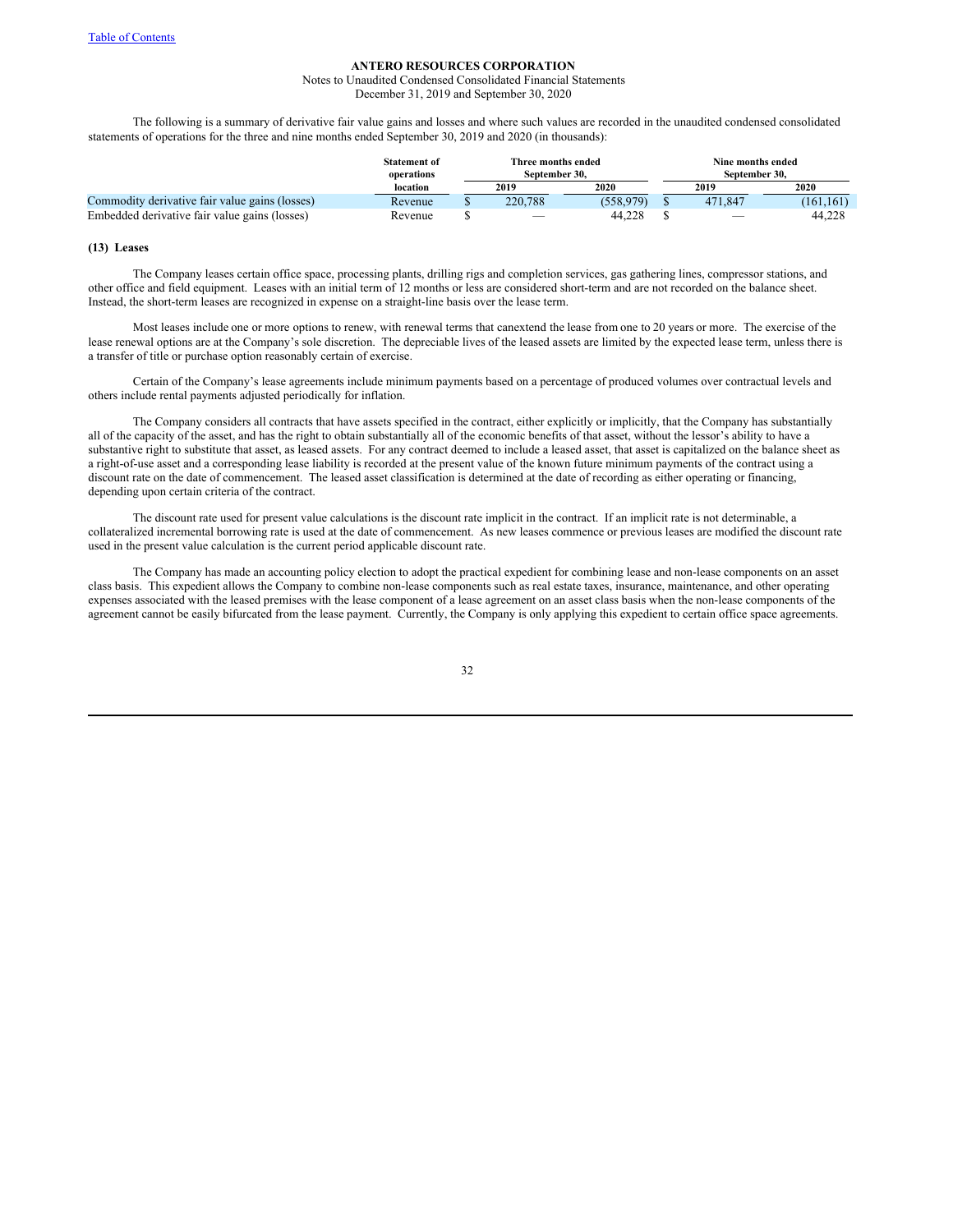The following is a summary of derivative fair value gains and losses and where such values are recorded in the unaudited condensed consolidated statements of operations for the three and nine months ended September 30, 2019 and 2020 (in thousands):

| | Statement of operations location | Three months ended September 30, | | Nine months ended September 30, | |
|---|---|---|---|---|---|
| | | 2019 | 2020 | 2019 | 2020 |
| Commodity derivative fair value gains (losses) | Revenue | $ 220,788 | (558,979) | $ 471,847 | (161,161) |
| Embedded derivative fair value gains (losses) | Revenue | $ — | 44,228 | $ — | 44,228 |

### (13) Leases

The Company leases certain office space, processing plants, drilling rigs and completion services, gas gathering lines, compressor stations, and other office and field equipment. Leases with an initial term of 12 months or less are considered short-term and are not recorded on the balance sheet. Instead, the short-term leases are recognized in expense on a straight-line basis over the lease term.

Most leases include one or more options to renew, with renewal terms that canextend the lease from one to 20 years or more. The exercise of the lease renewal options are at the Company's sole discretion. The depreciable lives of the leased assets are limited by the expected lease term, unless there is a transfer of title or purchase option reasonably certain of exercise.

Certain of the Company's lease agreements include minimum payments based on a percentage of produced volumes over contractual levels and others include rental payments adjusted periodically for inflation.

The Company considers all contracts that have assets specified in the contract, either explicitly or implicitly, that the Company has substantially all of the capacity of the asset, and has the right to obtain substantially all of the economic benefits of that asset, without the lessor's ability to have a substantive right to substitute that asset, as leased assets. For any contract deemed to include a leased asset, that asset is capitalized on the balance sheet as a right-of-use asset and a corresponding lease liability is recorded at the present value of the known future minimum payments of the contract using a discount rate on the date of commencement. The leased asset classification is determined at the date of recording as either operating or financing, depending upon certain criteria of the contract.

The discount rate used for present value calculations is the discount rate implicit in the contract. If an implicit rate is not determinable, a collateralized incremental borrowing rate is used at the date of commencement. As new leases commence or previous leases are modified the discount rate used in the present value calculation is the current period applicable discount rate.

The Company has made an accounting policy election to adopt the practical expedient for combining lease and non-lease components on an asset class basis. This expedient allows the Company to combine non-lease components such as real estate taxes, insurance, maintenance, and other operating expenses associated with the leased premises with the lease component of a lease agreement on an asset class basis when the non-lease components of the agreement cannot be easily bifurcated from the lease payment. Currently, the Company is only applying this expedient to certain office space agreements.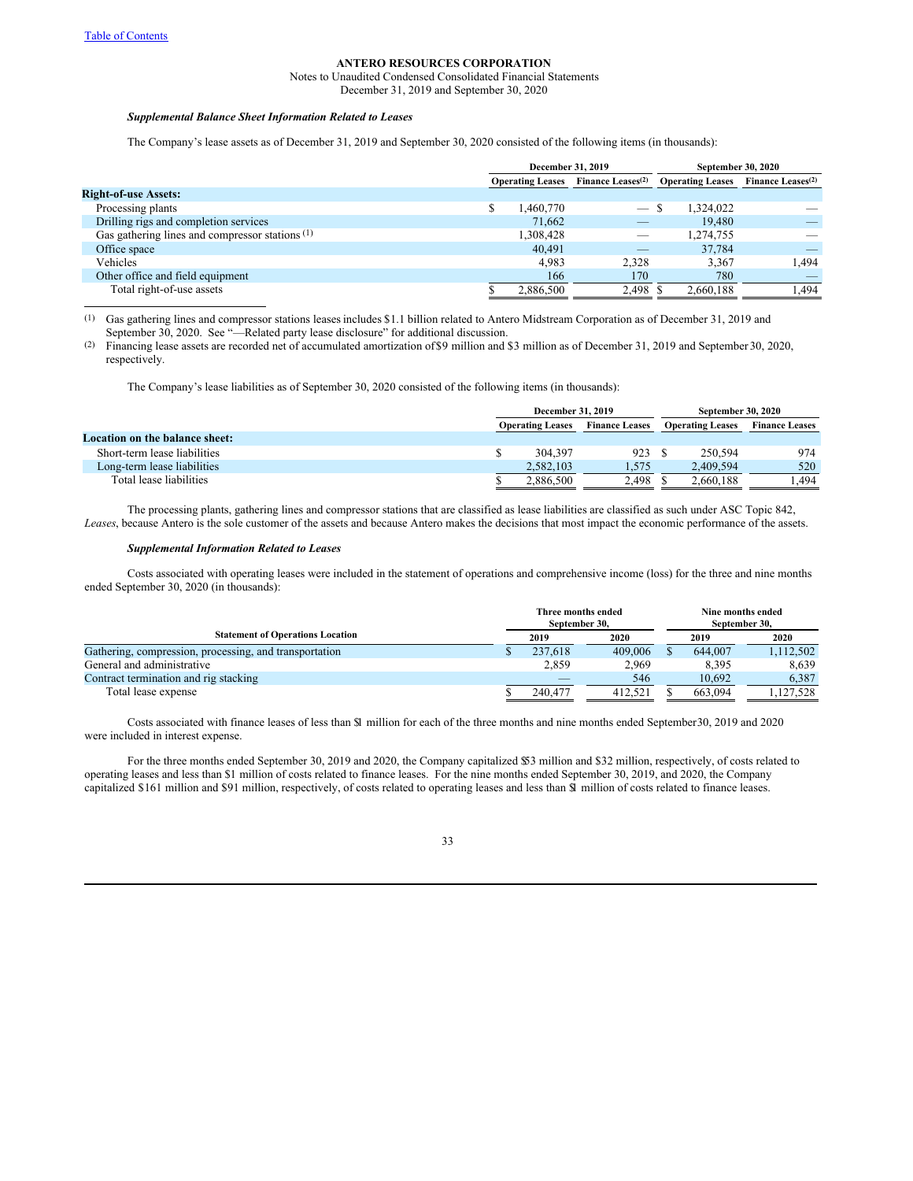**ANTERO RESOURCES CORPORATION**

Notes to Unaudited Condensed Consolidated Financial Statements

December 31, 2019 and September 30, 2020

***Supplemental Balance Sheet Information Related to Leases***

The Company's lease assets as of December 31, 2019 and September 30, 2020 consisted of the following items (in thousands):

| | December 31, 2019 | | September 30, 2020 | |
|---|---|---|---|---|
| | Operating Leases | Finance Leases[(2)] | Operating Leases | Finance Leases[(2)] |
| **Right-of-use Assets:** | | | | |
| Processing plants | $ 1,460,770 | — | $ 1,324,022 | — |
| Drilling rigs and completion services | 71,662 | — | 19,480 | — |
| Gas gathering lines and compressor stations [(1)] | 1,308,428 | — | 1,274,755 | — |
| Office space | 40,491 | — | 37,784 | — |
| Vehicles | 4,983 | 2,328 | 3,367 | 1,494 |
| Other office and field equipment | 166 | 170 | 780 | — |
| Total right-of-use assets | $ 2,886,500 | 2,498 | $ 2,660,188 | 1,494 |

(1) Gas gathering lines and compressor stations leases includes $1.1 billion related to Antero Midstream Corporation as of December 31, 2019 and September 30, 2020. See "—Related party lease disclosure" for additional discussion.

(2) Financing lease assets are recorded net of accumulated amortization of $9 million and $3 million as of December 31, 2019 and September 30, 2020, respectively.

The Company's lease liabilities as of September 30, 2020 consisted of the following items (in thousands):

| | December 31, 2019 | | September 30, 2020 | |
|---|---|---|---|---|
| | Operating Leases | Finance Leases | Operating Leases | Finance Leases |
| **Location on the balance sheet:** | | | | |
| Short-term lease liabilities | $ 304,397 | 923 | $ 250,594 | 974 |
| Long-term lease liabilities | 2,582,103 | 1,575 | 2,409,594 | 520 |
| Total lease liabilities | $ 2,886,500 | 2,498 | $ 2,660,188 | 1,494 |

The processing plants, gathering lines and compressor stations that are classified as lease liabilities are classified as such under ASC Topic 842, *Leases*, because Antero is the sole customer of the assets and because Antero makes the decisions that most impact the economic performance of the assets.

***Supplemental Information Related to Leases***

Costs associated with operating leases were included in the statement of operations and comprehensive income (loss) for the three and nine months ended September 30, 2020 (in thousands):

| | Three months ended September 30, | | Nine months ended September 30, | |
|---|---|---|---|---|
| **Statement of Operations Location** | 2019 | 2020 | 2019 | 2020 |
| Gathering, compression, processing, and transportation | $ 237,618 | 409,006 | $ 644,007 | 1,112,502 |
| General and administrative | 2,859 | 2,969 | 8,395 | 8,639 |
| Contract termination and rig stacking | — | 546 | 10,692 | 6,387 |
| Total lease expense | $ 240,477 | 412,521 | $ 663,094 | 1,127,528 |

Costs associated with finance leases of less than $1 million for each of the three months and nine months ended September 30, 2019 and 2020 were included in interest expense.

For the three months ended September 30, 2019 and 2020, the Company capitalized $53 million and $32 million, respectively, of costs related to operating leases and less than $1 million of costs related to finance leases. For the nine months ended September 30, 2019, and 2020, the Company capitalized $161 million and $91 million, respectively, of costs related to operating leases and less than $1 million of costs related to finance leases.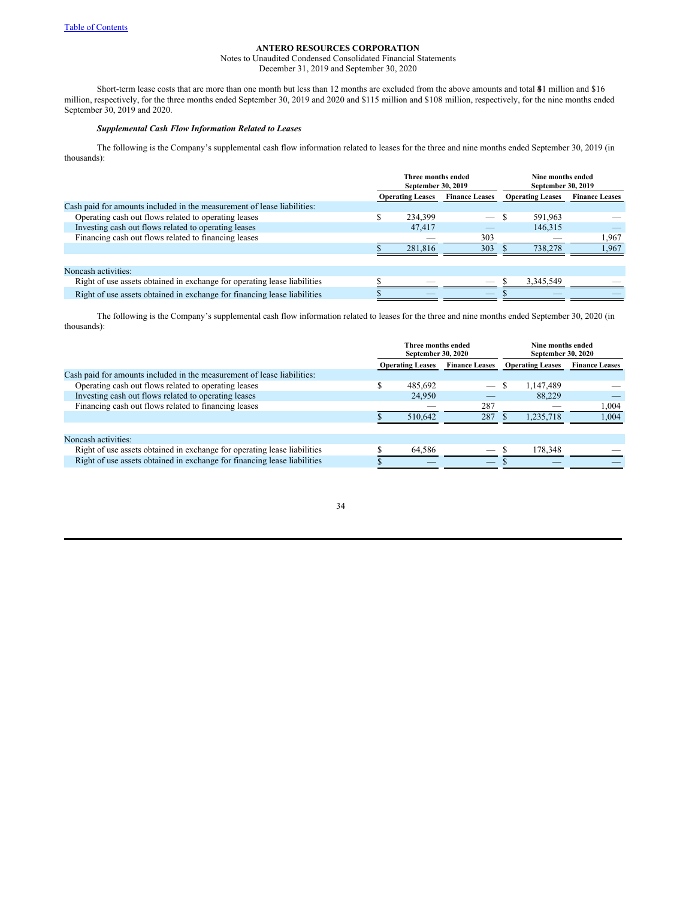Short-term lease costs that are more than one month but less than 12 months are excluded from the above amounts and total $41 million and $16 million, respectively, for the three months ended September 30, 2019 and 2020 and $115 million and $108 million, respectively, for the nine months ended September 30, 2019 and 2020.

***Supplemental Cash Flow Information Related to Leases***

The following is the Company's supplemental cash flow information related to leases for the three and nine months ended September 30, 2019 (in thousands):

| | Three months ended September 30, 2019 | | Nine months ended September 30, 2019 | |
|---|---|---|---|---|
| | Operating Leases | Finance Leases | Operating Leases | Finance Leases |
| Cash paid for amounts included in the measurement of lease liabilities: | | | | |
| Operating cash out flows related to operating leases | $ 234,399 | — | $ 591,963 | — |
| Investing cash out flows related to operating leases | 47,417 | — | 146,315 | — |
| Financing cash out flows related to financing leases | — | 303 | — | 1,967 |
| | $ 281,816 | 303 | $ 738,278 | 1,967 |
| Noncash activities: | | | | |
| Right of use assets obtained in exchange for operating lease liabilities | $ — | — | $ 3,345,549 | — |
| Right of use assets obtained in exchange for financing lease liabilities | $ — | — | $ — | — |

The following is the Company's supplemental cash flow information related to leases for the three and nine months ended September 30, 2020 (in thousands):

| | Three months ended September 30, 2020 | | Nine months ended September 30, 2020 | |
|---|---|---|---|---|
| | Operating Leases | Finance Leases | Operating Leases | Finance Leases |
| Cash paid for amounts included in the measurement of lease liabilities: | | | | |
| Operating cash out flows related to operating leases | $ 485,692 | — | $ 1,147,489 | — |
| Investing cash out flows related to operating leases | 24,950 | — | 88,229 | — |
| Financing cash out flows related to financing leases | — | 287 | — | 1,004 |
| | $ 510,642 | 287 | $ 1,235,718 | 1,004 |
| Noncash activities: | | | | |
| Right of use assets obtained in exchange for operating lease liabilities | $ 64,586 | — | $ 178,348 | — |
| Right of use assets obtained in exchange for financing lease liabilities | $ — | — | $ — | — |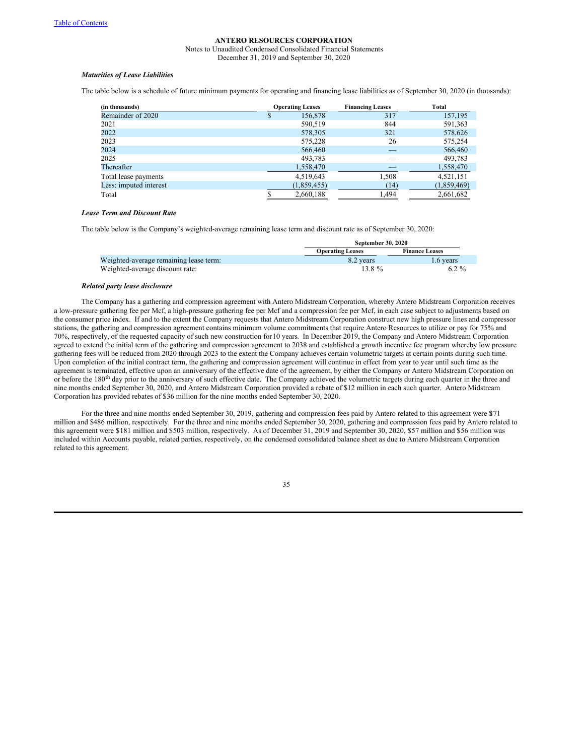**ANTERO RESOURCES CORPORATION**

Notes to Unaudited Condensed Consolidated Financial Statements

December 31, 2019 and September 30, 2020

***Maturities of Lease Liabilities***

The table below is a schedule of future minimum payments for operating and financing lease liabilities as of September 30, 2020 (in thousands):

| (in thousands) | Operating Leases | Financing Leases | Total |
|---|---|---|---|
| Remainder of 2020 | $ 156,878 | 317 | 157,195 |
| 2021 | 590,519 | 844 | 591,363 |
| 2022 | 578,305 | 321 | 578,626 |
| 2023 | 575,228 | 26 | 575,254 |
| 2024 | 566,460 | — | 566,460 |
| 2025 | 493,783 | — | 493,783 |
| Thereafter | 1,558,470 | — | 1,558,470 |
| Total lease payments | 4,519,643 | 1,508 | 4,521,151 |
| Less: imputed interest | (1,859,455) | (14) | (1,859,469) |
| Total | $ 2,660,188 | 1,494 | 2,661,682 |

***Lease Term and Discount Rate***

The table below is the Company's weighted-average remaining lease term and discount rate as of September 30, 2020:

| | September 30, 2020 | |
|---|---|---|
| | Operating Leases | Finance Leases |
| Weighted-average remaining lease term: | 8.2 years | 1.6 years |
| Weighted-average discount rate: | 13.8 % | 6.2 % |

***Related party lease disclosure***

The Company has a gathering and compression agreement with Antero Midstream Corporation, whereby Antero Midstream Corporation receives a low-pressure gathering fee per Mcf, a high-pressure gathering fee per Mcf and a compression fee per Mcf, in each case subject to adjustments based on the consumer price index. If and to the extent the Company requests that Antero Midstream Corporation construct new high pressure lines and compressor stations, the gathering and compression agreement contains minimum volume commitments that require Antero Resources to utilize or pay for 75% and 70%, respectively, of the requested capacity of such new construction for 10 years. In December 2019, the Company and Antero Midstream Corporation agreed to extend the initial term of the gathering and compression agreement to 2038 and established a growth incentive fee program whereby low pressure gathering fees will be reduced from 2020 through 2023 to the extent the Company achieves certain volumetric targets at certain points during such time. Upon completion of the initial contract term, the gathering and compression agreement will continue in effect from year to year until such time as the agreement is terminated, effective upon an anniversary of the effective date of the agreement, by either the Company or Antero Midstream Corporation on or before the 180th day prior to the anniversary of such effective date. The Company achieved the volumetric targets during each quarter in the three and nine months ended September 30, 2020, and Antero Midstream Corporation provided a rebate of $12 million in each such quarter. Antero Midstream Corporation has provided rebates of $36 million for the nine months ended September 30, 2020.

For the three and nine months ended September 30, 2019, gathering and compression fees paid by Antero related to this agreement were $171 million and $486 million, respectively. For the three and nine months ended September 30, 2020, gathering and compression fees paid by Antero related to this agreement were $181 million and $503 million, respectively. As of December 31, 2019 and September 30, 2020, $57 million and $56 million was included within Accounts payable, related parties, respectively, on the condensed consolidated balance sheet as due to Antero Midstream Corporation related to this agreement.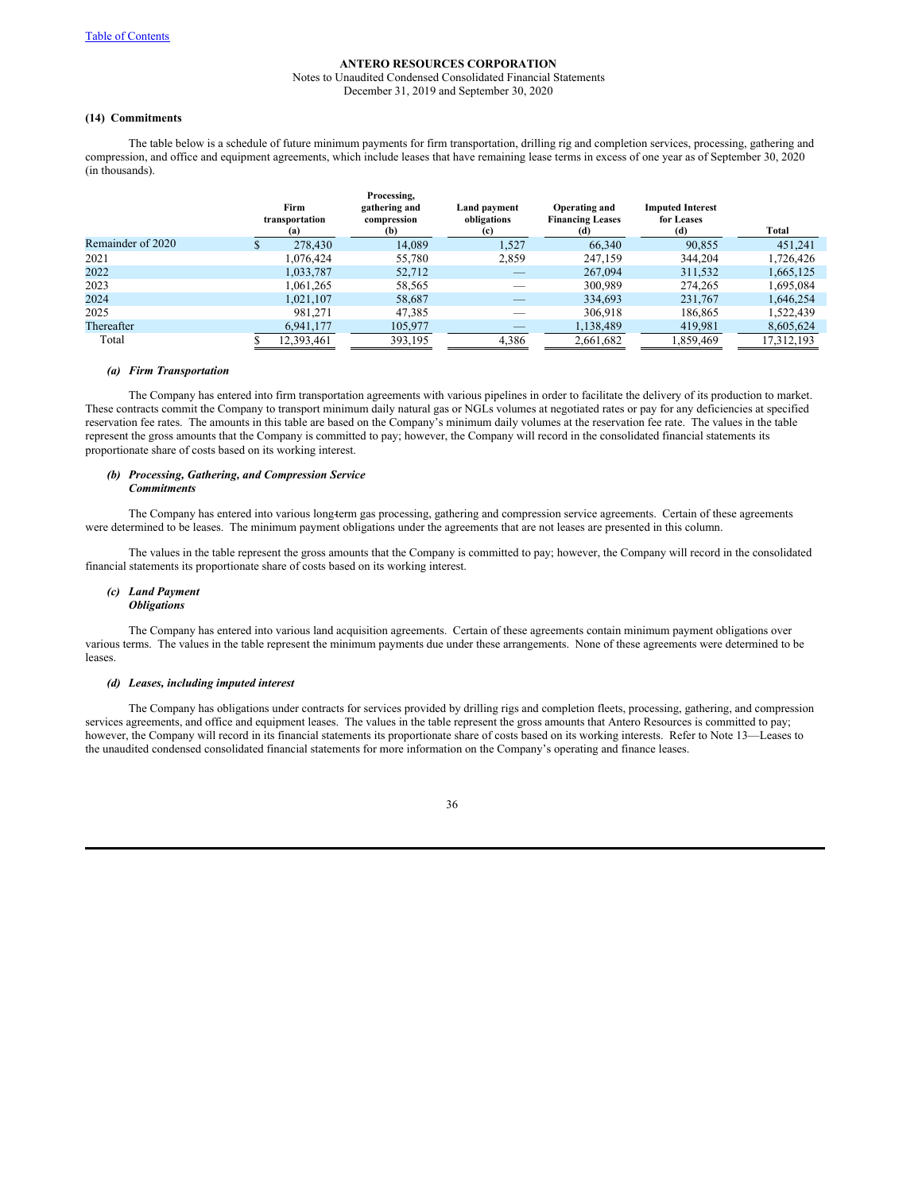[Table of Contents](#)

**ANTERO RESOURCES CORPORATION**

Notes to Unaudited Condensed Consolidated Financial Statements

December 31, 2019 and September 30, 2020

## (14) Commitments

The table below is a schedule of future minimum payments for firm transportation, drilling rig and completion services, processing, gathering and compression, and office and equipment agreements, which include leases that have remaining lease terms in excess of one year as of September 30, 2020 (in thousands).

| | Firm transportation (a) | Processing, gathering and compression (b) | Land payment obligations (c) | Operating and Financing Leases (d) | Imputed Interest for Leases (d) | Total |
|---|---|---|---|---|---|---|
| Remainder of 2020 | $ 278,430 | 14,089 | 1,527 | 66,340 | 90,855 | 451,241 |
| 2021 | 1,076,424 | 55,780 | 2,859 | 247,159 | 344,204 | 1,726,426 |
| 2022 | 1,033,787 | 52,712 | — | 267,094 | 311,532 | 1,665,125 |
| 2023 | 1,061,265 | 58,565 | — | 300,989 | 274,265 | 1,695,084 |
| 2024 | 1,021,107 | 58,687 | — | 334,693 | 231,767 | 1,646,254 |
| 2025 | 981,271 | 47,385 | — | 306,918 | 186,865 | 1,522,439 |
| Thereafter | 6,941,177 | 105,977 | — | 1,138,489 | 419,981 | 8,605,624 |
| Total | $ 12,393,461 | 393,195 | 4,386 | 2,661,682 | 1,859,469 | 17,312,193 |

### *(a) Firm Transportation*

The Company has entered into firm transportation agreements with various pipelines in order to facilitate the delivery of its production to market. These contracts commit the Company to transport minimum daily natural gas or NGLs volumes at negotiated rates or pay for any deficiencies at specified reservation fee rates. The amounts in this table are based on the Company's minimum daily volumes at the reservation fee rate. The values in the table represent the gross amounts that the Company is committed to pay; however, the Company will record in the consolidated financial statements its proportionate share of costs based on its working interest.

### *(b) Processing, Gathering, and Compression Service Commitments*

The Company has entered into various long-term gas processing, gathering and compression service agreements. Certain of these agreements were determined to be leases. The minimum payment obligations under the agreements that are not leases are presented in this column.

The values in the table represent the gross amounts that the Company is committed to pay; however, the Company will record in the consolidated financial statements its proportionate share of costs based on its working interest.

### *(c) Land Payment Obligations*

The Company has entered into various land acquisition agreements. Certain of these agreements contain minimum payment obligations over various terms. The values in the table represent the minimum payments due under these arrangements. None of these agreements were determined to be leases.

### *(d) Leases, including imputed interest*

The Company has obligations under contracts for services provided by drilling rigs and completion fleets, processing, gathering, and compression services agreements, and office and equipment leases. The values in the table represent the gross amounts that Antero Resources is committed to pay; however, the Company will record in its financial statements its proportionate share of costs based on its working interests. Refer to Note 13—Leases to the unaudited condensed consolidated financial statements for more information on the Company's operating and finance leases.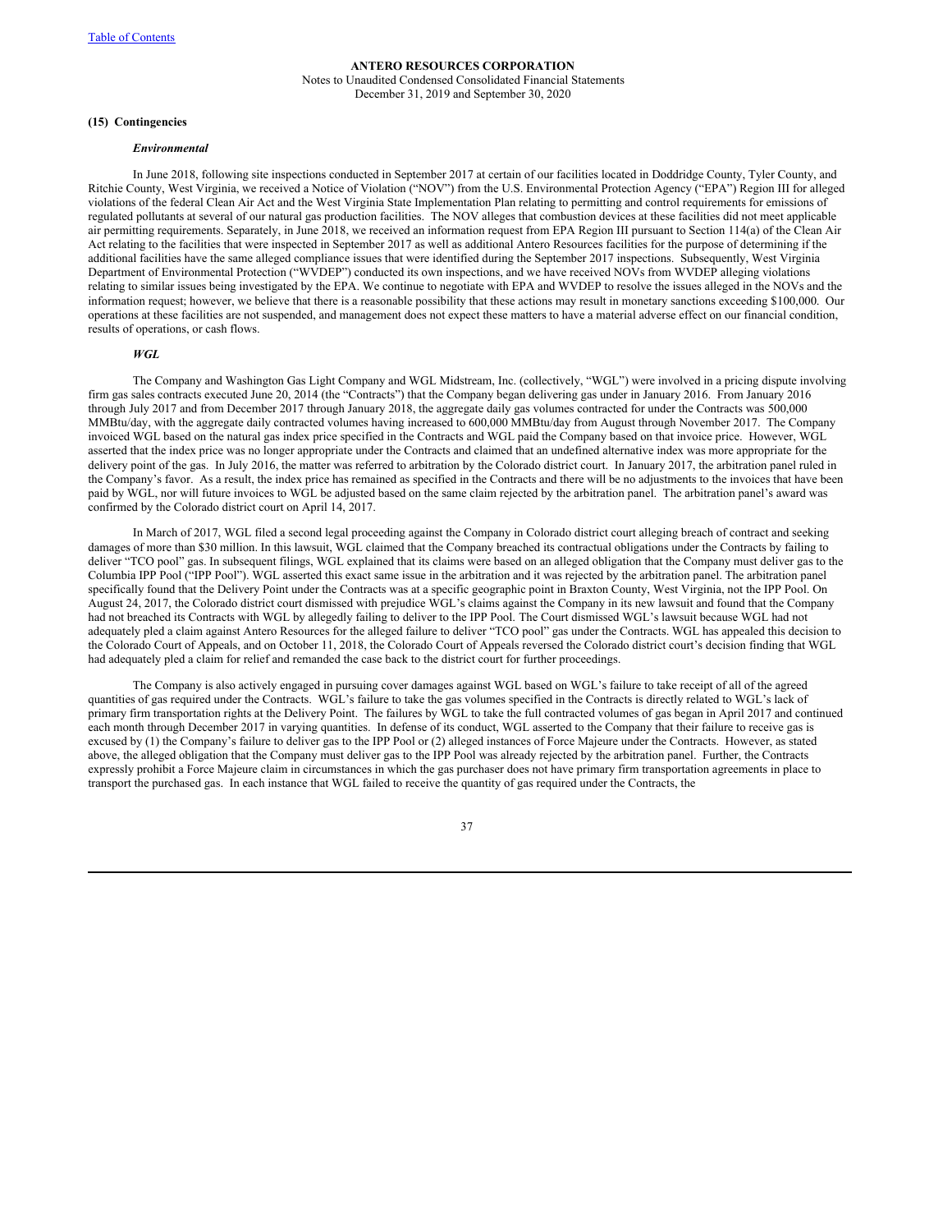**ANTERO RESOURCES CORPORATION**

Notes to Unaudited Condensed Consolidated Financial Statements

December 31, 2019 and September 30, 2020

**(15) Contingencies**

***Environmental***

In June 2018, following site inspections conducted in September 2017 at certain of our facilities located in Doddridge County, Tyler County, and Ritchie County, West Virginia, we received a Notice of Violation ("NOV") from the U.S. Environmental Protection Agency ("EPA") Region III for alleged violations of the federal Clean Air Act and the West Virginia State Implementation Plan relating to permitting and control requirements for emissions of regulated pollutants at several of our natural gas production facilities. The NOV alleges that combustion devices at these facilities did not meet applicable air permitting requirements. Separately, in June 2018, we received an information request from EPA Region III pursuant to Section 114(a) of the Clean Air Act relating to the facilities that were inspected in September 2017 as well as additional Antero Resources facilities for the purpose of determining if the additional facilities have the same alleged compliance issues that were identified during the September 2017 inspections. Subsequently, West Virginia Department of Environmental Protection ("WVDEP") conducted its own inspections, and we have received NOVs from WVDEP alleging violations relating to similar issues being investigated by the EPA. We continue to negotiate with EPA and WVDEP to resolve the issues alleged in the NOVs and the information request; however, we believe that there is a reasonable possibility that these actions may result in monetary sanctions exceeding $100,000. Our operations at these facilities are not suspended, and management does not expect these matters to have a material adverse effect on our financial condition, results of operations, or cash flows.

***WGL***

The Company and Washington Gas Light Company and WGL Midstream, Inc. (collectively, "WGL") were involved in a pricing dispute involving firm gas sales contracts executed June 20, 2014 (the "Contracts") that the Company began delivering gas under in January 2016. From January 2016 through July 2017 and from December 2017 through January 2018, the aggregate daily gas volumes contracted for under the Contracts was 500,000 MMBtu/day, with the aggregate daily contracted volumes having increased to 600,000 MMBtu/day from August through November 2017. The Company invoiced WGL based on the natural gas index price specified in the Contracts and WGL paid the Company based on that invoice price. However, WGL asserted that the index price was no longer appropriate under the Contracts and claimed that an undefined alternative index was more appropriate for the delivery point of the gas. In July 2016, the matter was referred to arbitration by the Colorado district court. In January 2017, the arbitration panel ruled in the Company's favor. As a result, the index price has remained as specified in the Contracts and there will be no adjustments to the invoices that have been paid by WGL, nor will future invoices to WGL be adjusted based on the same claim rejected by the arbitration panel. The arbitration panel's award was confirmed by the Colorado district court on April 14, 2017.

In March of 2017, WGL filed a second legal proceeding against the Company in Colorado district court alleging breach of contract and seeking damages of more than $30 million. In this lawsuit, WGL claimed that the Company breached its contractual obligations under the Contracts by failing to deliver "TCO pool" gas. In subsequent filings, WGL explained that its claims were based on an alleged obligation that the Company must deliver gas to the Columbia IPP Pool ("IPP Pool"). WGL asserted this exact same issue in the arbitration and it was rejected by the arbitration panel. The arbitration panel specifically found that the Delivery Point under the Contracts was at a specific geographic point in Braxton County, West Virginia, not the IPP Pool. On August 24, 2017, the Colorado district court dismissed with prejudice WGL's claims against the Company in its new lawsuit and found that the Company had not breached its Contracts with WGL by allegedly failing to deliver to the IPP Pool. The Court dismissed WGL's lawsuit because WGL had not adequately pled a claim against Antero Resources for the alleged failure to deliver "TCO pool" gas under the Contracts. WGL has appealed this decision to the Colorado Court of Appeals, and on October 11, 2018, the Colorado Court of Appeals reversed the Colorado district court's decision finding that WGL had adequately pled a claim for relief and remanded the case back to the district court for further proceedings.

The Company is also actively engaged in pursuing cover damages against WGL based on WGL's failure to take receipt of all of the agreed quantities of gas required under the Contracts. WGL's failure to take the gas volumes specified in the Contracts is directly related to WGL's lack of primary firm transportation rights at the Delivery Point. The failures by WGL to take the full contracted volumes of gas began in April 2017 and continued each month through December 2017 in varying quantities. In defense of its conduct, WGL asserted to the Company that their failure to receive gas is excused by (1) the Company's failure to deliver gas to the IPP Pool or (2) alleged instances of Force Majeure under the Contracts. However, as stated above, the alleged obligation that the Company must deliver gas to the IPP Pool was already rejected by the arbitration panel. Further, the Contracts expressly prohibit a Force Majeure claim in circumstances in which the gas purchaser does not have primary firm transportation agreements in place to transport the purchased gas. In each instance that WGL failed to receive the quantity of gas required under the Contracts, the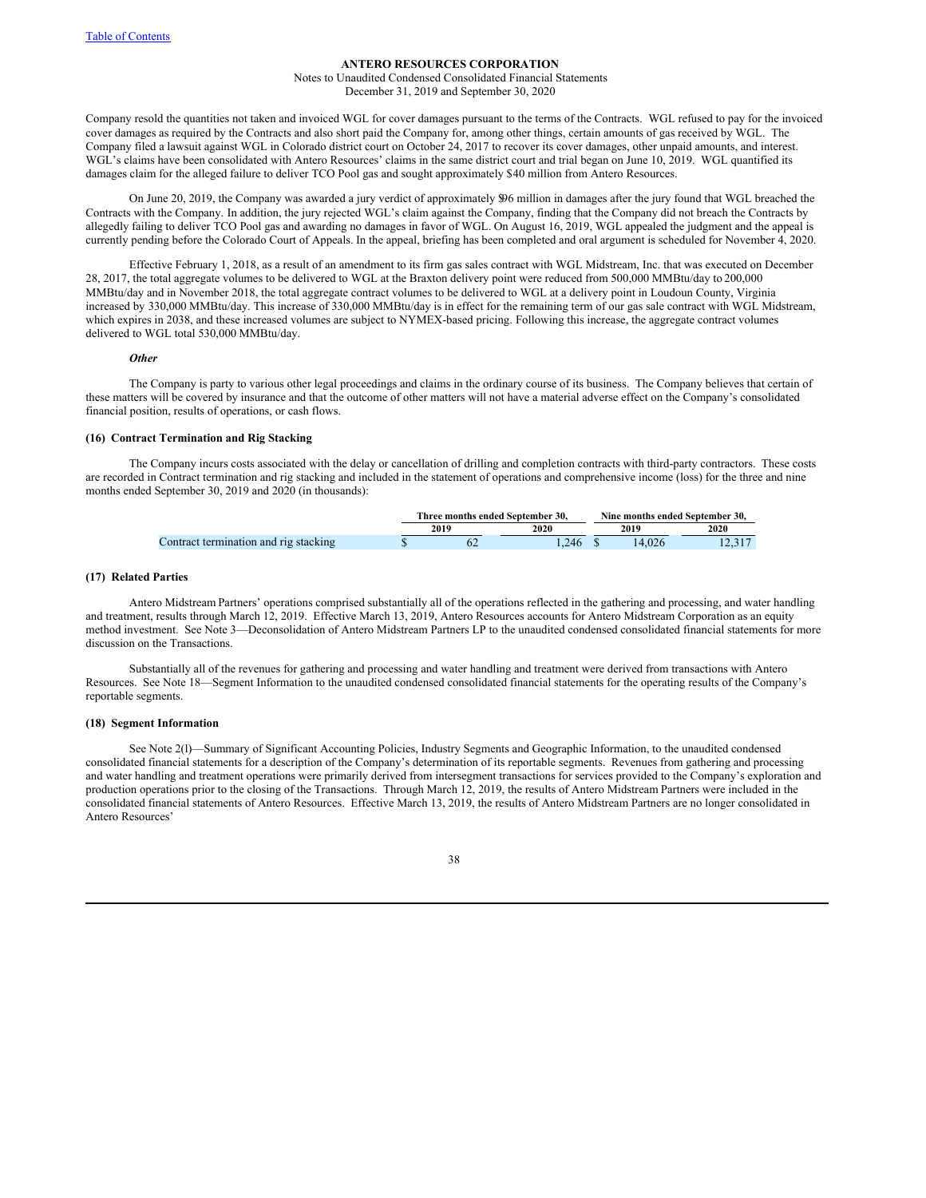Company resold the quantities not taken and invoiced WGL for cover damages pursuant to the terms of the Contracts. WGL refused to pay for the invoiced cover damages as required by the Contracts and also short paid the Company for, among other things, certain amounts of gas received by WGL. The Company filed a lawsuit against WGL in Colorado district court on October 24, 2017 to recover its cover damages, other unpaid amounts, and interest. WGL's claims have been consolidated with Antero Resources' claims in the same district court and trial began on June 10, 2019. WGL quantified its damages claim for the alleged failure to deliver TCO Pool gas and sought approximately $40 million from Antero Resources.

On June 20, 2019, the Company was awarded a jury verdict of approximately $96 million in damages after the jury found that WGL breached the Contracts with the Company. In addition, the jury rejected WGL's claim against the Company, finding that the Company did not breach the Contracts by allegedly failing to deliver TCO Pool gas and awarding no damages in favor of WGL. On August 16, 2019, WGL appealed the judgment and the appeal is currently pending before the Colorado Court of Appeals. In the appeal, briefing has been completed and oral argument is scheduled for November 4, 2020.

Effective February 1, 2018, as a result of an amendment to its firm gas sales contract with WGL Midstream, Inc. that was executed on December 28, 2017, the total aggregate volumes to be delivered to WGL at the Braxton delivery point were reduced from 500,000 MMBtu/day to 200,000 MMBtu/day and in November 2018, the total aggregate contract volumes to be delivered to WGL at a delivery point in Loudoun County, Virginia increased by 330,000 MMBtu/day. This increase of 330,000 MMBtu/day is in effect for the remaining term of our gas sale contract with WGL Midstream, which expires in 2038, and these increased volumes are subject to NYMEX-based pricing. Following this increase, the aggregate contract volumes delivered to WGL total 530,000 MMBtu/day.

***Other***

The Company is party to various other legal proceedings and claims in the ordinary course of its business. The Company believes that certain of these matters will be covered by insurance and that the outcome of other matters will not have a material adverse effect on the Company's consolidated financial position, results of operations, or cash flows.

### (16) Contract Termination and Rig Stacking

The Company incurs costs associated with the delay or cancellation of drilling and completion contracts with third-party contractors. These costs are recorded in Contract termination and rig stacking and included in the statement of operations and comprehensive income (loss) for the three and nine months ended September 30, 2019 and 2020 (in thousands):

| | Three months ended September 30, | | Nine months ended September 30, | |
|---|---|---|---|---|
| | 2019 | 2020 | 2019 | 2020 |
| Contract termination and rig stacking | $ 62 | 1,246 | $ 14,026 | 12,317 |

### (17) Related Parties

Antero Midstream Partners' operations comprised substantially all of the operations reflected in the gathering and processing, and water handling and treatment, results through March 12, 2019. Effective March 13, 2019, Antero Resources accounts for Antero Midstream Corporation as an equity method investment. See Note 3—Deconsolidation of Antero Midstream Partners LP to the unaudited condensed consolidated financial statements for more discussion on the Transactions.

Substantially all of the revenues for gathering and processing and water handling and treatment were derived from transactions with Antero Resources. See Note 18—Segment Information to the unaudited condensed consolidated financial statements for the operating results of the Company's reportable segments.

### (18) Segment Information

See Note 2(l)—Summary of Significant Accounting Policies, Industry Segments and Geographic Information, to the unaudited condensed consolidated financial statements for a description of the Company's determination of its reportable segments. Revenues from gathering and processing and water handling and treatment operations were primarily derived from intersegment transactions for services provided to the Company's exploration and production operations prior to the closing of the Transactions. Through March 12, 2019, the results of Antero Midstream Partners were included in the consolidated financial statements of Antero Resources. Effective March 13, 2019, the results of Antero Midstream Partners are no longer consolidated in Antero Resources'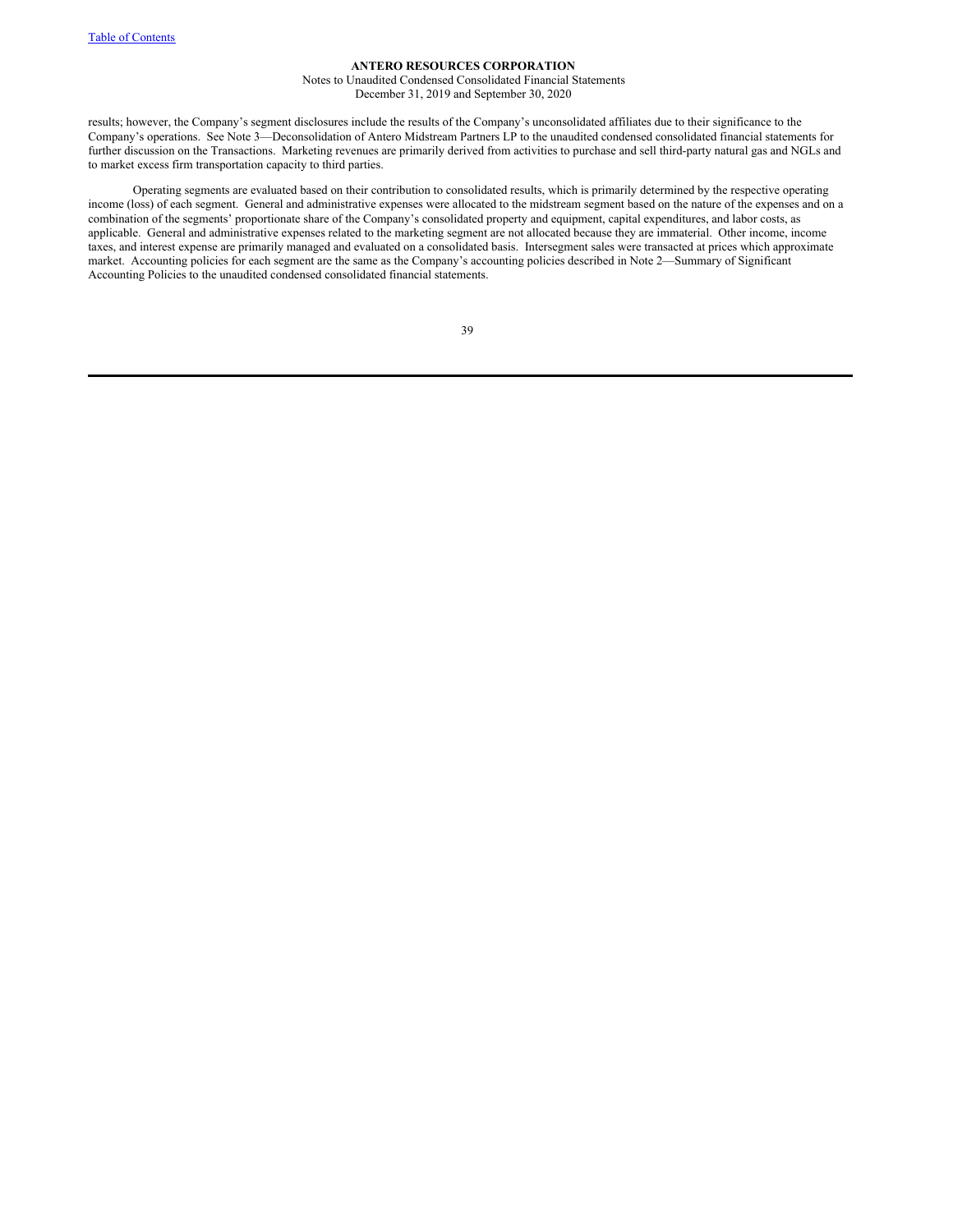results; however, the Company's segment disclosures include the results of the Company's unconsolidated affiliates due to their significance to the Company's operations. See Note 3—Deconsolidation of Antero Midstream Partners LP to the unaudited condensed consolidated financial statements for further discussion on the Transactions. Marketing revenues are primarily derived from activities to purchase and sell third-party natural gas and NGLs and to market excess firm transportation capacity to third parties.

Operating segments are evaluated based on their contribution to consolidated results, which is primarily determined by the respective operating income (loss) of each segment. General and administrative expenses were allocated to the midstream segment based on the nature of the expenses and on a combination of the segments' proportionate share of the Company's consolidated property and equipment, capital expenditures, and labor costs, as applicable. General and administrative expenses related to the marketing segment are not allocated because they are immaterial. Other income, income taxes, and interest expense are primarily managed and evaluated on a consolidated basis. Intersegment sales were transacted at prices which approximate market. Accounting policies for each segment are the same as the Company's accounting policies described in Note 2—Summary of Significant Accounting Policies to the unaudited condensed consolidated financial statements.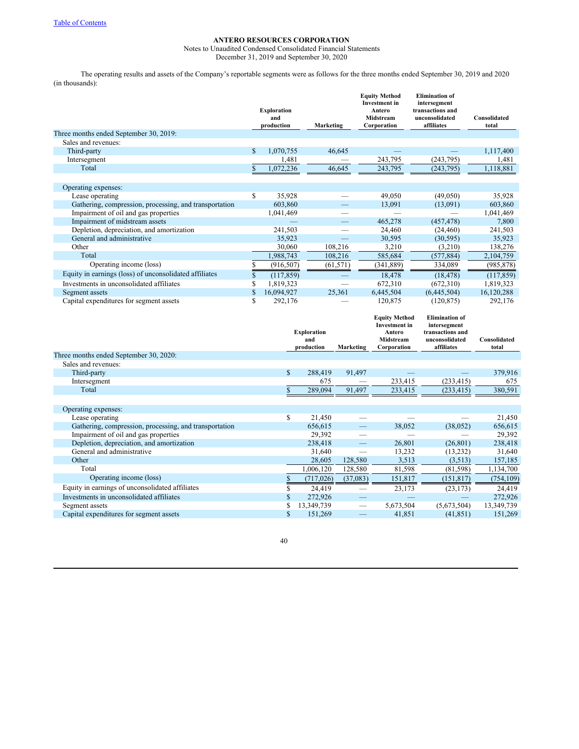Table of Contents

**ANTERO RESOURCES CORPORATION**

Notes to Unaudited Condensed Consolidated Financial Statements

December 31, 2019 and September 30, 2020

The operating results and assets of the Company's reportable segments were as follows for the three months ended September 30, 2019 and 2020 (in thousands):

| | Exploration and production | Marketing | Equity Method Investment in Antero Midstream Corporation | Elimination of intersegment transactions and unconsolidated affiliates | Consolidated total |
|---|---|---|---|---|---|
| Three months ended September 30, 2019: | | | | | |
| Sales and revenues: | | | | | |
| Third-party | $ 1,070,755 | 46,645 | — | — | 1,117,400 |
| Intersegment | 1,481 | — | 243,795 | (243,795) | 1,481 |
| Total | $ 1,072,236 | 46,645 | 243,795 | (243,795) | 1,118,881 |
| | | | | | |
| Operating expenses: | | | | | |
| Lease operating | $ 35,928 | — | 49,050 | (49,050) | 35,928 |
| Gathering, compression, processing, and transportation | 603,860 | — | 13,091 | (13,091) | 603,860 |
| Impairment of oil and gas properties | 1,041,469 | — | — | — | 1,041,469 |
| Impairment of midstream assets | — | — | 465,278 | (457,478) | 7,800 |
| Depletion, depreciation, and amortization | 241,503 | — | 24,460 | (24,460) | 241,503 |
| General and administrative | 35,923 | — | 30,595 | (30,595) | 35,923 |
| Other | 30,060 | 108,216 | 3,210 | (3,210) | 138,276 |
| Total | 1,988,743 | 108,216 | 585,684 | (577,884) | 2,104,759 |
| Operating income (loss) | $ (916,507) | (61,571) | (341,889) | 334,089 | (985,878) |
| Equity in earnings (loss) of unconsolidated affiliates | $ (117,859) | — | 18,478 | (18,478) | (117,859) |
| Investments in unconsolidated affiliates | $ 1,819,323 | — | 672,310 | (672,310) | 1,819,323 |
| Segment assets | $ 16,094,927 | 25,361 | 6,445,504 | (6,445,504) | 16,120,288 |
| Capital expenditures for segment assets | $ 292,176 | — | 120,875 | (120,875) | 292,176 |

| | Exploration and production | Marketing | Equity Method Investment in Antero Midstream Corporation | Elimination of intersegment transactions and unconsolidated affiliates | Consolidated total |
|---|---|---|---|---|---|
| Three months ended September 30, 2020: | | | | | |
| Sales and revenues: | | | | | |
| Third-party | $ 288,419 | 91,497 | — | — | 379,916 |
| Intersegment | 675 | — | 233,415 | (233,415) | 675 |
| Total | $ 289,094 | 91,497 | 233,415 | (233,415) | 380,591 |
| | | | | | |
| Operating expenses: | | | | | |
| Lease operating | $ 21,450 | — | — | — | 21,450 |
| Gathering, compression, processing, and transportation | 656,615 | — | 38,052 | (38,052) | 656,615 |
| Impairment of oil and gas properties | 29,392 | — | — | — | 29,392 |
| Depletion, depreciation, and amortization | 238,418 | — | 26,801 | (26,801) | 238,418 |
| General and administrative | 31,640 | — | 13,232 | (13,232) | 31,640 |
| Other | 28,605 | 128,580 | 3,513 | (3,513) | 157,185 |
| Total | 1,006,120 | 128,580 | 81,598 | (81,598) | 1,134,700 |
| Operating income (loss) | $ (717,026) | (37,083) | 151,817 | (151,817) | (754,109) |
| Equity in earnings of unconsolidated affiliates | $ 24,419 | — | 23,173 | (23,173) | 24,419 |
| Investments in unconsolidated affiliates | $ 272,926 | — | — | — | 272,926 |
| Segment assets | $ 13,349,739 | — | 5,673,504 | (5,673,504) | 13,349,739 |
| Capital expenditures for segment assets | $ 151,269 | — | 41,851 | (41,851) | 151,269 |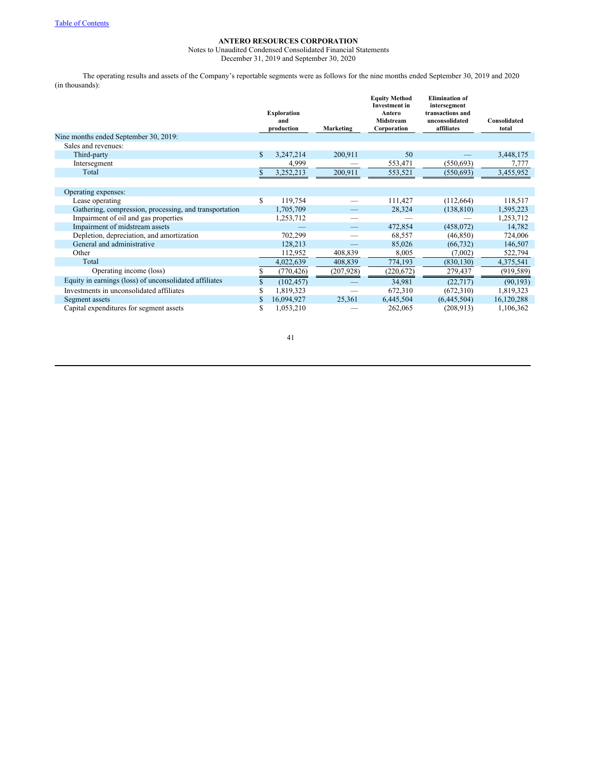**ANTERO RESOURCES CORPORATION**

Notes to Unaudited Condensed Consolidated Financial Statements

December 31, 2019 and September 30, 2020

The operating results and assets of the Company's reportable segments were as follows for the nine months ended September 30, 2019 and 2020 (in thousands):

| | Exploration and production | Marketing | Equity Method Investment in Antero Midstream Corporation | Elimination of intersegment transactions and unconsolidated affiliates | Consolidated total |
|---|---|---|---|---|---|
| Nine months ended September 30, 2019: | | | | | |
| Sales and revenues: | | | | | |
| Third-party | $ 3,247,214 | 200,911 | 50 | — | 3,448,175 |
| Intersegment | 4,999 | — | 553,471 | (550,693) | 7,777 |
| Total | $ 3,252,213 | 200,911 | 553,521 | (550,693) | 3,455,952 |
| | | | | | |
| Operating expenses: | | | | | |
| Lease operating | $ 119,754 | — | 111,427 | (112,664) | 118,517 |
| Gathering, compression, processing, and transportation | 1,705,709 | — | 28,324 | (138,810) | 1,595,223 |
| Impairment of oil and gas properties | 1,253,712 | — | — | — | 1,253,712 |
| Impairment of midstream assets | — | — | 472,854 | (458,072) | 14,782 |
| Depletion, depreciation, and amortization | 702,299 | — | 68,557 | (46,850) | 724,006 |
| General and administrative | 128,213 | — | 85,026 | (66,732) | 146,507 |
| Other | 112,952 | 408,839 | 8,005 | (7,002) | 522,794 |
| Total | 4,022,639 | 408,839 | 774,193 | (830,130) | 4,375,541 |
| Operating income (loss) | $ (770,426) | (207,928) | (220,672) | 279,437 | (919,589) |
| Equity in earnings (loss) of unconsolidated affiliates | $ (102,457) | — | 34,981 | (22,717) | (90,193) |
| Investments in unconsolidated affiliates | $ 1,819,323 | — | 672,310 | (672,310) | 1,819,323 |
| Segment assets | $ 16,094,927 | 25,361 | 6,445,504 | (6,445,504) | 16,120,288 |
| Capital expenditures for segment assets | $ 1,053,210 | — | 262,065 | (208,913) | 1,106,362 |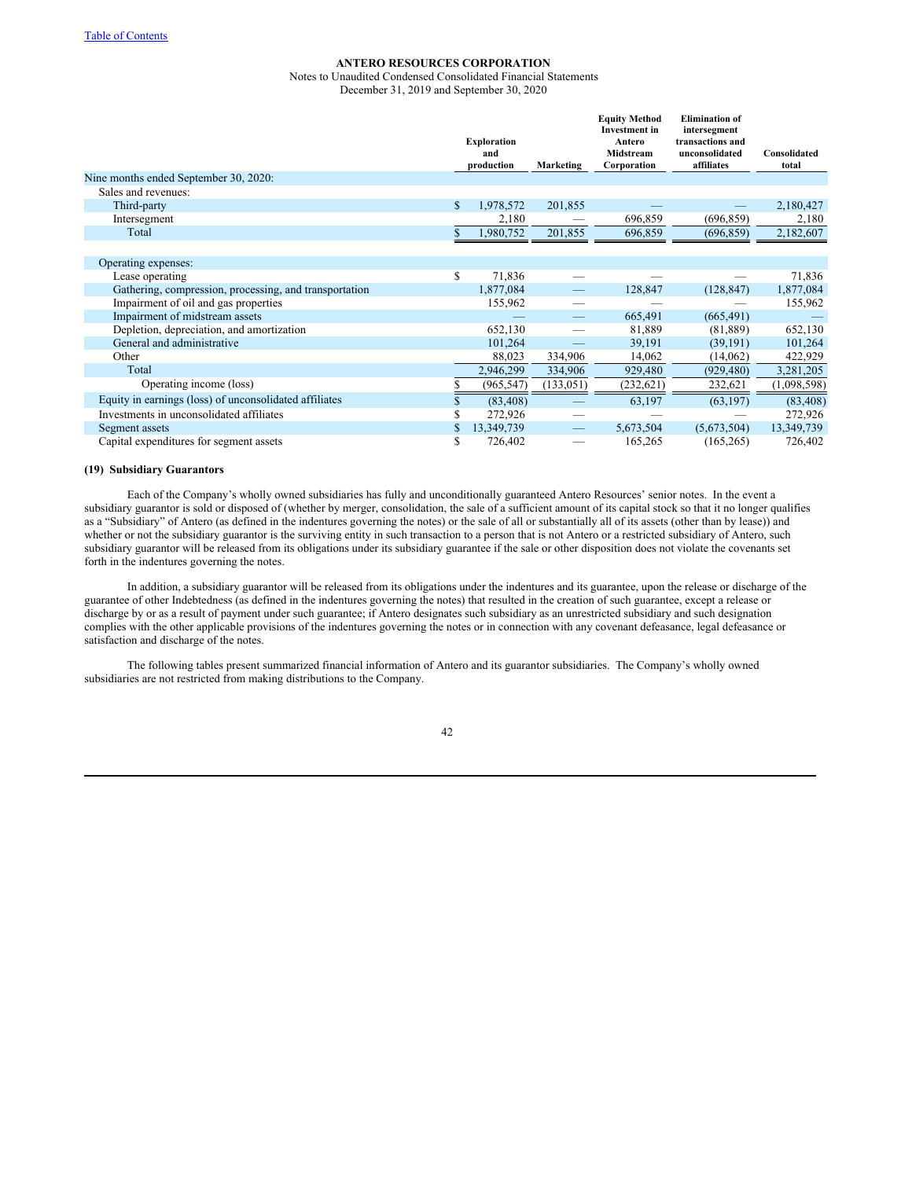**ANTERO RESOURCES CORPORATION**

Notes to Unaudited Condensed Consolidated Financial Statements

December 31, 2019 and September 30, 2020

| | Exploration and production | Marketing | Equity Method Investment in Antero Midstream Corporation | Elimination of intersegment transactions and unconsolidated affiliates | Consolidated total |
|---|---|---|---|---|---|
| Nine months ended September 30, 2020: | | | | | |
| Sales and revenues: | | | | | |
| Third-party | $ 1,978,572 | 201,855 | — | — | 2,180,427 |
| Intersegment | 2,180 | — | 696,859 | (696,859) | 2,180 |
| Total | $ 1,980,752 | 201,855 | 696,859 | (696,859) | 2,182,607 |
| | | | | | |
| Operating expenses: | | | | | |
| Lease operating | $ 71,836 | — | — | — | 71,836 |
| Gathering, compression, processing, and transportation | 1,877,084 | — | 128,847 | (128,847) | 1,877,084 |
| Impairment of oil and gas properties | 155,962 | — | — | — | 155,962 |
| Impairment of midstream assets | — | — | 665,491 | (665,491) | — |
| Depletion, depreciation, and amortization | 652,130 | — | 81,889 | (81,889) | 652,130 |
| General and administrative | 101,264 | — | 39,191 | (39,191) | 101,264 |
| Other | 88,023 | 334,906 | 14,062 | (14,062) | 422,929 |
| Total | 2,946,299 | 334,906 | 929,480 | (929,480) | 3,281,205 |
| Operating income (loss) | $ (965,547) | (133,051) | (232,621) | 232,621 | (1,098,598) |
| Equity in earnings (loss) of unconsolidated affiliates | $ (83,408) | — | 63,197 | (63,197) | (83,408) |
| Investments in unconsolidated affiliates | $ 272,926 | — | — | — | 272,926 |
| Segment assets | $ 13,349,739 | — | 5,673,504 | (5,673,504) | 13,349,739 |
| Capital expenditures for segment assets | $ 726,402 | — | 165,265 | (165,265) | 726,402 |

**(19) Subsidiary Guarantors**

Each of the Company's wholly owned subsidiaries has fully and unconditionally guaranteed Antero Resources' senior notes. In the event a subsidiary guarantor is sold or disposed of (whether by merger, consolidation, the sale of a sufficient amount of its capital stock so that it no longer qualifies as a "Subsidiary" of Antero (as defined in the indentures governing the notes) or the sale of all or substantially all of its assets (other than by lease)) and whether or not the subsidiary guarantor is the surviving entity in such transaction to a person that is not Antero or a restricted subsidiary of Antero, such subsidiary guarantor will be released from its obligations under its subsidiary guarantee if the sale or other disposition does not violate the covenants set forth in the indentures governing the notes.

In addition, a subsidiary guarantor will be released from its obligations under the indentures and its guarantee, upon the release or discharge of the guarantee of other Indebtedness (as defined in the indentures governing the notes) that resulted in the creation of such guarantee, except a release or discharge by or as a result of payment under such guarantee; if Antero designates such subsidiary as an unrestricted subsidiary and such designation complies with the other applicable provisions of the indentures governing the notes or in connection with any covenant defeasance, legal defeasance or satisfaction and discharge of the notes.

The following tables present summarized financial information of Antero and its guarantor subsidiaries. The Company's wholly owned subsidiaries are not restricted from making distributions to the Company.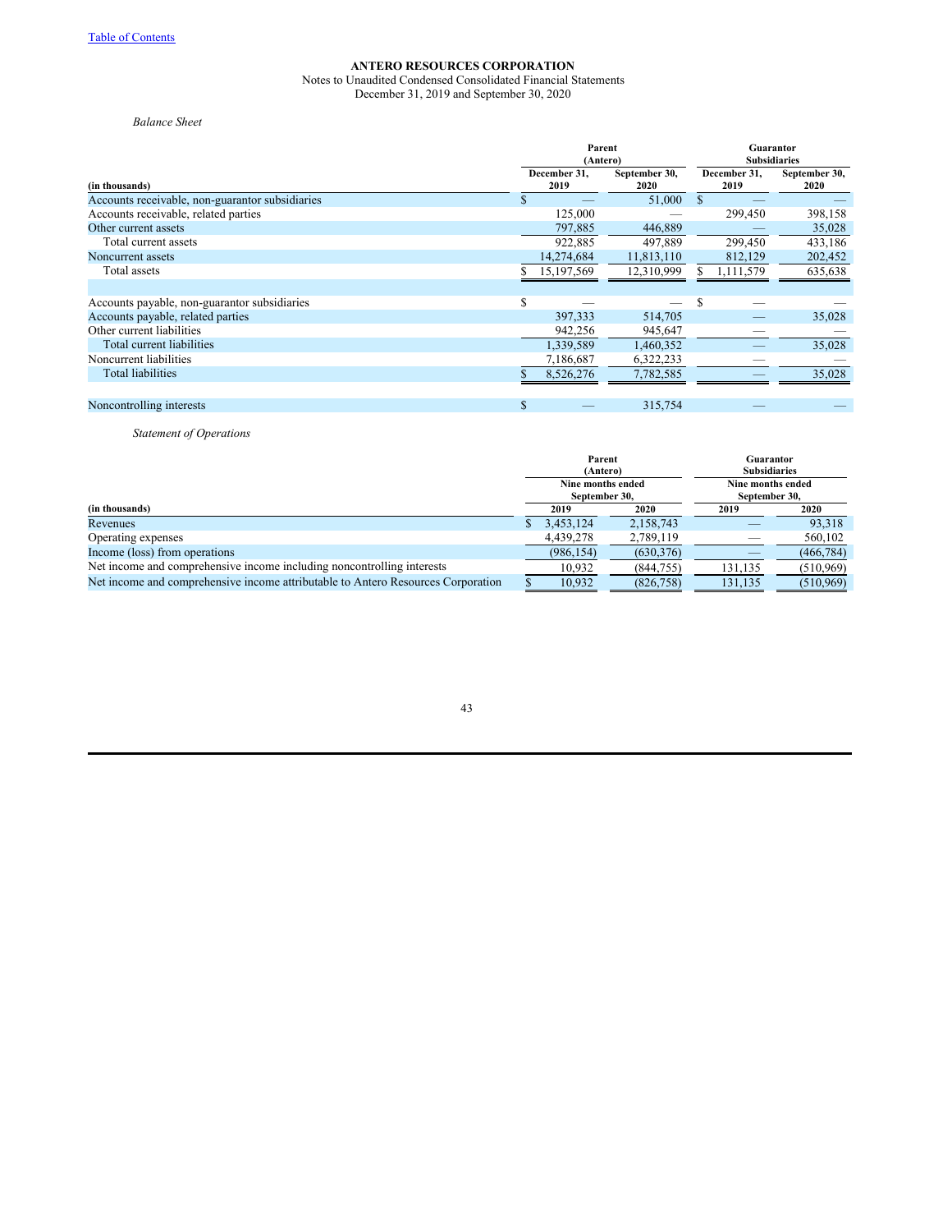*Balance Sheet*

| (in thousands) | Parent (Antero) | | Guarantor Subsidiaries | |
|---|---|---|---|---|
| | December 31, 2019 | September 30, 2020 | December 31, 2019 | September 30, 2020 |
| Accounts receivable, non-guarantor subsidiaries | $ — | 51,000 | $ — | — |
| Accounts receivable, related parties | 125,000 | — | 299,450 | 398,158 |
| Other current assets | 797,885 | 446,889 | — | 35,028 |
| Total current assets | 922,885 | 497,889 | 299,450 | 433,186 |
| Noncurrent assets | 14,274,684 | 11,813,110 | 812,129 | 202,452 |
| Total assets | $ 15,197,569 | 12,310,999 | $ 1,111,579 | 635,638 |
| | | | | |
| Accounts payable, non-guarantor subsidiaries | $ — | — | $ — | — |
| Accounts payable, related parties | 397,333 | 514,705 | — | 35,028 |
| Other current liabilities | 942,256 | 945,647 | — | — |
| Total current liabilities | 1,339,589 | 1,460,352 | — | 35,028 |
| Noncurrent liabilities | 7,186,687 | 6,322,233 | — | — |
| Total liabilities | $ 8,526,276 | 7,782,585 | — | 35,028 |
| | | | | |
| Noncontrolling interests | $ — | 315,754 | — | — |

*Statement of Operations*

| (in thousands) | Parent (Antero) | | Guarantor Subsidiaries | |
|---|---|---|---|---|
| | Nine months ended September 30, | | Nine months ended September 30, | |
| | 2019 | 2020 | 2019 | 2020 |
| Revenues | $ 3,453,124 | 2,158,743 | — | 93,318 |
| Operating expenses | 4,439,278 | 2,789,119 | — | 560,102 |
| Income (loss) from operations | (986,154) | (630,376) | — | (466,784) |
| Net income and comprehensive income including noncontrolling interests | 10,932 | (844,755) | 131,135 | (510,969) |
| Net income and comprehensive income attributable to Antero Resources Corporation | $ 10,932 | (826,758) | 131,135 | (510,969) |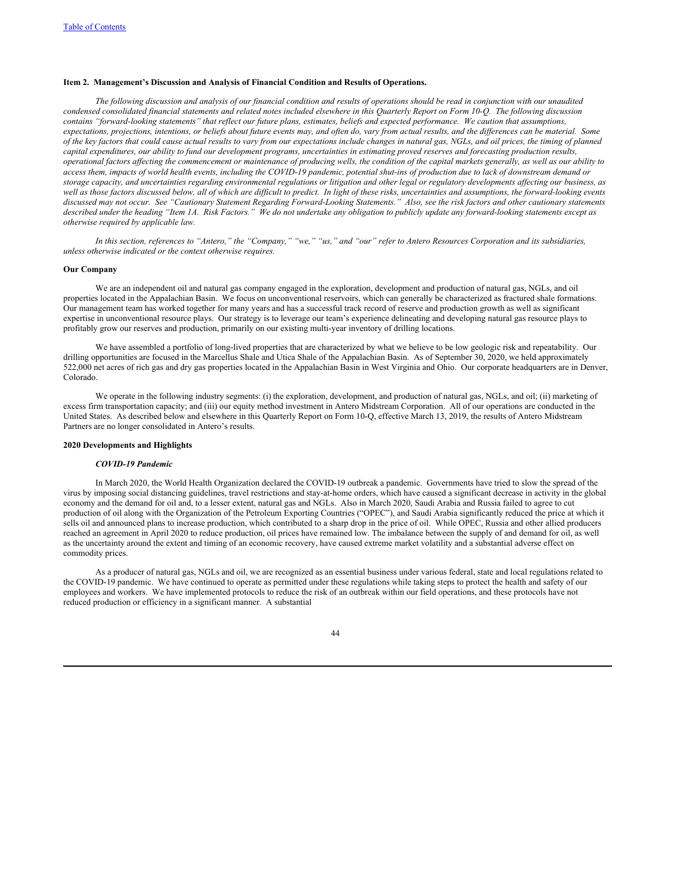### Item 2. Management's Discussion and Analysis of Financial Condition and Results of Operations.

*The following discussion and analysis of our financial condition and results of operations should be read in conjunction with our unaudited condensed consolidated financial statements and related notes included elsewhere in this Quarterly Report on Form 10-Q. The following discussion contains "forward-looking statements" that reflect our future plans, estimates, beliefs and expected performance. We caution that assumptions, expectations, projections, intentions, or beliefs about future events may, and often do, vary from actual results, and the differences can be material. Some of the key factors that could cause actual results to vary from our expectations include changes in natural gas, NGLs, and oil prices, the timing of planned capital expenditures, our ability to fund our development programs, uncertainties in estimating proved reserves and forecasting production results, operational factors affecting the commencement or maintenance of producing wells, the condition of the capital markets generally, as well as our ability to access them, impacts of world health events, including the COVID-19 pandemic, potential shut-ins of production due to lack of downstream demand or storage capacity, and uncertainties regarding environmental regulations or litigation and other legal or regulatory developments affecting our business, as well as those factors discussed below, all of which are difficult to predict. In light of these risks, uncertainties and assumptions, the forward-looking events discussed may not occur. See "Cautionary Statement Regarding Forward-Looking Statements." Also, see the risk factors and other cautionary statements described under the heading "Item 1A. Risk Factors." We do not undertake any obligation to publicly update any forward-looking statements except as otherwise required by applicable law.*

*In this section, references to "Antero," the "Company," "we," "us," and "our" refer to Antero Resources Corporation and its subsidiaries, unless otherwise indicated or the context otherwise requires.*

### Our Company

We are an independent oil and natural gas company engaged in the exploration, development and production of natural gas, NGLs, and oil properties located in the Appalachian Basin. We focus on unconventional reservoirs, which can generally be characterized as fractured shale formations. Our management team has worked together for many years and has a successful track record of reserve and production growth as well as significant expertise in unconventional resource plays. Our strategy is to leverage our team's experience delineating and developing natural gas resource plays to profitably grow our reserves and production, primarily on our existing multi-year inventory of drilling locations.

We have assembled a portfolio of long-lived properties that are characterized by what we believe to be low geologic risk and repeatability. Our drilling opportunities are focused in the Marcellus Shale and Utica Shale of the Appalachian Basin. As of September 30, 2020, we held approximately 522,000 net acres of rich gas and dry gas properties located in the Appalachian Basin in West Virginia and Ohio. Our corporate headquarters are in Denver, Colorado.

We operate in the following industry segments: (i) the exploration, development, and production of natural gas, NGLs, and oil; (ii) marketing of excess firm transportation capacity; and (iii) our equity method investment in Antero Midstream Corporation. All of our operations are conducted in the United States. As described below and elsewhere in this Quarterly Report on Form 10-Q, effective March 13, 2019, the results of Antero Midstream Partners are no longer consolidated in Antero's results.

### 2020 Developments and Highlights

#### *COVID-19 Pandemic*

In March 2020, the World Health Organization declared the COVID-19 outbreak a pandemic. Governments have tried to slow the spread of the virus by imposing social distancing guidelines, travel restrictions and stay-at-home orders, which have caused a significant decrease in activity in the global economy and the demand for oil and, to a lesser extent, natural gas and NGLs. Also in March 2020, Saudi Arabia and Russia failed to agree to cut production of oil along with the Organization of the Petroleum Exporting Countries ("OPEC"), and Saudi Arabia significantly reduced the price at which it sells oil and announced plans to increase production, which contributed to a sharp drop in the price of oil. While OPEC, Russia and other allied producers reached an agreement in April 2020 to reduce production, oil prices have remained low. The imbalance between the supply of and demand for oil, as well as the uncertainty around the extent and timing of an economic recovery, have caused extreme market volatility and a substantial adverse effect on commodity prices.

As a producer of natural gas, NGLs and oil, we are recognized as an essential business under various federal, state and local regulations related to the COVID-19 pandemic. We have continued to operate as permitted under these regulations while taking steps to protect the health and safety of our employees and workers. We have implemented protocols to reduce the risk of an outbreak within our field operations, and these protocols have not reduced production or efficiency in a significant manner. A substantial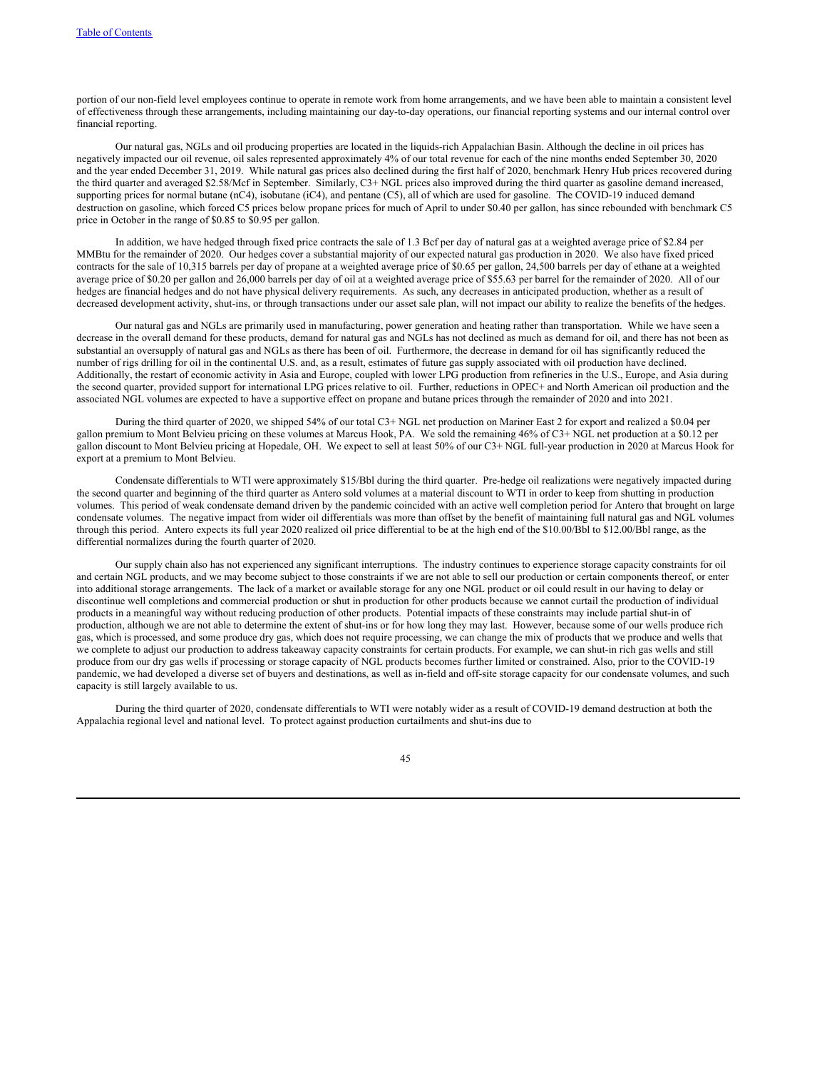portion of our non-field level employees continue to operate in remote work from home arrangements, and we have been able to maintain a consistent level of effectiveness through these arrangements, including maintaining our day-to-day operations, our financial reporting systems and our internal control over financial reporting.

Our natural gas, NGLs and oil producing properties are located in the liquids-rich Appalachian Basin. Although the decline in oil prices has negatively impacted our oil revenue, oil sales represented approximately 4% of our total revenue for each of the nine months ended September 30, 2020 and the year ended December 31, 2019. While natural gas prices also declined during the first half of 2020, benchmark Henry Hub prices recovered during the third quarter and averaged \$2.58/Mcf in September. Similarly, C3+ NGL prices also improved during the third quarter as gasoline demand increased, supporting prices for normal butane (nC4), isobutane (iC4), and pentane (C5), all of which are used for gasoline. The COVID-19 induced demand destruction on gasoline, which forced C5 prices below propane prices for much of April to under \$0.40 per gallon, has since rebounded with benchmark C5 price in October in the range of \$0.85 to \$0.95 per gallon.

In addition, we have hedged through fixed price contracts the sale of 1.3 Bcf per day of natural gas at a weighted average price of \$2.84 per MMBtu for the remainder of 2020. Our hedges cover a substantial majority of our expected natural gas production in 2020. We also have fixed priced contracts for the sale of 10,315 barrels per day of propane at a weighted average price of \$0.65 per gallon, 24,500 barrels per day of ethane at a weighted average price of \$0.20 per gallon and 26,000 barrels per day of oil at a weighted average price of \$55.63 per barrel for the remainder of 2020. All of our hedges are financial hedges and do not have physical delivery requirements. As such, any decreases in anticipated production, whether as a result of decreased development activity, shut-ins, or through transactions under our asset sale plan, will not impact our ability to realize the benefits of the hedges.

Our natural gas and NGLs are primarily used in manufacturing, power generation and heating rather than transportation. While we have seen a decrease in the overall demand for these products, demand for natural gas and NGLs has not declined as much as demand for oil, and there has not been as substantial an oversupply of natural gas and NGLs as there has been of oil. Furthermore, the decrease in demand for oil has significantly reduced the number of rigs drilling for oil in the continental U.S. and, as a result, estimates of future gas supply associated with oil production have declined. Additionally, the restart of economic activity in Asia and Europe, coupled with lower LPG production from refineries in the U.S., Europe, and Asia during the second quarter, provided support for international LPG prices relative to oil. Further, reductions in OPEC+ and North American oil production and the associated NGL volumes are expected to have a supportive effect on propane and butane prices through the remainder of 2020 and into 2021.

During the third quarter of 2020, we shipped 54% of our total C3+ NGL net production on Mariner East 2 for export and realized a \$0.04 per gallon premium to Mont Belvieu pricing on these volumes at Marcus Hook, PA. We sold the remaining 46% of C3+ NGL net production at a \$0.12 per gallon discount to Mont Belvieu pricing at Hopedale, OH. We expect to sell at least 50% of our C3+ NGL full-year production in 2020 at Marcus Hook for export at a premium to Mont Belvieu.

Condensate differentials to WTI were approximately \$15/Bbl during the third quarter. Pre-hedge oil realizations were negatively impacted during the second quarter and beginning of the third quarter as Antero sold volumes at a material discount to WTI in order to keep from shutting in production volumes. This period of weak condensate demand driven by the pandemic coincided with an active well completion period for Antero that brought on large condensate volumes. The negative impact from wider oil differentials was more than offset by the benefit of maintaining full natural gas and NGL volumes through this period. Antero expects its full year 2020 realized oil price differential to be at the high end of the \$10.00/Bbl to \$12.00/Bbl range, as the differential normalizes during the fourth quarter of 2020.

Our supply chain also has not experienced any significant interruptions. The industry continues to experience storage capacity constraints for oil and certain NGL products, and we may become subject to those constraints if we are not able to sell our production or certain components thereof, or enter into additional storage arrangements. The lack of a market or available storage for any one NGL product or oil could result in our having to delay or discontinue well completions and commercial production or shut in production for other products because we cannot curtail the production of individual products in a meaningful way without reducing production of other products. Potential impacts of these constraints may include partial shut-in of production, although we are not able to determine the extent of shut-ins or for how long they may last. However, because some of our wells produce rich gas, which is processed, and some produce dry gas, which does not require processing, we can change the mix of products that we produce and wells that we complete to adjust our production to address takeaway capacity constraints for certain products. For example, we can shut-in rich gas wells and still produce from our dry gas wells if processing or storage capacity of NGL products becomes further limited or constrained. Also, prior to the COVID-19 pandemic, we had developed a diverse set of buyers and destinations, as well as in-field and off-site storage capacity for our condensate volumes, and such capacity is still largely available to us.

During the third quarter of 2020, condensate differentials to WTI were notably wider as a result of COVID-19 demand destruction at both the Appalachia regional level and national level. To protect against production curtailments and shut-ins due to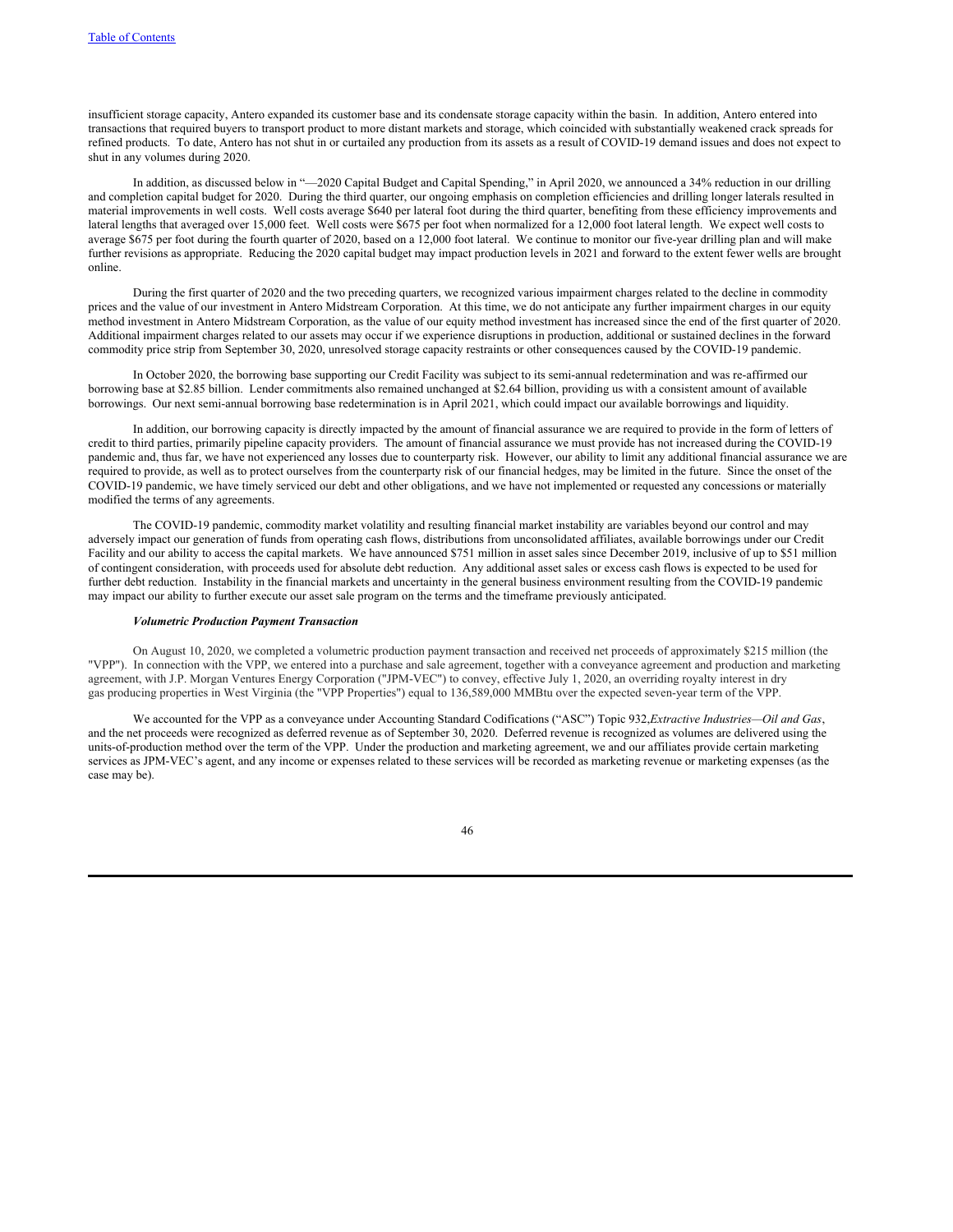insufficient storage capacity, Antero expanded its customer base and its condensate storage capacity within the basin. In addition, Antero entered into transactions that required buyers to transport product to more distant markets and storage, which coincided with substantially weakened crack spreads for refined products. To date, Antero has not shut in or curtailed any production from its assets as a result of COVID-19 demand issues and does not expect to shut in any volumes during 2020.

In addition, as discussed below in "—2020 Capital Budget and Capital Spending," in April 2020, we announced a 34% reduction in our drilling and completion capital budget for 2020. During the third quarter, our ongoing emphasis on completion efficiencies and drilling longer laterals resulted in material improvements in well costs. Well costs average $640 per lateral foot during the third quarter, benefiting from these efficiency improvements and lateral lengths that averaged over 15,000 feet. Well costs were $675 per foot when normalized for a 12,000 foot lateral length. We expect well costs to average $675 per foot during the fourth quarter of 2020, based on a 12,000 foot lateral. We continue to monitor our five-year drilling plan and will make further revisions as appropriate. Reducing the 2020 capital budget may impact production levels in 2021 and forward to the extent fewer wells are brought online.

During the first quarter of 2020 and the two preceding quarters, we recognized various impairment charges related to the decline in commodity prices and the value of our investment in Antero Midstream Corporation. At this time, we do not anticipate any further impairment charges in our equity method investment in Antero Midstream Corporation, as the value of our equity method investment has increased since the end of the first quarter of 2020. Additional impairment charges related to our assets may occur if we experience disruptions in production, additional or sustained declines in the forward commodity price strip from September 30, 2020, unresolved storage capacity restraints or other consequences caused by the COVID-19 pandemic.

In October 2020, the borrowing base supporting our Credit Facility was subject to its semi-annual redetermination and was re-affirmed our borrowing base at $2.85 billion. Lender commitments also remained unchanged at $2.64 billion, providing us with a consistent amount of available borrowings. Our next semi-annual borrowing base redetermination is in April 2021, which could impact our available borrowings and liquidity.

In addition, our borrowing capacity is directly impacted by the amount of financial assurance we are required to provide in the form of letters of credit to third parties, primarily pipeline capacity providers. The amount of financial assurance we must provide has not increased during the COVID-19 pandemic and, thus far, we have not experienced any losses due to counterparty risk. However, our ability to limit any additional financial assurance we are required to provide, as well as to protect ourselves from the counterparty risk of our financial hedges, may be limited in the future. Since the onset of the COVID-19 pandemic, we have timely serviced our debt and other obligations, and we have not implemented or requested any concessions or materially modified the terms of any agreements.

The COVID-19 pandemic, commodity market volatility and resulting financial market instability are variables beyond our control and may adversely impact our generation of funds from operating cash flows, distributions from unconsolidated affiliates, available borrowings under our Credit Facility and our ability to access the capital markets. We have announced $751 million in asset sales since December 2019, inclusive of up to $51 million of contingent consideration, with proceeds used for absolute debt reduction. Any additional asset sales or excess cash flows is expected to be used for further debt reduction. Instability in the financial markets and uncertainty in the general business environment resulting from the COVID-19 pandemic may impact our ability to further execute our asset sale program on the terms and the timeframe previously anticipated.

***Volumetric Production Payment Transaction***

On August 10, 2020, we completed a volumetric production payment transaction and received net proceeds of approximately $215 million (the "VPP"). In connection with the VPP, we entered into a purchase and sale agreement, together with a conveyance agreement and production and marketing agreement, with J.P. Morgan Ventures Energy Corporation ("JPM-VEC") to convey, effective July 1, 2020, an overriding royalty interest in dry gas producing properties in West Virginia (the "VPP Properties") equal to 136,589,000 MMBtu over the expected seven-year term of the VPP.

We accounted for the VPP as a conveyance under Accounting Standard Codifications ("ASC") Topic 932, *Extractive Industries—Oil and Gas*, and the net proceeds were recognized as deferred revenue as of September 30, 2020. Deferred revenue is recognized as volumes are delivered using the units-of-production method over the term of the VPP. Under the production and marketing agreement, we and our affiliates provide certain marketing services as JPM-VEC's agent, and any income or expenses related to these services will be recorded as marketing revenue or marketing expenses (as the case may be).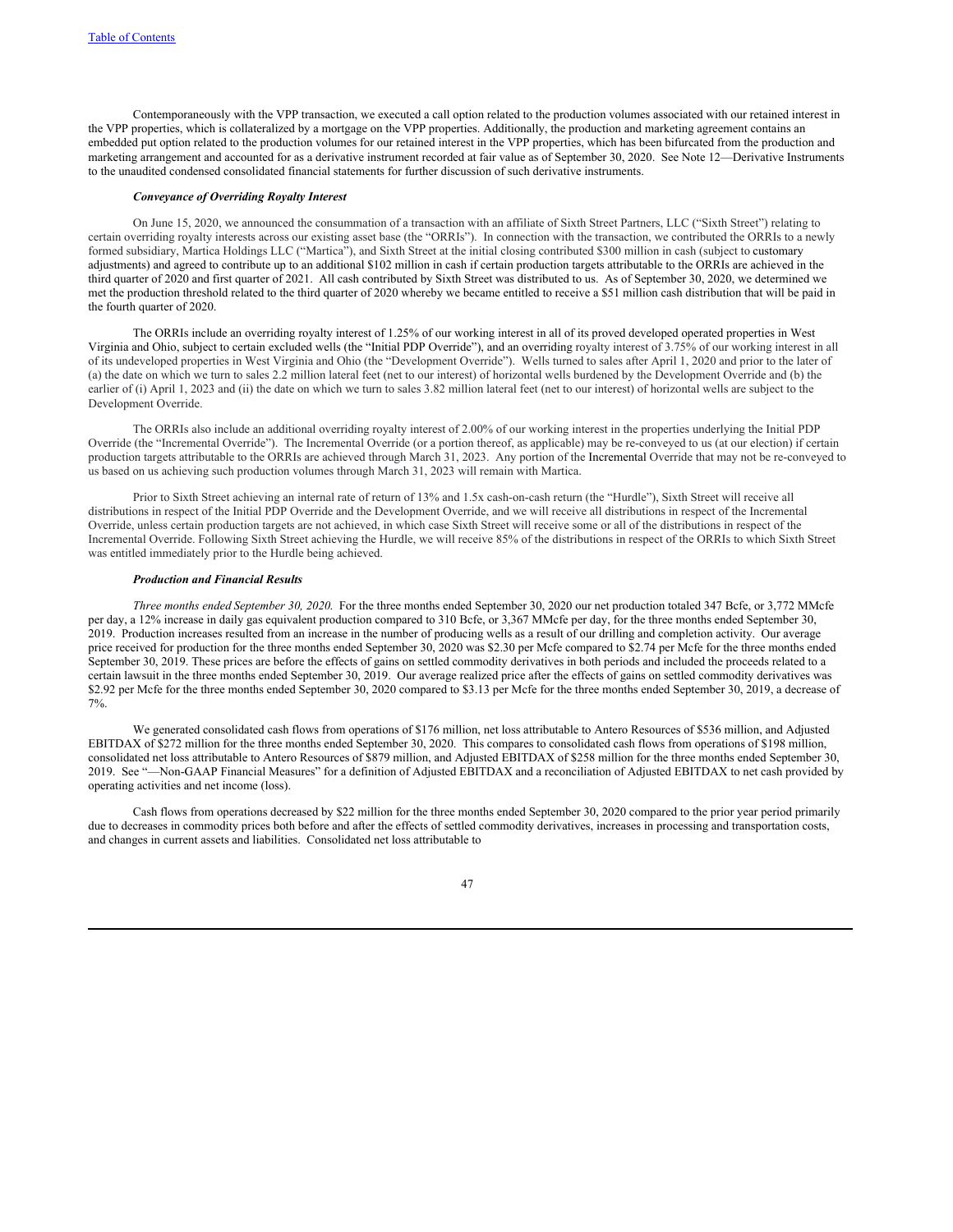Contemporaneously with the VPP transaction, we executed a call option related to the production volumes associated with our retained interest in the VPP properties, which is collateralized by a mortgage on the VPP properties. Additionally, the production and marketing agreement contains an embedded put option related to the production volumes for our retained interest in the VPP properties, which has been bifurcated from the production and marketing arrangement and accounted for as a derivative instrument recorded at fair value as of September 30, 2020. See Note 12—Derivative Instruments to the unaudited condensed consolidated financial statements for further discussion of such derivative instruments.

***Conveyance of Overriding Royalty Interest***

On June 15, 2020, we announced the consummation of a transaction with an affiliate of Sixth Street Partners, LLC ("Sixth Street") relating to certain overriding royalty interests across our existing asset base (the "ORRIs"). In connection with the transaction, we contributed the ORRIs to a newly formed subsidiary, Martica Holdings LLC ("Martica"), and Sixth Street at the initial closing contributed $300 million in cash (subject to customary adjustments) and agreed to contribute up to an additional $102 million in cash if certain production targets attributable to the ORRIs are achieved in the third quarter of 2020 and first quarter of 2021. All cash contributed by Sixth Street was distributed to us. As of September 30, 2020, we determined we met the production threshold related to the third quarter of 2020 whereby we became entitled to receive a $51 million cash distribution that will be paid in the fourth quarter of 2020.

The ORRIs include an overriding royalty interest of 1.25% of our working interest in all of its proved developed operated properties in West Virginia and Ohio, subject to certain excluded wells (the "Initial PDP Override"), and an overriding royalty interest of 3.75% of our working interest in all of its undeveloped properties in West Virginia and Ohio (the "Development Override"). Wells turned to sales after April 1, 2020 and prior to the later of (a) the date on which we turn to sales 2.2 million lateral feet (net to our interest) of horizontal wells burdened by the Development Override and (b) the earlier of (i) April 1, 2023 and (ii) the date on which we turn to sales 3.82 million lateral feet (net to our interest) of horizontal wells are subject to the Development Override.

The ORRIs also include an additional overriding royalty interest of 2.00% of our working interest in the properties underlying the Initial PDP Override (the "Incremental Override"). The Incremental Override (or a portion thereof, as applicable) may be re-conveyed to us (at our election) if certain production targets attributable to the ORRIs are achieved through March 31, 2023. Any portion of the Incremental Override that may not be re-conveyed to us based on us achieving such production volumes through March 31, 2023 will remain with Martica.

Prior to Sixth Street achieving an internal rate of return of 13% and 1.5x cash-on-cash return (the "Hurdle"), Sixth Street will receive all distributions in respect of the Initial PDP Override and the Development Override, and we will receive all distributions in respect of the Incremental Override, unless certain production targets are not achieved, in which case Sixth Street will receive some or all of the distributions in respect of the Incremental Override. Following Sixth Street achieving the Hurdle, we will receive 85% of the distributions in respect of the ORRIs to which Sixth Street was entitled immediately prior to the Hurdle being achieved.

***Production and Financial Results***

*Three months ended September 30, 2020.* For the three months ended September 30, 2020 our net production totaled 347 Bcfe, or 3,772 MMcfe per day, a 12% increase in daily gas equivalent production compared to 310 Bcfe, or 3,367 MMcfe per day, for the three months ended September 30, 2019. Production increases resulted from an increase in the number of producing wells as a result of our drilling and completion activity. Our average price received for production for the three months ended September 30, 2020 was $2.30 per Mcfe compared to $2.74 per Mcfe for the three months ended September 30, 2019. These prices are before the effects of gains on settled commodity derivatives in both periods and included the proceeds related to a certain lawsuit in the three months ended September 30, 2019. Our average realized price after the effects of gains on settled commodity derivatives was $2.92 per Mcfe for the three months ended September 30, 2020 compared to $3.13 per Mcfe for the three months ended September 30, 2019, a decrease of 7%.

We generated consolidated cash flows from operations of $176 million, net loss attributable to Antero Resources of $536 million, and Adjusted EBITDAX of $272 million for the three months ended September 30, 2020. This compares to consolidated cash flows from operations of $198 million, consolidated net loss attributable to Antero Resources of $879 million, and Adjusted EBITDAX of $258 million for the three months ended September 30, 2019. See "—Non-GAAP Financial Measures" for a definition of Adjusted EBITDAX and a reconciliation of Adjusted EBITDAX to net cash provided by operating activities and net income (loss).

Cash flows from operations decreased by $22 million for the three months ended September 30, 2020 compared to the prior year period primarily due to decreases in commodity prices both before and after the effects of settled commodity derivatives, increases in processing and transportation costs, and changes in current assets and liabilities. Consolidated net loss attributable to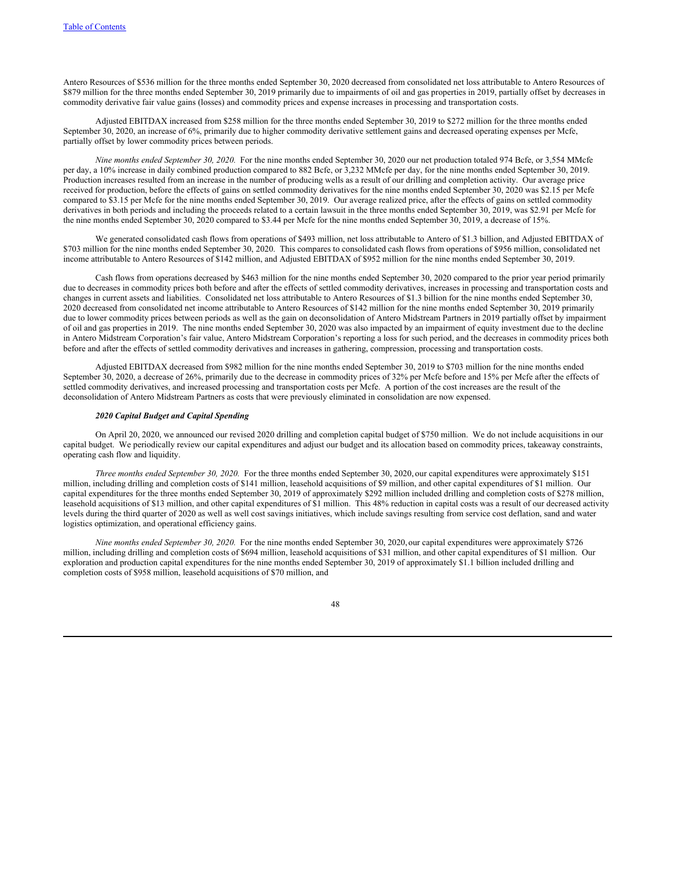Antero Resources of $536 million for the three months ended September 30, 2020 decreased from consolidated net loss attributable to Antero Resources of $879 million for the three months ended September 30, 2019 primarily due to impairments of oil and gas properties in 2019, partially offset by decreases in commodity derivative fair value gains (losses) and commodity prices and expense increases in processing and transportation costs.

Adjusted EBITDAX increased from $258 million for the three months ended September 30, 2019 to $272 million for the three months ended September 30, 2020, an increase of 6%, primarily due to higher commodity derivative settlement gains and decreased operating expenses per Mcfe, partially offset by lower commodity prices between periods.

*Nine months ended September 30, 2020.* For the nine months ended September 30, 2020 our net production totaled 974 Bcfe, or 3,554 MMcfe per day, a 10% increase in daily combined production compared to 882 Bcfe, or 3,232 MMcfe per day, for the nine months ended September 30, 2019. Production increases resulted from an increase in the number of producing wells as a result of our drilling and completion activity. Our average price received for production, before the effects of gains on settled commodity derivatives for the nine months ended September 30, 2020 was $2.15 per Mcfe compared to $3.15 per Mcfe for the nine months ended September 30, 2019. Our average realized price, after the effects of gains on settled commodity derivatives in both periods and including the proceeds related to a certain lawsuit in the three months ended September 30, 2019, was $2.91 per Mcfe for the nine months ended September 30, 2020 compared to $3.44 per Mcfe for the nine months ended September 30, 2019, a decrease of 15%.

We generated consolidated cash flows from operations of $493 million, net loss attributable to Antero of $1.3 billion, and Adjusted EBITDAX of $703 million for the nine months ended September 30, 2020. This compares to consolidated cash flows from operations of $956 million, consolidated net income attributable to Antero Resources of $142 million, and Adjusted EBITDAX of $952 million for the nine months ended September 30, 2019.

Cash flows from operations decreased by $463 million for the nine months ended September 30, 2020 compared to the prior year period primarily due to decreases in commodity prices both before and after the effects of settled commodity derivatives, increases in processing and transportation costs and changes in current assets and liabilities. Consolidated net loss attributable to Antero Resources of $1.3 billion for the nine months ended September 30, 2020 decreased from consolidated net income attributable to Antero Resources of $142 million for the nine months ended September 30, 2019 primarily due to lower commodity prices between periods as well as the gain on deconsolidation of Antero Midstream Partners in 2019 partially offset by impairment of oil and gas properties in 2019. The nine months ended September 30, 2020 was also impacted by an impairment of equity investment due to the decline in Antero Midstream Corporation's fair value, Antero Midstream Corporation's reporting a loss for such period, and the decreases in commodity prices both before and after the effects of settled commodity derivatives and increases in gathering, compression, processing and transportation costs.

Adjusted EBITDAX decreased from $982 million for the nine months ended September 30, 2019 to $703 million for the nine months ended September 30, 2020, a decrease of 26%, primarily due to the decrease in commodity prices of 32% per Mcfe before and 15% per Mcfe after the effects of settled commodity derivatives, and increased processing and transportation costs per Mcfe. A portion of the cost increases are the result of the deconsolidation of Antero Midstream Partners as costs that were previously eliminated in consolidation are now expensed.

### *2020 Capital Budget and Capital Spending*

On April 20, 2020, we announced our revised 2020 drilling and completion capital budget of $750 million. We do not include acquisitions in our capital budget. We periodically review our capital expenditures and adjust our budget and its allocation based on commodity prices, takeaway constraints, operating cash flow and liquidity.

*Three months ended September 30, 2020.* For the three months ended September 30, 2020, our capital expenditures were approximately $151 million, including drilling and completion costs of $141 million, leasehold acquisitions of $9 million, and other capital expenditures of $1 million. Our capital expenditures for the three months ended September 30, 2019 of approximately $292 million included drilling and completion costs of $278 million, leasehold acquisitions of $13 million, and other capital expenditures of $1 million. This 48% reduction in capital costs was a result of our decreased activity levels during the third quarter of 2020 as well as well cost savings initiatives, which include savings resulting from service cost deflation, sand and water logistics optimization, and operational efficiency gains.

*Nine months ended September 30, 2020.* For the nine months ended September 30, 2020, our capital expenditures were approximately $726 million, including drilling and completion costs of $694 million, leasehold acquisitions of $31 million, and other capital expenditures of $1 million. Our exploration and production capital expenditures for the nine months ended September 30, 2019 of approximately $1.1 billion included drilling and completion costs of $958 million, leasehold acquisitions of $70 million, and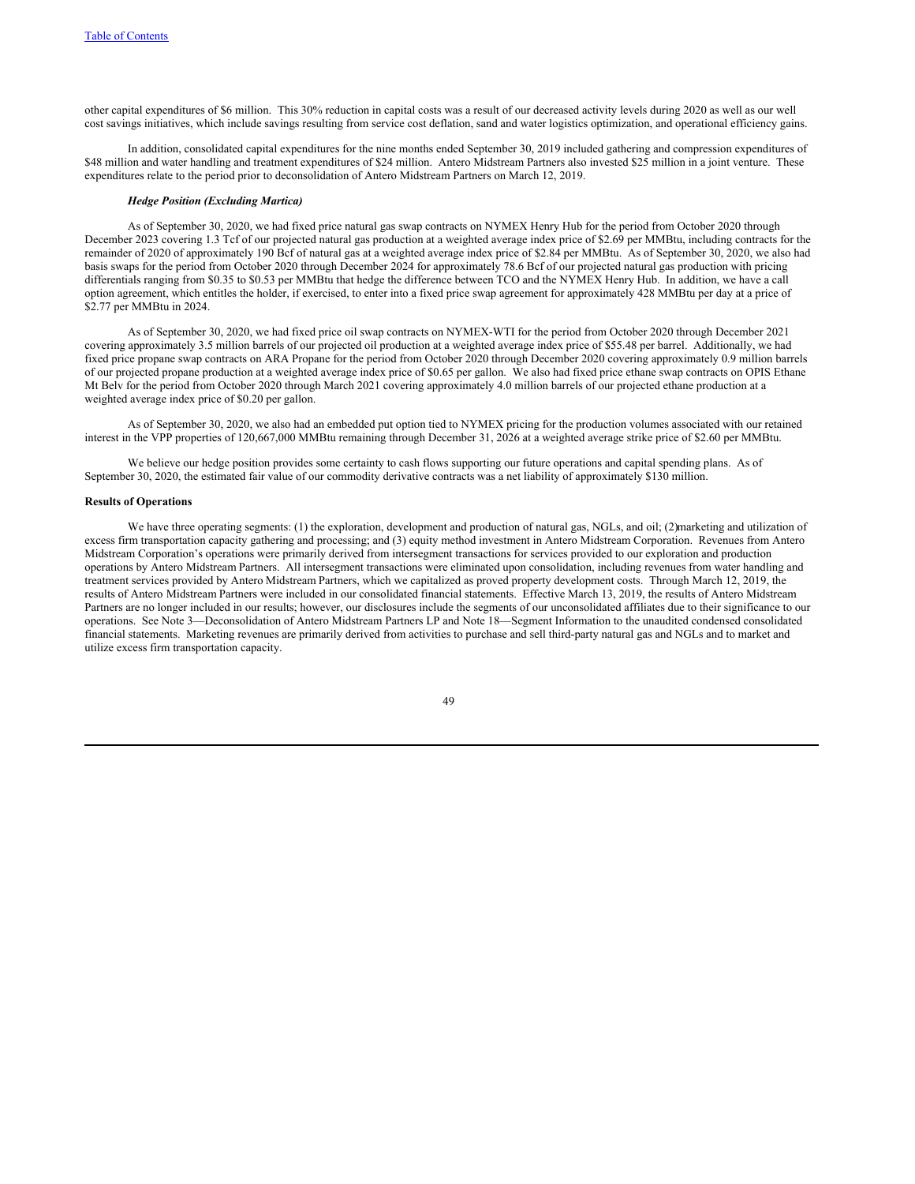other capital expenditures of $6 million. This 30% reduction in capital costs was a result of our decreased activity levels during 2020 as well as our well cost savings initiatives, which include savings resulting from service cost deflation, sand and water logistics optimization, and operational efficiency gains.

In addition, consolidated capital expenditures for the nine months ended September 30, 2019 included gathering and compression expenditures of $48 million and water handling and treatment expenditures of $24 million. Antero Midstream Partners also invested $25 million in a joint venture. These expenditures relate to the period prior to deconsolidation of Antero Midstream Partners on March 12, 2019.

***Hedge Position (Excluding Martica)***

As of September 30, 2020, we had fixed price natural gas swap contracts on NYMEX Henry Hub for the period from October 2020 through December 2023 covering 1.3 Tcf of our projected natural gas production at a weighted average index price of $2.69 per MMBtu, including contracts for the remainder of 2020 of approximately 190 Bcf of natural gas at a weighted average index price of $2.84 per MMBtu. As of September 30, 2020, we also had basis swaps for the period from October 2020 through December 2024 for approximately 78.6 Bcf of our projected natural gas production with pricing differentials ranging from $0.35 to $0.53 per MMBtu that hedge the difference between TCO and the NYMEX Henry Hub. In addition, we have a call option agreement, which entitles the holder, if exercised, to enter into a fixed price swap agreement for approximately 428 MMBtu per day at a price of $2.77 per MMBtu in 2024.

As of September 30, 2020, we had fixed price oil swap contracts on NYMEX-WTI for the period from October 2020 through December 2021 covering approximately 3.5 million barrels of our projected oil production at a weighted average index price of $55.48 per barrel. Additionally, we had fixed price propane swap contracts on ARA Propane for the period from October 2020 through December 2020 covering approximately 0.9 million barrels of our projected propane production at a weighted average index price of $0.65 per gallon. We also had fixed price ethane swap contracts on OPIS Ethane Mt Belv for the period from October 2020 through March 2021 covering approximately 4.0 million barrels of our projected ethane production at a weighted average index price of $0.20 per gallon.

As of September 30, 2020, we also had an embedded put option tied to NYMEX pricing for the production volumes associated with our retained interest in the VPP properties of 120,667,000 MMBtu remaining through December 31, 2026 at a weighted average strike price of $2.60 per MMBtu.

We believe our hedge position provides some certainty to cash flows supporting our future operations and capital spending plans. As of September 30, 2020, the estimated fair value of our commodity derivative contracts was a net liability of approximately $130 million.

**Results of Operations**

We have three operating segments: (1) the exploration, development and production of natural gas, NGLs, and oil; (2)marketing and utilization of excess firm transportation capacity gathering and processing; and (3) equity method investment in Antero Midstream Corporation. Revenues from Antero Midstream Corporation's operations were primarily derived from intersegment transactions for services provided to our exploration and production operations by Antero Midstream Partners. All intersegment transactions were eliminated upon consolidation, including revenues from water handling and treatment services provided by Antero Midstream Partners, which we capitalized as proved property development costs. Through March 12, 2019, the results of Antero Midstream Partners were included in our consolidated financial statements. Effective March 13, 2019, the results of Antero Midstream Partners are no longer included in our results; however, our disclosures include the segments of our unconsolidated affiliates due to their significance to our operations. See Note 3—Deconsolidation of Antero Midstream Partners LP and Note 18—Segment Information to the unaudited condensed consolidated financial statements. Marketing revenues are primarily derived from activities to purchase and sell third-party natural gas and NGLs and to market and utilize excess firm transportation capacity.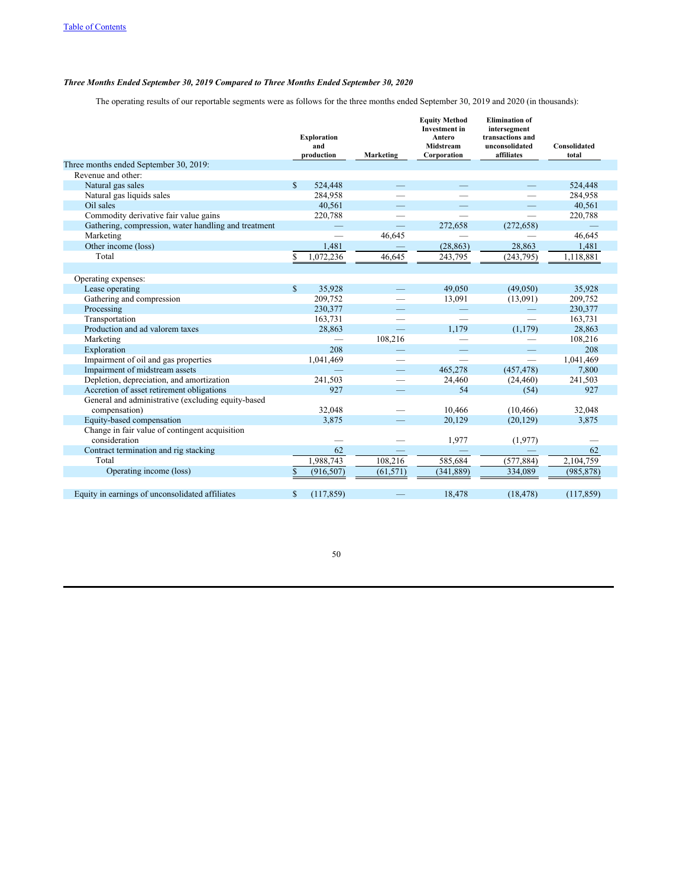*Three Months Ended September 30, 2019 Compared to Three Months Ended September 30, 2020*

The operating results of our reportable segments were as follows for the three months ended September 30, 2019 and 2020 (in thousands):

| | Exploration and production | Marketing | Equity Method Investment in Antero Midstream Corporation | Elimination of intersegment transactions and unconsolidated affiliates | Consolidated total |
|---|---|---|---|---|---|
| Three months ended September 30, 2019: | | | | | |
| Revenue and other: | | | | | |
| Natural gas sales | $ 524,448 | — | — | — | 524,448 |
| Natural gas liquids sales | 284,958 | — | — | — | 284,958 |
| Oil sales | 40,561 | — | — | — | 40,561 |
| Commodity derivative fair value gains | 220,788 | — | — | — | 220,788 |
| Gathering, compression, water handling and treatment | — | — | 272,658 | (272,658) | — |
| Marketing | — | 46,645 | — | — | 46,645 |
| Other income (loss) | 1,481 | — | (28,863) | 28,863 | 1,481 |
| Total | $ 1,072,236 | 46,645 | 243,795 | (243,795) | 1,118,881 |
| | | | | | |
| Operating expenses: | | | | | |
| Lease operating | $ 35,928 | — | 49,050 | (49,050) | 35,928 |
| Gathering and compression | 209,752 | — | 13,091 | (13,091) | 209,752 |
| Processing | 230,377 | — | — | — | 230,377 |
| Transportation | 163,731 | — | — | — | 163,731 |
| Production and ad valorem taxes | 28,863 | — | 1,179 | (1,179) | 28,863 |
| Marketing | — | 108,216 | — | — | 108,216 |
| Exploration | 208 | — | — | — | 208 |
| Impairment of oil and gas properties | 1,041,469 | — | — | — | 1,041,469 |
| Impairment of midstream assets | — | — | 465,278 | (457,478) | 7,800 |
| Depletion, depreciation, and amortization | 241,503 | — | 24,460 | (24,460) | 241,503 |
| Accretion of asset retirement obligations | 927 | — | 54 | (54) | 927 |
| General and administrative (excluding equity-based compensation) | 32,048 | — | 10,466 | (10,466) | 32,048 |
| Equity-based compensation | 3,875 | — | 20,129 | (20,129) | 3,875 |
| Change in fair value of contingent acquisition consideration | — | — | 1,977 | (1,977) | — |
| Contract termination and rig stacking | 62 | — | — | — | 62 |
| Total | 1,988,743 | 108,216 | 585,684 | (577,884) | 2,104,759 |
| Operating income (loss) | $ (916,507) | (61,571) | (341,889) | 334,089 | (985,878) |
| | | | | | |
| Equity in earnings of unconsolidated affiliates | $ (117,859) | — | 18,478 | (18,478) | (117,859) |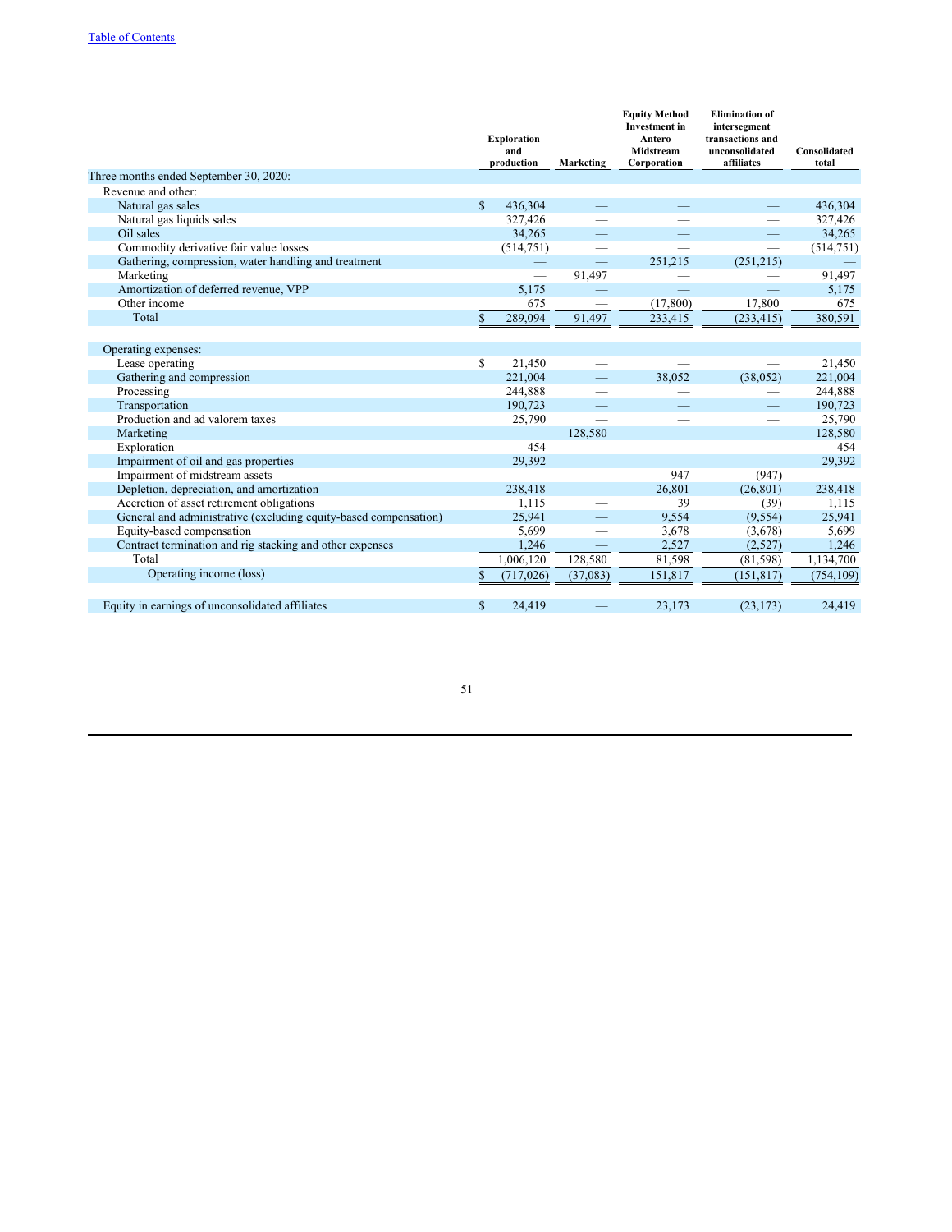|  | Exploration and production | Marketing | Equity Method Investment in Antero Midstream Corporation | Elimination of intersegment transactions and unconsolidated affiliates | Consolidated total |
|---|---|---|---|---|---|
| Three months ended September 30, 2020: |  |  |  |  |  |
| Revenue and other: |  |  |  |  |  |
| Natural gas sales | $ 436,304 | — | — | — | 436,304 |
| Natural gas liquids sales | 327,426 | — | — | — | 327,426 |
| Oil sales | 34,265 | — | — | — | 34,265 |
| Commodity derivative fair value losses | (514,751) | — | — | — | (514,751) |
| Gathering, compression, water handling and treatment | — | — | 251,215 | (251,215) | — |
| Marketing | — | 91,497 | — | — | 91,497 |
| Amortization of deferred revenue, VPP | 5,175 | — | — | — | 5,175 |
| Other income | 675 | — | (17,800) | 17,800 | 675 |
| Total | $ 289,094 | 91,497 | 233,415 | (233,415) | 380,591 |
| Operating expenses: |  |  |  |  |  |
| Lease operating | $ 21,450 | — | — | — | 21,450 |
| Gathering and compression | 221,004 | — | 38,052 | (38,052) | 221,004 |
| Processing | 244,888 | — | — | — | 244,888 |
| Transportation | 190,723 | — | — | — | 190,723 |
| Production and ad valorem taxes | 25,790 | — | — | — | 25,790 |
| Marketing | — | 128,580 | — | — | 128,580 |
| Exploration | 454 | — | — | — | 454 |
| Impairment of oil and gas properties | 29,392 | — | — | — | 29,392 |
| Impairment of midstream assets | — | — | 947 | (947) | — |
| Depletion, depreciation, and amortization | 238,418 | — | 26,801 | (26,801) | 238,418 |
| Accretion of asset retirement obligations | 1,115 | — | 39 | (39) | 1,115 |
| General and administrative (excluding equity-based compensation) | 25,941 | — | 9,554 | (9,554) | 25,941 |
| Equity-based compensation | 5,699 | — | 3,678 | (3,678) | 5,699 |
| Contract termination and rig stacking and other expenses | 1,246 | — | 2,527 | (2,527) | 1,246 |
| Total | 1,006,120 | 128,580 | 81,598 | (81,598) | 1,134,700 |
| Operating income (loss) | $ (717,026) | (37,083) | 151,817 | (151,817) | (754,109) |
| Equity in earnings of unconsolidated affiliates | $ 24,419 | — | 23,173 | (23,173) | 24,419 |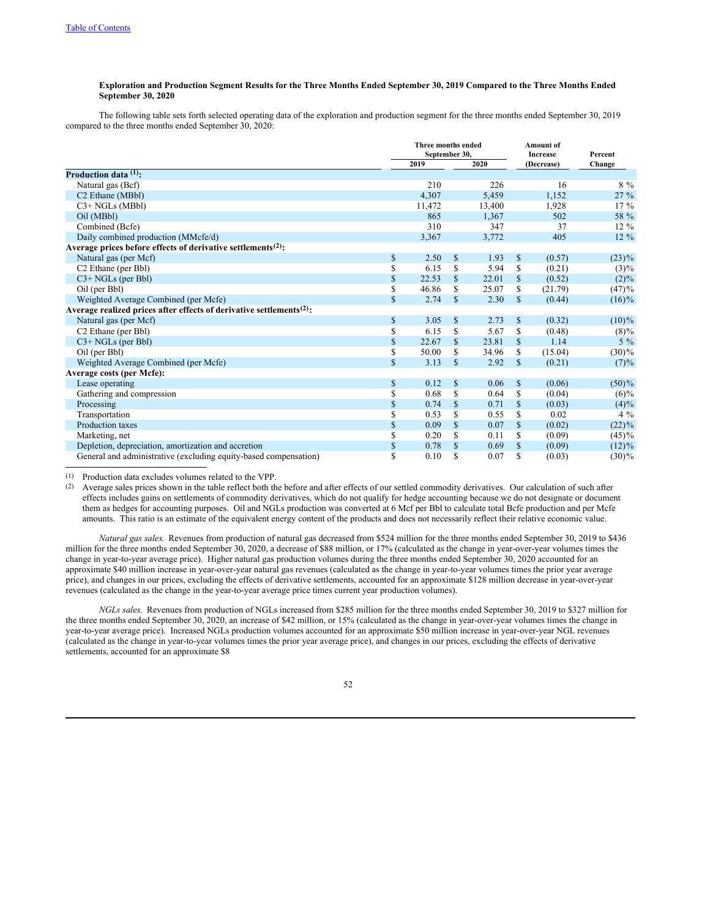**Exploration and Production Segment Results for the Three Months Ended September 30, 2019 Compared to the Three Months Ended September 30, 2020**

The following table sets forth selected operating data of the exploration and production segment for the three months ended September 30, 2019 compared to the three months ended September 30, 2020:

| | Three months ended September 30, 2019 | Three months ended September 30, 2020 | Amount of Increase (Decrease) | Percent Change |
|---|---|---|---|---|
| **Production data (1):** | | | | |
| Natural gas (Bcf) | 210 | 226 | 16 | 8 % |
| C2 Ethane (MBbl) | 4,307 | 5,459 | 1,152 | 27 % |
| C3+ NGLs (MBbl) | 11,472 | 13,400 | 1,928 | 17 % |
| Oil (MBbl) | 865 | 1,367 | 502 | 58 % |
| Combined (Bcfe) | 310 | 347 | 37 | 12 % |
| Daily combined production (MMcfe/d) | 3,367 | 3,772 | 405 | 12 % |
| **Average prices before effects of derivative settlements (2):** | | | | |
| Natural gas (per Mcf) | $ 2.50 | $ 1.93 | $ (0.57) | (23)% |
| C2 Ethane (per Bbl) | $ 6.15 | $ 5.94 | $ (0.21) | (3)% |
| C3+ NGLs (per Bbl) | $ 22.53 | $ 22.01 | $ (0.52) | (2)% |
| Oil (per Bbl) | $ 46.86 | $ 25.07 | $ (21.79) | (47)% |
| Weighted Average Combined (per Mcfe) | $ 2.74 | $ 2.30 | $ (0.44) | (16)% |
| **Average realized prices after effects of derivative settlements (2):** | | | | |
| Natural gas (per Mcf) | $ 3.05 | $ 2.73 | $ (0.32) | (10)% |
| C2 Ethane (per Bbl) | $ 6.15 | $ 5.67 | $ (0.48) | (8)% |
| C3+ NGLs (per Bbl) | $ 22.67 | $ 23.81 | $ 1.14 | 5 % |
| Oil (per Bbl) | $ 50.00 | $ 34.96 | $ (15.04) | (30)% |
| Weighted Average Combined (per Mcfe) | $ 3.13 | $ 2.92 | $ (0.21) | (7)% |
| **Average costs (per Mcfe):** | | | | |
| Lease operating | $ 0.12 | $ 0.06 | $ (0.06) | (50)% |
| Gathering and compression | $ 0.68 | $ 0.64 | $ (0.04) | (6)% |
| Processing | $ 0.74 | $ 0.71 | $ (0.03) | (4)% |
| Transportation | $ 0.53 | $ 0.55 | $ 0.02 | 4 % |
| Production taxes | $ 0.09 | $ 0.07 | $ (0.02) | (22)% |
| Marketing, net | $ 0.20 | $ 0.11 | $ (0.09) | (45)% |
| Depletion, depreciation, amortization and accretion | $ 0.78 | $ 0.69 | $ (0.09) | (12)% |
| General and administrative (excluding equity-based compensation) | $ 0.10 | $ 0.07 | $ (0.03) | (30)% |

(1) Production data excludes volumes related to the VPP.

(2) Average sales prices shown in the table reflect both the before and after effects of our settled commodity derivatives. Our calculation of such after effects includes gains on settlements of commodity derivatives, which do not qualify for hedge accounting because we do not designate or document them as hedges for accounting purposes. Oil and NGLs production was converted at 6 Mcf per Bbl to calculate total Bcfe production and per Mcfe amounts. This ratio is an estimate of the equivalent energy content of the products and does not necessarily reflect their relative economic value.

*Natural gas sales.* Revenues from production of natural gas decreased from $524 million for the three months ended September 30, 2019 to $436 million for the three months ended September 30, 2020, a decrease of $88 million, or 17% (calculated as the change in year-over-year volumes times the change in year-to-year average price). Higher natural gas production volumes during the three months ended September 30, 2020 accounted for an approximate $40 million increase in year-over-year natural gas revenues (calculated as the change in year-to-year volumes times the prior year average price), and changes in our prices, excluding the effects of derivative settlements, accounted for an approximate $128 million decrease in year-over-year revenues (calculated as the change in the year-to-year average price times current year production volumes).

*NGLs sales.* Revenues from production of NGLs increased from $285 million for the three months ended September 30, 2019 to $327 million for the three months ended September 30, 2020, an increase of $42 million, or 15% (calculated as the change in year-over-year volumes times the change in year-to-year average price). Increased NGLs production volumes accounted for an approximate $50 million increase in year-over-year NGL revenues (calculated as the change in year-to-year volumes times the prior year average price), and changes in our prices, excluding the effects of derivative settlements, accounted for an approximate $8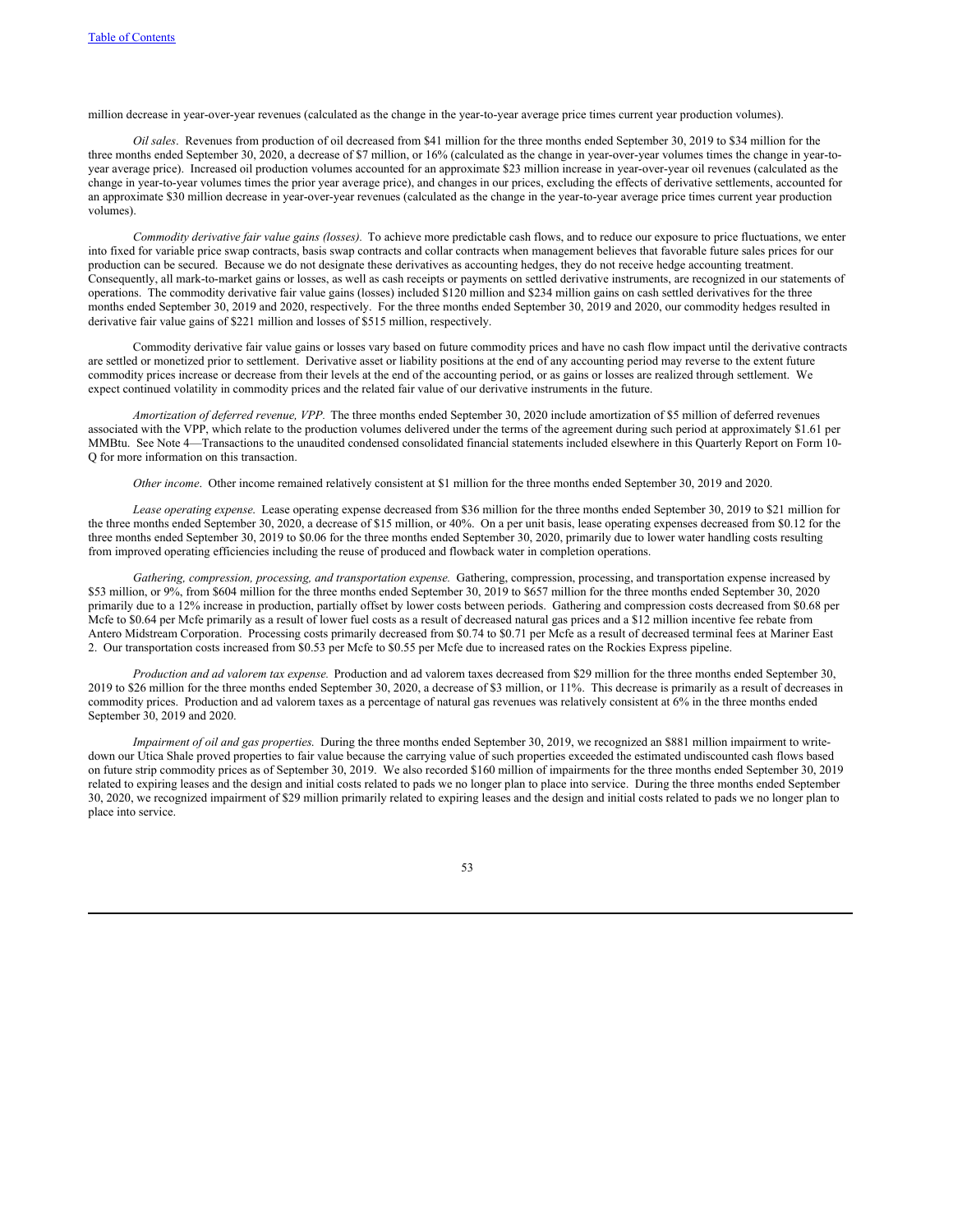million decrease in year-over-year revenues (calculated as the change in the year-to-year average price times current year production volumes).

*Oil sales*. Revenues from production of oil decreased from $41 million for the three months ended September 30, 2019 to $34 million for the three months ended September 30, 2020, a decrease of $7 million, or 16% (calculated as the change in year-over-year volumes times the change in year-to-year average price). Increased oil production volumes accounted for an approximate $23 million increase in year-over-year oil revenues (calculated as the change in year-to-year volumes times the prior year average price), and changes in our prices, excluding the effects of derivative settlements, accounted for an approximate $30 million decrease in year-over-year revenues (calculated as the change in the year-to-year average price times current year production volumes).

*Commodity derivative fair value gains (losses).* To achieve more predictable cash flows, and to reduce our exposure to price fluctuations, we enter into fixed for variable price swap contracts, basis swap contracts and collar contracts when management believes that favorable future sales prices for our production can be secured. Because we do not designate these derivatives as accounting hedges, they do not receive hedge accounting treatment. Consequently, all mark-to-market gains or losses, as well as cash receipts or payments on settled derivative instruments, are recognized in our statements of operations. The commodity derivative fair value gains (losses) included $120 million and $234 million gains on cash settled derivatives for the three months ended September 30, 2019 and 2020, respectively. For the three months ended September 30, 2019 and 2020, our commodity hedges resulted in derivative fair value gains of $221 million and losses of $515 million, respectively.

Commodity derivative fair value gains or losses vary based on future commodity prices and have no cash flow impact until the derivative contracts are settled or monetized prior to settlement. Derivative asset or liability positions at the end of any accounting period may reverse to the extent future commodity prices increase or decrease from their levels at the end of the accounting period, or as gains or losses are realized through settlement. We expect continued volatility in commodity prices and the related fair value of our derivative instruments in the future.

*Amortization of deferred revenue, VPP.* The three months ended September 30, 2020 include amortization of $5 million of deferred revenues associated with the VPP, which relate to the production volumes delivered under the terms of the agreement during such period at approximately $1.61 per MMBtu. See Note 4—Transactions to the unaudited condensed consolidated financial statements included elsewhere in this Quarterly Report on Form 10-Q for more information on this transaction.

*Other income*. Other income remained relatively consistent at $1 million for the three months ended September 30, 2019 and 2020.

*Lease operating expense.* Lease operating expense decreased from $36 million for the three months ended September 30, 2019 to $21 million for the three months ended September 30, 2020, a decrease of $15 million, or 40%. On a per unit basis, lease operating expenses decreased from $0.12 for the three months ended September 30, 2019 to $0.06 for the three months ended September 30, 2020, primarily due to lower water handling costs resulting from improved operating efficiencies including the reuse of produced and flowback water in completion operations.

*Gathering, compression, processing, and transportation expense.* Gathering, compression, processing, and transportation expense increased by $53 million, or 9%, from $604 million for the three months ended September 30, 2019 to $657 million for the three months ended September 30, 2020 primarily due to a 12% increase in production, partially offset by lower costs between periods. Gathering and compression costs decreased from $0.68 per Mcfe to $0.64 per Mcfe primarily as a result of lower fuel costs as a result of decreased natural gas prices and a $12 million incentive fee rebate from Antero Midstream Corporation. Processing costs primarily decreased from $0.74 to $0.71 per Mcfe as a result of decreased terminal fees at Mariner East 2. Our transportation costs increased from $0.53 per Mcfe to $0.55 per Mcfe due to increased rates on the Rockies Express pipeline.

*Production and ad valorem tax expense.* Production and ad valorem taxes decreased from $29 million for the three months ended September 30, 2019 to $26 million for the three months ended September 30, 2020, a decrease of $3 million, or 11%. This decrease is primarily as a result of decreases in commodity prices. Production and ad valorem taxes as a percentage of natural gas revenues was relatively consistent at 6% in the three months ended September 30, 2019 and 2020.

*Impairment of oil and gas properties.* During the three months ended September 30, 2019, we recognized an $881 million impairment to write-down our Utica Shale proved properties to fair value because the carrying value of such properties exceeded the estimated undiscounted cash flows based on future strip commodity prices as of September 30, 2019. We also recorded $160 million of impairments for the three months ended September 30, 2019 related to expiring leases and the design and initial costs related to pads we no longer plan to place into service. During the three months ended September 30, 2020, we recognized impairment of $29 million primarily related to expiring leases and the design and initial costs related to pads we no longer plan to place into service.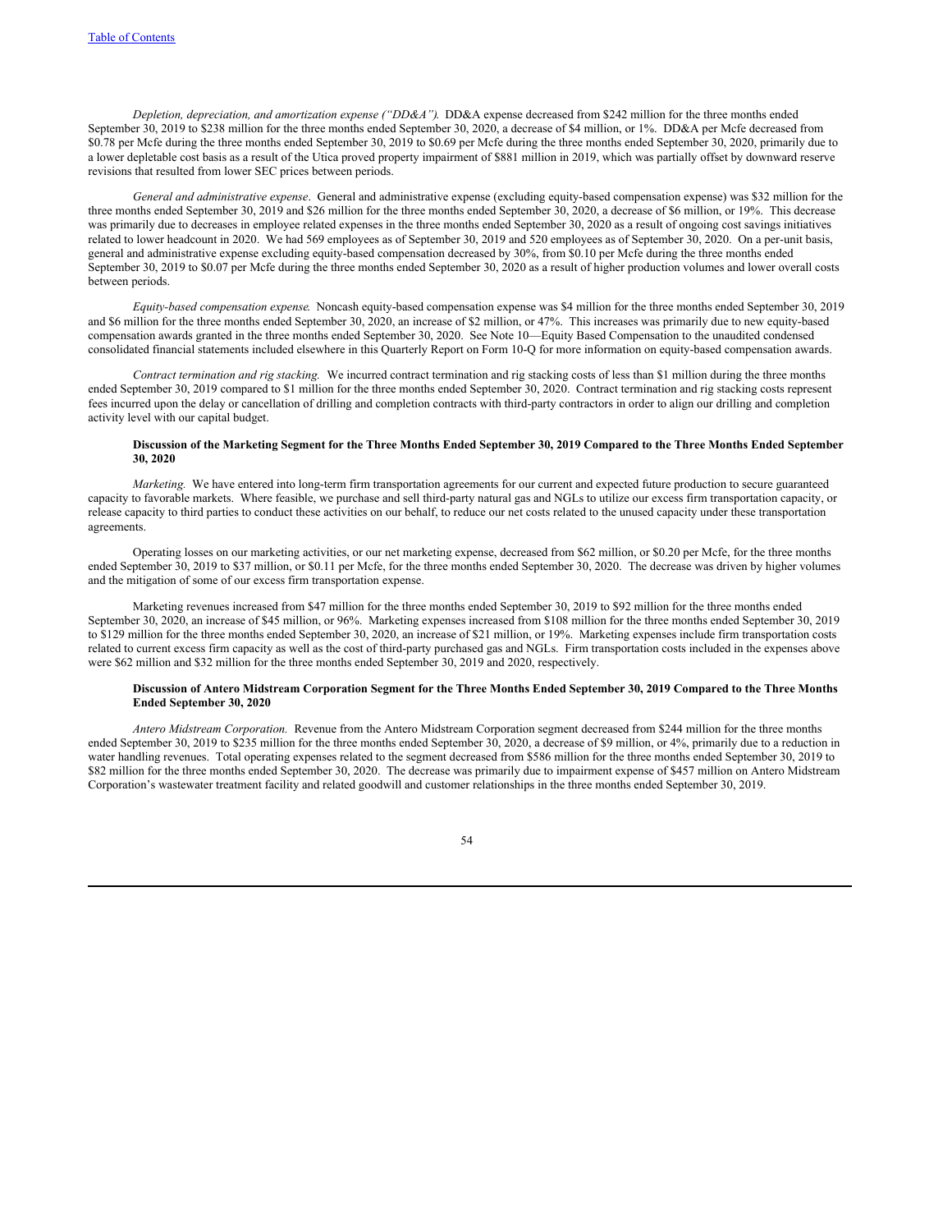*Depletion, depreciation, and amortization expense ("DD&A").* DD&A expense decreased from $242 million for the three months ended September 30, 2019 to $238 million for the three months ended September 30, 2020, a decrease of $4 million, or 1%. DD&A per Mcfe decreased from $0.78 per Mcfe during the three months ended September 30, 2019 to $0.69 per Mcfe during the three months ended September 30, 2020, primarily due to a lower depletable cost basis as a result of the Utica proved property impairment of $881 million in 2019, which was partially offset by downward reserve revisions that resulted from lower SEC prices between periods.

*General and administrative expense*. General and administrative expense (excluding equity-based compensation expense) was $32 million for the three months ended September 30, 2019 and $26 million for the three months ended September 30, 2020, a decrease of $6 million, or 19%. This decrease was primarily due to decreases in employee related expenses in the three months ended September 30, 2020 as a result of ongoing cost savings initiatives related to lower headcount in 2020. We had 569 employees as of September 30, 2019 and 520 employees as of September 30, 2020. On a per-unit basis, general and administrative expense excluding equity-based compensation decreased by 30%, from $0.10 per Mcfe during the three months ended September 30, 2019 to $0.07 per Mcfe during the three months ended September 30, 2020 as a result of higher production volumes and lower overall costs between periods.

*Equity-based compensation expense.* Noncash equity-based compensation expense was $4 million for the three months ended September 30, 2019 and $6 million for the three months ended September 30, 2020, an increase of $2 million, or 47%. This increases was primarily due to new equity-based compensation awards granted in the three months ended September 30, 2020. See Note 10—Equity Based Compensation to the unaudited condensed consolidated financial statements included elsewhere in this Quarterly Report on Form 10-Q for more information on equity-based compensation awards.

*Contract termination and rig stacking.* We incurred contract termination and rig stacking costs of less than $1 million during the three months ended September 30, 2019 compared to $1 million for the three months ended September 30, 2020. Contract termination and rig stacking costs represent fees incurred upon the delay or cancellation of drilling and completion contracts with third-party contractors in order to align our drilling and completion activity level with our capital budget.

**Discussion of the Marketing Segment for the Three Months Ended September 30, 2019 Compared to the Three Months Ended September 30, 2020**

*Marketing.* We have entered into long-term firm transportation agreements for our current and expected future production to secure guaranteed capacity to favorable markets. Where feasible, we purchase and sell third-party natural gas and NGLs to utilize our excess firm transportation capacity, or release capacity to third parties to conduct these activities on our behalf, to reduce our net costs related to the unused capacity under these transportation agreements.

Operating losses on our marketing activities, or our net marketing expense, decreased from $62 million, or $0.20 per Mcfe, for the three months ended September 30, 2019 to $37 million, or $0.11 per Mcfe, for the three months ended September 30, 2020. The decrease was driven by higher volumes and the mitigation of some of our excess firm transportation expense.

Marketing revenues increased from $47 million for the three months ended September 30, 2019 to $92 million for the three months ended September 30, 2020, an increase of $45 million, or 96%. Marketing expenses increased from $108 million for the three months ended September 30, 2019 to $129 million for the three months ended September 30, 2020, an increase of $21 million, or 19%. Marketing expenses include firm transportation costs related to current excess firm capacity as well as the cost of third-party purchased gas and NGLs. Firm transportation costs included in the expenses above were $62 million and $32 million for the three months ended September 30, 2019 and 2020, respectively.

**Discussion of Antero Midstream Corporation Segment for the Three Months Ended September 30, 2019 Compared to the Three Months Ended September 30, 2020**

*Antero Midstream Corporation.* Revenue from the Antero Midstream Corporation segment decreased from $244 million for the three months ended September 30, 2019 to $235 million for the three months ended September 30, 2020, a decrease of $9 million, or 4%, primarily due to a reduction in water handling revenues. Total operating expenses related to the segment decreased from $586 million for the three months ended September 30, 2019 to $82 million for the three months ended September 30, 2020. The decrease was primarily due to impairment expense of $457 million on Antero Midstream Corporation's wastewater treatment facility and related goodwill and customer relationships in the three months ended September 30, 2019.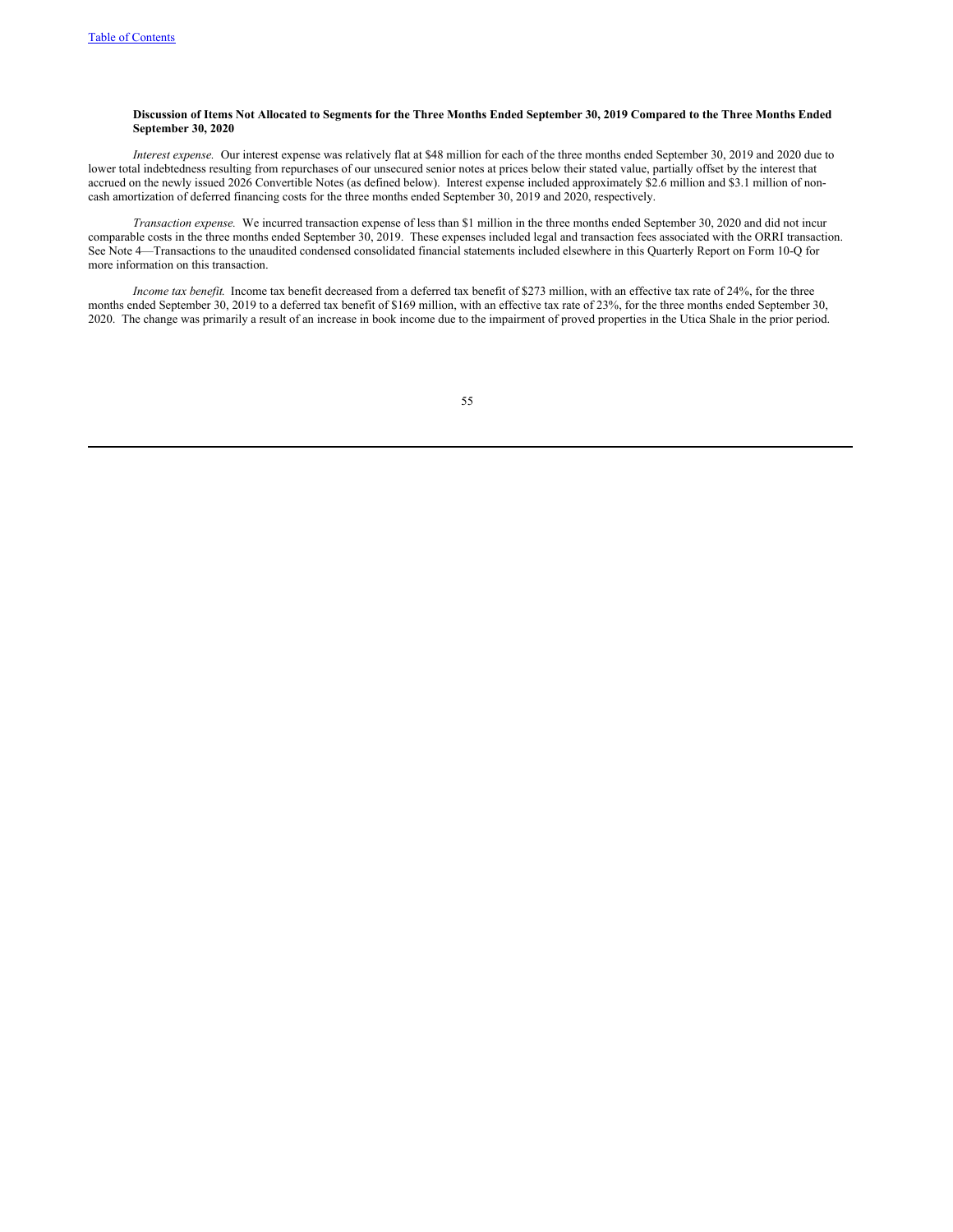**Discussion of Items Not Allocated to Segments for the Three Months Ended September 30, 2019 Compared to the Three Months Ended September 30, 2020**

*Interest expense.* Our interest expense was relatively flat at $48 million for each of the three months ended September 30, 2019 and 2020 due to lower total indebtedness resulting from repurchases of our unsecured senior notes at prices below their stated value, partially offset by the interest that accrued on the newly issued 2026 Convertible Notes (as defined below). Interest expense included approximately $2.6 million and $3.1 million of non-cash amortization of deferred financing costs for the three months ended September 30, 2019 and 2020, respectively.

*Transaction expense.* We incurred transaction expense of less than $1 million in the three months ended September 30, 2020 and did not incur comparable costs in the three months ended September 30, 2019. These expenses included legal and transaction fees associated with the ORRI transaction. See Note 4—Transactions to the unaudited condensed consolidated financial statements included elsewhere in this Quarterly Report on Form 10-Q for more information on this transaction.

*Income tax benefit.* Income tax benefit decreased from a deferred tax benefit of $273 million, with an effective tax rate of 24%, for the three months ended September 30, 2019 to a deferred tax benefit of $169 million, with an effective tax rate of 23%, for the three months ended September 30, 2020. The change was primarily a result of an increase in book income due to the impairment of proved properties in the Utica Shale in the prior period.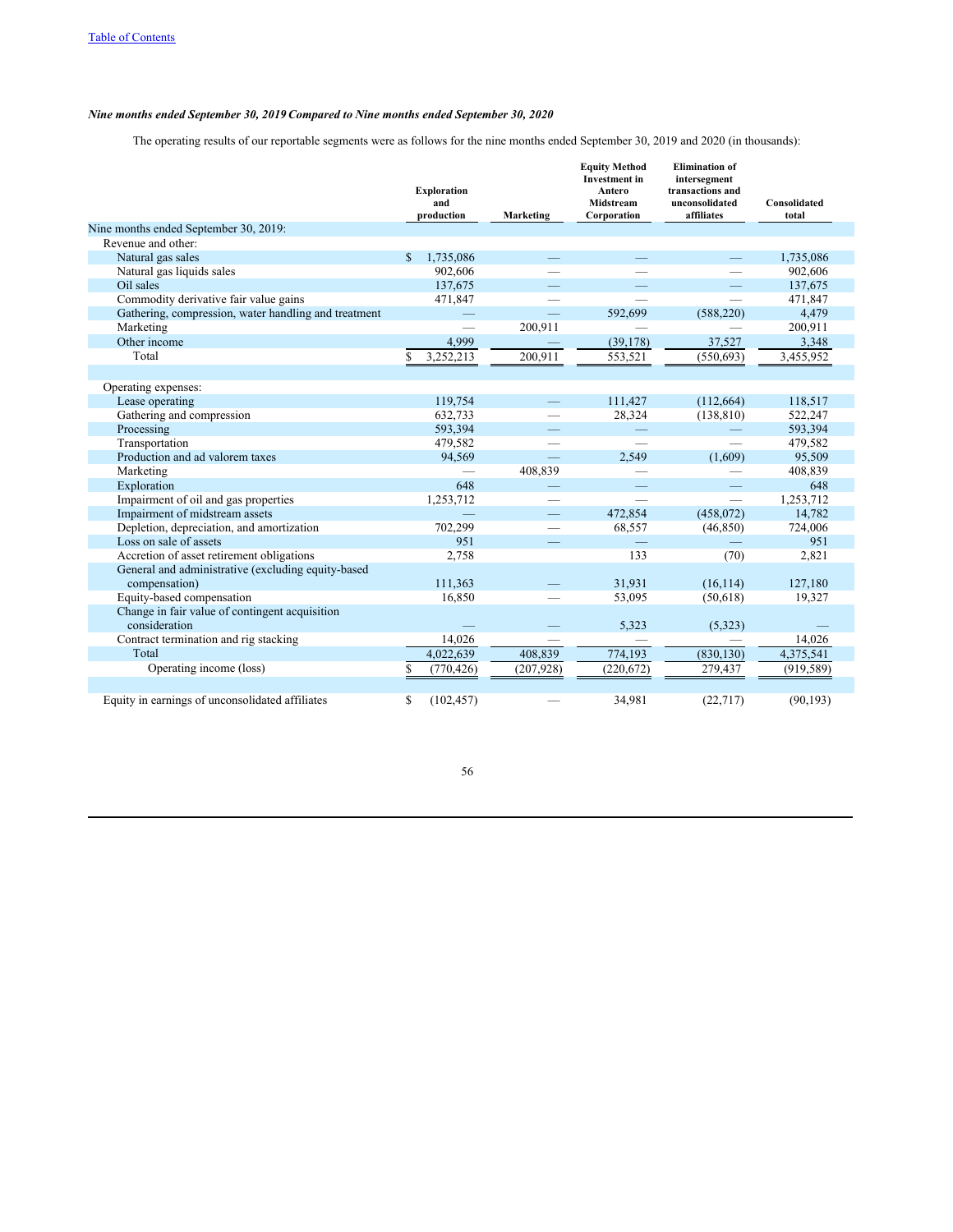*Nine months ended September 30, 2019 Compared to Nine months ended September 30, 2020*

The operating results of our reportable segments were as follows for the nine months ended September 30, 2019 and 2020 (in thousands):

| | Exploration and production | Marketing | Equity Method Investment in Antero Midstream Corporation | Elimination of intersegment transactions and unconsolidated affiliates | Consolidated total |
|---|---|---|---|---|---|
| Nine months ended September 30, 2019: | | | | | |
| Revenue and other: | | | | | |
| Natural gas sales | $ 1,735,086 | — | — | — | 1,735,086 |
| Natural gas liquids sales | 902,606 | — | — | — | 902,606 |
| Oil sales | 137,675 | — | — | — | 137,675 |
| Commodity derivative fair value gains | 471,847 | — | — | — | 471,847 |
| Gathering, compression, water handling and treatment | — | — | 592,699 | (588,220) | 4,479 |
| Marketing | — | 200,911 | — | — | 200,911 |
| Other income | 4,999 | — | (39,178) | 37,527 | 3,348 |
| Total | $ 3,252,213 | 200,911 | 553,521 | (550,693) | 3,455,952 |
| | | | | | |
| Operating expenses: | | | | | |
| Lease operating | 119,754 | — | 111,427 | (112,664) | 118,517 |
| Gathering and compression | 632,733 | — | 28,324 | (138,810) | 522,247 |
| Processing | 593,394 | — | — | — | 593,394 |
| Transportation | 479,582 | — | — | — | 479,582 |
| Production and ad valorem taxes | 94,569 | — | 2,549 | (1,609) | 95,509 |
| Marketing | — | 408,839 | — | — | 408,839 |
| Exploration | 648 | — | — | — | 648 |
| Impairment of oil and gas properties | 1,253,712 | — | — | — | 1,253,712 |
| Impairment of midstream assets | — | — | 472,854 | (458,072) | 14,782 |
| Depletion, depreciation, and amortization | 702,299 | — | 68,557 | (46,850) | 724,006 |
| Loss on sale of assets | 951 | — | — | — | 951 |
| Accretion of asset retirement obligations | 2,758 | | 133 | (70) | 2,821 |
| General and administrative (excluding equity-based compensation) | 111,363 | — | 31,931 | (16,114) | 127,180 |
| Equity-based compensation | 16,850 | — | 53,095 | (50,618) | 19,327 |
| Change in fair value of contingent acquisition consideration | — | — | 5,323 | (5,323) | — |
| Contract termination and rig stacking | 14,026 | — | — | — | 14,026 |
| Total | 4,022,639 | 408,839 | 774,193 | (830,130) | 4,375,541 |
| Operating income (loss) | $ (770,426) | (207,928) | (220,672) | 279,437 | (919,589) |
| | | | | | |
| Equity in earnings of unconsolidated affiliates | $ (102,457) | — | 34,981 | (22,717) | (90,193) |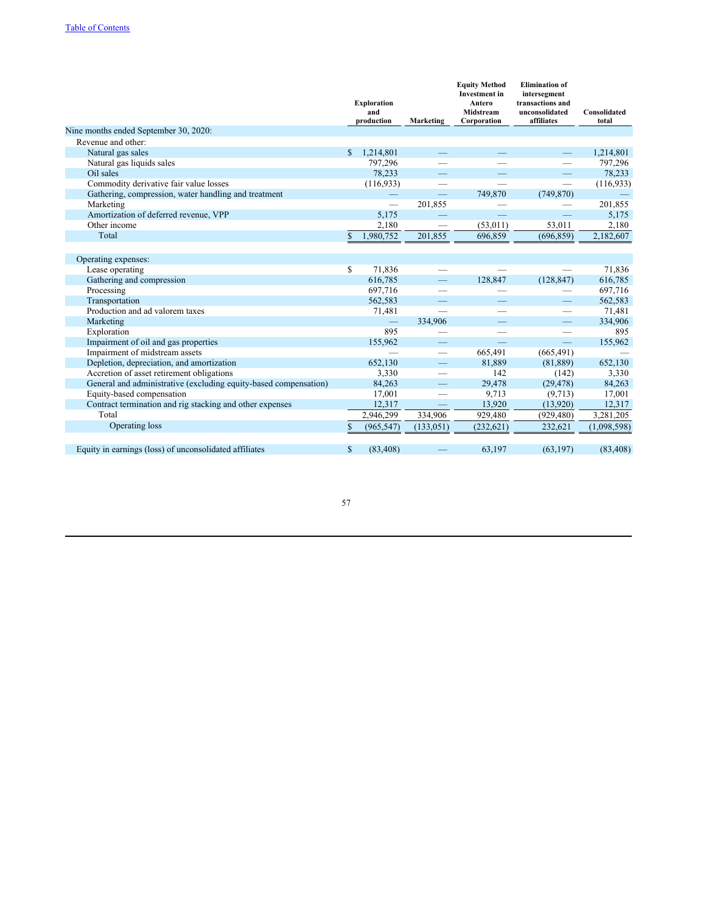|  | Exploration and production | Marketing | Equity Method Investment in Antero Midstream Corporation | Elimination of intersegment transactions and unconsolidated affiliates | Consolidated total |
|---|---|---|---|---|---|
| Nine months ended September 30, 2020: | | | | | |
| Revenue and other: | | | | | |
| Natural gas sales | $ 1,214,801 | — | — | — | 1,214,801 |
| Natural gas liquids sales | 797,296 | — | — | — | 797,296 |
| Oil sales | 78,233 | — | — | — | 78,233 |
| Commodity derivative fair value losses | (116,933) | — | — | — | (116,933) |
| Gathering, compression, water handling and treatment | — | — | 749,870 | (749,870) | — |
| Marketing | — | 201,855 | — | — | 201,855 |
| Amortization of deferred revenue, VPP | 5,175 | — | — | — | 5,175 |
| Other income | 2,180 | — | (53,011) | 53,011 | 2,180 |
| Total | $ 1,980,752 | 201,855 | 696,859 | (696,859) | 2,182,607 |
| | | | | | |
| Operating expenses: | | | | | |
| Lease operating | $ 71,836 | — | — | — | 71,836 |
| Gathering and compression | 616,785 | — | 128,847 | (128,847) | 616,785 |
| Processing | 697,716 | — | — | — | 697,716 |
| Transportation | 562,583 | — | — | — | 562,583 |
| Production and ad valorem taxes | 71,481 | — | — | — | 71,481 |
| Marketing | — | 334,906 | — | — | 334,906 |
| Exploration | 895 | — | — | — | 895 |
| Impairment of oil and gas properties | 155,962 | — | — | — | 155,962 |
| Impairment of midstream assets | — | — | 665,491 | (665,491) | — |
| Depletion, depreciation, and amortization | 652,130 | — | 81,889 | (81,889) | 652,130 |
| Accretion of asset retirement obligations | 3,330 | — | 142 | (142) | 3,330 |
| General and administrative (excluding equity-based compensation) | 84,263 | — | 29,478 | (29,478) | 84,263 |
| Equity-based compensation | 17,001 | — | 9,713 | (9,713) | 17,001 |
| Contract termination and rig stacking and other expenses | 12,317 | — | 13,920 | (13,920) | 12,317 |
| Total | 2,946,299 | 334,906 | 929,480 | (929,480) | 3,281,205 |
| Operating loss | $ (965,547) | (133,051) | (232,621) | 232,621 | (1,098,598) |
| | | | | | |
| Equity in earnings (loss) of unconsolidated affiliates | $ (83,408) | — | 63,197 | (63,197) | (83,408) |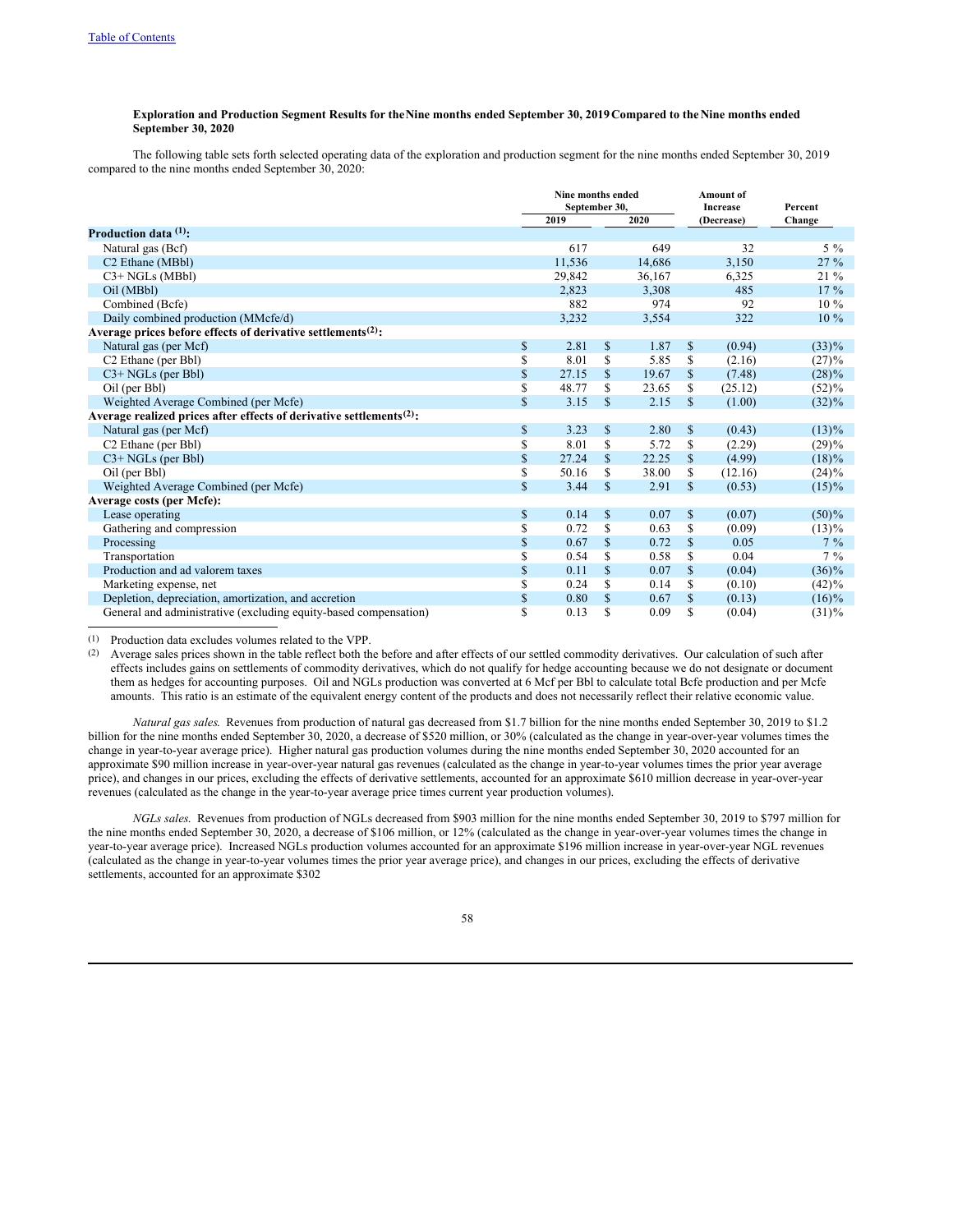**Exploration and Production Segment Results for the Nine months ended September 30, 2019 Compared to the Nine months ended September 30, 2020**

The following table sets forth selected operating data of the exploration and production segment for the nine months ended September 30, 2019 compared to the nine months ended September 30, 2020:

| | Nine months ended September 30, 2019 | Nine months ended September 30, 2020 | Amount of Increase (Decrease) | Percent Change |
|---|---|---|---|---|
| **Production data (1):** | | | | |
| Natural gas (Bcf) | 617 | 649 | 32 | 5 % |
| C2 Ethane (MBbl) | 11,536 | 14,686 | 3,150 | 27 % |
| C3+ NGLs (MBbl) | 29,842 | 36,167 | 6,325 | 21 % |
| Oil (MBbl) | 2,823 | 3,308 | 485 | 17 % |
| Combined (Bcfe) | 882 | 974 | 92 | 10 % |
| Daily combined production (MMcfe/d) | 3,232 | 3,554 | 322 | 10 % |
| **Average prices before effects of derivative settlements (2):** | | | | |
| Natural gas (per Mcf) | $ 2.81 | $ 1.87 | $ (0.94) | (33)% |
| C2 Ethane (per Bbl) | $ 8.01 | $ 5.85 | $ (2.16) | (27)% |
| C3+ NGLs (per Bbl) | $ 27.15 | $ 19.67 | $ (7.48) | (28)% |
| Oil (per Bbl) | $ 48.77 | $ 23.65 | $ (25.12) | (52)% |
| Weighted Average Combined (per Mcfe) | $ 3.15 | $ 2.15 | $ (1.00) | (32)% |
| **Average realized prices after effects of derivative settlements (2):** | | | | |
| Natural gas (per Mcf) | $ 3.23 | $ 2.80 | $ (0.43) | (13)% |
| C2 Ethane (per Bbl) | $ 8.01 | $ 5.72 | $ (2.29) | (29)% |
| C3+ NGLs (per Bbl) | $ 27.24 | $ 22.25 | $ (4.99) | (18)% |
| Oil (per Bbl) | $ 50.16 | $ 38.00 | $ (12.16) | (24)% |
| Weighted Average Combined (per Mcfe) | $ 3.44 | $ 2.91 | $ (0.53) | (15)% |
| **Average costs (per Mcfe):** | | | | |
| Lease operating | $ 0.14 | $ 0.07 | $ (0.07) | (50)% |
| Gathering and compression | $ 0.72 | $ 0.63 | $ (0.09) | (13)% |
| Processing | $ 0.67 | $ 0.72 | $ 0.05 | 7 % |
| Transportation | $ 0.54 | $ 0.58 | $ 0.04 | 7 % |
| Production and ad valorem taxes | $ 0.11 | $ 0.07 | $ (0.04) | (36)% |
| Marketing expense, net | $ 0.24 | $ 0.14 | $ (0.10) | (42)% |
| Depletion, depreciation, amortization, and accretion | $ 0.80 | $ 0.67 | $ (0.13) | (16)% |
| General and administrative (excluding equity-based compensation) | $ 0.13 | $ 0.09 | $ (0.04) | (31)% |

(1) Production data excludes volumes related to the VPP.

(2) Average sales prices shown in the table reflect both the before and after effects of our settled commodity derivatives. Our calculation of such after effects includes gains on settlements of commodity derivatives, which do not qualify for hedge accounting because we do not designate or document them as hedges for accounting purposes. Oil and NGLs production was converted at 6 Mcf per Bbl to calculate total Bcfe production and per Mcfe amounts. This ratio is an estimate of the equivalent energy content of the products and does not necessarily reflect their relative economic value.

*Natural gas sales.* Revenues from production of natural gas decreased from $1.7 billion for the nine months ended September 30, 2019 to $1.2 billion for the nine months ended September 30, 2020, a decrease of $520 million, or 30% (calculated as the change in year-over-year volumes times the change in year-to-year average price). Higher natural gas production volumes during the nine months ended September 30, 2020 accounted for an approximate $90 million increase in year-over-year natural gas revenues (calculated as the change in year-to-year volumes times the prior year average price), and changes in our prices, excluding the effects of derivative settlements, accounted for an approximate $610 million decrease in year-over-year revenues (calculated as the change in the year-to-year average price times current year production volumes).

*NGLs sales.* Revenues from production of NGLs decreased from $903 million for the nine months ended September 30, 2019 to $797 million for the nine months ended September 30, 2020, a decrease of $106 million, or 12% (calculated as the change in year-over-year volumes times the change in year-to-year average price). Increased NGLs production volumes accounted for an approximate $196 million increase in year-over-year NGL revenues (calculated as the change in year-to-year volumes times the prior year average price), and changes in our prices, excluding the effects of derivative settlements, accounted for an approximate $302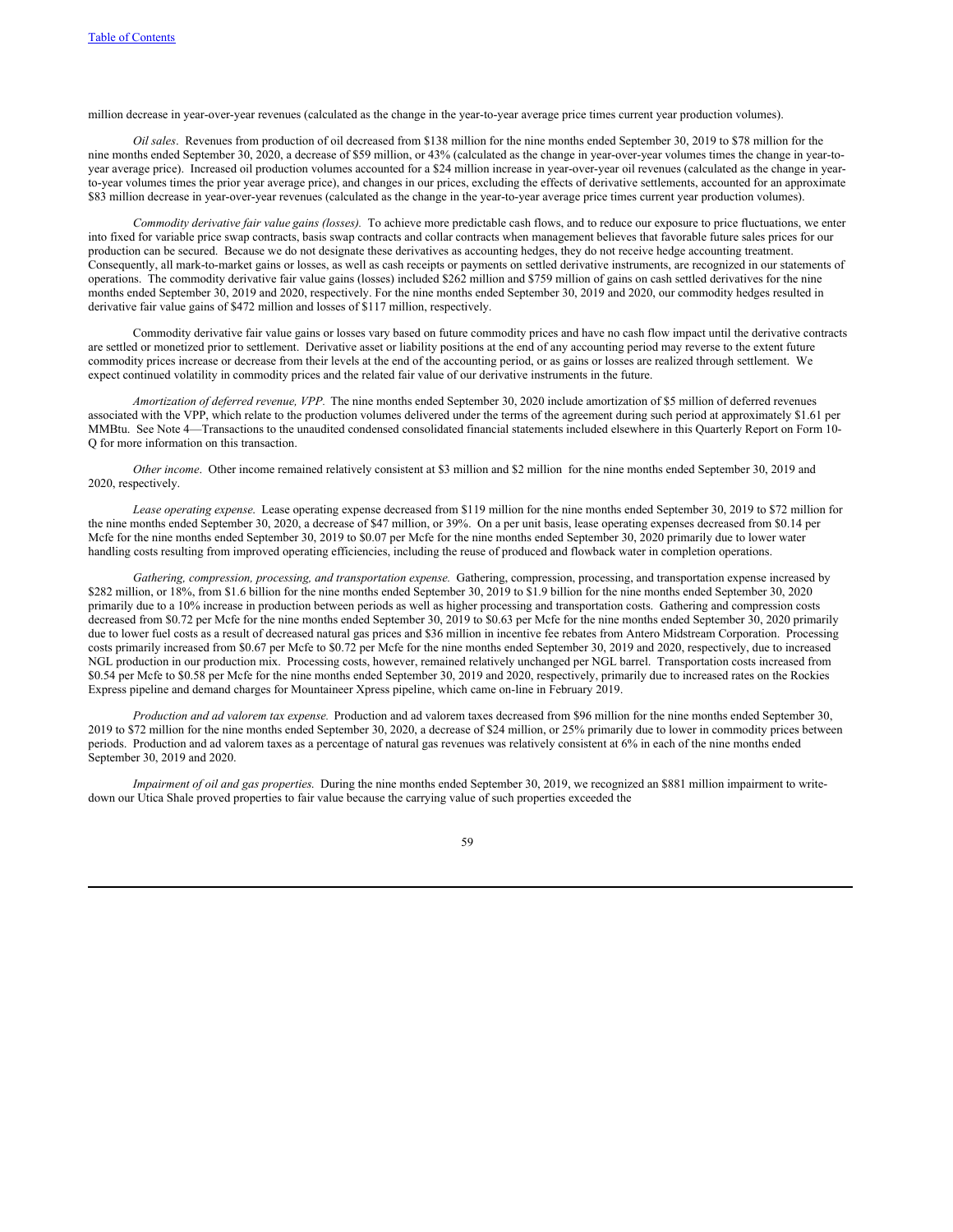million decrease in year-over-year revenues (calculated as the change in the year-to-year average price times current year production volumes).

*Oil sales*. Revenues from production of oil decreased from $138 million for the nine months ended September 30, 2019 to $78 million for the nine months ended September 30, 2020, a decrease of $59 million, or 43% (calculated as the change in year-over-year volumes times the change in year-to-year average price). Increased oil production volumes accounted for a $24 million increase in year-over-year oil revenues (calculated as the change in year-to-year volumes times the prior year average price), and changes in our prices, excluding the effects of derivative settlements, accounted for an approximate $83 million decrease in year-over-year revenues (calculated as the change in the year-to-year average price times current year production volumes).

*Commodity derivative fair value gains (losses).* To achieve more predictable cash flows, and to reduce our exposure to price fluctuations, we enter into fixed for variable price swap contracts, basis swap contracts and collar contracts when management believes that favorable future sales prices for our production can be secured. Because we do not designate these derivatives as accounting hedges, they do not receive hedge accounting treatment. Consequently, all mark-to-market gains or losses, as well as cash receipts or payments on settled derivative instruments, are recognized in our statements of operations. The commodity derivative fair value gains (losses) included $262 million and $759 million of gains on cash settled derivatives for the nine months ended September 30, 2019 and 2020, respectively. For the nine months ended September 30, 2019 and 2020, our commodity hedges resulted in derivative fair value gains of $472 million and losses of $117 million, respectively.

Commodity derivative fair value gains or losses vary based on future commodity prices and have no cash flow impact until the derivative contracts are settled or monetized prior to settlement. Derivative asset or liability positions at the end of any accounting period may reverse to the extent future commodity prices increase or decrease from their levels at the end of the accounting period, or as gains or losses are realized through settlement. We expect continued volatility in commodity prices and the related fair value of our derivative instruments in the future.

*Amortization of deferred revenue, VPP.* The nine months ended September 30, 2020 include amortization of $5 million of deferred revenues associated with the VPP, which relate to the production volumes delivered under the terms of the agreement during such period at approximately $1.61 per MMBtu. See Note 4—Transactions to the unaudited condensed consolidated financial statements included elsewhere in this Quarterly Report on Form 10-Q for more information on this transaction.

*Other income*. Other income remained relatively consistent at $3 million and $2 million for the nine months ended September 30, 2019 and 2020, respectively.

*Lease operating expense.* Lease operating expense decreased from $119 million for the nine months ended September 30, 2019 to $72 million for the nine months ended September 30, 2020, a decrease of $47 million, or 39%. On a per unit basis, lease operating expenses decreased from $0.14 per Mcfe for the nine months ended September 30, 2019 to $0.07 per Mcfe for the nine months ended September 30, 2020 primarily due to lower water handling costs resulting from improved operating efficiencies, including the reuse of produced and flowback water in completion operations.

*Gathering, compression, processing, and transportation expense.* Gathering, compression, processing, and transportation expense increased by $282 million, or 18%, from $1.6 billion for the nine months ended September 30, 2019 to $1.9 billion for the nine months ended September 30, 2020 primarily due to a 10% increase in production between periods as well as higher processing and transportation costs. Gathering and compression costs decreased from $0.72 per Mcfe for the nine months ended September 30, 2019 to $0.63 per Mcfe for the nine months ended September 30, 2020 primarily due to lower fuel costs as a result of decreased natural gas prices and $36 million in incentive fee rebates from Antero Midstream Corporation. Processing costs primarily increased from $0.67 per Mcfe to $0.72 per Mcfe for the nine months ended September 30, 2019 and 2020, respectively, due to increased NGL production in our production mix. Processing costs, however, remained relatively unchanged per NGL barrel. Transportation costs increased from $0.54 per Mcfe to $0.58 per Mcfe for the nine months ended September 30, 2019 and 2020, respectively, primarily due to increased rates on the Rockies Express pipeline and demand charges for Mountaineer Xpress pipeline, which came on-line in February 2019.

*Production and ad valorem tax expense.* Production and ad valorem taxes decreased from $96 million for the nine months ended September 30, 2019 to $72 million for the nine months ended September 30, 2020, a decrease of $24 million, or 25% primarily due to lower in commodity prices between periods. Production and ad valorem taxes as a percentage of natural gas revenues was relatively consistent at 6% in each of the nine months ended September 30, 2019 and 2020.

*Impairment of oil and gas properties.* During the nine months ended September 30, 2019, we recognized an $881 million impairment to write-down our Utica Shale proved properties to fair value because the carrying value of such properties exceeded the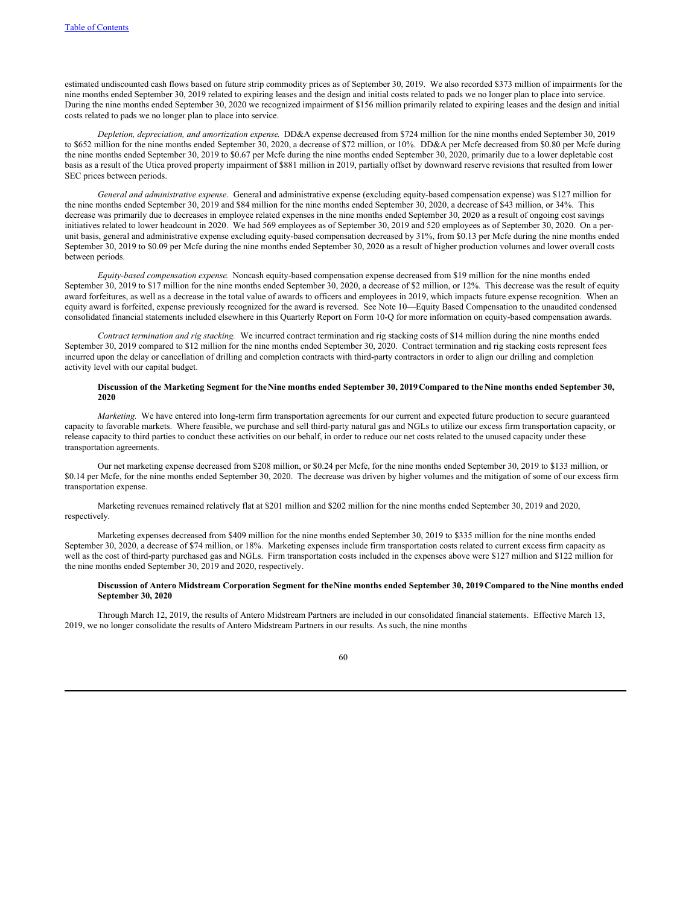estimated undiscounted cash flows based on future strip commodity prices as of September 30, 2019. We also recorded $373 million of impairments for the nine months ended September 30, 2019 related to expiring leases and the design and initial costs related to pads we no longer plan to place into service. During the nine months ended September 30, 2020 we recognized impairment of $156 million primarily related to expiring leases and the design and initial costs related to pads we no longer plan to place into service.

*Depletion, depreciation, and amortization expense.* DD&A expense decreased from $724 million for the nine months ended September 30, 2019 to $652 million for the nine months ended September 30, 2020, a decrease of $72 million, or 10%. DD&A per Mcfe decreased from $0.80 per Mcfe during the nine months ended September 30, 2019 to $0.67 per Mcfe during the nine months ended September 30, 2020, primarily due to a lower depletable cost basis as a result of the Utica proved property impairment of $881 million in 2019, partially offset by downward reserve revisions that resulted from lower SEC prices between periods.

*General and administrative expense*. General and administrative expense (excluding equity-based compensation expense) was $127 million for the nine months ended September 30, 2019 and $84 million for the nine months ended September 30, 2020, a decrease of $43 million, or 34%. This decrease was primarily due to decreases in employee related expenses in the nine months ended September 30, 2020 as a result of ongoing cost savings initiatives related to lower headcount in 2020. We had 569 employees as of September 30, 2019 and 520 employees as of September 30, 2020. On a per-unit basis, general and administrative expense excluding equity-based compensation decreased by 31%, from $0.13 per Mcfe during the nine months ended September 30, 2019 to $0.09 per Mcfe during the nine months ended September 30, 2020 as a result of higher production volumes and lower overall costs between periods.

*Equity-based compensation expense.* Noncash equity-based compensation expense decreased from $19 million for the nine months ended September 30, 2019 to $17 million for the nine months ended September 30, 2020, a decrease of $2 million, or 12%. This decrease was the result of equity award forfeitures, as well as a decrease in the total value of awards to officers and employees in 2019, which impacts future expense recognition. When an equity award is forfeited, expense previously recognized for the award is reversed. See Note 10—Equity Based Compensation to the unaudited condensed consolidated financial statements included elsewhere in this Quarterly Report on Form 10-Q for more information on equity-based compensation awards.

*Contract termination and rig stacking.* We incurred contract termination and rig stacking costs of $14 million during the nine months ended September 30, 2019 compared to $12 million for the nine months ended September 30, 2020. Contract termination and rig stacking costs represent fees incurred upon the delay or cancellation of drilling and completion contracts with third-party contractors in order to align our drilling and completion activity level with our capital budget.

**Discussion of the Marketing Segment for the Nine months ended September 30, 2019 Compared to the Nine months ended September 30, 2020**

*Marketing.* We have entered into long-term firm transportation agreements for our current and expected future production to secure guaranteed capacity to favorable markets. Where feasible, we purchase and sell third-party natural gas and NGLs to utilize our excess firm transportation capacity, or release capacity to third parties to conduct these activities on our behalf, in order to reduce our net costs related to the unused capacity under these transportation agreements.

Our net marketing expense decreased from $208 million, or $0.24 per Mcfe, for the nine months ended September 30, 2019 to $133 million, or $0.14 per Mcfe, for the nine months ended September 30, 2020. The decrease was driven by higher volumes and the mitigation of some of our excess firm transportation expense.

Marketing revenues remained relatively flat at $201 million and $202 million for the nine months ended September 30, 2019 and 2020, respectively.

Marketing expenses decreased from $409 million for the nine months ended September 30, 2019 to $335 million for the nine months ended September 30, 2020, a decrease of $74 million, or 18%. Marketing expenses include firm transportation costs related to current excess firm capacity as well as the cost of third-party purchased gas and NGLs. Firm transportation costs included in the expenses above were $127 million and $122 million for the nine months ended September 30, 2019 and 2020, respectively.

**Discussion of Antero Midstream Corporation Segment for the Nine months ended September 30, 2019 Compared to the Nine months ended September 30, 2020**

Through March 12, 2019, the results of Antero Midstream Partners are included in our consolidated financial statements. Effective March 13, 2019, we no longer consolidate the results of Antero Midstream Partners in our results. As such, the nine months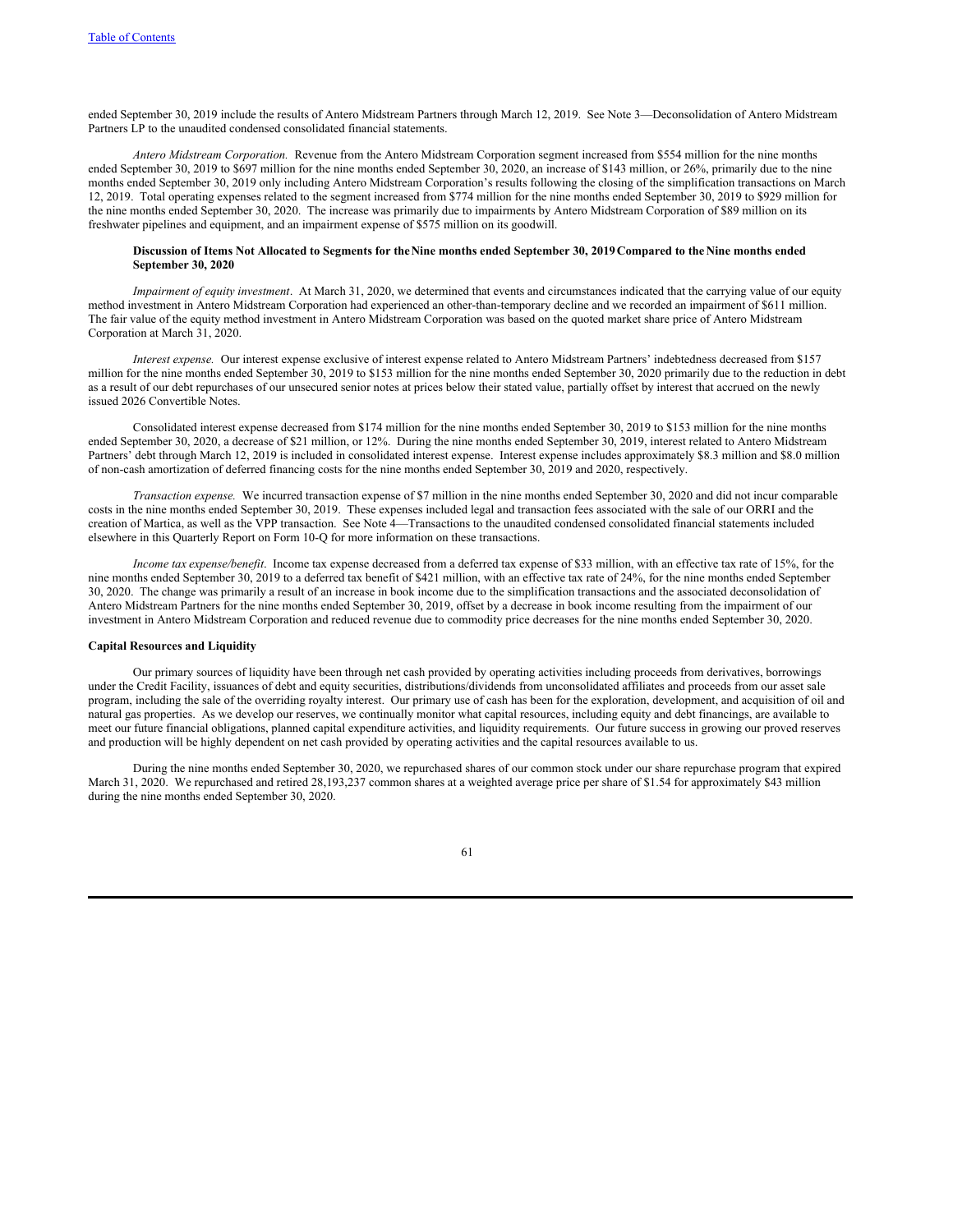ended September 30, 2019 include the results of Antero Midstream Partners through March 12, 2019. See Note 3—Deconsolidation of Antero Midstream Partners LP to the unaudited condensed consolidated financial statements.

*Antero Midstream Corporation.* Revenue from the Antero Midstream Corporation segment increased from $554 million for the nine months ended September 30, 2019 to $697 million for the nine months ended September 30, 2020, an increase of $143 million, or 26%, primarily due to the nine months ended September 30, 2019 only including Antero Midstream Corporation's results following the closing of the simplification transactions on March 12, 2019. Total operating expenses related to the segment increased from $774 million for the nine months ended September 30, 2019 to $929 million for the nine months ended September 30, 2020. The increase was primarily due to impairments by Antero Midstream Corporation of $89 million on its freshwater pipelines and equipment, and an impairment expense of $575 million on its goodwill.

**Discussion of Items Not Allocated to Segments for the Nine months ended September 30, 2019 Compared to the Nine months ended September 30, 2020**

*Impairment of equity investment*. At March 31, 2020, we determined that events and circumstances indicated that the carrying value of our equity method investment in Antero Midstream Corporation had experienced an other-than-temporary decline and we recorded an impairment of $611 million. The fair value of the equity method investment in Antero Midstream Corporation was based on the quoted market share price of Antero Midstream Corporation at March 31, 2020.

*Interest expense.* Our interest expense exclusive of interest expense related to Antero Midstream Partners' indebtedness decreased from $157 million for the nine months ended September 30, 2019 to $153 million for the nine months ended September 30, 2020 primarily due to the reduction in debt as a result of our debt repurchases of our unsecured senior notes at prices below their stated value, partially offset by interest that accrued on the newly issued 2026 Convertible Notes.

Consolidated interest expense decreased from $174 million for the nine months ended September 30, 2019 to $153 million for the nine months ended September 30, 2020, a decrease of $21 million, or 12%. During the nine months ended September 30, 2019, interest related to Antero Midstream Partners' debt through March 12, 2019 is included in consolidated interest expense. Interest expense includes approximately $8.3 million and $8.0 million of non-cash amortization of deferred financing costs for the nine months ended September 30, 2019 and 2020, respectively.

*Transaction expense.* We incurred transaction expense of $7 million in the nine months ended September 30, 2020 and did not incur comparable costs in the nine months ended September 30, 2019. These expenses included legal and transaction fees associated with the sale of our ORRI and the creation of Martica, as well as the VPP transaction. See Note 4—Transactions to the unaudited condensed consolidated financial statements included elsewhere in this Quarterly Report on Form 10-Q for more information on these transactions.

*Income tax expense/benefit*. Income tax expense decreased from a deferred tax expense of $33 million, with an effective tax rate of 15%, for the nine months ended September 30, 2019 to a deferred tax benefit of $421 million, with an effective tax rate of 24%, for the nine months ended September 30, 2020. The change was primarily a result of an increase in book income due to the simplification transactions and the associated deconsolidation of Antero Midstream Partners for the nine months ended September 30, 2019, offset by a decrease in book income resulting from the impairment of our investment in Antero Midstream Corporation and reduced revenue due to commodity price decreases for the nine months ended September 30, 2020.

**Capital Resources and Liquidity**

Our primary sources of liquidity have been through net cash provided by operating activities including proceeds from derivatives, borrowings under the Credit Facility, issuances of debt and equity securities, distributions/dividends from unconsolidated affiliates and proceeds from our asset sale program, including the sale of the overriding royalty interest. Our primary use of cash has been for the exploration, development, and acquisition of oil and natural gas properties. As we develop our reserves, we continually monitor what capital resources, including equity and debt financings, are available to meet our future financial obligations, planned capital expenditure activities, and liquidity requirements. Our future success in growing our proved reserves and production will be highly dependent on net cash provided by operating activities and the capital resources available to us.

During the nine months ended September 30, 2020, we repurchased shares of our common stock under our share repurchase program that expired March 31, 2020. We repurchased and retired 28,193,237 common shares at a weighted average price per share of $1.54 for approximately $43 million during the nine months ended September 30, 2020.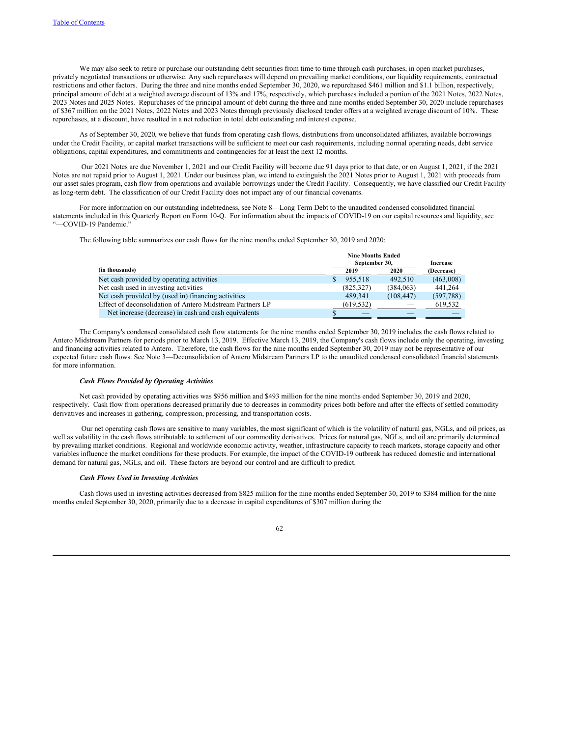We may also seek to retire or purchase our outstanding debt securities from time to time through cash purchases, in open market purchases, privately negotiated transactions or otherwise. Any such repurchases will depend on prevailing market conditions, our liquidity requirements, contractual restrictions and other factors. During the three and nine months ended September 30, 2020, we repurchased $461 million and $1.1 billion, respectively, principal amount of debt at a weighted average discount of 13% and 17%, respectively, which purchases included a portion of the 2021 Notes, 2022 Notes, 2023 Notes and 2025 Notes. Repurchases of the principal amount of debt during the three and nine months ended September 30, 2020 include repurchases of $367 million on the 2021 Notes, 2022 Notes and 2023 Notes through previously disclosed tender offers at a weighted average discount of 10%. These repurchases, at a discount, have resulted in a net reduction in total debt outstanding and interest expense.

As of September 30, 2020, we believe that funds from operating cash flows, distributions from unconsolidated affiliates, available borrowings under the Credit Facility, or capital market transactions will be sufficient to meet our cash requirements, including normal operating needs, debt service obligations, capital expenditures, and commitments and contingencies for at least the next 12 months.

Our 2021 Notes are due November 1, 2021 and our Credit Facility will become due 91 days prior to that date, or on August 1, 2021, if the 2021 Notes are not repaid prior to August 1, 2021. Under our business plan, we intend to extinguish the 2021 Notes prior to August 1, 2021 with proceeds from our asset sales program, cash flow from operations and available borrowings under the Credit Facility. Consequently, we have classified our Credit Facility as long-term debt. The classification of our Credit Facility does not impact any of our financial covenants.

For more information on our outstanding indebtedness, see Note 8—Long Term Debt to the unaudited condensed consolidated financial statements included in this Quarterly Report on Form 10-Q. For information about the impacts of COVID-19 on our capital resources and liquidity, see "—COVID-19 Pandemic."

The following table summarizes our cash flows for the nine months ended September 30, 2019 and 2020:

| (in thousands) | Nine Months Ended September 30, 2019 | Nine Months Ended September 30, 2020 | Increase (Decrease) |
|---|---|---|---|
| Net cash provided by operating activities | $ 955,518 | 492,510 | (463,008) |
| Net cash used in investing activities | (825,327) | (384,063) | 441,264 |
| Net cash provided by (used in) financing activities | 489,341 | (108,447) | (597,788) |
| Effect of deconsolidation of Antero Midstream Partners LP | (619,532) | — | 619,532 |
| Net increase (decrease) in cash and cash equivalents | $ — | — | — |

The Company's condensed consolidated cash flow statements for the nine months ended September 30, 2019 includes the cash flows related to Antero Midstream Partners for periods prior to March 13, 2019. Effective March 13, 2019, the Company's cash flows include only the operating, investing and financing activities related to Antero. Therefore, the cash flows for the nine months ended September 30, 2019 may not be representative of our expected future cash flows. See Note 3—Deconsolidation of Antero Midstream Partners LP to the unaudited condensed consolidated financial statements for more information.

***Cash Flows Provided by Operating Activities***

Net cash provided by operating activities was $956 million and $493 million for the nine months ended September 30, 2019 and 2020, respectively. Cash flow from operations decreased primarily due to decreases in commodity prices both before and after the effects of settled commodity derivatives and increases in gathering, compression, processing, and transportation costs.

Our net operating cash flows are sensitive to many variables, the most significant of which is the volatility of natural gas, NGLs, and oil prices, as well as volatility in the cash flows attributable to settlement of our commodity derivatives. Prices for natural gas, NGLs, and oil are primarily determined by prevailing market conditions. Regional and worldwide economic activity, weather, infrastructure capacity to reach markets, storage capacity and other variables influence the market conditions for these products. For example, the impact of the COVID-19 outbreak has reduced domestic and international demand for natural gas, NGLs, and oil. These factors are beyond our control and are difficult to predict.

***Cash Flows Used in Investing Activities***

Cash flows used in investing activities decreased from $825 million for the nine months ended September 30, 2019 to $384 million for the nine months ended September 30, 2020, primarily due to a decrease in capital expenditures of $307 million during the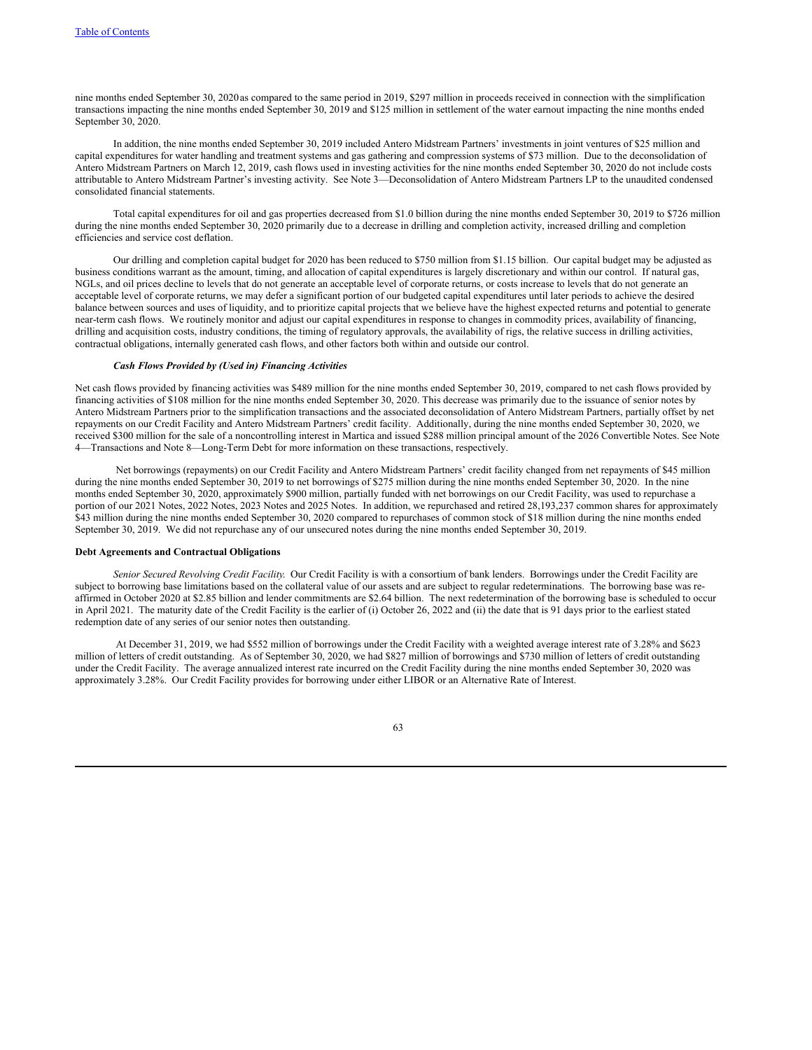nine months ended September 30, 2020 as compared to the same period in 2019, $297 million in proceeds received in connection with the simplification transactions impacting the nine months ended September 30, 2019 and $125 million in settlement of the water earnout impacting the nine months ended September 30, 2020.

In addition, the nine months ended September 30, 2019 included Antero Midstream Partners' investments in joint ventures of $25 million and capital expenditures for water handling and treatment systems and gas gathering and compression systems of $73 million. Due to the deconsolidation of Antero Midstream Partners on March 12, 2019, cash flows used in investing activities for the nine months ended September 30, 2020 do not include costs attributable to Antero Midstream Partner's investing activity. See Note 3—Deconsolidation of Antero Midstream Partners LP to the unaudited condensed consolidated financial statements.

Total capital expenditures for oil and gas properties decreased from $1.0 billion during the nine months ended September 30, 2019 to $726 million during the nine months ended September 30, 2020 primarily due to a decrease in drilling and completion activity, increased drilling and completion efficiencies and service cost deflation.

Our drilling and completion capital budget for 2020 has been reduced to $750 million from $1.15 billion. Our capital budget may be adjusted as business conditions warrant as the amount, timing, and allocation of capital expenditures is largely discretionary and within our control. If natural gas, NGLs, and oil prices decline to levels that do not generate an acceptable level of corporate returns, or costs increase to levels that do not generate an acceptable level of corporate returns, we may defer a significant portion of our budgeted capital expenditures until later periods to achieve the desired balance between sources and uses of liquidity, and to prioritize capital projects that we believe have the highest expected returns and potential to generate near-term cash flows. We routinely monitor and adjust our capital expenditures in response to changes in commodity prices, availability of financing, drilling and acquisition costs, industry conditions, the timing of regulatory approvals, the availability of rigs, the relative success in drilling activities, contractual obligations, internally generated cash flows, and other factors both within and outside our control.

***Cash Flows Provided by (Used in) Financing Activities***

Net cash flows provided by financing activities was $489 million for the nine months ended September 30, 2019, compared to net cash flows provided by financing activities of $108 million for the nine months ended September 30, 2020. This decrease was primarily due to the issuance of senior notes by Antero Midstream Partners prior to the simplification transactions and the associated deconsolidation of Antero Midstream Partners, partially offset by net repayments on our Credit Facility and Antero Midstream Partners' credit facility. Additionally, during the nine months ended September 30, 2020, we received $300 million for the sale of a noncontrolling interest in Martica and issued $288 million principal amount of the 2026 Convertible Notes. See Note 4—Transactions and Note 8—Long-Term Debt for more information on these transactions, respectively.

Net borrowings (repayments) on our Credit Facility and Antero Midstream Partners' credit facility changed from net repayments of $45 million during the nine months ended September 30, 2019 to net borrowings of $275 million during the nine months ended September 30, 2020. In the nine months ended September 30, 2020, approximately $900 million, partially funded with net borrowings on our Credit Facility, was used to repurchase a portion of our 2021 Notes, 2022 Notes, 2023 Notes and 2025 Notes. In addition, we repurchased and retired 28,193,237 common shares for approximately $43 million during the nine months ended September 30, 2020 compared to repurchases of common stock of $18 million during the nine months ended September 30, 2019. We did not repurchase any of our unsecured notes during the nine months ended September 30, 2019.

**Debt Agreements and Contractual Obligations**

*Senior Secured Revolving Credit Facility.* Our Credit Facility is with a consortium of bank lenders. Borrowings under the Credit Facility are subject to borrowing base limitations based on the collateral value of our assets and are subject to regular redeterminations. The borrowing base was re-affirmed in October 2020 at $2.85 billion and lender commitments are $2.64 billion. The next redetermination of the borrowing base is scheduled to occur in April 2021. The maturity date of the Credit Facility is the earlier of (i) October 26, 2022 and (ii) the date that is 91 days prior to the earliest stated redemption date of any series of our senior notes then outstanding.

At December 31, 2019, we had $552 million of borrowings under the Credit Facility with a weighted average interest rate of 3.28% and $623 million of letters of credit outstanding. As of September 30, 2020, we had $827 million of borrowings and $730 million of letters of credit outstanding under the Credit Facility. The average annualized interest rate incurred on the Credit Facility during the nine months ended September 30, 2020 was approximately 3.28%. Our Credit Facility provides for borrowing under either LIBOR or an Alternative Rate of Interest.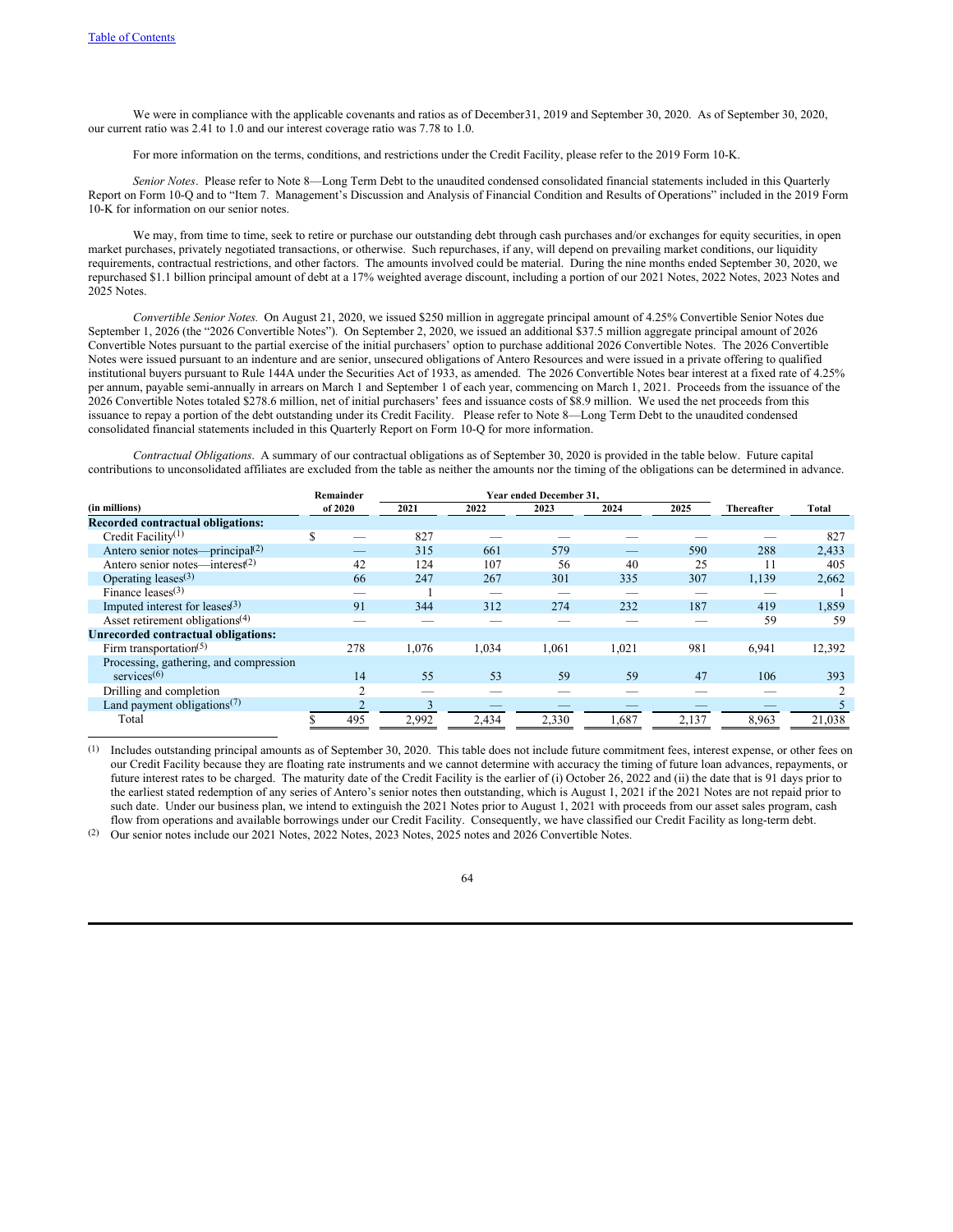We were in compliance with the applicable covenants and ratios as of December31, 2019 and September 30, 2020. As of September 30, 2020, our current ratio was 2.41 to 1.0 and our interest coverage ratio was 7.78 to 1.0.

For more information on the terms, conditions, and restrictions under the Credit Facility, please refer to the 2019 Form 10-K.

*Senior Notes*. Please refer to Note 8—Long Term Debt to the unaudited condensed consolidated financial statements included in this Quarterly Report on Form 10-Q and to "Item 7. Management's Discussion and Analysis of Financial Condition and Results of Operations" included in the 2019 Form 10-K for information on our senior notes.

We may, from time to time, seek to retire or purchase our outstanding debt through cash purchases and/or exchanges for equity securities, in open market purchases, privately negotiated transactions, or otherwise. Such repurchases, if any, will depend on prevailing market conditions, our liquidity requirements, contractual restrictions, and other factors. The amounts involved could be material. During the nine months ended September 30, 2020, we repurchased $1.1 billion principal amount of debt at a 17% weighted average discount, including a portion of our 2021 Notes, 2022 Notes, 2023 Notes and 2025 Notes.

*Convertible Senior Notes.* On August 21, 2020, we issued $250 million in aggregate principal amount of 4.25% Convertible Senior Notes due September 1, 2026 (the "2026 Convertible Notes"). On September 2, 2020, we issued an additional $37.5 million aggregate principal amount of 2026 Convertible Notes pursuant to the partial exercise of the initial purchasers' option to purchase additional 2026 Convertible Notes. The 2026 Convertible Notes were issued pursuant to an indenture and are senior, unsecured obligations of Antero Resources and were issued in a private offering to qualified institutional buyers pursuant to Rule 144A under the Securities Act of 1933, as amended. The 2026 Convertible Notes bear interest at a fixed rate of 4.25% per annum, payable semi-annually in arrears on March 1 and September 1 of each year, commencing on March 1, 2021. Proceeds from the issuance of the 2026 Convertible Notes totaled $278.6 million, net of initial purchasers' fees and issuance costs of $8.9 million. We used the net proceeds from this issuance to repay a portion of the debt outstanding under its Credit Facility. Please refer to Note 8—Long Term Debt to the unaudited condensed consolidated financial statements included in this Quarterly Report on Form 10-Q for more information.

*Contractual Obligations*. A summary of our contractual obligations as of September 30, 2020 is provided in the table below. Future capital contributions to unconsolidated affiliates are excluded from the table as neither the amounts nor the timing of the obligations can be determined in advance.

| (in millions) | Remainder of 2020 | Year ended December 31, 2021 | 2022 | 2023 | 2024 | 2025 | Thereafter | Total |
|---|---|---|---|---|---|---|---|---|
| **Recorded contractual obligations:** | | | | | | | | |
| Credit Facility[1] | $ — | 827 | — | — | — | — | — | 827 |
| Antero senior notes—principal[2] | — | 315 | 661 | 579 | — | 590 | 288 | 2,433 |
| Antero senior notes—interest[2] | 42 | 124 | 107 | 56 | 40 | 25 | 11 | 405 |
| Operating leases[3] | 66 | 247 | 267 | 301 | 335 | 307 | 1,139 | 2,662 |
| Finance leases[3] | — | 1 | — | — | — | — | — | 1 |
| Imputed interest for leases[3] | 91 | 344 | 312 | 274 | 232 | 187 | 419 | 1,859 |
| Asset retirement obligations[4] | — | — | — | — | — | — | 59 | 59 |
| **Unrecorded contractual obligations:** | | | | | | | | |
| Firm transportation[5] | 278 | 1,076 | 1,034 | 1,061 | 1,021 | 981 | 6,941 | 12,392 |
| Processing, gathering, and compression services[6] | 14 | 55 | 53 | 59 | 59 | 47 | 106 | 393 |
| Drilling and completion | 2 | — | — | — | — | — | — | 2 |
| Land payment obligations[7] | 2 | 3 | — | — | — | — | — | 5 |
| Total | $ 495 | 2,992 | 2,434 | 2,330 | 1,687 | 2,137 | 8,963 | 21,038 |

(1) Includes outstanding principal amounts as of September 30, 2020. This table does not include future commitment fees, interest expense, or other fees on our Credit Facility because they are floating rate instruments and we cannot determine with accuracy the timing of future loan advances, repayments, or future interest rates to be charged. The maturity date of the Credit Facility is the earlier of (i) October 26, 2022 and (ii) the date that is 91 days prior to the earliest stated redemption of any series of Antero's senior notes then outstanding, which is August 1, 2021 if the 2021 Notes are not repaid prior to such date. Under our business plan, we intend to extinguish the 2021 Notes prior to August 1, 2021 with proceeds from our asset sales program, cash flow from operations and available borrowings under our Credit Facility. Consequently, we have classified our Credit Facility as long-term debt.

(2) Our senior notes include our 2021 Notes, 2022 Notes, 2023 Notes, 2025 notes and 2026 Convertible Notes.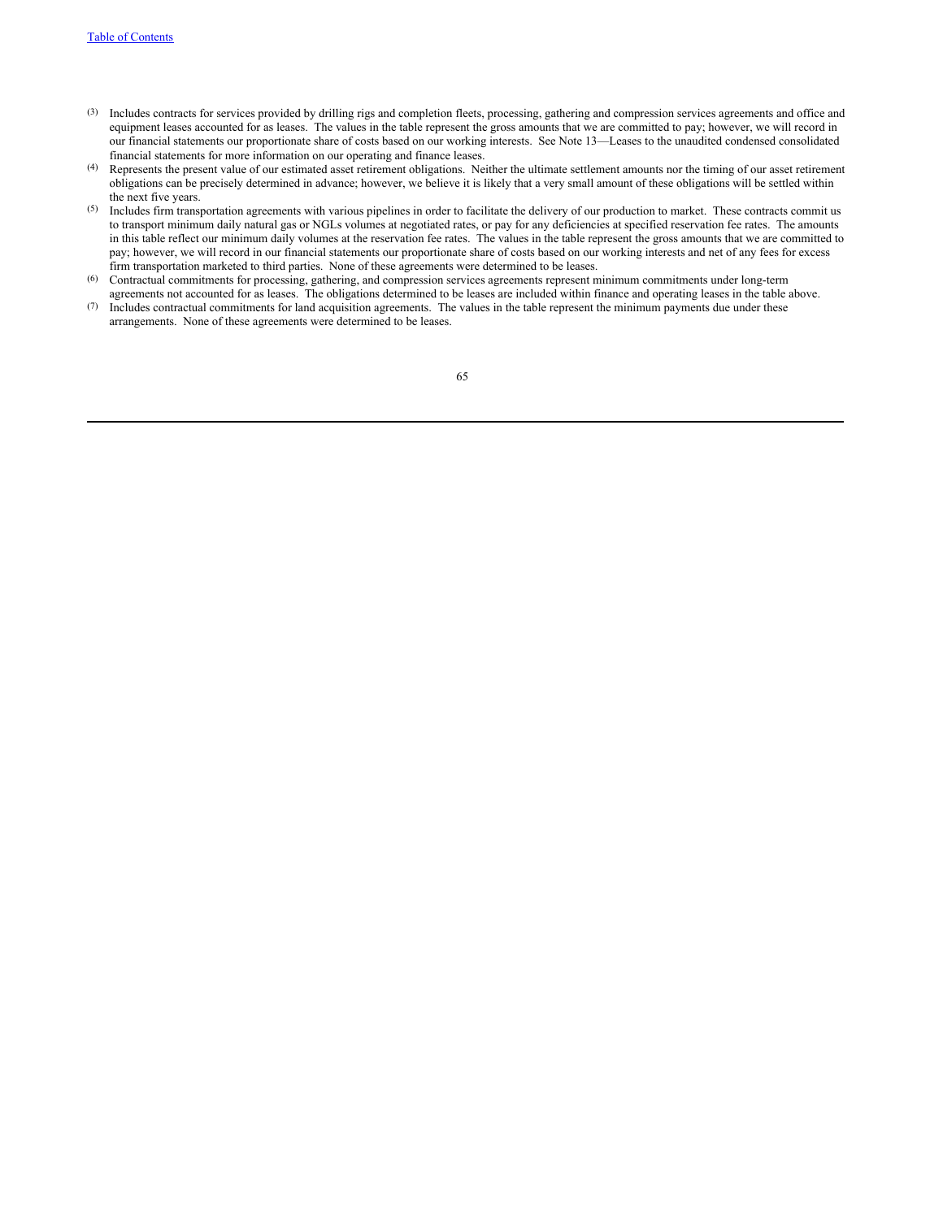(3) Includes contracts for services provided by drilling rigs and completion fleets, processing, gathering and compression services agreements and office and equipment leases accounted for as leases. The values in the table represent the gross amounts that we are committed to pay; however, we will record in our financial statements our proportionate share of costs based on our working interests. See Note 13—Leases to the unaudited condensed consolidated financial statements for more information on our operating and finance leases.

(4) Represents the present value of our estimated asset retirement obligations. Neither the ultimate settlement amounts nor the timing of our asset retirement obligations can be precisely determined in advance; however, we believe it is likely that a very small amount of these obligations will be settled within the next five years.

(5) Includes firm transportation agreements with various pipelines in order to facilitate the delivery of our production to market. These contracts commit us to transport minimum daily natural gas or NGLs volumes at negotiated rates, or pay for any deficiencies at specified reservation fee rates. The amounts in this table reflect our minimum daily volumes at the reservation fee rates. The values in the table represent the gross amounts that we are committed to pay; however, we will record in our financial statements our proportionate share of costs based on our working interests and net of any fees for excess firm transportation marketed to third parties. None of these agreements were determined to be leases.

(6) Contractual commitments for processing, gathering, and compression services agreements represent minimum commitments under long-term agreements not accounted for as leases. The obligations determined to be leases are included within finance and operating leases in the table above.

(7) Includes contractual commitments for land acquisition agreements. The values in the table represent the minimum payments due under these arrangements. None of these agreements were determined to be leases.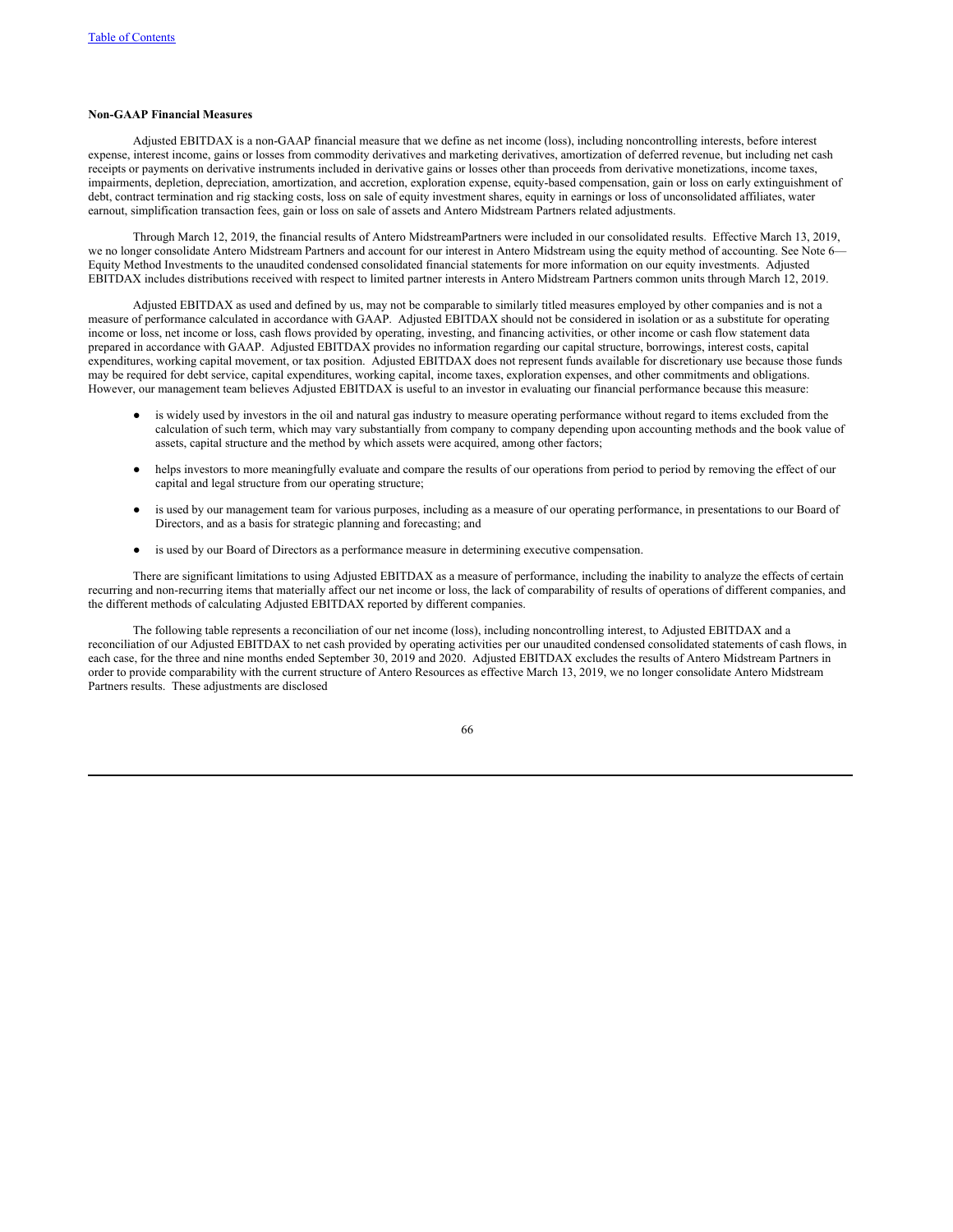### Non-GAAP Financial Measures

Adjusted EBITDAX is a non-GAAP financial measure that we define as net income (loss), including noncontrolling interests, before interest expense, interest income, gains or losses from commodity derivatives and marketing derivatives, amortization of deferred revenue, but including net cash receipts or payments on derivative instruments included in derivative gains or losses other than proceeds from derivative monetizations, income taxes, impairments, depletion, depreciation, amortization, and accretion, exploration expense, equity-based compensation, gain or loss on early extinguishment of debt, contract termination and rig stacking costs, loss on sale of equity investment shares, equity in earnings or loss of unconsolidated affiliates, water earnout, simplification transaction fees, gain or loss on sale of assets and Antero Midstream Partners related adjustments.

Through March 12, 2019, the financial results of Antero MidstreamPartners were included in our consolidated results. Effective March 13, 2019, we no longer consolidate Antero Midstream Partners and account for our interest in Antero Midstream using the equity method of accounting. See Note 6—Equity Method Investments to the unaudited condensed consolidated financial statements for more information on our equity investments. Adjusted EBITDAX includes distributions received with respect to limited partner interests in Antero Midstream Partners common units through March 12, 2019.

Adjusted EBITDAX as used and defined by us, may not be comparable to similarly titled measures employed by other companies and is not a measure of performance calculated in accordance with GAAP. Adjusted EBITDAX should not be considered in isolation or as a substitute for operating income or loss, net income or loss, cash flows provided by operating, investing, and financing activities, or other income or cash flow statement data prepared in accordance with GAAP. Adjusted EBITDAX provides no information regarding our capital structure, borrowings, interest costs, capital expenditures, working capital movement, or tax position. Adjusted EBITDAX does not represent funds available for discretionary use because those funds may be required for debt service, capital expenditures, working capital, income taxes, exploration expenses, and other commitments and obligations. However, our management team believes Adjusted EBITDAX is useful to an investor in evaluating our financial performance because this measure:

- is widely used by investors in the oil and natural gas industry to measure operating performance without regard to items excluded from the calculation of such term, which may vary substantially from company to company depending upon accounting methods and the book value of assets, capital structure and the method by which assets were acquired, among other factors;
- helps investors to more meaningfully evaluate and compare the results of our operations from period to period by removing the effect of our capital and legal structure from our operating structure;
- is used by our management team for various purposes, including as a measure of our operating performance, in presentations to our Board of Directors, and as a basis for strategic planning and forecasting; and
- is used by our Board of Directors as a performance measure in determining executive compensation.

There are significant limitations to using Adjusted EBITDAX as a measure of performance, including the inability to analyze the effects of certain recurring and non-recurring items that materially affect our net income or loss, the lack of comparability of results of operations of different companies, and the different methods of calculating Adjusted EBITDAX reported by different companies.

The following table represents a reconciliation of our net income (loss), including noncontrolling interest, to Adjusted EBITDAX and a reconciliation of our Adjusted EBITDAX to net cash provided by operating activities per our unaudited condensed consolidated statements of cash flows, in each case, for the three and nine months ended September 30, 2019 and 2020. Adjusted EBITDAX excludes the results of Antero Midstream Partners in order to provide comparability with the current structure of Antero Resources as effective March 13, 2019, we no longer consolidate Antero Midstream Partners results. These adjustments are disclosed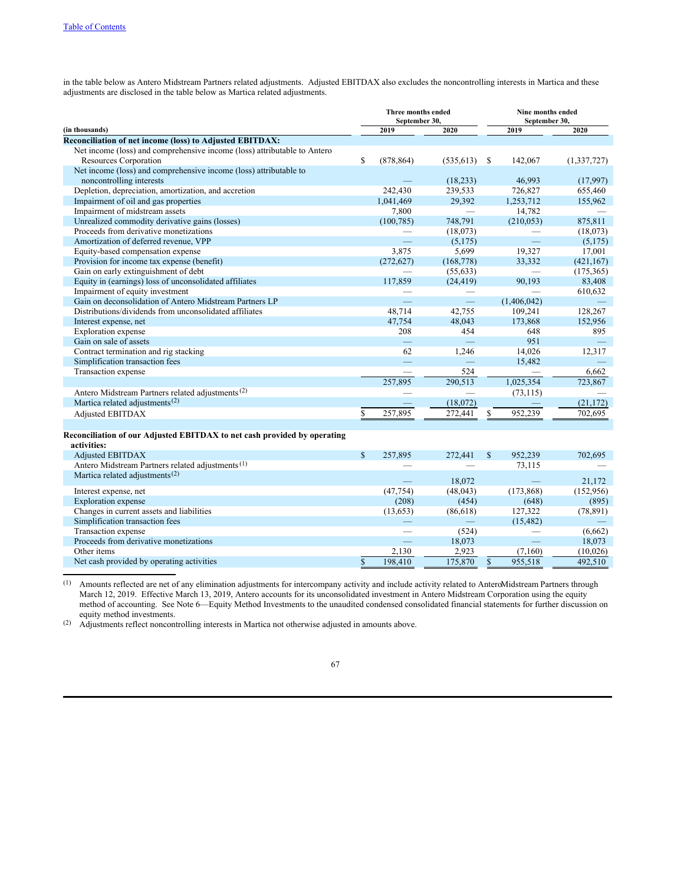in the table below as Antero Midstream Partners related adjustments.  Adjusted EBITDAX also excludes the noncontrolling interests in Martica and these adjustments are disclosed in the table below as Martica related adjustments.

| (in thousands) | Three months ended September 30, 2019 | Three months ended September 30, 2020 | Nine months ended September 30, 2019 | Nine months ended September 30, 2020 |
|---|---|---|---|---|
| **Reconciliation of net income (loss) to Adjusted EBITDAX:** | | | | |
| Net income (loss) and comprehensive income (loss) attributable to Antero Resources Corporation | $ (878,864) | (535,613) | $ 142,067 | (1,337,727) |
| Net income (loss) and comprehensive income (loss) attributable to noncontrolling interests | — | (18,233) | 46,993 | (17,997) |
| Depletion, depreciation, amortization, and accretion | 242,430 | 239,533 | 726,827 | 655,460 |
| Impairment of oil and gas properties | 1,041,469 | 29,392 | 1,253,712 | 155,962 |
| Impairment of midstream assets | 7,800 | — | 14,782 | — |
| Unrealized commodity derivative gains (losses) | (100,785) | 748,791 | (210,053) | 875,811 |
| Proceeds from derivative monetizations | — | (18,073) | — | (18,073) |
| Amortization of deferred revenue, VPP | — | (5,175) | — | (5,175) |
| Equity-based compensation expense | 3,875 | 5,699 | 19,327 | 17,001 |
| Provision for income tax expense (benefit) | (272,627) | (168,778) | 33,332 | (421,167) |
| Gain on early extinguishment of debt | — | (55,633) | — | (175,365) |
| Equity in (earnings) loss of unconsolidated affiliates | 117,859 | (24,419) | 90,193 | 83,408 |
| Impairment of equity investment | — | — | — | 610,632 |
| Gain on deconsolidation of Antero Midstream Partners LP | — | — | (1,406,042) | — |
| Distributions/dividends from unconsolidated affiliates | 48,714 | 42,755 | 109,241 | 128,267 |
| Interest expense, net | 47,754 | 48,043 | 173,868 | 152,956 |
| Exploration expense | 208 | 454 | 648 | 895 |
| Gain on sale of assets | — | — | 951 | — |
| Contract termination and rig stacking | 62 | 1,246 | 14,026 | 12,317 |
| Simplification transaction fees | — | — | 15,482 | — |
| Transaction expense | — | 524 | — | 6,662 |
| | 257,895 | 290,513 | 1,025,354 | 723,867 |
| Antero Midstream Partners related adjustments [(2)] | — | — | (73,115) | — |
| Martica related adjustments [(2)] | — | (18,072) | — | (21,172) |
| Adjusted EBITDAX | $ 257,895 | 272,441 | $ 952,239 | 702,695 |
| | | | | |
| **Reconciliation of our Adjusted EBITDAX to net cash provided by operating activities:** | | | | |
| Adjusted EBITDAX | $ 257,895 | 272,441 | $ 952,239 | 702,695 |
| Antero Midstream Partners related adjustments [(1)] | — | — | 73,115 | — |
| Martica related adjustments [(2)] | — | 18,072 | — | 21,172 |
| Interest expense, net | (47,754) | (48,043) | (173,868) | (152,956) |
| Exploration expense | (208) | (454) | (648) | (895) |
| Changes in current assets and liabilities | (13,653) | (86,618) | 127,322 | (78,891) |
| Simplification transaction fees | — | — | (15,482) | — |
| Transaction expense | — | (524) | — | (6,662) |
| Proceeds from derivative monetizations | — | 18,073 | — | 18,073 |
| Other items | 2,130 | 2,923 | (7,160) | (10,026) |
| Net cash provided by operating activities | $ 198,410 | 175,870 | $ 955,518 | 492,510 |

(1) Amounts reflected are net of any elimination adjustments for intercompany activity and include activity related to Antero Midstream Partners through March 12, 2019.  Effective March 13, 2019, Antero accounts for its unconsolidated investment in Antero Midstream Corporation using the equity method of accounting.  See Note 6—Equity Method Investments to the unaudited condensed consolidated financial statements for further discussion on equity method investments.

(2) Adjustments reflect noncontrolling interests in Martica not otherwise adjusted in amounts above.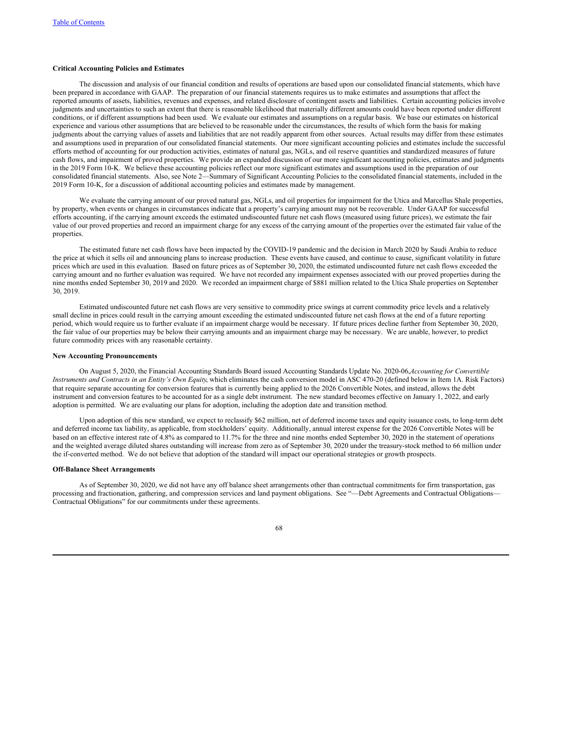**Critical Accounting Policies and Estimates**

The discussion and analysis of our financial condition and results of operations are based upon our consolidated financial statements, which have been prepared in accordance with GAAP. The preparation of our financial statements requires us to make estimates and assumptions that affect the reported amounts of assets, liabilities, revenues and expenses, and related disclosure of contingent assets and liabilities. Certain accounting policies involve judgments and uncertainties to such an extent that there is reasonable likelihood that materially different amounts could have been reported under different conditions, or if different assumptions had been used. We evaluate our estimates and assumptions on a regular basis. We base our estimates on historical experience and various other assumptions that are believed to be reasonable under the circumstances, the results of which form the basis for making judgments about the carrying values of assets and liabilities that are not readily apparent from other sources. Actual results may differ from these estimates and assumptions used in preparation of our consolidated financial statements. Our more significant accounting policies and estimates include the successful efforts method of accounting for our production activities, estimates of natural gas, NGLs, and oil reserve quantities and standardized measures of future cash flows, and impairment of proved properties. We provide an expanded discussion of our more significant accounting policies, estimates and judgments in the 2019 Form 10-K. We believe these accounting policies reflect our more significant estimates and assumptions used in the preparation of our consolidated financial statements. Also, see Note 2—Summary of Significant Accounting Policies to the consolidated financial statements, included in the 2019 Form 10-K, for a discussion of additional accounting policies and estimates made by management.

We evaluate the carrying amount of our proved natural gas, NGLs, and oil properties for impairment for the Utica and Marcellus Shale properties, by property, when events or changes in circumstances indicate that a property's carrying amount may not be recoverable. Under GAAP for successful efforts accounting, if the carrying amount exceeds the estimated undiscounted future net cash flows (measured using future prices), we estimate the fair value of our proved properties and record an impairment charge for any excess of the carrying amount of the properties over the estimated fair value of the properties.

The estimated future net cash flows have been impacted by the COVID-19 pandemic and the decision in March 2020 by Saudi Arabia to reduce the price at which it sells oil and announcing plans to increase production. These events have caused, and continue to cause, significant volatility in future prices which are used in this evaluation. Based on future prices as of September 30, 2020, the estimated undiscounted future net cash flows exceeded the carrying amount and no further evaluation was required. We have not recorded any impairment expenses associated with our proved properties during the nine months ended September 30, 2019 and 2020. We recorded an impairment charge of $881 million related to the Utica Shale properties on September 30, 2019.

Estimated undiscounted future net cash flows are very sensitive to commodity price swings at current commodity price levels and a relatively small decline in prices could result in the carrying amount exceeding the estimated undiscounted future net cash flows at the end of a future reporting period, which would require us to further evaluate if an impairment charge would be necessary. If future prices decline further from September 30, 2020, the fair value of our properties may be below their carrying amounts and an impairment charge may be necessary. We are unable, however, to predict future commodity prices with any reasonable certainty.

**New Accounting Pronouncements**

On August 5, 2020, the Financial Accounting Standards Board issued Accounting Standards Update No. 2020-06, *Accounting for Convertible Instruments and Contracts in an Entity's Own Equity*, which eliminates the cash conversion model in ASC 470-20 (defined below in Item 1A. Risk Factors) that require separate accounting for conversion features that is currently being applied to the 2026 Convertible Notes, and instead, allows the debt instrument and conversion features to be accounted for as a single debt instrument. The new standard becomes effective on January 1, 2022, and early adoption is permitted. We are evaluating our plans for adoption, including the adoption date and transition method.

Upon adoption of this new standard, we expect to reclassify $62 million, net of deferred income taxes and equity issuance costs, to long-term debt and deferred income tax liability, as applicable, from stockholders' equity. Additionally, annual interest expense for the 2026 Convertible Notes will be based on an effective interest rate of 4.8% as compared to 11.7% for the three and nine months ended September 30, 2020 in the statement of operations and the weighted average diluted shares outstanding will increase from zero as of September 30, 2020 under the treasury-stock method to 66 million under the if-converted method. We do not believe that adoption of the standard will impact our operational strategies or growth prospects.

**Off-Balance Sheet Arrangements**

As of September 30, 2020, we did not have any off balance sheet arrangements other than contractual commitments for firm transportation, gas processing and fractionation, gathering, and compression services and land payment obligations. See "—Debt Agreements and Contractual Obligations—Contractual Obligations" for our commitments under these agreements.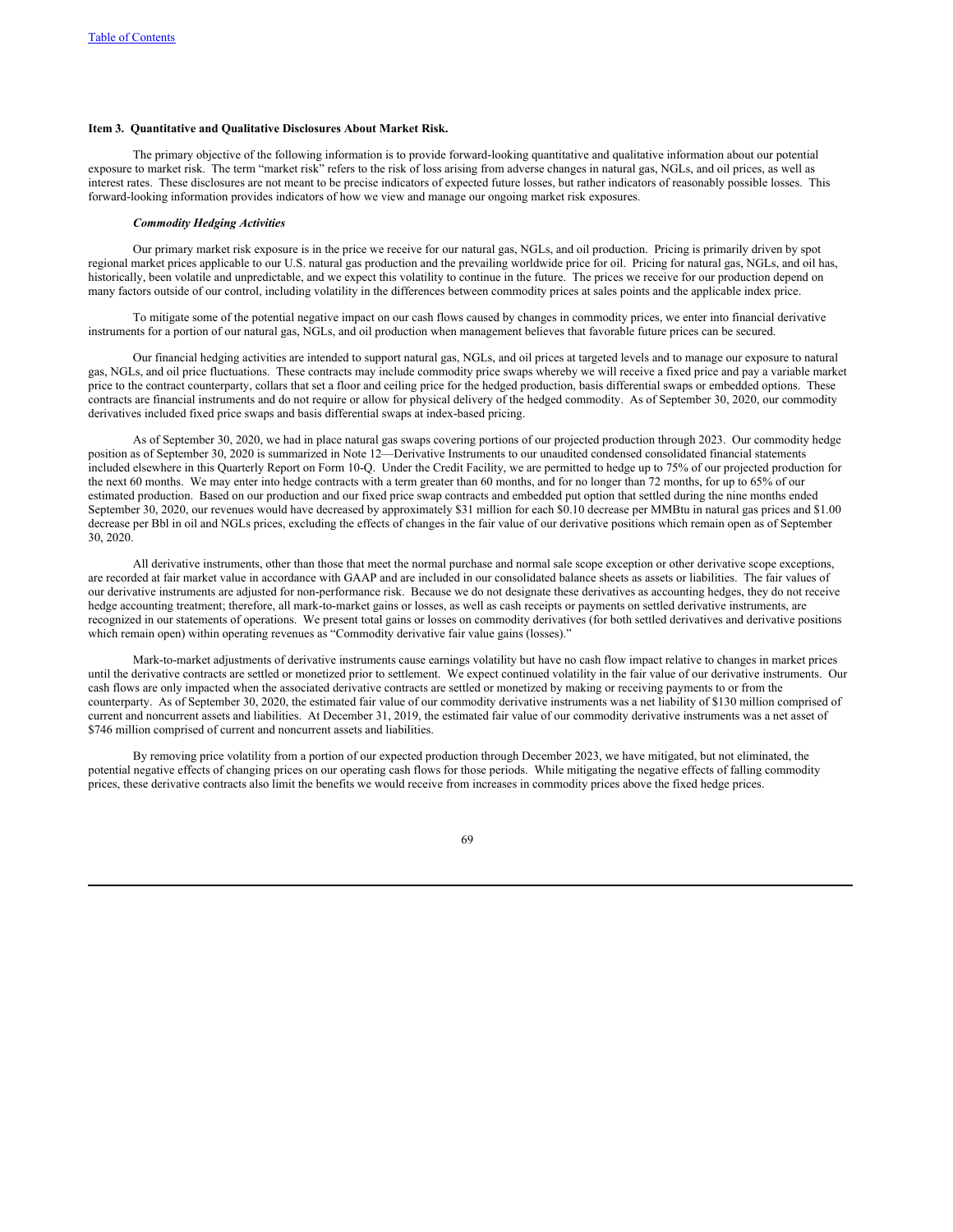### Item 3. Quantitative and Qualitative Disclosures About Market Risk.

The primary objective of the following information is to provide forward-looking quantitative and qualitative information about our potential exposure to market risk. The term "market risk" refers to the risk of loss arising from adverse changes in natural gas, NGLs, and oil prices, as well as interest rates. These disclosures are not meant to be precise indicators of expected future losses, but rather indicators of reasonably possible losses. This forward-looking information provides indicators of how we view and manage our ongoing market risk exposures.

***Commodity Hedging Activities***

Our primary market risk exposure is in the price we receive for our natural gas, NGLs, and oil production. Pricing is primarily driven by spot regional market prices applicable to our U.S. natural gas production and the prevailing worldwide price for oil. Pricing for natural gas, NGLs, and oil has, historically, been volatile and unpredictable, and we expect this volatility to continue in the future. The prices we receive for our production depend on many factors outside of our control, including volatility in the differences between commodity prices at sales points and the applicable index price.

To mitigate some of the potential negative impact on our cash flows caused by changes in commodity prices, we enter into financial derivative instruments for a portion of our natural gas, NGLs, and oil production when management believes that favorable future prices can be secured.

Our financial hedging activities are intended to support natural gas, NGLs, and oil prices at targeted levels and to manage our exposure to natural gas, NGLs, and oil price fluctuations. These contracts may include commodity price swaps whereby we will receive a fixed price and pay a variable market price to the contract counterparty, collars that set a floor and ceiling price for the hedged production, basis differential swaps or embedded options. These contracts are financial instruments and do not require or allow for physical delivery of the hedged commodity. As of September 30, 2020, our commodity derivatives included fixed price swaps and basis differential swaps at index-based pricing.

As of September 30, 2020, we had in place natural gas swaps covering portions of our projected production through 2023. Our commodity hedge position as of September 30, 2020 is summarized in Note 12—Derivative Instruments to our unaudited condensed consolidated financial statements included elsewhere in this Quarterly Report on Form 10-Q. Under the Credit Facility, we are permitted to hedge up to 75% of our projected production for the next 60 months. We may enter into hedge contracts with a term greater than 60 months, and for no longer than 72 months, for up to 65% of our estimated production. Based on our production and our fixed price swap contracts and embedded put option that settled during the nine months ended September 30, 2020, our revenues would have decreased by approximately $31 million for each $0.10 decrease per MMBtu in natural gas prices and $1.00 decrease per Bbl in oil and NGLs prices, excluding the effects of changes in the fair value of our derivative positions which remain open as of September 30, 2020.

All derivative instruments, other than those that meet the normal purchase and normal sale scope exception or other derivative scope exceptions, are recorded at fair market value in accordance with GAAP and are included in our consolidated balance sheets as assets or liabilities. The fair values of our derivative instruments are adjusted for non-performance risk. Because we do not designate these derivatives as accounting hedges, they do not receive hedge accounting treatment; therefore, all mark-to-market gains or losses, as well as cash receipts or payments on settled derivative instruments, are recognized in our statements of operations. We present total gains or losses on commodity derivatives (for both settled derivatives and derivative positions which remain open) within operating revenues as "Commodity derivative fair value gains (losses)."

Mark-to-market adjustments of derivative instruments cause earnings volatility but have no cash flow impact relative to changes in market prices until the derivative contracts are settled or monetized prior to settlement. We expect continued volatility in the fair value of our derivative instruments. Our cash flows are only impacted when the associated derivative contracts are settled or monetized by making or receiving payments to or from the counterparty. As of September 30, 2020, the estimated fair value of our commodity derivative instruments was a net liability of $130 million comprised of current and noncurrent assets and liabilities. At December 31, 2019, the estimated fair value of our commodity derivative instruments was a net asset of $746 million comprised of current and noncurrent assets and liabilities.

By removing price volatility from a portion of our expected production through December 2023, we have mitigated, but not eliminated, the potential negative effects of changing prices on our operating cash flows for those periods. While mitigating the negative effects of falling commodity prices, these derivative contracts also limit the benefits we would receive from increases in commodity prices above the fixed hedge prices.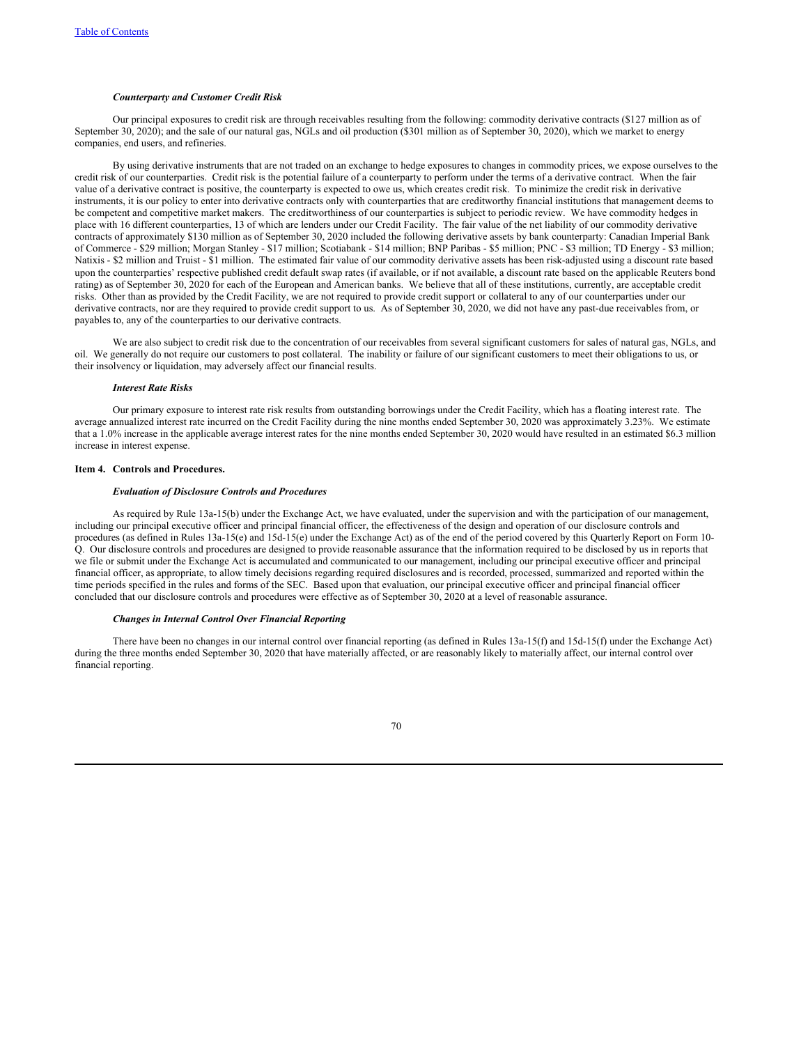### *Counterparty and Customer Credit Risk*

Our principal exposures to credit risk are through receivables resulting from the following: commodity derivative contracts ($127 million as of September 30, 2020); and the sale of our natural gas, NGLs and oil production ($301 million as of September 30, 2020), which we market to energy companies, end users, and refineries.

By using derivative instruments that are not traded on an exchange to hedge exposures to changes in commodity prices, we expose ourselves to the credit risk of our counterparties. Credit risk is the potential failure of a counterparty to perform under the terms of a derivative contract. When the fair value of a derivative contract is positive, the counterparty is expected to owe us, which creates credit risk. To minimize the credit risk in derivative instruments, it is our policy to enter into derivative contracts only with counterparties that are creditworthy financial institutions that management deems to be competent and competitive market makers. The creditworthiness of our counterparties is subject to periodic review. We have commodity hedges in place with 16 different counterparties, 13 of which are lenders under our Credit Facility. The fair value of the net liability of our commodity derivative contracts of approximately $130 million as of September 30, 2020 included the following derivative assets by bank counterparty: Canadian Imperial Bank of Commerce - $29 million; Morgan Stanley - $17 million; Scotiabank - $14 million; BNP Paribas - $5 million; PNC - $3 million; TD Energy - $3 million; Natixis - $2 million and Truist - $1 million. The estimated fair value of our commodity derivative assets has been risk-adjusted using a discount rate based upon the counterparties' respective published credit default swap rates (if available, or if not available, a discount rate based on the applicable Reuters bond rating) as of September 30, 2020 for each of the European and American banks. We believe that all of these institutions, currently, are acceptable credit risks. Other than as provided by the Credit Facility, we are not required to provide credit support or collateral to any of our counterparties under our derivative contracts, nor are they required to provide credit support to us. As of September 30, 2020, we did not have any past-due receivables from, or payables to, any of the counterparties to our derivative contracts.

We are also subject to credit risk due to the concentration of our receivables from several significant customers for sales of natural gas, NGLs, and oil. We generally do not require our customers to post collateral. The inability or failure of our significant customers to meet their obligations to us, or their insolvency or liquidation, may adversely affect our financial results.

### *Interest Rate Risks*

Our primary exposure to interest rate risk results from outstanding borrowings under the Credit Facility, which has a floating interest rate. The average annualized interest rate incurred on the Credit Facility during the nine months ended September 30, 2020 was approximately 3.23%. We estimate that a 1.0% increase in the applicable average interest rates for the nine months ended September 30, 2020 would have resulted in an estimated $6.3 million increase in interest expense.

## Item 4. Controls and Procedures.

### *Evaluation of Disclosure Controls and Procedures*

As required by Rule 13a-15(b) under the Exchange Act, we have evaluated, under the supervision and with the participation of our management, including our principal executive officer and principal financial officer, the effectiveness of the design and operation of our disclosure controls and procedures (as defined in Rules 13a-15(e) and 15d-15(e) under the Exchange Act) as of the end of the period covered by this Quarterly Report on Form 10-Q. Our disclosure controls and procedures are designed to provide reasonable assurance that the information required to be disclosed by us in reports that we file or submit under the Exchange Act is accumulated and communicated to our management, including our principal executive officer and principal financial officer, as appropriate, to allow timely decisions regarding required disclosures and is recorded, processed, summarized and reported within the time periods specified in the rules and forms of the SEC. Based upon that evaluation, our principal executive officer and principal financial officer concluded that our disclosure controls and procedures were effective as of September 30, 2020 at a level of reasonable assurance.

### *Changes in Internal Control Over Financial Reporting*

There have been no changes in our internal control over financial reporting (as defined in Rules 13a-15(f) and 15d-15(f) under the Exchange Act) during the three months ended September 30, 2020 that have materially affected, or are reasonably likely to materially affect, our internal control over financial reporting.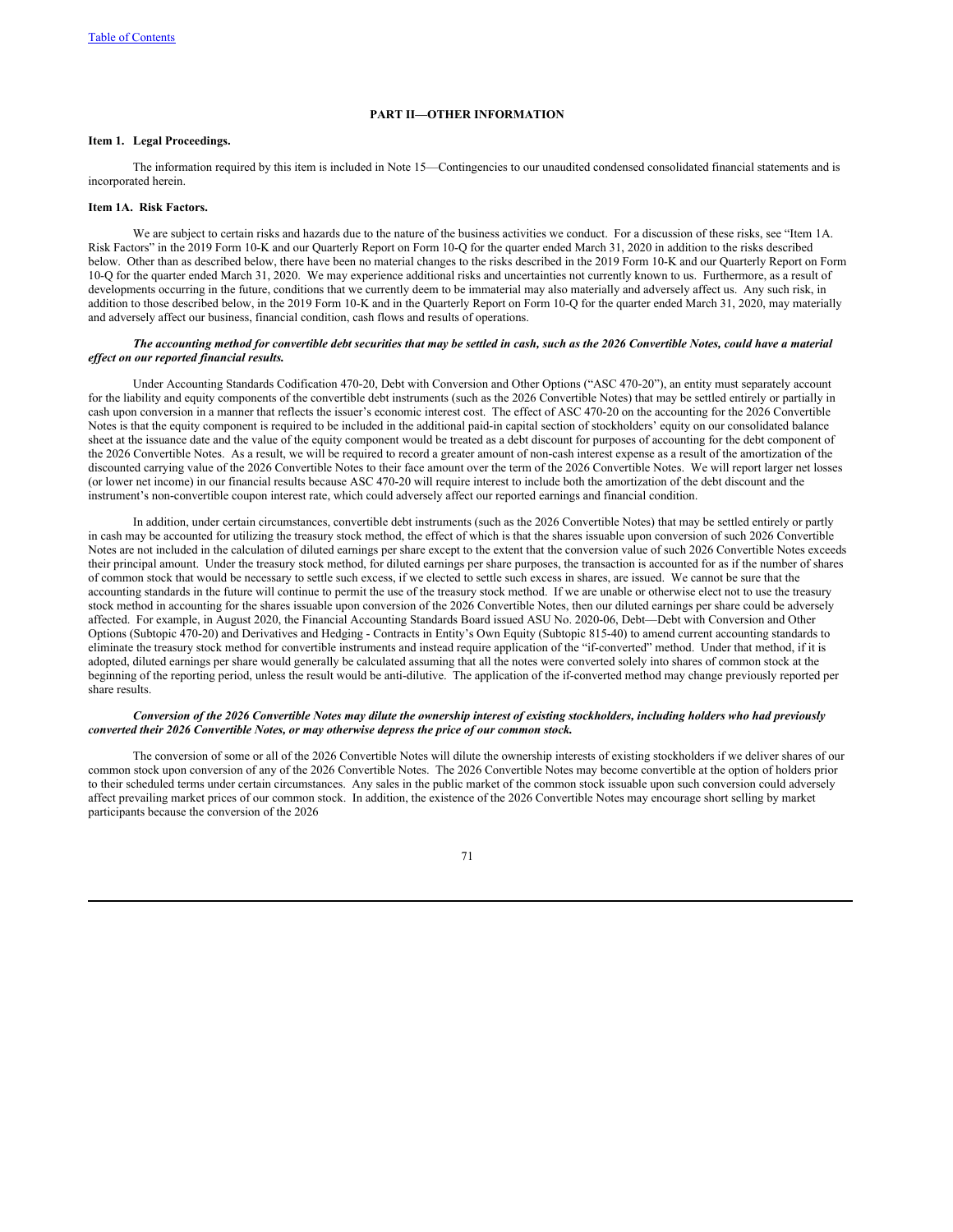## PART II—OTHER INFORMATION

### Item 1. Legal Proceedings.

The information required by this item is included in Note 15—Contingencies to our unaudited condensed consolidated financial statements and is incorporated herein.

### Item 1A. Risk Factors.

We are subject to certain risks and hazards due to the nature of the business activities we conduct. For a discussion of these risks, see "Item 1A. Risk Factors" in the 2019 Form 10-K and our Quarterly Report on Form 10-Q for the quarter ended March 31, 2020 in addition to the risks described below. Other than as described below, there have been no material changes to the risks described in the 2019 Form 10-K and our Quarterly Report on Form 10-Q for the quarter ended March 31, 2020. We may experience additional risks and uncertainties not currently known to us. Furthermore, as a result of developments occurring in the future, conditions that we currently deem to be immaterial may also materially and adversely affect us. Any such risk, in addition to those described below, in the 2019 Form 10-K and in the Quarterly Report on Form 10-Q for the quarter ended March 31, 2020, may materially and adversely affect our business, financial condition, cash flows and results of operations.

***The accounting method for convertible debt securities that may be settled in cash, such as the 2026 Convertible Notes, could have a material effect on our reported financial results.***

Under Accounting Standards Codification 470-20, Debt with Conversion and Other Options ("ASC 470-20"), an entity must separately account for the liability and equity components of the convertible debt instruments (such as the 2026 Convertible Notes) that may be settled entirely or partially in cash upon conversion in a manner that reflects the issuer's economic interest cost. The effect of ASC 470-20 on the accounting for the 2026 Convertible Notes is that the equity component is required to be included in the additional paid-in capital section of stockholders' equity on our consolidated balance sheet at the issuance date and the value of the equity component would be treated as a debt discount for purposes of accounting for the debt component of the 2026 Convertible Notes. As a result, we will be required to record a greater amount of non-cash interest expense as a result of the amortization of the discounted carrying value of the 2026 Convertible Notes to their face amount over the term of the 2026 Convertible Notes. We will report larger net losses (or lower net income) in our financial results because ASC 470-20 will require interest to include both the amortization of the debt discount and the instrument's non-convertible coupon interest rate, which could adversely affect our reported earnings and financial condition.

In addition, under certain circumstances, convertible debt instruments (such as the 2026 Convertible Notes) that may be settled entirely or partly in cash may be accounted for utilizing the treasury stock method, the effect of which is that the shares issuable upon conversion of such 2026 Convertible Notes are not included in the calculation of diluted earnings per share except to the extent that the conversion value of such 2026 Convertible Notes exceeds their principal amount. Under the treasury stock method, for diluted earnings per share purposes, the transaction is accounted for as if the number of shares of common stock that would be necessary to settle such excess, if we elected to settle such excess in shares, are issued. We cannot be sure that the accounting standards in the future will continue to permit the use of the treasury stock method. If we are unable or otherwise elect not to use the treasury stock method in accounting for the shares issuable upon conversion of the 2026 Convertible Notes, then our diluted earnings per share could be adversely affected. For example, in August 2020, the Financial Accounting Standards Board issued ASU No. 2020-06, Debt—Debt with Conversion and Other Options (Subtopic 470-20) and Derivatives and Hedging - Contracts in Entity's Own Equity (Subtopic 815-40) to amend current accounting standards to eliminate the treasury stock method for convertible instruments and instead require application of the "if-converted" method. Under that method, if it is adopted, diluted earnings per share would generally be calculated assuming that all the notes were converted solely into shares of common stock at the beginning of the reporting period, unless the result would be anti-dilutive. The application of the if-converted method may change previously reported per share results.

***Conversion of the 2026 Convertible Notes may dilute the ownership interest of existing stockholders, including holders who had previously converted their 2026 Convertible Notes, or may otherwise depress the price of our common stock.***

The conversion of some or all of the 2026 Convertible Notes will dilute the ownership interests of existing stockholders if we deliver shares of our common stock upon conversion of any of the 2026 Convertible Notes. The 2026 Convertible Notes may become convertible at the option of holders prior to their scheduled terms under certain circumstances. Any sales in the public market of the common stock issuable upon such conversion could adversely affect prevailing market prices of our common stock. In addition, the existence of the 2026 Convertible Notes may encourage short selling by market participants because the conversion of the 2026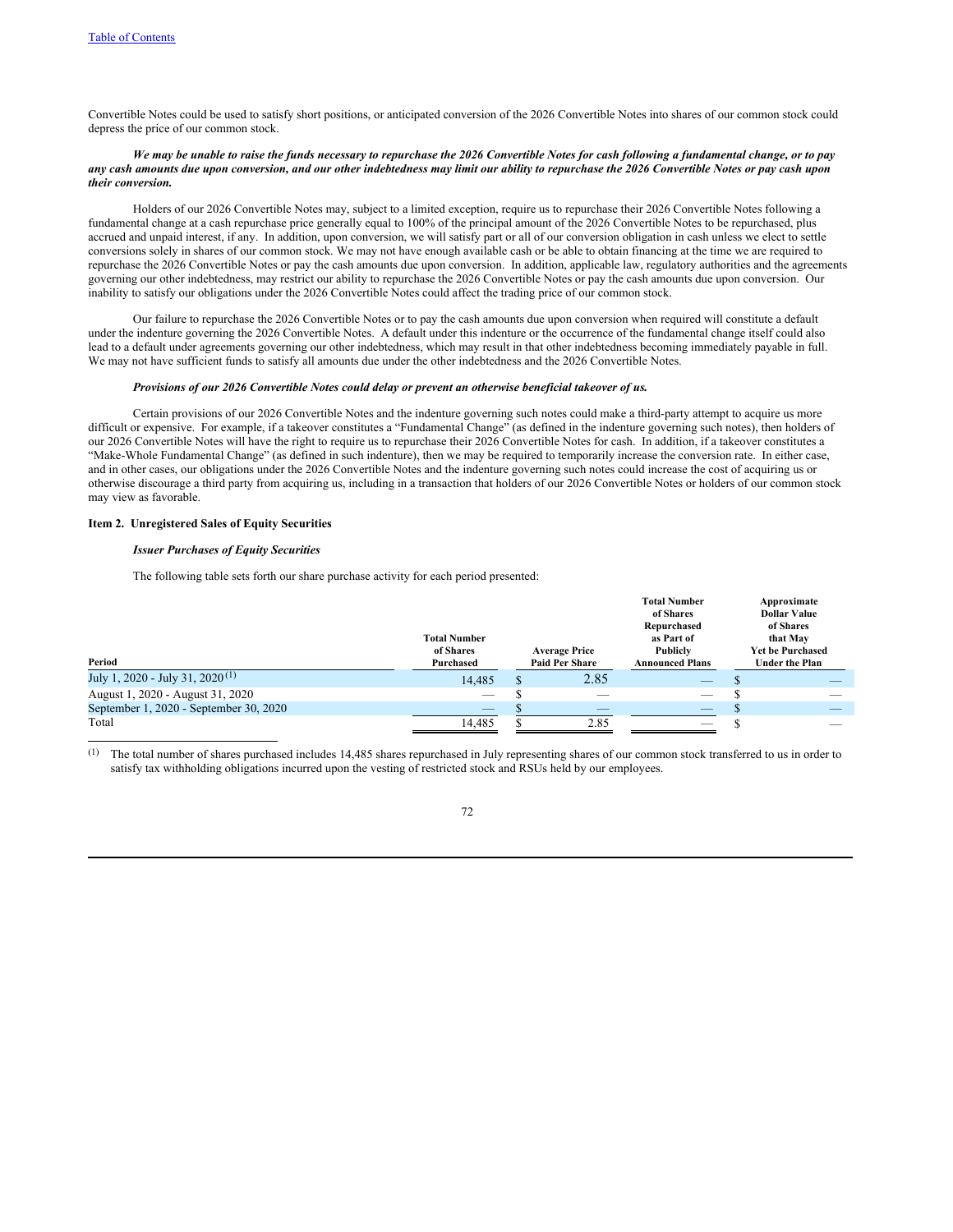Convertible Notes could be used to satisfy short positions, or anticipated conversion of the 2026 Convertible Notes into shares of our common stock could depress the price of our common stock.

***We may be unable to raise the funds necessary to repurchase the 2026 Convertible Notes for cash following a fundamental change, or to pay any cash amounts due upon conversion, and our other indebtedness may limit our ability to repurchase the 2026 Convertible Notes or pay cash upon their conversion.***

Holders of our 2026 Convertible Notes may, subject to a limited exception, require us to repurchase their 2026 Convertible Notes following a fundamental change at a cash repurchase price generally equal to 100% of the principal amount of the 2026 Convertible Notes to be repurchased, plus accrued and unpaid interest, if any. In addition, upon conversion, we will satisfy part or all of our conversion obligation in cash unless we elect to settle conversions solely in shares of our common stock. We may not have enough available cash or be able to obtain financing at the time we are required to repurchase the 2026 Convertible Notes or pay the cash amounts due upon conversion. In addition, applicable law, regulatory authorities and the agreements governing our other indebtedness, may restrict our ability to repurchase the 2026 Convertible Notes or pay the cash amounts due upon conversion. Our inability to satisfy our obligations under the 2026 Convertible Notes could affect the trading price of our common stock.

Our failure to repurchase the 2026 Convertible Notes or to pay the cash amounts due upon conversion when required will constitute a default under the indenture governing the 2026 Convertible Notes. A default under this indenture or the occurrence of the fundamental change itself could also lead to a default under agreements governing our other indebtedness, which may result in that other indebtedness becoming immediately payable in full. We may not have sufficient funds to satisfy all amounts due under the other indebtedness and the 2026 Convertible Notes.

***Provisions of our 2026 Convertible Notes could delay or prevent an otherwise beneficial takeover of us.***

Certain provisions of our 2026 Convertible Notes and the indenture governing such notes could make a third-party attempt to acquire us more difficult or expensive. For example, if a takeover constitutes a "Fundamental Change" (as defined in the indenture governing such notes), then holders of our 2026 Convertible Notes will have the right to require us to repurchase their 2026 Convertible Notes for cash. In addition, if a takeover constitutes a "Make-Whole Fundamental Change" (as defined in such indenture), then we may be required to temporarily increase the conversion rate. In either case, and in other cases, our obligations under the 2026 Convertible Notes and the indenture governing such notes could increase the cost of acquiring us or otherwise discourage a third party from acquiring us, including in a transaction that holders of our 2026 Convertible Notes or holders of our common stock may view as favorable.

**Item 2. Unregistered Sales of Equity Securities**

***Issuer Purchases of Equity Securities***

The following table sets forth our share purchase activity for each period presented:

| Period | Total Number of Shares Purchased | Average Price Paid Per Share | Total Number of Shares Repurchased as Part of Publicly Announced Plans | Approximate Dollar Value of Shares that May Yet be Purchased Under the Plan |
|---|---|---|---|---|
| July 1, 2020 - July 31, 2020 [(1)] | 14,485 | $ 2.85 | — | $ — |
| August 1, 2020 - August 31, 2020 | — | $ — | — | $ — |
| September 1, 2020 - September 30, 2020 | — | $ — | — | $ — |
| Total | 14,485 | $ 2.85 | — | $ — |

(1) The total number of shares purchased includes 14,485 shares repurchased in July representing shares of our common stock transferred to us in order to satisfy tax withholding obligations incurred upon the vesting of restricted stock and RSUs held by our employees.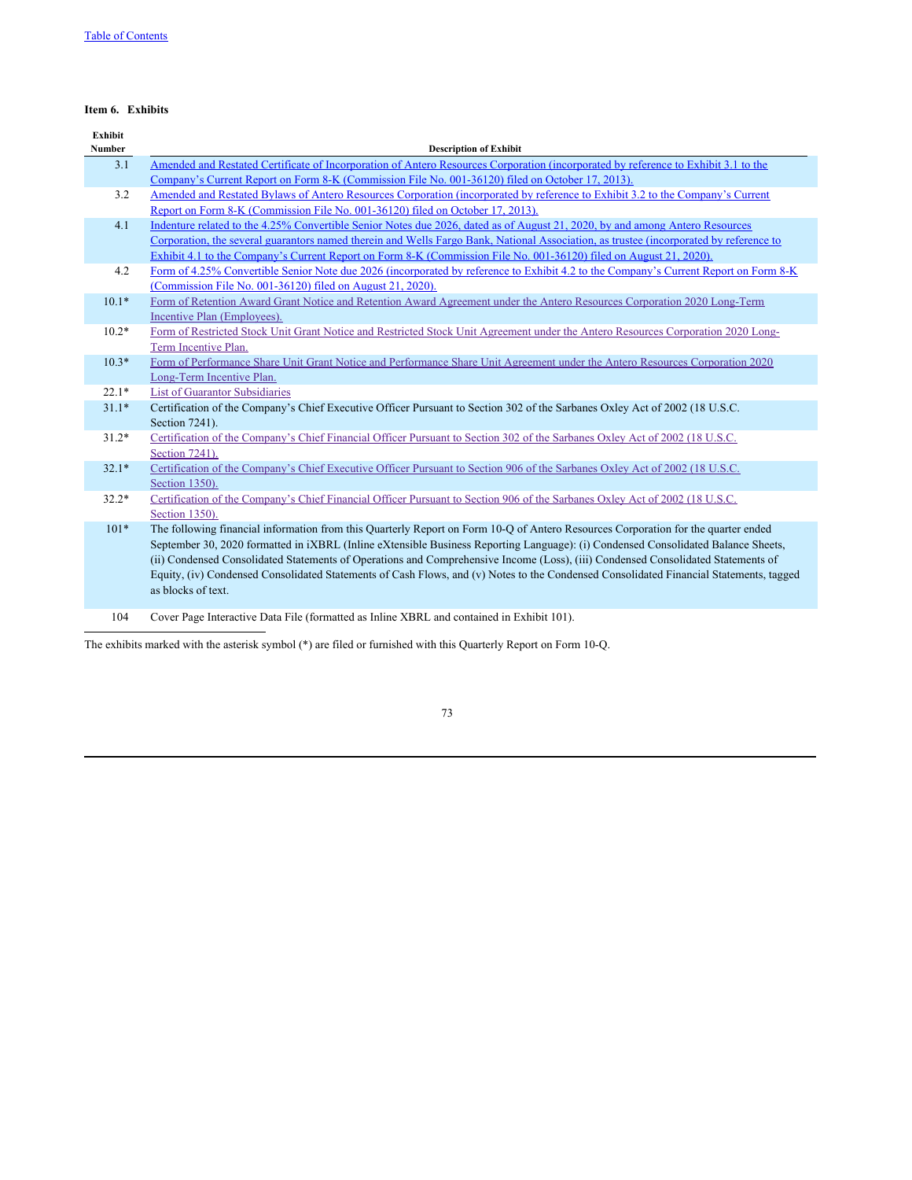**Item 6. Exhibits**

| Exhibit Number | Description of Exhibit |
|---|---|
| 3.1 | Amended and Restated Certificate of Incorporation of Antero Resources Corporation (incorporated by reference to Exhibit 3.1 to the Company's Current Report on Form 8-K (Commission File No. 001-36120) filed on October 17, 2013). |
| 3.2 | Amended and Restated Bylaws of Antero Resources Corporation (incorporated by reference to Exhibit 3.2 to the Company's Current Report on Form 8-K (Commission File No. 001-36120) filed on October 17, 2013). |
| 4.1 | Indenture related to the 4.25% Convertible Senior Notes due 2026, dated as of August 21, 2020, by and among Antero Resources Corporation, the several guarantors named therein and Wells Fargo Bank, National Association, as trustee (incorporated by reference to Exhibit 4.1 to the Company's Current Report on Form 8-K (Commission File No. 001-36120) filed on August 21, 2020). |
| 4.2 | Form of 4.25% Convertible Senior Note due 2026 (incorporated by reference to Exhibit 4.2 to the Company's Current Report on Form 8-K (Commission File No. 001-36120) filed on August 21, 2020). |
| 10.1* | Form of Retention Award Grant Notice and Retention Award Agreement under the Antero Resources Corporation 2020 Long-Term Incentive Plan (Employees). |
| 10.2* | Form of Restricted Stock Unit Grant Notice and Restricted Stock Unit Agreement under the Antero Resources Corporation 2020 Long-Term Incentive Plan. |
| 10.3* | Form of Performance Share Unit Grant Notice and Performance Share Unit Agreement under the Antero Resources Corporation 2020 Long-Term Incentive Plan. |
| 22.1* | List of Guarantor Subsidiaries |
| 31.1* | Certification of the Company's Chief Executive Officer Pursuant to Section 302 of the Sarbanes Oxley Act of 2002 (18 U.S.C. Section 7241). |
| 31.2* | Certification of the Company's Chief Financial Officer Pursuant to Section 302 of the Sarbanes Oxley Act of 2002 (18 U.S.C. Section 7241). |
| 32.1* | Certification of the Company's Chief Executive Officer Pursuant to Section 906 of the Sarbanes Oxley Act of 2002 (18 U.S.C. Section 1350). |
| 32.2* | Certification of the Company's Chief Financial Officer Pursuant to Section 906 of the Sarbanes Oxley Act of 2002 (18 U.S.C. Section 1350). |
| 101* | The following financial information from this Quarterly Report on Form 10-Q of Antero Resources Corporation for the quarter ended September 30, 2020 formatted in iXBRL (Inline eXtensible Business Reporting Language): (i) Condensed Consolidated Balance Sheets, (ii) Condensed Consolidated Statements of Operations and Comprehensive Income (Loss), (iii) Condensed Consolidated Statements of Equity, (iv) Condensed Consolidated Statements of Cash Flows, and (v) Notes to the Condensed Consolidated Financial Statements, tagged as blocks of text. |
| 104 | Cover Page Interactive Data File (formatted as Inline XBRL and contained in Exhibit 101). |

The exhibits marked with the asterisk symbol (*) are filed or furnished with this Quarterly Report on Form 10-Q.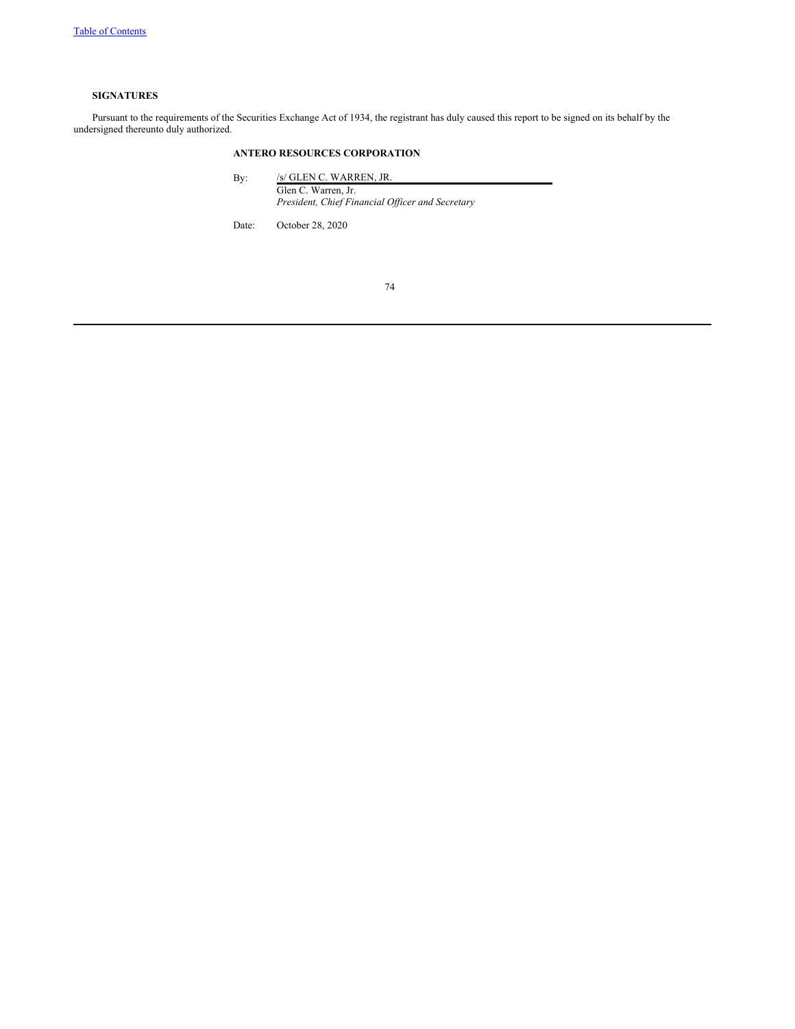## SIGNATURES

Pursuant to the requirements of the Securities Exchange Act of 1934, the registrant has duly caused this report to be signed on its behalf by the undersigned thereunto duly authorized.

**ANTERO RESOURCES CORPORATION**

By: /s/ GLEN C. WARREN, JR.
Glen C. Warren, Jr.
*President, Chief Financial Officer and Secretary*

Date: October 28, 2020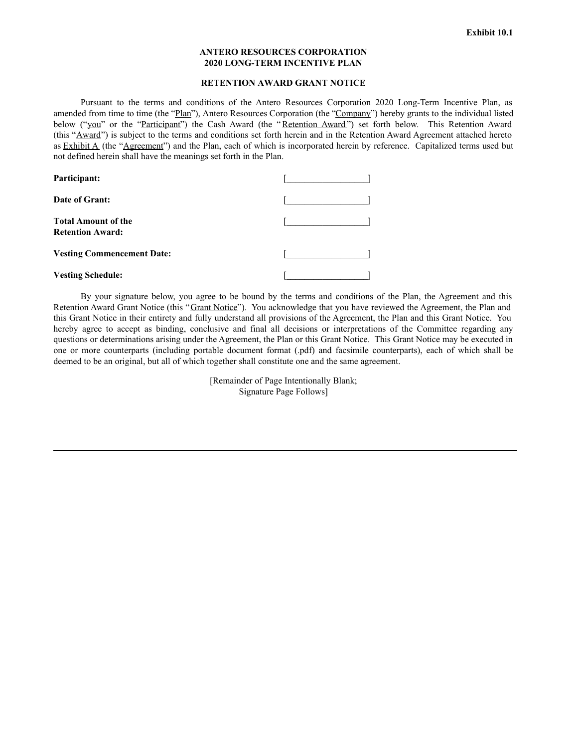**Exhibit 10.1**

**ANTERO RESOURCES CORPORATION**
**2020 LONG-TERM INCENTIVE PLAN**

**RETENTION AWARD GRANT NOTICE**

Pursuant to the terms and conditions of the Antero Resources Corporation 2020 Long-Term Incentive Plan, as amended from time to time (the "Plan"), Antero Resources Corporation (the "Company") hereby grants to the individual listed below ("you" or the "Participant") the Cash Award (the "Retention Award") set forth below. This Retention Award (this "Award") is subject to the terms and conditions set forth herein and in the Retention Award Agreement attached hereto as Exhibit A (the "Agreement") and the Plan, each of which is incorporated herein by reference. Capitalized terms used but not defined herein shall have the meanings set forth in the Plan.

| | |
|---|---|
| **Participant:** | [__________________] |
| **Date of Grant:** | [__________________] |
| **Total Amount of the Retention Award:** | [__________________] |
| **Vesting Commencement Date:** | [__________________] |
| **Vesting Schedule:** | [__________________] |

By your signature below, you agree to be bound by the terms and conditions of the Plan, the Agreement and this Retention Award Grant Notice (this "Grant Notice"). You acknowledge that you have reviewed the Agreement, the Plan and this Grant Notice in their entirety and fully understand all provisions of the Agreement, the Plan and this Grant Notice. You hereby agree to accept as binding, conclusive and final all decisions or interpretations of the Committee regarding any questions or determinations arising under the Agreement, the Plan or this Grant Notice. This Grant Notice may be executed in one or more counterparts (including portable document format (.pdf) and facsimile counterparts), each of which shall be deemed to be an original, but all of which together shall constitute one and the same agreement.

[Remainder of Page Intentionally Blank;
Signature Page Follows]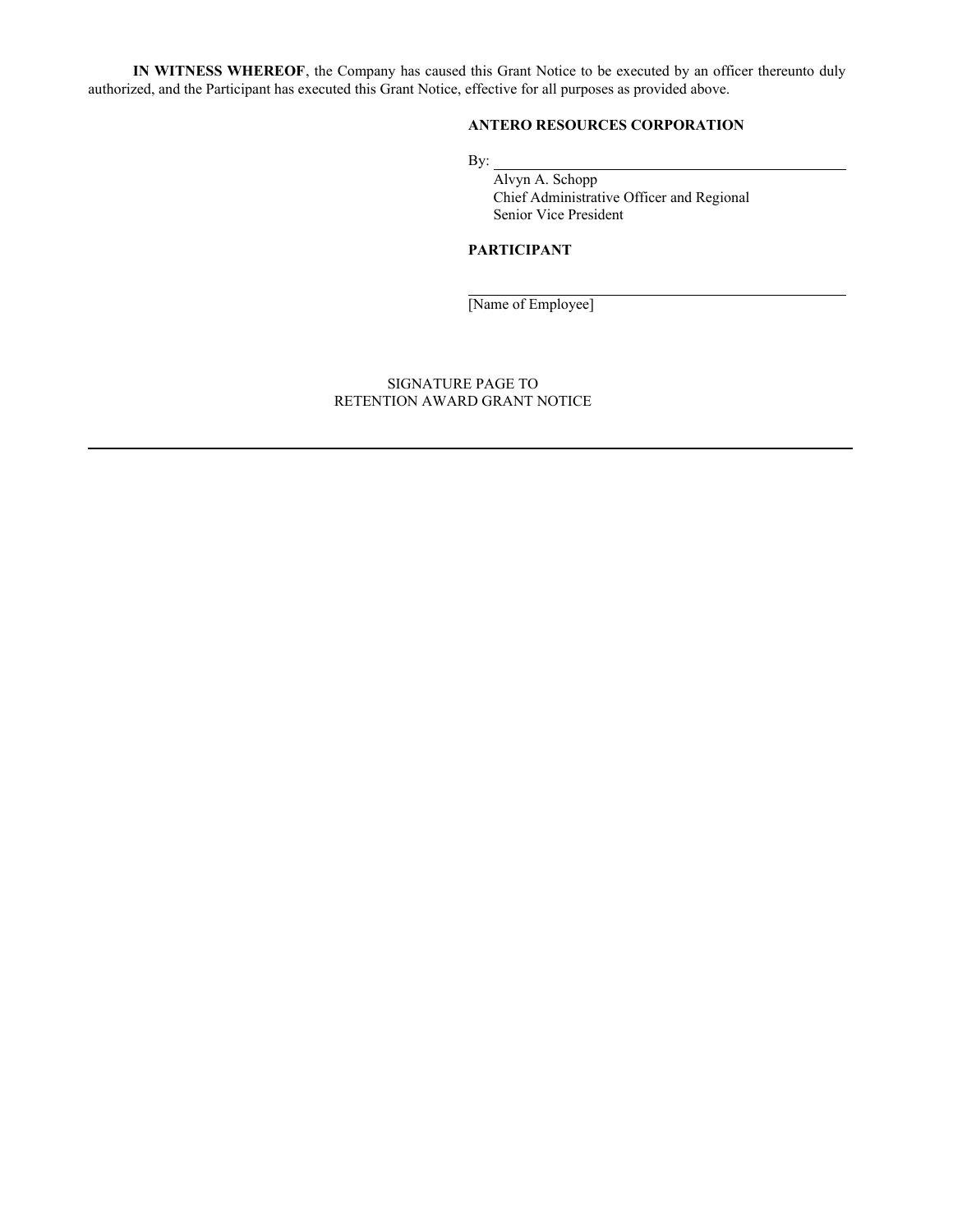**IN WITNESS WHEREOF**, the Company has caused this Grant Notice to be executed by an officer thereunto duly authorized, and the Participant has executed this Grant Notice, effective for all purposes as provided above.

**ANTERO RESOURCES CORPORATION**

By: \_\_\_\_\_\_\_\_\_\_\_\_\_\_\_\_\_\_\_\_\_\_\_\_\_\_\_\_\_\_\_\_\_\_\_\_\_\_\_\_
Alvyn A. Schopp
Chief Administrative Officer and Regional Senior Vice President

**PARTICIPANT**

\_\_\_\_\_\_\_\_\_\_\_\_\_\_\_\_\_\_\_\_\_\_\_\_\_\_\_\_\_\_\_\_\_\_\_\_\_\_\_\_
[Name of Employee]

SIGNATURE PAGE TO
RETENTION AWARD GRANT NOTICE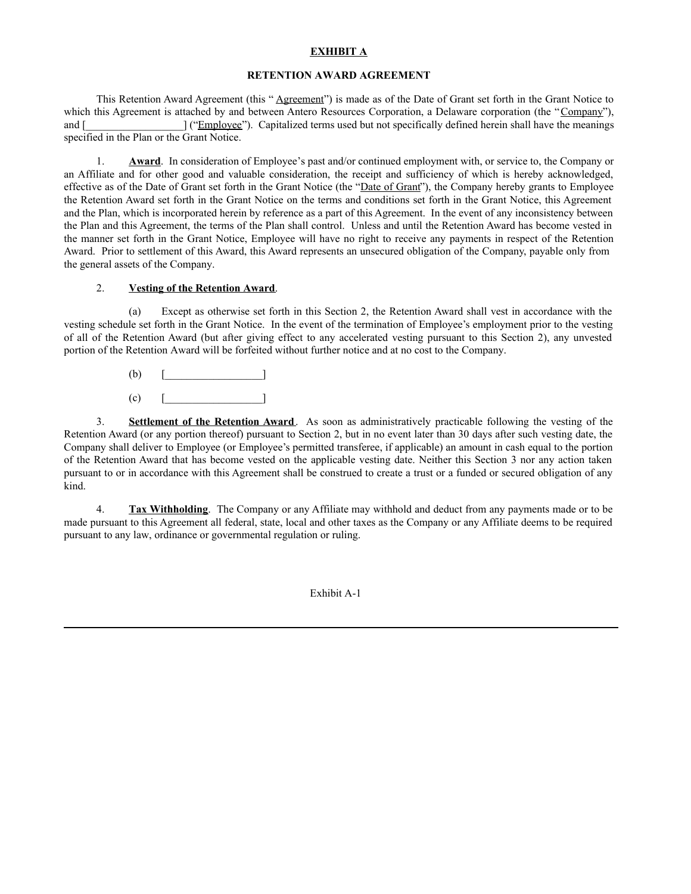**EXHIBIT A**

**RETENTION AWARD AGREEMENT**

This Retention Award Agreement (this "Agreement") is made as of the Date of Grant set forth in the Grant Notice to which this Agreement is attached by and between Antero Resources Corporation, a Delaware corporation (the "Company"), and [__________________] ("Employee"). Capitalized terms used but not specifically defined herein shall have the meanings specified in the Plan or the Grant Notice.

1. **Award**. In consideration of Employee's past and/or continued employment with, or service to, the Company or an Affiliate and for other good and valuable consideration, the receipt and sufficiency of which is hereby acknowledged, effective as of the Date of Grant set forth in the Grant Notice (the "Date of Grant"), the Company hereby grants to Employee the Retention Award set forth in the Grant Notice on the terms and conditions set forth in the Grant Notice, this Agreement and the Plan, which is incorporated herein by reference as a part of this Agreement. In the event of any inconsistency between the Plan and this Agreement, the terms of the Plan shall control. Unless and until the Retention Award has become vested in the manner set forth in the Grant Notice, Employee will have no right to receive any payments in respect of the Retention Award. Prior to settlement of this Award, this Award represents an unsecured obligation of the Company, payable only from the general assets of the Company.

2. **Vesting of the Retention Award**.

(a) Except as otherwise set forth in this Section 2, the Retention Award shall vest in accordance with the vesting schedule set forth in the Grant Notice. In the event of the termination of Employee's employment prior to the vesting of all of the Retention Award (but after giving effect to any accelerated vesting pursuant to this Section 2), any unvested portion of the Retention Award will be forfeited without further notice and at no cost to the Company.

(b) [__________________]

(c) [__________________]

3. **Settlement of the Retention Award**. As soon as administratively practicable following the vesting of the Retention Award (or any portion thereof) pursuant to Section 2, but in no event later than 30 days after such vesting date, the Company shall deliver to Employee (or Employee's permitted transferee, if applicable) an amount in cash equal to the portion of the Retention Award that has become vested on the applicable vesting date. Neither this Section 3 nor any action taken pursuant to or in accordance with this Agreement shall be construed to create a trust or a funded or secured obligation of any kind.

4. **Tax Withholding**. The Company or any Affiliate may withhold and deduct from any payments made or to be made pursuant to this Agreement all federal, state, local and other taxes as the Company or any Affiliate deems to be required pursuant to any law, ordinance or governmental regulation or ruling.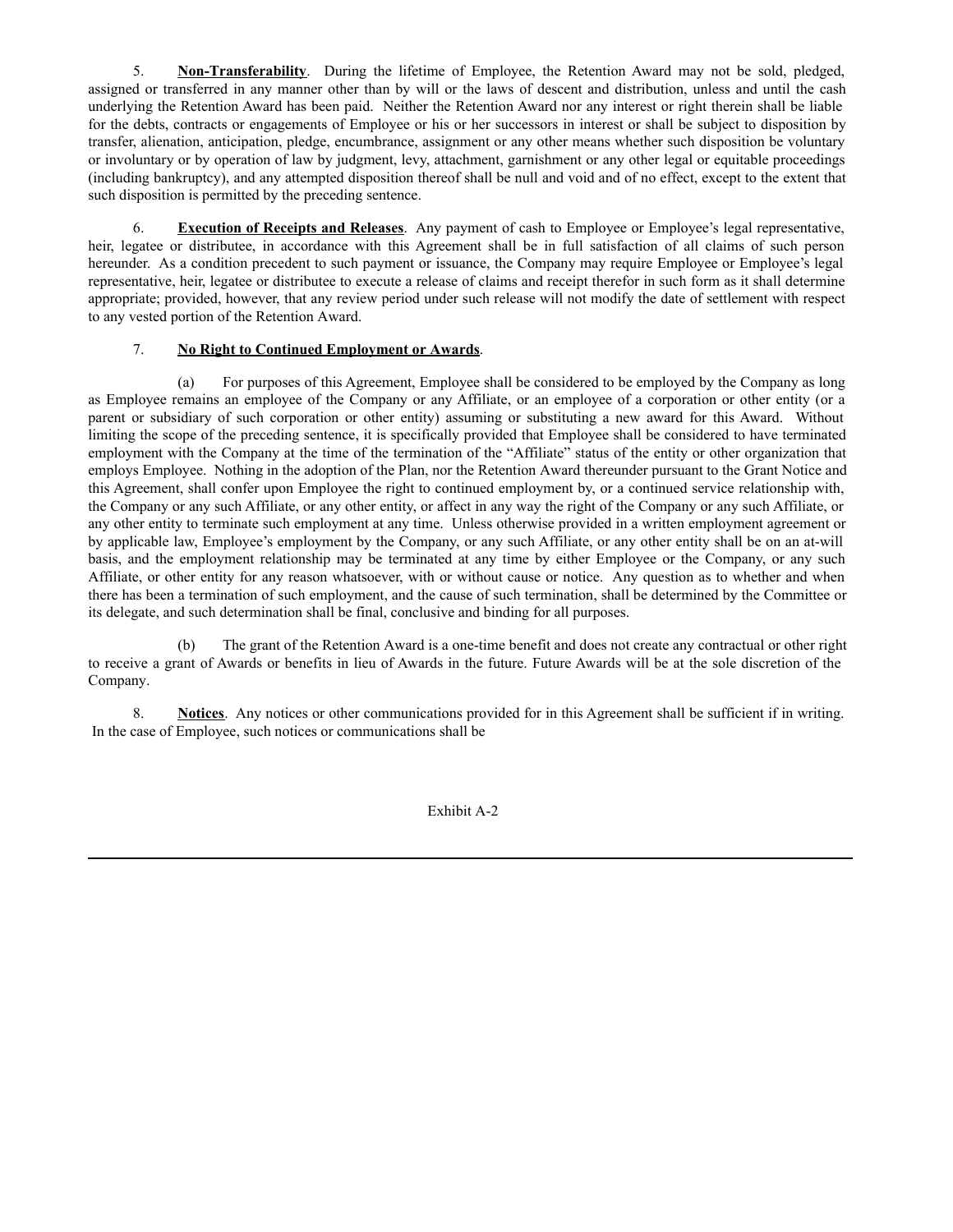5. **Non-Transferability**. During the lifetime of Employee, the Retention Award may not be sold, pledged, assigned or transferred in any manner other than by will or the laws of descent and distribution, unless and until the cash underlying the Retention Award has been paid. Neither the Retention Award nor any interest or right therein shall be liable for the debts, contracts or engagements of Employee or his or her successors in interest or shall be subject to disposition by transfer, alienation, anticipation, pledge, encumbrance, assignment or any other means whether such disposition be voluntary or involuntary or by operation of law by judgment, levy, attachment, garnishment or any other legal or equitable proceedings (including bankruptcy), and any attempted disposition thereof shall be null and void and of no effect, except to the extent that such disposition is permitted by the preceding sentence.

6. **Execution of Receipts and Releases**. Any payment of cash to Employee or Employee's legal representative, heir, legatee or distributee, in accordance with this Agreement shall be in full satisfaction of all claims of such person hereunder. As a condition precedent to such payment or issuance, the Company may require Employee or Employee's legal representative, heir, legatee or distributee to execute a release of claims and receipt therefor in such form as it shall determine appropriate; provided, however, that any review period under such release will not modify the date of settlement with respect to any vested portion of the Retention Award.

7. **No Right to Continued Employment or Awards**.

(a) For purposes of this Agreement, Employee shall be considered to be employed by the Company as long as Employee remains an employee of the Company or any Affiliate, or an employee of a corporation or other entity (or a parent or subsidiary of such corporation or other entity) assuming or substituting a new award for this Award. Without limiting the scope of the preceding sentence, it is specifically provided that Employee shall be considered to have terminated employment with the Company at the time of the termination of the "Affiliate" status of the entity or other organization that employs Employee. Nothing in the adoption of the Plan, nor the Retention Award thereunder pursuant to the Grant Notice and this Agreement, shall confer upon Employee the right to continued employment by, or a continued service relationship with, the Company or any such Affiliate, or any other entity, or affect in any way the right of the Company or any such Affiliate, or any other entity to terminate such employment at any time. Unless otherwise provided in a written employment agreement or by applicable law, Employee's employment by the Company, or any such Affiliate, or any other entity shall be on an at-will basis, and the employment relationship may be terminated at any time by either Employee or the Company, or any such Affiliate, or other entity for any reason whatsoever, with or without cause or notice. Any question as to whether and when there has been a termination of such employment, and the cause of such termination, shall be determined by the Committee or its delegate, and such determination shall be final, conclusive and binding for all purposes.

(b) The grant of the Retention Award is a one-time benefit and does not create any contractual or other right to receive a grant of Awards or benefits in lieu of Awards in the future. Future Awards will be at the sole discretion of the Company.

8. **Notices**. Any notices or other communications provided for in this Agreement shall be sufficient if in writing. In the case of Employee, such notices or communications shall be

Exhibit A-2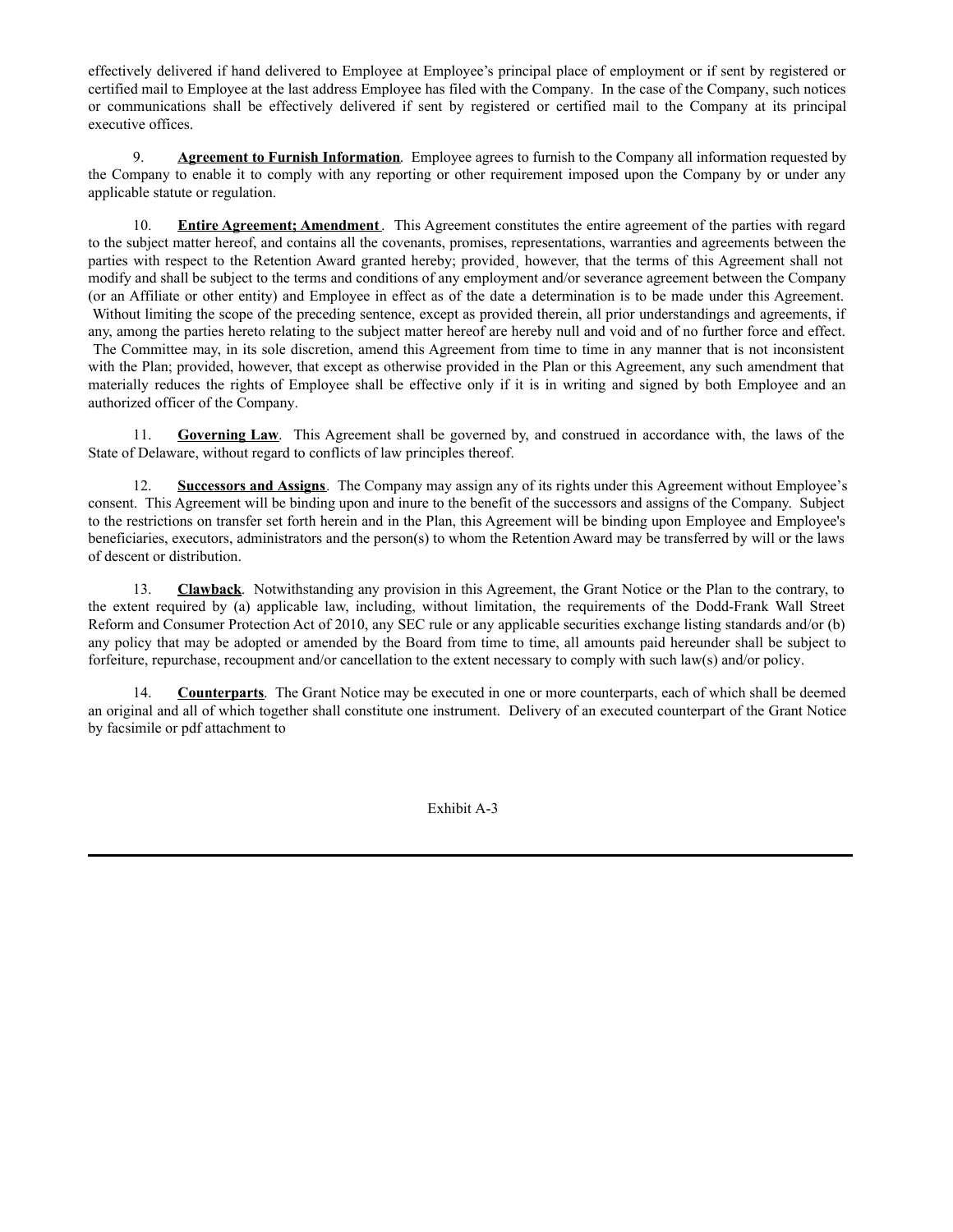effectively delivered if hand delivered to Employee at Employee's principal place of employment or if sent by registered or certified mail to Employee at the last address Employee has filed with the Company. In the case of the Company, such notices or communications shall be effectively delivered if sent by registered or certified mail to the Company at its principal executive offices.

9. **Agreement to Furnish Information**. Employee agrees to furnish to the Company all information requested by the Company to enable it to comply with any reporting or other requirement imposed upon the Company by or under any applicable statute or regulation.

10. **Entire Agreement; Amendment**. This Agreement constitutes the entire agreement of the parties with regard to the subject matter hereof, and contains all the covenants, promises, representations, warranties and agreements between the parties with respect to the Retention Award granted hereby; provided, however, that the terms of this Agreement shall not modify and shall be subject to the terms and conditions of any employment and/or severance agreement between the Company (or an Affiliate or other entity) and Employee in effect as of the date a determination is to be made under this Agreement. Without limiting the scope of the preceding sentence, except as provided therein, all prior understandings and agreements, if any, among the parties hereto relating to the subject matter hereof are hereby null and void and of no further force and effect. The Committee may, in its sole discretion, amend this Agreement from time to time in any manner that is not inconsistent with the Plan; provided, however, that except as otherwise provided in the Plan or this Agreement, any such amendment that materially reduces the rights of Employee shall be effective only if it is in writing and signed by both Employee and an authorized officer of the Company.

11. **Governing Law**. This Agreement shall be governed by, and construed in accordance with, the laws of the State of Delaware, without regard to conflicts of law principles thereof.

12. **Successors and Assigns**. The Company may assign any of its rights under this Agreement without Employee's consent. This Agreement will be binding upon and inure to the benefit of the successors and assigns of the Company. Subject to the restrictions on transfer set forth herein and in the Plan, this Agreement will be binding upon Employee and Employee's beneficiaries, executors, administrators and the person(s) to whom the Retention Award may be transferred by will or the laws of descent or distribution.

13. **Clawback**. Notwithstanding any provision in this Agreement, the Grant Notice or the Plan to the contrary, to the extent required by (a) applicable law, including, without limitation, the requirements of the Dodd-Frank Wall Street Reform and Consumer Protection Act of 2010, any SEC rule or any applicable securities exchange listing standards and/or (b) any policy that may be adopted or amended by the Board from time to time, all amounts paid hereunder shall be subject to forfeiture, repurchase, recoupment and/or cancellation to the extent necessary to comply with such law(s) and/or policy.

14. **Counterparts**. The Grant Notice may be executed in one or more counterparts, each of which shall be deemed an original and all of which together shall constitute one instrument. Delivery of an executed counterpart of the Grant Notice by facsimile or pdf attachment to

Exhibit A-3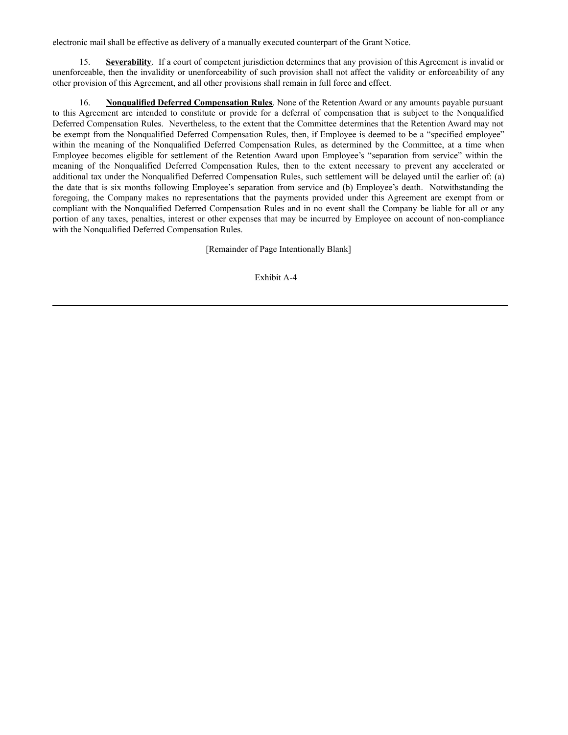electronic mail shall be effective as delivery of a manually executed counterpart of the Grant Notice.

15. **Severability**. If a court of competent jurisdiction determines that any provision of this Agreement is invalid or unenforceable, then the invalidity or unenforceability of such provision shall not affect the validity or enforceability of any other provision of this Agreement, and all other provisions shall remain in full force and effect.

16. **Nonqualified Deferred Compensation Rules**. None of the Retention Award or any amounts payable pursuant to this Agreement are intended to constitute or provide for a deferral of compensation that is subject to the Nonqualified Deferred Compensation Rules. Nevertheless, to the extent that the Committee determines that the Retention Award may not be exempt from the Nonqualified Deferred Compensation Rules, then, if Employee is deemed to be a "specified employee" within the meaning of the Nonqualified Deferred Compensation Rules, as determined by the Committee, at a time when Employee becomes eligible for settlement of the Retention Award upon Employee's "separation from service" within the meaning of the Nonqualified Deferred Compensation Rules, then to the extent necessary to prevent any accelerated or additional tax under the Nonqualified Deferred Compensation Rules, such settlement will be delayed until the earlier of: (a) the date that is six months following Employee's separation from service and (b) Employee's death. Notwithstanding the foregoing, the Company makes no representations that the payments provided under this Agreement are exempt from or compliant with the Nonqualified Deferred Compensation Rules and in no event shall the Company be liable for all or any portion of any taxes, penalties, interest or other expenses that may be incurred by Employee on account of non-compliance with the Nonqualified Deferred Compensation Rules.

[Remainder of Page Intentionally Blank]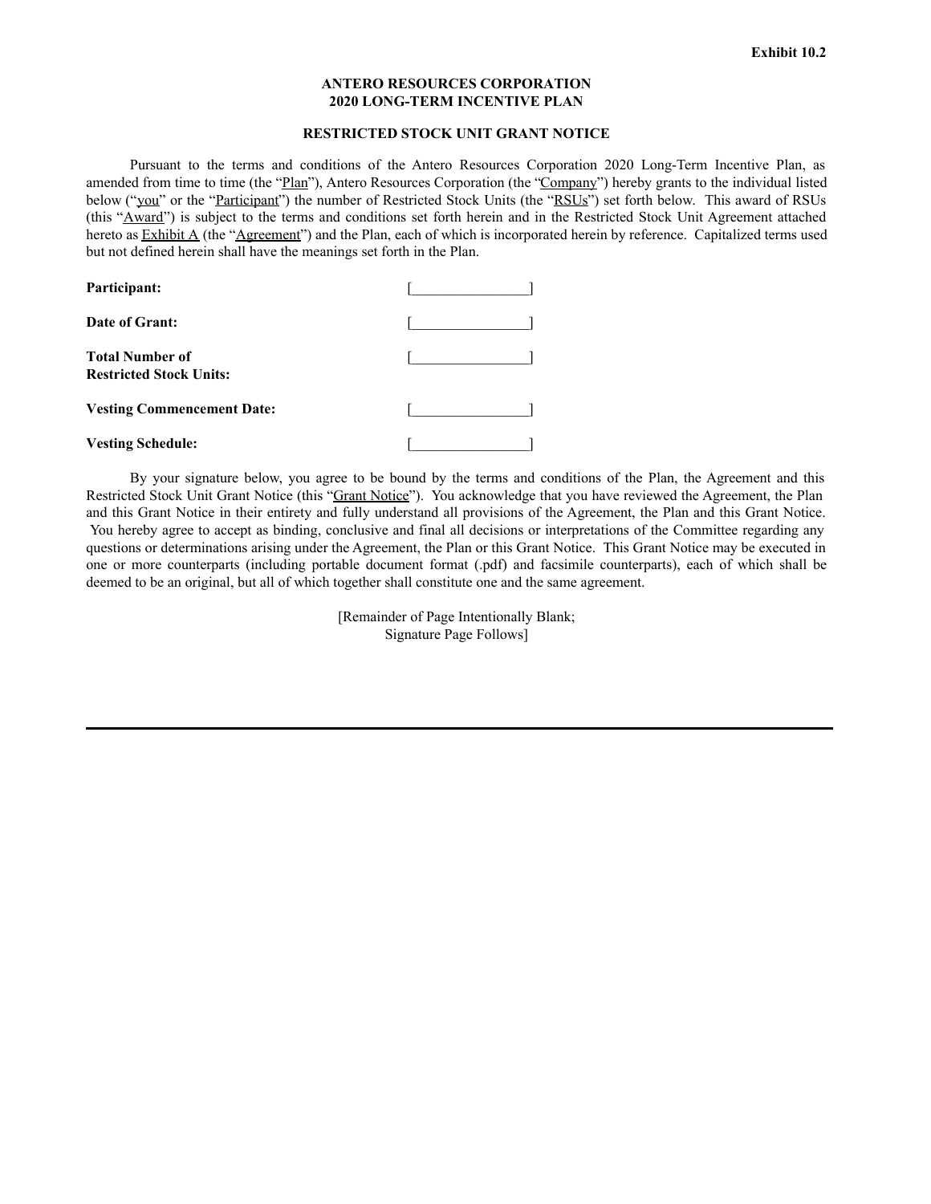Exhibit 10.2

**ANTERO RESOURCES CORPORATION**
**2020 LONG-TERM INCENTIVE PLAN**

**RESTRICTED STOCK UNIT GRANT NOTICE**

Pursuant to the terms and conditions of the Antero Resources Corporation 2020 Long-Term Incentive Plan, as amended from time to time (the "Plan"), Antero Resources Corporation (the "Company") hereby grants to the individual listed below ("you" or the "Participant") the number of Restricted Stock Units (the "RSUs") set forth below. This award of RSUs (this "Award") is subject to the terms and conditions set forth herein and in the Restricted Stock Unit Agreement attached hereto as Exhibit A (the "Agreement") and the Plan, each of which is incorporated herein by reference. Capitalized terms used but not defined herein shall have the meanings set forth in the Plan.

| | |
|---|---|
| **Participant:** | [________________] |
| **Date of Grant:** | [________________] |
| **Total Number of Restricted Stock Units:** | [________________] |
| **Vesting Commencement Date:** | [________________] |
| **Vesting Schedule:** | [________________] |

By your signature below, you agree to be bound by the terms and conditions of the Plan, the Agreement and this Restricted Stock Unit Grant Notice (this "Grant Notice"). You acknowledge that you have reviewed the Agreement, the Plan and this Grant Notice in their entirety and fully understand all provisions of the Agreement, the Plan and this Grant Notice. You hereby agree to accept as binding, conclusive and final all decisions or interpretations of the Committee regarding any questions or determinations arising under the Agreement, the Plan or this Grant Notice. This Grant Notice may be executed in one or more counterparts (including portable document format (.pdf) and facsimile counterparts), each of which shall be deemed to be an original, but all of which together shall constitute one and the same agreement.

[Remainder of Page Intentionally Blank;
Signature Page Follows]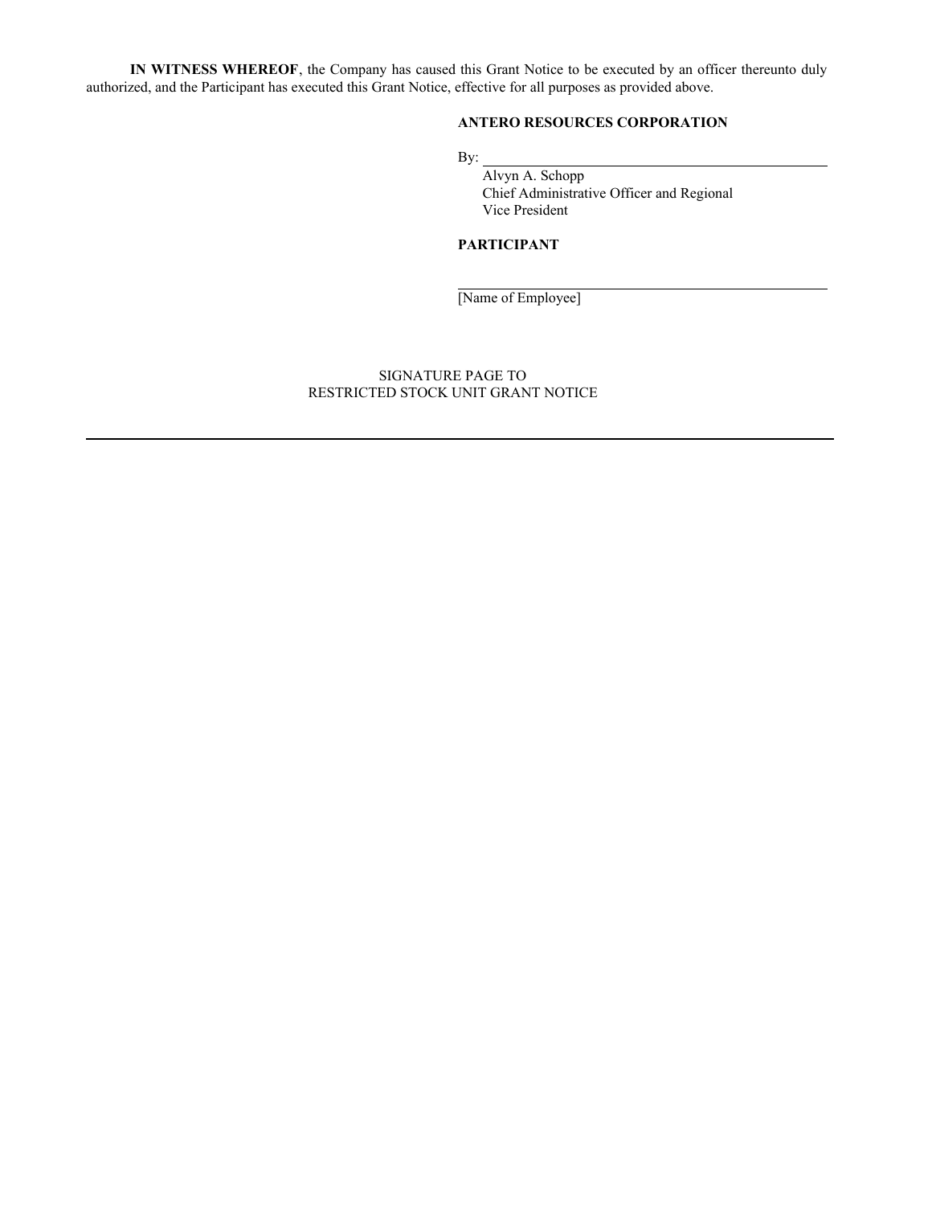**IN WITNESS WHEREOF**, the Company has caused this Grant Notice to be executed by an officer thereunto duly authorized, and the Participant has executed this Grant Notice, effective for all purposes as provided above.

**ANTERO RESOURCES CORPORATION**

By: \_\_\_\_\_\_\_\_\_\_\_\_\_\_\_\_\_\_\_\_\_\_\_\_\_\_\_\_\_\_\_\_\_\_\_\_

Alvyn A. Schopp
Chief Administrative Officer and Regional
Vice President

**PARTICIPANT**

\_\_\_\_\_\_\_\_\_\_\_\_\_\_\_\_\_\_\_\_\_\_\_\_\_\_\_\_\_\_\_\_\_\_\_\_

[Name of Employee]

SIGNATURE PAGE TO
RESTRICTED STOCK UNIT GRANT NOTICE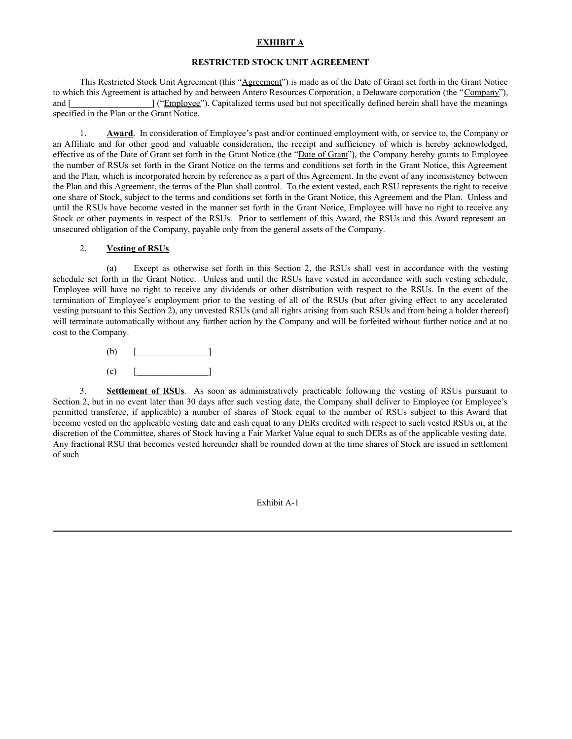**EXHIBIT A**

**RESTRICTED STOCK UNIT AGREEMENT**

This Restricted Stock Unit Agreement (this "Agreement") is made as of the Date of Grant set forth in the Grant Notice to which this Agreement is attached by and between Antero Resources Corporation, a Delaware corporation (the "Company"), and [__________________] ("Employee"). Capitalized terms used but not specifically defined herein shall have the meanings specified in the Plan or the Grant Notice.

1. **Award**. In consideration of Employee's past and/or continued employment with, or service to, the Company or an Affiliate and for other good and valuable consideration, the receipt and sufficiency of which is hereby acknowledged, effective as of the Date of Grant set forth in the Grant Notice (the "Date of Grant"), the Company hereby grants to Employee the number of RSUs set forth in the Grant Notice on the terms and conditions set forth in the Grant Notice, this Agreement and the Plan, which is incorporated herein by reference as a part of this Agreement. In the event of any inconsistency between the Plan and this Agreement, the terms of the Plan shall control. To the extent vested, each RSU represents the right to receive one share of Stock, subject to the terms and conditions set forth in the Grant Notice, this Agreement and the Plan. Unless and until the RSUs have become vested in the manner set forth in the Grant Notice, Employee will have no right to receive any Stock or other payments in respect of the RSUs. Prior to settlement of this Award, the RSUs and this Award represent an unsecured obligation of the Company, payable only from the general assets of the Company.

2. **Vesting of RSUs**.

(a) Except as otherwise set forth in this Section 2, the RSUs shall vest in accordance with the vesting schedule set forth in the Grant Notice. Unless and until the RSUs have vested in accordance with such vesting schedule, Employee will have no right to receive any dividends or other distribution with respect to the RSUs. In the event of the termination of Employee's employment prior to the vesting of all of the RSUs (but after giving effect to any accelerated vesting pursuant to this Section 2), any unvested RSUs (and all rights arising from such RSUs and from being a holder thereof) will terminate automatically without any further action by the Company and will be forfeited without further notice and at no cost to the Company.

(b) [________________]

(c) [________________]

3. **Settlement of RSUs**. As soon as administratively practicable following the vesting of RSUs pursuant to Section 2, but in no event later than 30 days after such vesting date, the Company shall deliver to Employee (or Employee's permitted transferee, if applicable) a number of shares of Stock equal to the number of RSUs subject to this Award that become vested on the applicable vesting date and cash equal to any DERs credited with respect to such vested RSUs or, at the discretion of the Committee, shares of Stock having a Fair Market Value equal to such DERs as of the applicable vesting date. Any fractional RSU that becomes vested hereunder shall be rounded down at the time shares of Stock are issued in settlement of such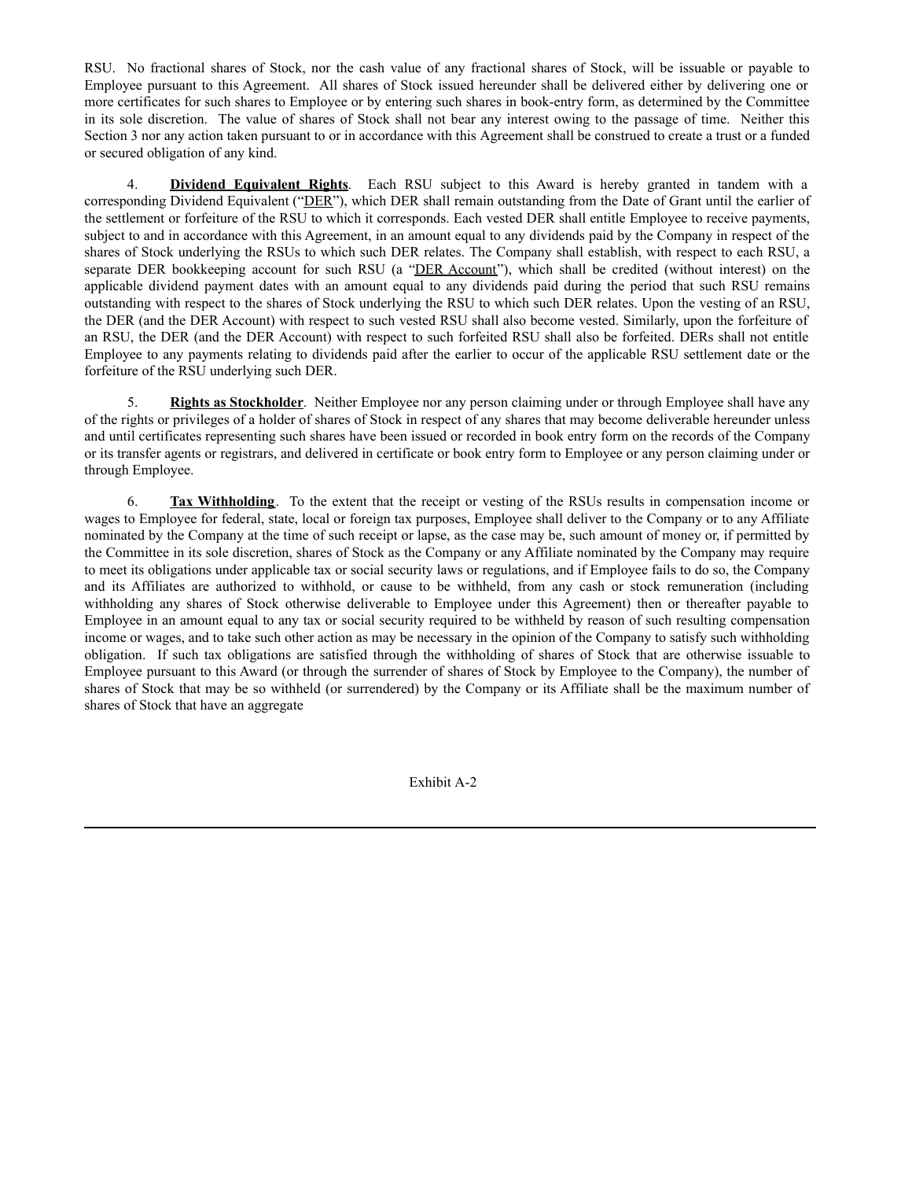RSU. No fractional shares of Stock, nor the cash value of any fractional shares of Stock, will be issuable or payable to Employee pursuant to this Agreement. All shares of Stock issued hereunder shall be delivered either by delivering one or more certificates for such shares to Employee or by entering such shares in book-entry form, as determined by the Committee in its sole discretion. The value of shares of Stock shall not bear any interest owing to the passage of time. Neither this Section 3 nor any action taken pursuant to or in accordance with this Agreement shall be construed to create a trust or a funded or secured obligation of any kind.

4. **Dividend Equivalent Rights**. Each RSU subject to this Award is hereby granted in tandem with a corresponding Dividend Equivalent ("DER"), which DER shall remain outstanding from the Date of Grant until the earlier of the settlement or forfeiture of the RSU to which it corresponds. Each vested DER shall entitle Employee to receive payments, subject to and in accordance with this Agreement, in an amount equal to any dividends paid by the Company in respect of the shares of Stock underlying the RSUs to which such DER relates. The Company shall establish, with respect to each RSU, a separate DER bookkeeping account for such RSU (a "DER Account"), which shall be credited (without interest) on the applicable dividend payment dates with an amount equal to any dividends paid during the period that such RSU remains outstanding with respect to the shares of Stock underlying the RSU to which such DER relates. Upon the vesting of an RSU, the DER (and the DER Account) with respect to such vested RSU shall also become vested. Similarly, upon the forfeiture of an RSU, the DER (and the DER Account) with respect to such forfeited RSU shall also be forfeited. DERs shall not entitle Employee to any payments relating to dividends paid after the earlier to occur of the applicable RSU settlement date or the forfeiture of the RSU underlying such DER.

5. **Rights as Stockholder**. Neither Employee nor any person claiming under or through Employee shall have any of the rights or privileges of a holder of shares of Stock in respect of any shares that may become deliverable hereunder unless and until certificates representing such shares have been issued or recorded in book entry form on the records of the Company or its transfer agents or registrars, and delivered in certificate or book entry form to Employee or any person claiming under or through Employee.

6. **Tax Withholding**. To the extent that the receipt or vesting of the RSUs results in compensation income or wages to Employee for federal, state, local or foreign tax purposes, Employee shall deliver to the Company or to any Affiliate nominated by the Company at the time of such receipt or lapse, as the case may be, such amount of money or, if permitted by the Committee in its sole discretion, shares of Stock as the Company or any Affiliate nominated by the Company may require to meet its obligations under applicable tax or social security laws or regulations, and if Employee fails to do so, the Company and its Affiliates are authorized to withhold, or cause to be withheld, from any cash or stock remuneration (including withholding any shares of Stock otherwise deliverable to Employee under this Agreement) then or thereafter payable to Employee in an amount equal to any tax or social security required to be withheld by reason of such resulting compensation income or wages, and to take such other action as may be necessary in the opinion of the Company to satisfy such withholding obligation. If such tax obligations are satisfied through the withholding of shares of Stock that are otherwise issuable to Employee pursuant to this Award (or through the surrender of shares of Stock by Employee to the Company), the number of shares of Stock that may be so withheld (or surrendered) by the Company or its Affiliate shall be the maximum number of shares of Stock that have an aggregate

Exhibit A-2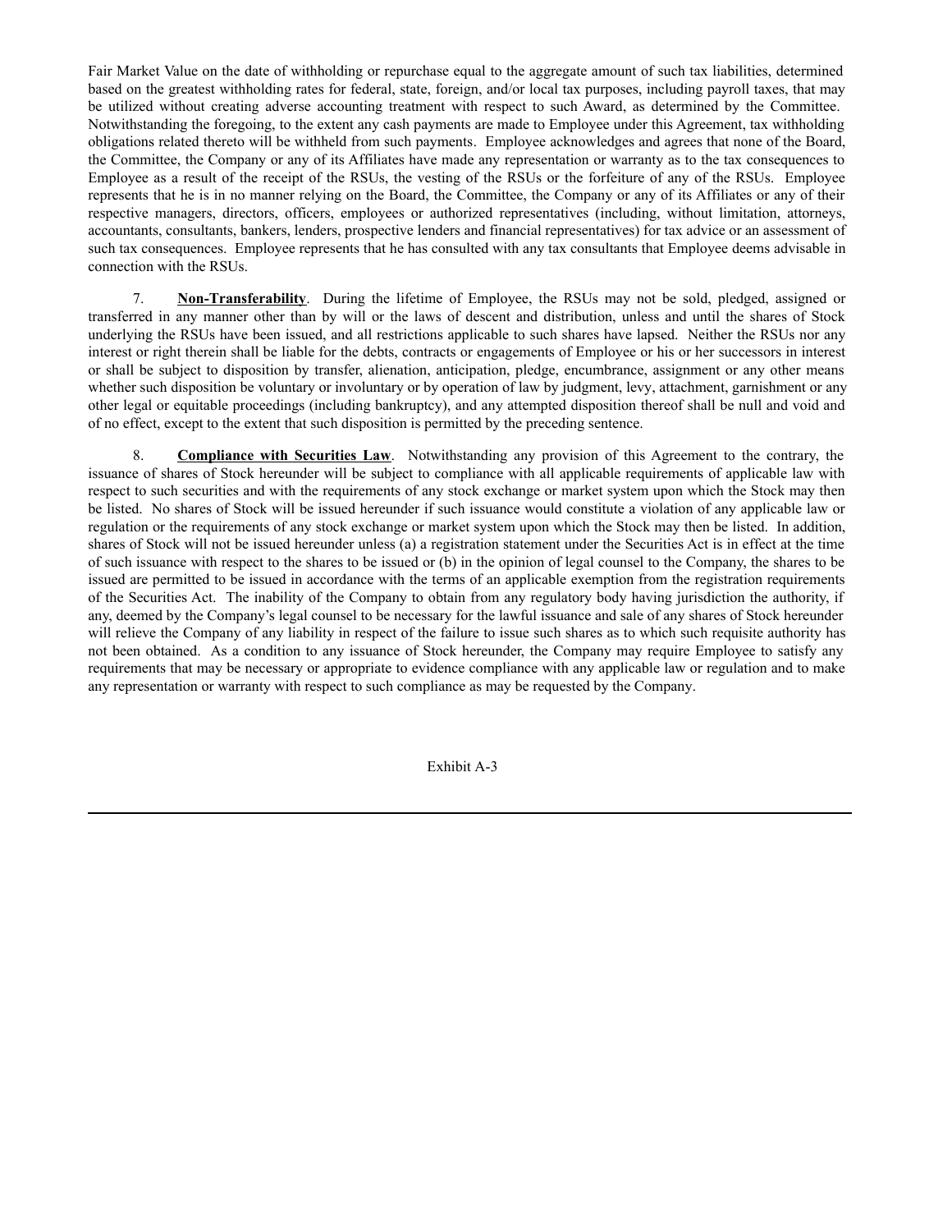Fair Market Value on the date of withholding or repurchase equal to the aggregate amount of such tax liabilities, determined based on the greatest withholding rates for federal, state, foreign, and/or local tax purposes, including payroll taxes, that may be utilized without creating adverse accounting treatment with respect to such Award, as determined by the Committee. Notwithstanding the foregoing, to the extent any cash payments are made to Employee under this Agreement, tax withholding obligations related thereto will be withheld from such payments. Employee acknowledges and agrees that none of the Board, the Committee, the Company or any of its Affiliates have made any representation or warranty as to the tax consequences to Employee as a result of the receipt of the RSUs, the vesting of the RSUs or the forfeiture of any of the RSUs. Employee represents that he is in no manner relying on the Board, the Committee, the Company or any of its Affiliates or any of their respective managers, directors, officers, employees or authorized representatives (including, without limitation, attorneys, accountants, consultants, bankers, lenders, prospective lenders and financial representatives) for tax advice or an assessment of such tax consequences. Employee represents that he has consulted with any tax consultants that Employee deems advisable in connection with the RSUs.

7. **Non-Transferability**. During the lifetime of Employee, the RSUs may not be sold, pledged, assigned or transferred in any manner other than by will or the laws of descent and distribution, unless and until the shares of Stock underlying the RSUs have been issued, and all restrictions applicable to such shares have lapsed. Neither the RSUs nor any interest or right therein shall be liable for the debts, contracts or engagements of Employee or his or her successors in interest or shall be subject to disposition by transfer, alienation, anticipation, pledge, encumbrance, assignment or any other means whether such disposition be voluntary or involuntary or by operation of law by judgment, levy, attachment, garnishment or any other legal or equitable proceedings (including bankruptcy), and any attempted disposition thereof shall be null and void and of no effect, except to the extent that such disposition is permitted by the preceding sentence.

8. **Compliance with Securities Law**. Notwithstanding any provision of this Agreement to the contrary, the issuance of shares of Stock hereunder will be subject to compliance with all applicable requirements of applicable law with respect to such securities and with the requirements of any stock exchange or market system upon which the Stock may then be listed. No shares of Stock will be issued hereunder if such issuance would constitute a violation of any applicable law or regulation or the requirements of any stock exchange or market system upon which the Stock may then be listed. In addition, shares of Stock will not be issued hereunder unless (a) a registration statement under the Securities Act is in effect at the time of such issuance with respect to the shares to be issued or (b) in the opinion of legal counsel to the Company, the shares to be issued are permitted to be issued in accordance with the terms of an applicable exemption from the registration requirements of the Securities Act. The inability of the Company to obtain from any regulatory body having jurisdiction the authority, if any, deemed by the Company's legal counsel to be necessary for the lawful issuance and sale of any shares of Stock hereunder will relieve the Company of any liability in respect of the failure to issue such shares as to which such requisite authority has not been obtained. As a condition to any issuance of Stock hereunder, the Company may require Employee to satisfy any requirements that may be necessary or appropriate to evidence compliance with any applicable law or regulation and to make any representation or warranty with respect to such compliance as may be requested by the Company.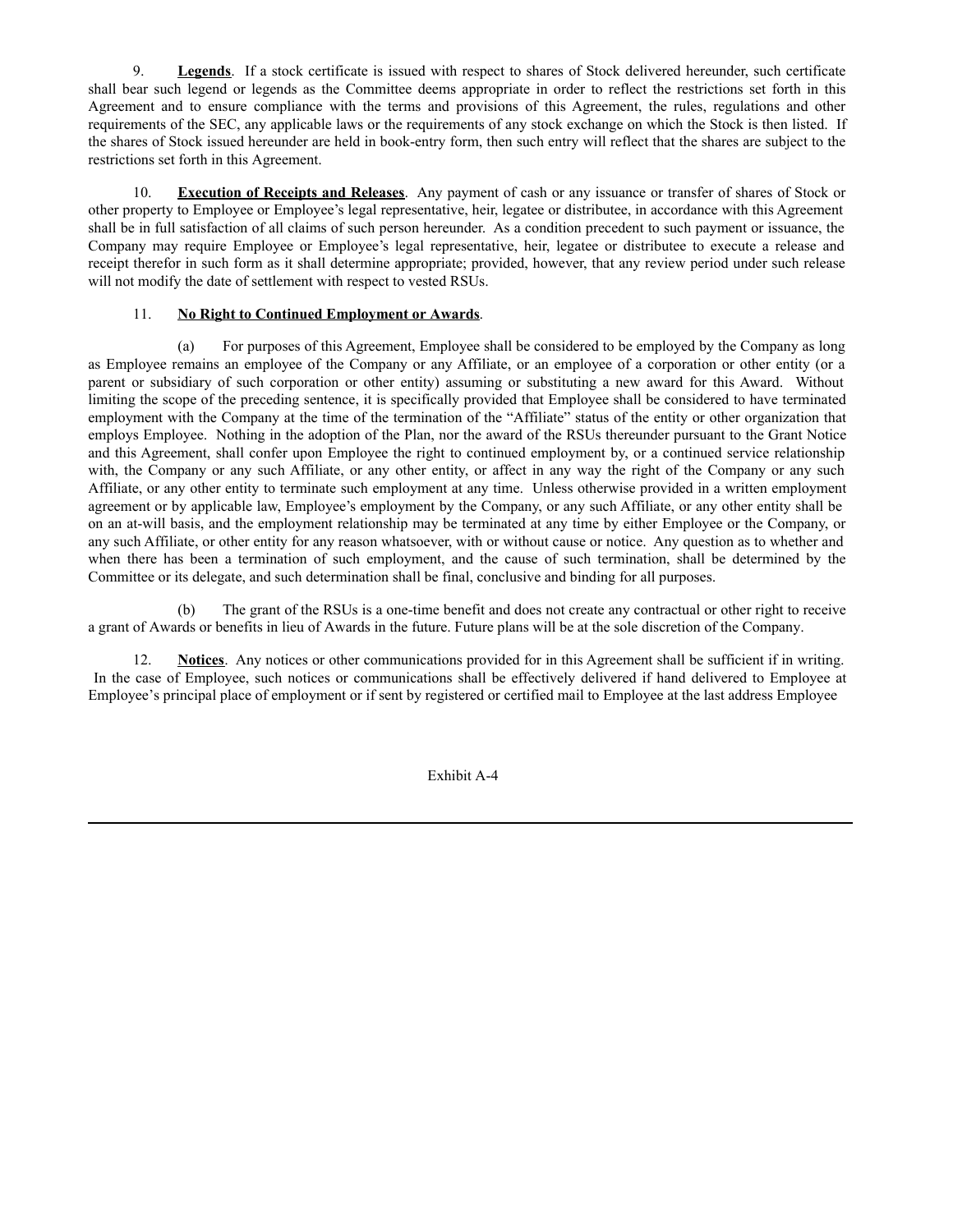9. **Legends**. If a stock certificate is issued with respect to shares of Stock delivered hereunder, such certificate shall bear such legend or legends as the Committee deems appropriate in order to reflect the restrictions set forth in this Agreement and to ensure compliance with the terms and provisions of this Agreement, the rules, regulations and other requirements of the SEC, any applicable laws or the requirements of any stock exchange on which the Stock is then listed. If the shares of Stock issued hereunder are held in book-entry form, then such entry will reflect that the shares are subject to the restrictions set forth in this Agreement.

10. **Execution of Receipts and Releases**. Any payment of cash or any issuance or transfer of shares of Stock or other property to Employee or Employee's legal representative, heir, legatee or distributee, in accordance with this Agreement shall be in full satisfaction of all claims of such person hereunder. As a condition precedent to such payment or issuance, the Company may require Employee or Employee's legal representative, heir, legatee or distributee to execute a release and receipt therefor in such form as it shall determine appropriate; provided, however, that any review period under such release will not modify the date of settlement with respect to vested RSUs.

11. **No Right to Continued Employment or Awards**.

(a) For purposes of this Agreement, Employee shall be considered to be employed by the Company as long as Employee remains an employee of the Company or any Affiliate, or an employee of a corporation or other entity (or a parent or subsidiary of such corporation or other entity) assuming or substituting a new award for this Award. Without limiting the scope of the preceding sentence, it is specifically provided that Employee shall be considered to have terminated employment with the Company at the time of the termination of the "Affiliate" status of the entity or other organization that employs Employee. Nothing in the adoption of the Plan, nor the award of the RSUs thereunder pursuant to the Grant Notice and this Agreement, shall confer upon Employee the right to continued employment by, or a continued service relationship with, the Company or any such Affiliate, or any other entity, or affect in any way the right of the Company or any such Affiliate, or any other entity to terminate such employment at any time. Unless otherwise provided in a written employment agreement or by applicable law, Employee's employment by the Company, or any such Affiliate, or any other entity shall be on an at-will basis, and the employment relationship may be terminated at any time by either Employee or the Company, or any such Affiliate, or other entity for any reason whatsoever, with or without cause or notice. Any question as to whether and when there has been a termination of such employment, and the cause of such termination, shall be determined by the Committee or its delegate, and such determination shall be final, conclusive and binding for all purposes.

(b) The grant of the RSUs is a one-time benefit and does not create any contractual or other right to receive a grant of Awards or benefits in lieu of Awards in the future. Future plans will be at the sole discretion of the Company.

12. **Notices**. Any notices or other communications provided for in this Agreement shall be sufficient if in writing. In the case of Employee, such notices or communications shall be effectively delivered if hand delivered to Employee at Employee's principal place of employment or if sent by registered or certified mail to Employee at the last address Employee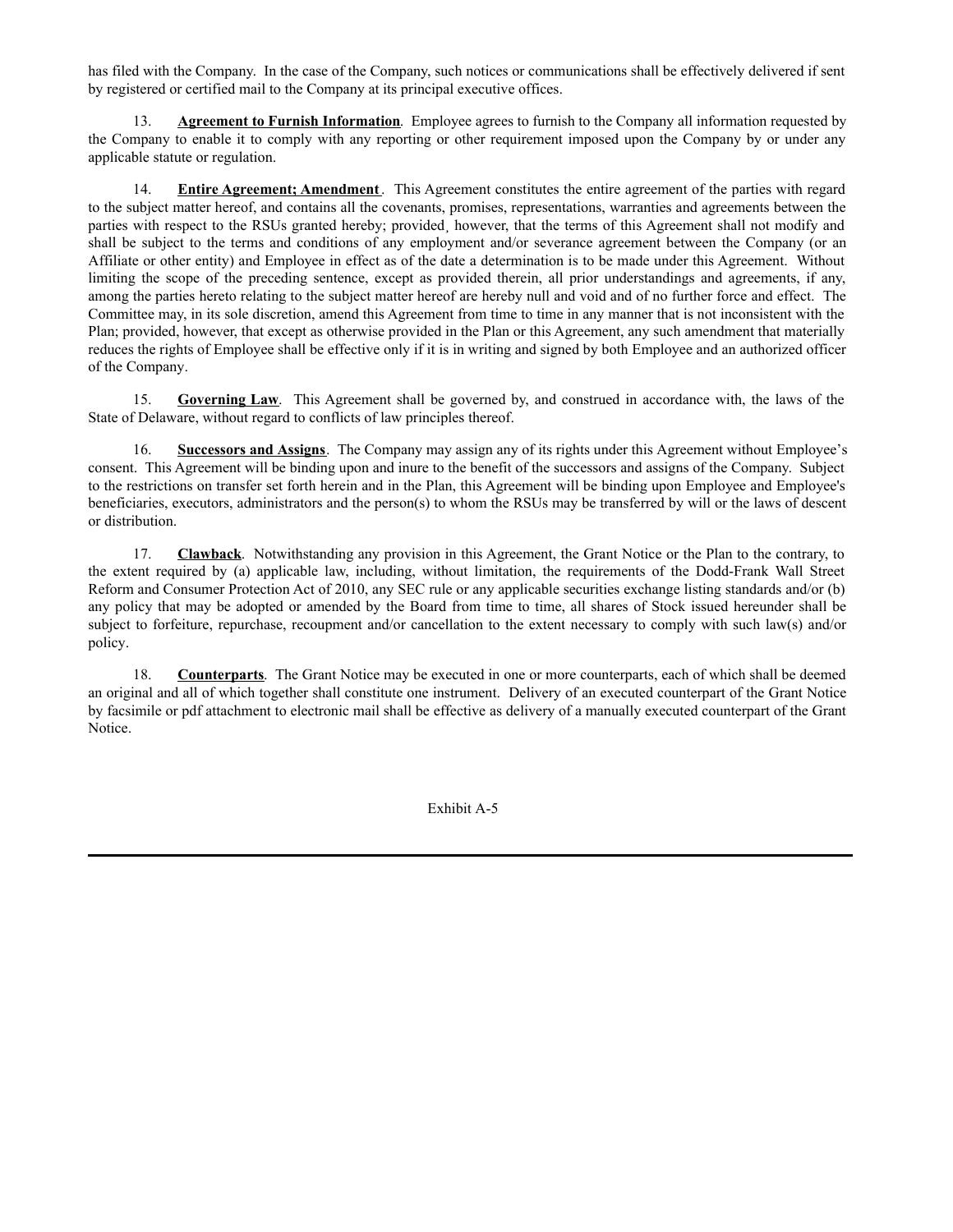has filed with the Company. In the case of the Company, such notices or communications shall be effectively delivered if sent by registered or certified mail to the Company at its principal executive offices.

13. **Agreement to Furnish Information**. Employee agrees to furnish to the Company all information requested by the Company to enable it to comply with any reporting or other requirement imposed upon the Company by or under any applicable statute or regulation.

14. **Entire Agreement; Amendment**. This Agreement constitutes the entire agreement of the parties with regard to the subject matter hereof, and contains all the covenants, promises, representations, warranties and agreements between the parties with respect to the RSUs granted hereby; provided, however, that the terms of this Agreement shall not modify and shall be subject to the terms and conditions of any employment and/or severance agreement between the Company (or an Affiliate or other entity) and Employee in effect as of the date a determination is to be made under this Agreement. Without limiting the scope of the preceding sentence, except as provided therein, all prior understandings and agreements, if any, among the parties hereto relating to the subject matter hereof are hereby null and void and of no further force and effect. The Committee may, in its sole discretion, amend this Agreement from time to time in any manner that is not inconsistent with the Plan; provided, however, that except as otherwise provided in the Plan or this Agreement, any such amendment that materially reduces the rights of Employee shall be effective only if it is in writing and signed by both Employee and an authorized officer of the Company.

15. **Governing Law**. This Agreement shall be governed by, and construed in accordance with, the laws of the State of Delaware, without regard to conflicts of law principles thereof.

16. **Successors and Assigns**. The Company may assign any of its rights under this Agreement without Employee's consent. This Agreement will be binding upon and inure to the benefit of the successors and assigns of the Company. Subject to the restrictions on transfer set forth herein and in the Plan, this Agreement will be binding upon Employee and Employee's beneficiaries, executors, administrators and the person(s) to whom the RSUs may be transferred by will or the laws of descent or distribution.

17. **Clawback**. Notwithstanding any provision in this Agreement, the Grant Notice or the Plan to the contrary, to the extent required by (a) applicable law, including, without limitation, the requirements of the Dodd-Frank Wall Street Reform and Consumer Protection Act of 2010, any SEC rule or any applicable securities exchange listing standards and/or (b) any policy that may be adopted or amended by the Board from time to time, all shares of Stock issued hereunder shall be subject to forfeiture, repurchase, recoupment and/or cancellation to the extent necessary to comply with such law(s) and/or policy.

18. **Counterparts**. The Grant Notice may be executed in one or more counterparts, each of which shall be deemed an original and all of which together shall constitute one instrument. Delivery of an executed counterpart of the Grant Notice by facsimile or pdf attachment to electronic mail shall be effective as delivery of a manually executed counterpart of the Grant Notice.

Exhibit A-5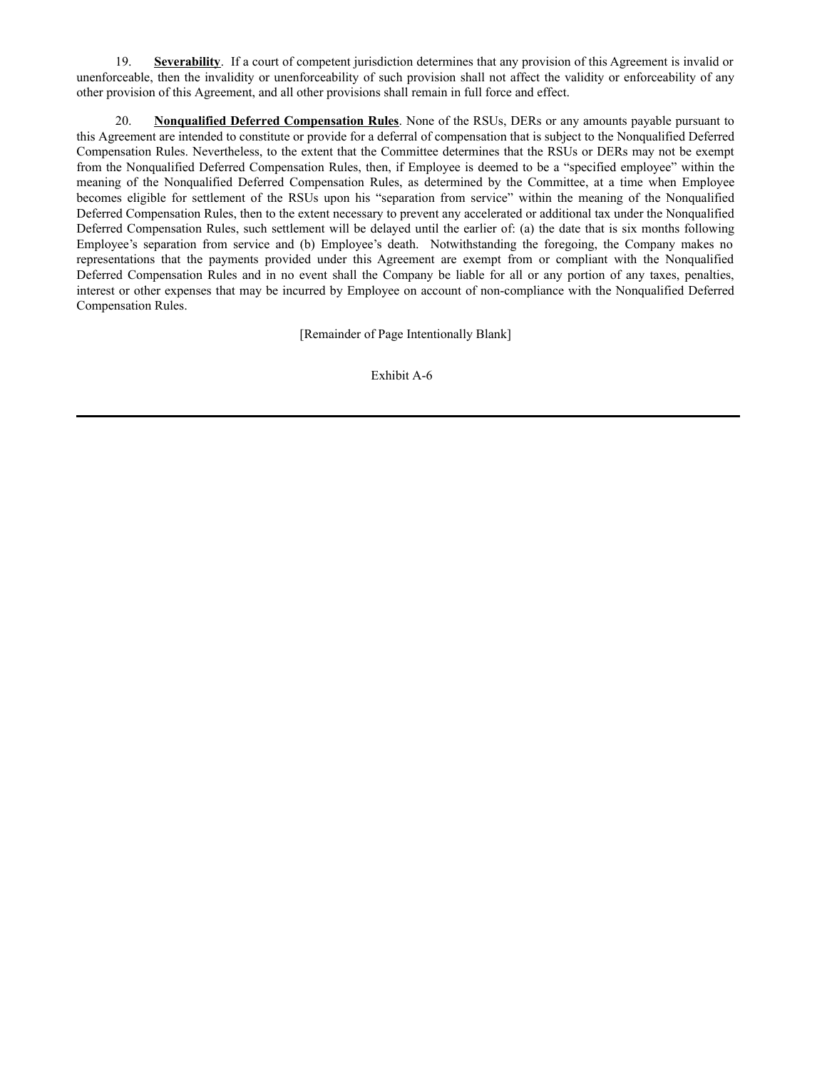19. **Severability**. If a court of competent jurisdiction determines that any provision of this Agreement is invalid or unenforceable, then the invalidity or unenforceability of such provision shall not affect the validity or enforceability of any other provision of this Agreement, and all other provisions shall remain in full force and effect.

20. **Nonqualified Deferred Compensation Rules**. None of the RSUs, DERs or any amounts payable pursuant to this Agreement are intended to constitute or provide for a deferral of compensation that is subject to the Nonqualified Deferred Compensation Rules. Nevertheless, to the extent that the Committee determines that the RSUs or DERs may not be exempt from the Nonqualified Deferred Compensation Rules, then, if Employee is deemed to be a "specified employee" within the meaning of the Nonqualified Deferred Compensation Rules, as determined by the Committee, at a time when Employee becomes eligible for settlement of the RSUs upon his "separation from service" within the meaning of the Nonqualified Deferred Compensation Rules, then to the extent necessary to prevent any accelerated or additional tax under the Nonqualified Deferred Compensation Rules, such settlement will be delayed until the earlier of: (a) the date that is six months following Employee's separation from service and (b) Employee's death. Notwithstanding the foregoing, the Company makes no representations that the payments provided under this Agreement are exempt from or compliant with the Nonqualified Deferred Compensation Rules and in no event shall the Company be liable for all or any portion of any taxes, penalties, interest or other expenses that may be incurred by Employee on account of non-compliance with the Nonqualified Deferred Compensation Rules.

[Remainder of Page Intentionally Blank]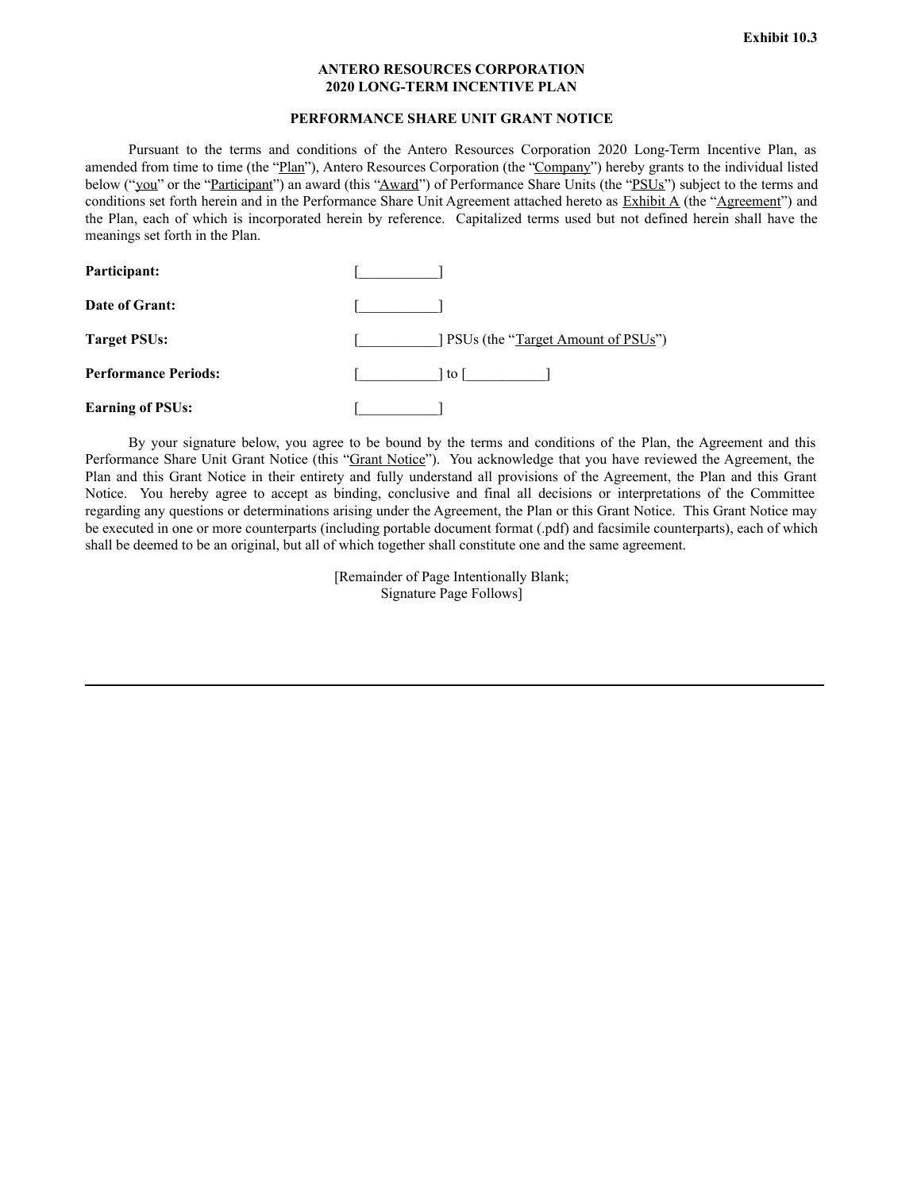**Exhibit 10.3**

**ANTERO RESOURCES CORPORATION**
**2020 LONG-TERM INCENTIVE PLAN**

**PERFORMANCE SHARE UNIT GRANT NOTICE**

Pursuant to the terms and conditions of the Antero Resources Corporation 2020 Long-Term Incentive Plan, as amended from time to time (the "Plan"), Antero Resources Corporation (the "Company") hereby grants to the individual listed below ("you" or the "Participant") an award (this "Award") of Performance Share Units (the "PSUs") subject to the terms and conditions set forth herein and in the Performance Share Unit Agreement attached hereto as Exhibit A (the "Agreement") and the Plan, each of which is incorporated herein by reference. Capitalized terms used but not defined herein shall have the meanings set forth in the Plan.

| | |
|---|---|
| **Participant:** | [___________] |
| **Date of Grant:** | [___________] |
| **Target PSUs:** | [___________] PSUs (the "Target Amount of PSUs") |
| **Performance Periods:** | [___________] to [___________] |
| **Earning of PSUs:** | [___________] |

By your signature below, you agree to be bound by the terms and conditions of the Plan, the Agreement and this Performance Share Unit Grant Notice (this "Grant Notice"). You acknowledge that you have reviewed the Agreement, the Plan and this Grant Notice in their entirety and fully understand all provisions of the Agreement, the Plan and this Grant Notice. You hereby agree to accept as binding, conclusive and final all decisions or interpretations of the Committee regarding any questions or determinations arising under the Agreement, the Plan or this Grant Notice. This Grant Notice may be executed in one or more counterparts (including portable document format (.pdf) and facsimile counterparts), each of which shall be deemed to be an original, but all of which together shall constitute one and the same agreement.

[Remainder of Page Intentionally Blank;
Signature Page Follows]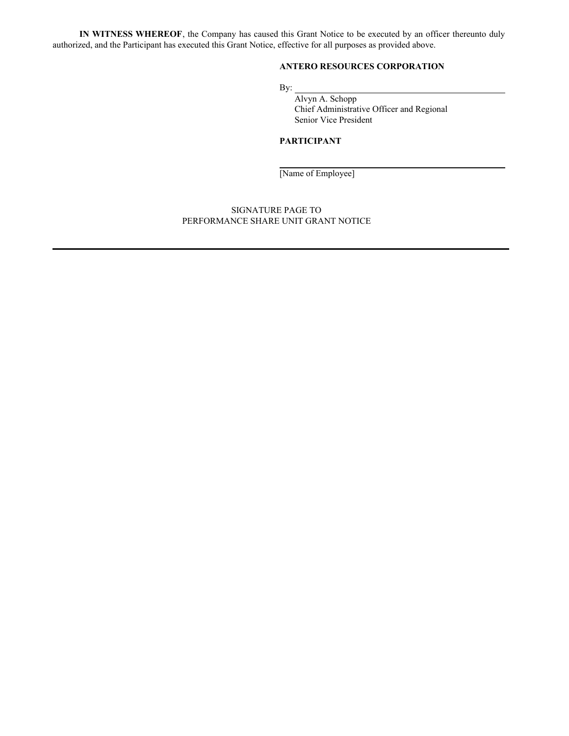**IN WITNESS WHEREOF**, the Company has caused this Grant Notice to be executed by an officer thereunto duly authorized, and the Participant has executed this Grant Notice, effective for all purposes as provided above.

**ANTERO RESOURCES CORPORATION**

By: \_\_\_\_\_\_\_\_\_\_\_\_\_\_\_\_\_\_\_\_\_\_\_\_\_\_\_\_\_\_\_\_\_\_\_\_\_\_\_\_

Alvyn A. Schopp
Chief Administrative Officer and Regional Senior Vice President

**PARTICIPANT**

\_\_\_\_\_\_\_\_\_\_\_\_\_\_\_\_\_\_\_\_\_\_\_\_\_\_\_\_\_\_\_\_\_\_\_\_\_\_\_\_

[Name of Employee]

SIGNATURE PAGE TO
PERFORMANCE SHARE UNIT GRANT NOTICE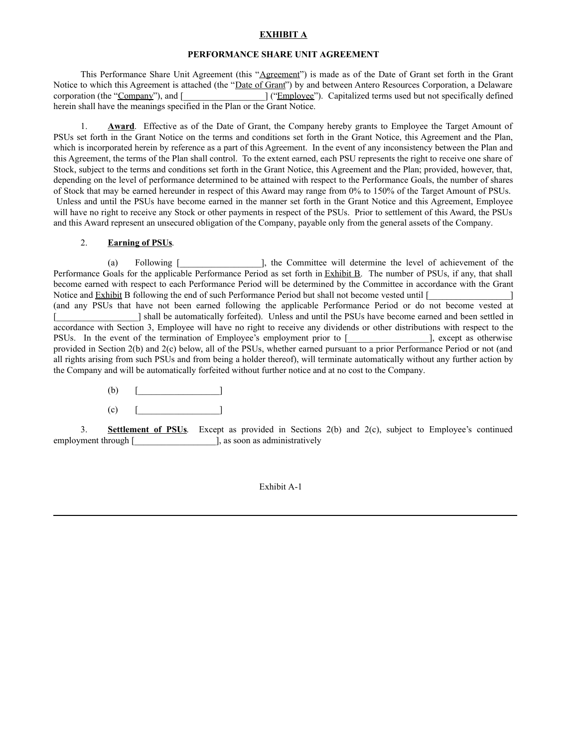**EXHIBIT A**

**PERFORMANCE SHARE UNIT AGREEMENT**

This Performance Share Unit Agreement (this "Agreement") is made as of the Date of Grant set forth in the Grant Notice to which this Agreement is attached (the "Date of Grant") by and between Antero Resources Corporation, a Delaware corporation (the "Company"), and [__________________] ("Employee"). Capitalized terms used but not specifically defined herein shall have the meanings specified in the Plan or the Grant Notice.

1. **Award**. Effective as of the Date of Grant, the Company hereby grants to Employee the Target Amount of PSUs set forth in the Grant Notice on the terms and conditions set forth in the Grant Notice, this Agreement and the Plan, which is incorporated herein by reference as a part of this Agreement. In the event of any inconsistency between the Plan and this Agreement, the terms of the Plan shall control. To the extent earned, each PSU represents the right to receive one share of Stock, subject to the terms and conditions set forth in the Grant Notice, this Agreement and the Plan; provided, however, that, depending on the level of performance determined to be attained with respect to the Performance Goals, the number of shares of Stock that may be earned hereunder in respect of this Award may range from 0% to 150% of the Target Amount of PSUs. Unless and until the PSUs have become earned in the manner set forth in the Grant Notice and this Agreement, Employee will have no right to receive any Stock or other payments in respect of the PSUs. Prior to settlement of this Award, the PSUs and this Award represent an unsecured obligation of the Company, payable only from the general assets of the Company.

2. **Earning of PSUs**.

(a) Following [__________________], the Committee will determine the level of achievement of the Performance Goals for the applicable Performance Period as set forth in Exhibit B. The number of PSUs, if any, that shall become earned with respect to each Performance Period will be determined by the Committee in accordance with the Grant Notice and Exhibit B following the end of such Performance Period but shall not become vested until [__________________] (and any PSUs that have not been earned following the applicable Performance Period or do not become vested at [__________________] shall be automatically forfeited). Unless and until the PSUs have become earned and been settled in accordance with Section 3, Employee will have no right to receive any dividends or other distributions with respect to the PSUs. In the event of the termination of Employee's employment prior to [__________________], except as otherwise provided in Section 2(b) and 2(c) below, all of the PSUs, whether earned pursuant to a prior Performance Period or not (and all rights arising from such PSUs and from being a holder thereof), will terminate automatically without any further action by the Company and will be automatically forfeited without further notice and at no cost to the Company.

(b) [__________________]

(c) [__________________]

3. **Settlement of PSUs**. Except as provided in Sections 2(b) and 2(c), subject to Employee's continued employment through [__________________], as soon as administratively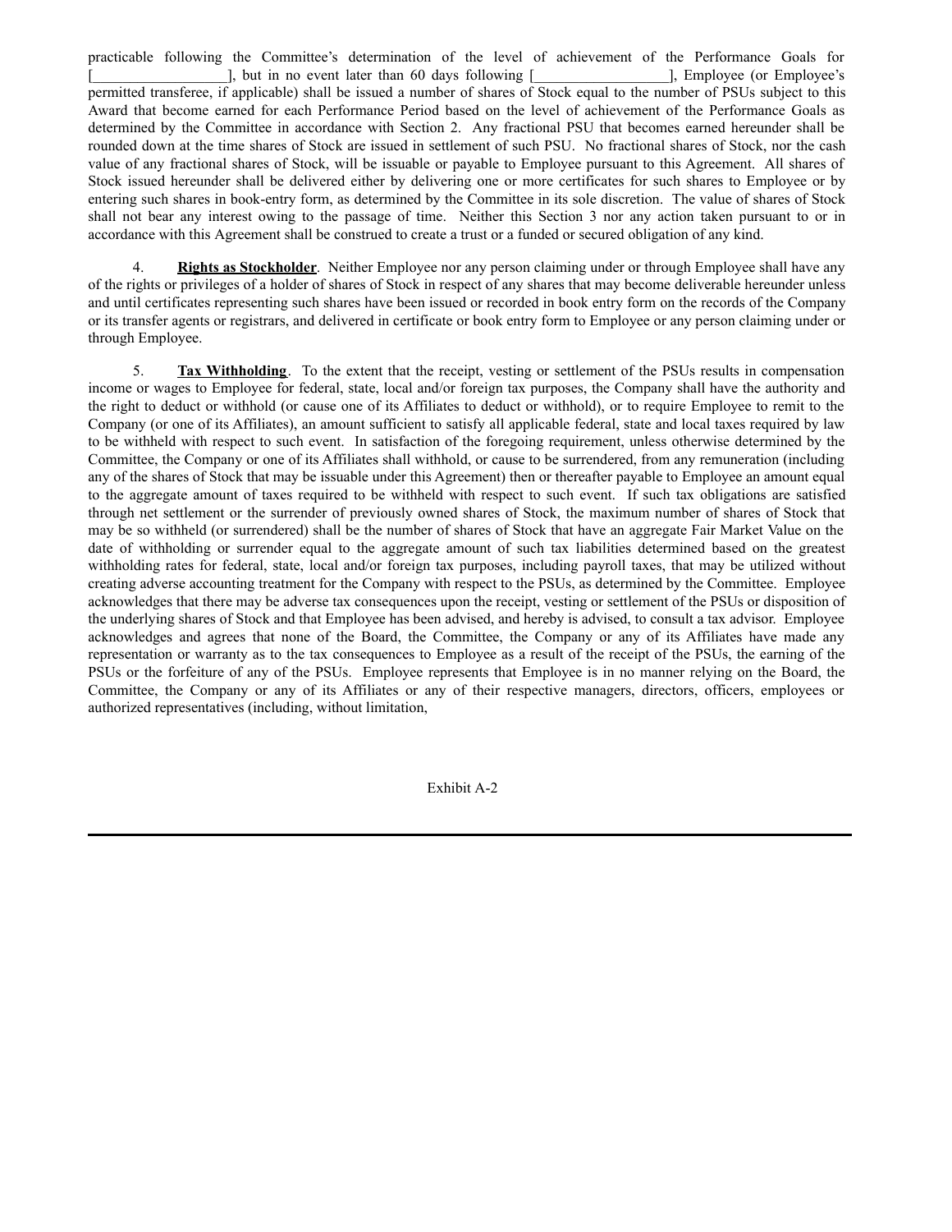practicable following the Committee's determination of the level of achievement of the Performance Goals for [__________________], but in no event later than 60 days following [__________________], Employee (or Employee's permitted transferee, if applicable) shall be issued a number of shares of Stock equal to the number of PSUs subject to this Award that become earned for each Performance Period based on the level of achievement of the Performance Goals as determined by the Committee in accordance with Section 2. Any fractional PSU that becomes earned hereunder shall be rounded down at the time shares of Stock are issued in settlement of such PSU. No fractional shares of Stock, nor the cash value of any fractional shares of Stock, will be issuable or payable to Employee pursuant to this Agreement. All shares of Stock issued hereunder shall be delivered either by delivering one or more certificates for such shares to Employee or by entering such shares in book-entry form, as determined by the Committee in its sole discretion. The value of shares of Stock shall not bear any interest owing to the passage of time. Neither this Section 3 nor any action taken pursuant to or in accordance with this Agreement shall be construed to create a trust or a funded or secured obligation of any kind.

4. **Rights as Stockholder**. Neither Employee nor any person claiming under or through Employee shall have any of the rights or privileges of a holder of shares of Stock in respect of any shares that may become deliverable hereunder unless and until certificates representing such shares have been issued or recorded in book entry form on the records of the Company or its transfer agents or registrars, and delivered in certificate or book entry form to Employee or any person claiming under or through Employee.

5. **Tax Withholding**. To the extent that the receipt, vesting or settlement of the PSUs results in compensation income or wages to Employee for federal, state, local and/or foreign tax purposes, the Company shall have the authority and the right to deduct or withhold (or cause one of its Affiliates to deduct or withhold), or to require Employee to remit to the Company (or one of its Affiliates), an amount sufficient to satisfy all applicable federal, state and local taxes required by law to be withheld with respect to such event. In satisfaction of the foregoing requirement, unless otherwise determined by the Committee, the Company or one of its Affiliates shall withhold, or cause to be surrendered, from any remuneration (including any of the shares of Stock that may be issuable under this Agreement) then or thereafter payable to Employee an amount equal to the aggregate amount of taxes required to be withheld with respect to such event. If such tax obligations are satisfied through net settlement or the surrender of previously owned shares of Stock, the maximum number of shares of Stock that may be so withheld (or surrendered) shall be the number of shares of Stock that have an aggregate Fair Market Value on the date of withholding or surrender equal to the aggregate amount of such tax liabilities determined based on the greatest withholding rates for federal, state, local and/or foreign tax purposes, including payroll taxes, that may be utilized without creating adverse accounting treatment for the Company with respect to the PSUs, as determined by the Committee. Employee acknowledges that there may be adverse tax consequences upon the receipt, vesting or settlement of the PSUs or disposition of the underlying shares of Stock and that Employee has been advised, and hereby is advised, to consult a tax advisor. Employee acknowledges and agrees that none of the Board, the Committee, the Company or any of its Affiliates have made any representation or warranty as to the tax consequences to Employee as a result of the receipt of the PSUs, the earning of the PSUs or the forfeiture of any of the PSUs. Employee represents that Employee is in no manner relying on the Board, the Committee, the Company or any of its Affiliates or any of their respective managers, directors, officers, employees or authorized representatives (including, without limitation,

Exhibit A-2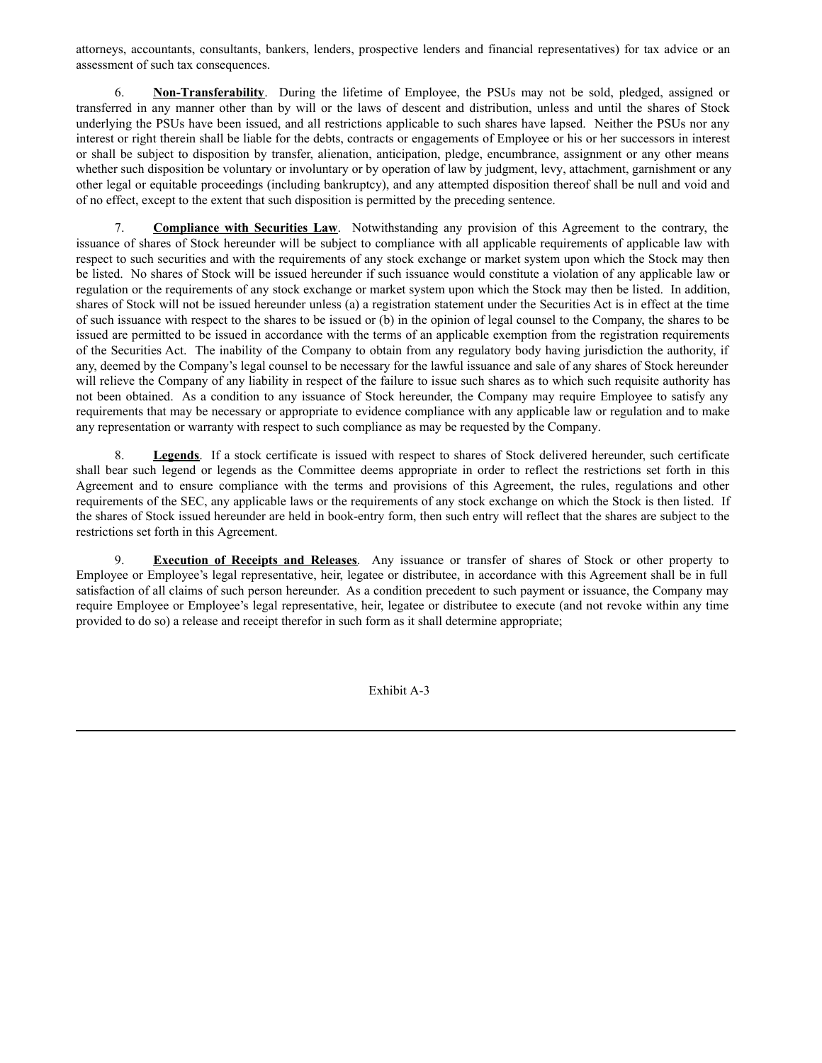attorneys, accountants, consultants, bankers, lenders, prospective lenders and financial representatives) for tax advice or an assessment of such tax consequences.

6. **Non-Transferability**. During the lifetime of Employee, the PSUs may not be sold, pledged, assigned or transferred in any manner other than by will or the laws of descent and distribution, unless and until the shares of Stock underlying the PSUs have been issued, and all restrictions applicable to such shares have lapsed. Neither the PSUs nor any interest or right therein shall be liable for the debts, contracts or engagements of Employee or his or her successors in interest or shall be subject to disposition by transfer, alienation, anticipation, pledge, encumbrance, assignment or any other means whether such disposition be voluntary or involuntary or by operation of law by judgment, levy, attachment, garnishment or any other legal or equitable proceedings (including bankruptcy), and any attempted disposition thereof shall be null and void and of no effect, except to the extent that such disposition is permitted by the preceding sentence.

7. **Compliance with Securities Law**. Notwithstanding any provision of this Agreement to the contrary, the issuance of shares of Stock hereunder will be subject to compliance with all applicable requirements of applicable law with respect to such securities and with the requirements of any stock exchange or market system upon which the Stock may then be listed. No shares of Stock will be issued hereunder if such issuance would constitute a violation of any applicable law or regulation or the requirements of any stock exchange or market system upon which the Stock may then be listed. In addition, shares of Stock will not be issued hereunder unless (a) a registration statement under the Securities Act is in effect at the time of such issuance with respect to the shares to be issued or (b) in the opinion of legal counsel to the Company, the shares to be issued are permitted to be issued in accordance with the terms of an applicable exemption from the registration requirements of the Securities Act. The inability of the Company to obtain from any regulatory body having jurisdiction the authority, if any, deemed by the Company's legal counsel to be necessary for the lawful issuance and sale of any shares of Stock hereunder will relieve the Company of any liability in respect of the failure to issue such shares as to which such requisite authority has not been obtained. As a condition to any issuance of Stock hereunder, the Company may require Employee to satisfy any requirements that may be necessary or appropriate to evidence compliance with any applicable law or regulation and to make any representation or warranty with respect to such compliance as may be requested by the Company.

8. **Legends**. If a stock certificate is issued with respect to shares of Stock delivered hereunder, such certificate shall bear such legend or legends as the Committee deems appropriate in order to reflect the restrictions set forth in this Agreement and to ensure compliance with the terms and provisions of this Agreement, the rules, regulations and other requirements of the SEC, any applicable laws or the requirements of any stock exchange on which the Stock is then listed. If the shares of Stock issued hereunder are held in book-entry form, then such entry will reflect that the shares are subject to the restrictions set forth in this Agreement.

9. **Execution of Receipts and Releases**. Any issuance or transfer of shares of Stock or other property to Employee or Employee's legal representative, heir, legatee or distributee, in accordance with this Agreement shall be in full satisfaction of all claims of such person hereunder. As a condition precedent to such payment or issuance, the Company may require Employee or Employee's legal representative, heir, legatee or distributee to execute (and not revoke within any time provided to do so) a release and receipt therefor in such form as it shall determine appropriate;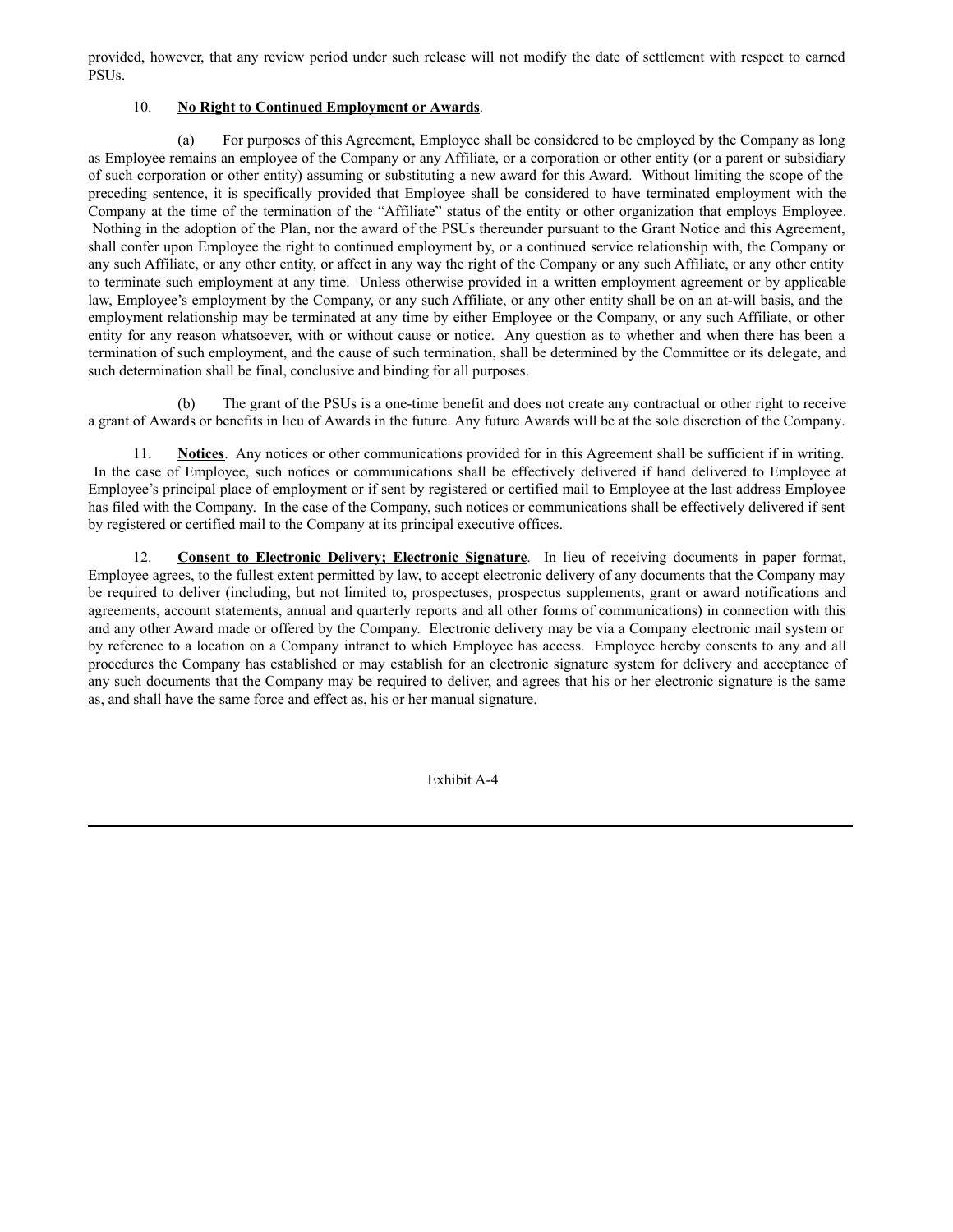provided, however, that any review period under such release will not modify the date of settlement with respect to earned PSUs.

10. **No Right to Continued Employment or Awards**.

(a) For purposes of this Agreement, Employee shall be considered to be employed by the Company as long as Employee remains an employee of the Company or any Affiliate, or a corporation or other entity (or a parent or subsidiary of such corporation or other entity) assuming or substituting a new award for this Award. Without limiting the scope of the preceding sentence, it is specifically provided that Employee shall be considered to have terminated employment with the Company at the time of the termination of the "Affiliate" status of the entity or other organization that employs Employee. Nothing in the adoption of the Plan, nor the award of the PSUs thereunder pursuant to the Grant Notice and this Agreement, shall confer upon Employee the right to continued employment by, or a continued service relationship with, the Company or any such Affiliate, or any other entity, or affect in any way the right of the Company or any such Affiliate, or any other entity to terminate such employment at any time. Unless otherwise provided in a written employment agreement or by applicable law, Employee's employment by the Company, or any such Affiliate, or any other entity shall be on an at-will basis, and the employment relationship may be terminated at any time by either Employee or the Company, or any such Affiliate, or other entity for any reason whatsoever, with or without cause or notice. Any question as to whether and when there has been a termination of such employment, and the cause of such termination, shall be determined by the Committee or its delegate, and such determination shall be final, conclusive and binding for all purposes.

(b) The grant of the PSUs is a one-time benefit and does not create any contractual or other right to receive a grant of Awards or benefits in lieu of Awards in the future. Any future Awards will be at the sole discretion of the Company.

11. **Notices**. Any notices or other communications provided for in this Agreement shall be sufficient if in writing. In the case of Employee, such notices or communications shall be effectively delivered if hand delivered to Employee at Employee's principal place of employment or if sent by registered or certified mail to Employee at the last address Employee has filed with the Company. In the case of the Company, such notices or communications shall be effectively delivered if sent by registered or certified mail to the Company at its principal executive offices.

12. **Consent to Electronic Delivery; Electronic Signature**. In lieu of receiving documents in paper format, Employee agrees, to the fullest extent permitted by law, to accept electronic delivery of any documents that the Company may be required to deliver (including, but not limited to, prospectuses, prospectus supplements, grant or award notifications and agreements, account statements, annual and quarterly reports and all other forms of communications) in connection with this and any other Award made or offered by the Company. Electronic delivery may be via a Company electronic mail system or by reference to a location on a Company intranet to which Employee has access. Employee hereby consents to any and all procedures the Company has established or may establish for an electronic signature system for delivery and acceptance of any such documents that the Company may be required to deliver, and agrees that his or her electronic signature is the same as, and shall have the same force and effect as, his or her manual signature.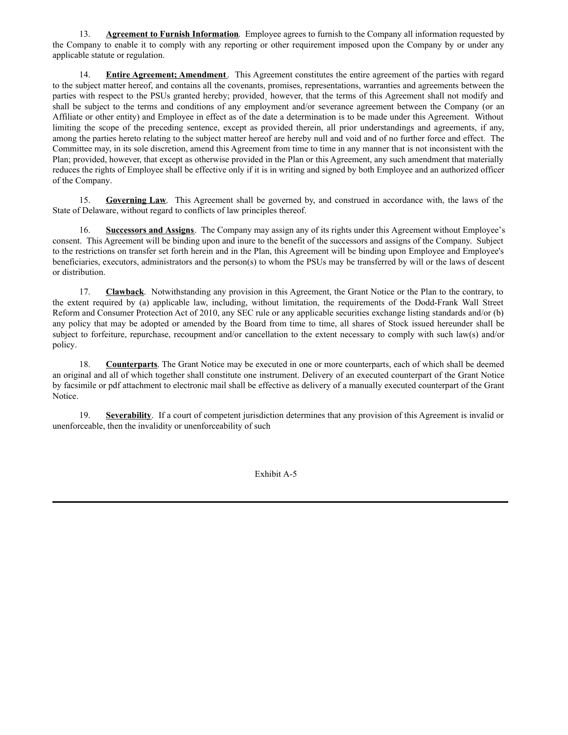13. **Agreement to Furnish Information**. Employee agrees to furnish to the Company all information requested by the Company to enable it to comply with any reporting or other requirement imposed upon the Company by or under any applicable statute or regulation.

14. **Entire Agreement; Amendment**. This Agreement constitutes the entire agreement of the parties with regard to the subject matter hereof, and contains all the covenants, promises, representations, warranties and agreements between the parties with respect to the PSUs granted hereby; provided, however, that the terms of this Agreement shall not modify and shall be subject to the terms and conditions of any employment and/or severance agreement between the Company (or an Affiliate or other entity) and Employee in effect as of the date a determination is to be made under this Agreement. Without limiting the scope of the preceding sentence, except as provided therein, all prior understandings and agreements, if any, among the parties hereto relating to the subject matter hereof are hereby null and void and of no further force and effect. The Committee may, in its sole discretion, amend this Agreement from time to time in any manner that is not inconsistent with the Plan; provided, however, that except as otherwise provided in the Plan or this Agreement, any such amendment that materially reduces the rights of Employee shall be effective only if it is in writing and signed by both Employee and an authorized officer of the Company.

15. **Governing Law**. This Agreement shall be governed by, and construed in accordance with, the laws of the State of Delaware, without regard to conflicts of law principles thereof.

16. **Successors and Assigns**. The Company may assign any of its rights under this Agreement without Employee's consent. This Agreement will be binding upon and inure to the benefit of the successors and assigns of the Company. Subject to the restrictions on transfer set forth herein and in the Plan, this Agreement will be binding upon Employee and Employee's beneficiaries, executors, administrators and the person(s) to whom the PSUs may be transferred by will or the laws of descent or distribution.

17. **Clawback**. Notwithstanding any provision in this Agreement, the Grant Notice or the Plan to the contrary, to the extent required by (a) applicable law, including, without limitation, the requirements of the Dodd-Frank Wall Street Reform and Consumer Protection Act of 2010, any SEC rule or any applicable securities exchange listing standards and/or (b) any policy that may be adopted or amended by the Board from time to time, all shares of Stock issued hereunder shall be subject to forfeiture, repurchase, recoupment and/or cancellation to the extent necessary to comply with such law(s) and/or policy.

18. **Counterparts**. The Grant Notice may be executed in one or more counterparts, each of which shall be deemed an original and all of which together shall constitute one instrument. Delivery of an executed counterpart of the Grant Notice by facsimile or pdf attachment to electronic mail shall be effective as delivery of a manually executed counterpart of the Grant Notice.

19. **Severability**. If a court of competent jurisdiction determines that any provision of this Agreement is invalid or unenforceable, then the invalidity or unenforceability of such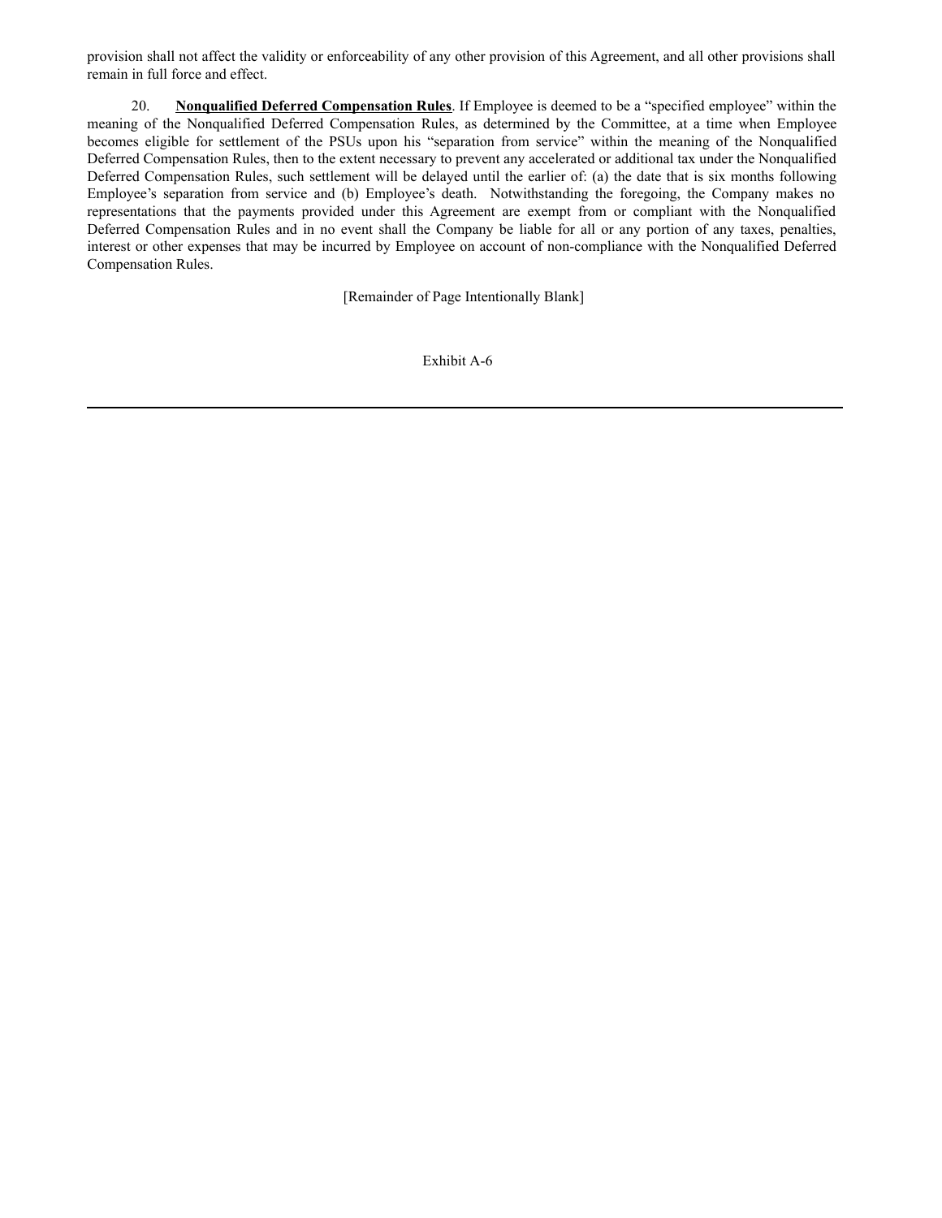provision shall not affect the validity or enforceability of any other provision of this Agreement, and all other provisions shall remain in full force and effect.

20. **Nonqualified Deferred Compensation Rules**. If Employee is deemed to be a "specified employee" within the meaning of the Nonqualified Deferred Compensation Rules, as determined by the Committee, at a time when Employee becomes eligible for settlement of the PSUs upon his "separation from service" within the meaning of the Nonqualified Deferred Compensation Rules, then to the extent necessary to prevent any accelerated or additional tax under the Nonqualified Deferred Compensation Rules, such settlement will be delayed until the earlier of: (a) the date that is six months following Employee's separation from service and (b) Employee's death. Notwithstanding the foregoing, the Company makes no representations that the payments provided under this Agreement are exempt from or compliant with the Nonqualified Deferred Compensation Rules and in no event shall the Company be liable for all or any portion of any taxes, penalties, interest or other expenses that may be incurred by Employee on account of non-compliance with the Nonqualified Deferred Compensation Rules.

[Remainder of Page Intentionally Blank]

Exhibit A-6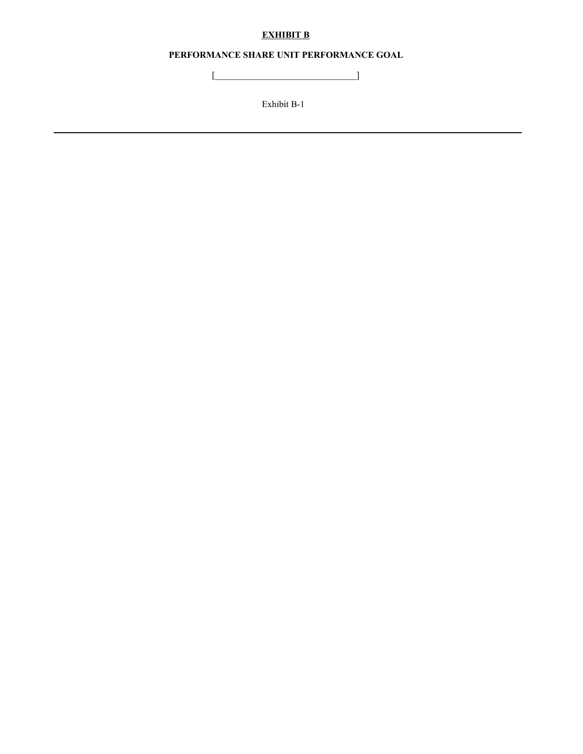**<u>EXHIBIT B</u>**

**PERFORMANCE SHARE UNIT PERFORMANCE GOAL**

[_______________________________]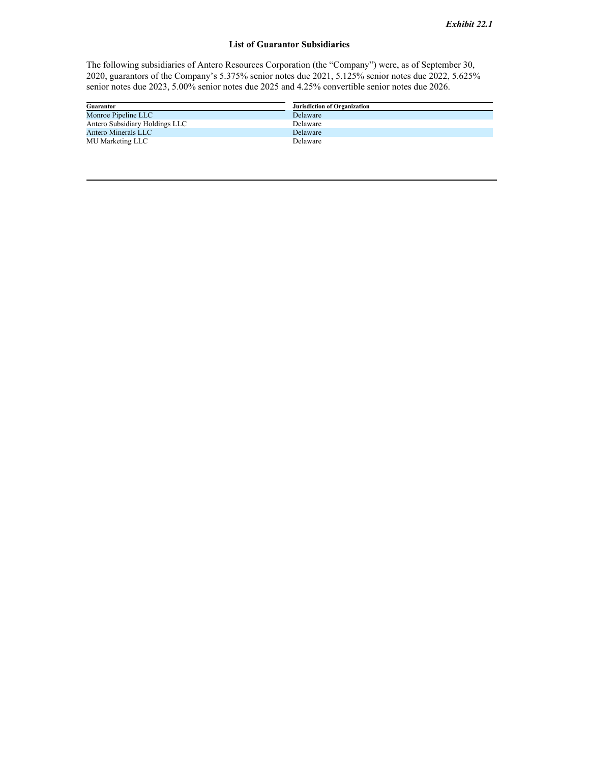*Exhibit 22.1*

## List of Guarantor Subsidiaries

The following subsidiaries of Antero Resources Corporation (the "Company") were, as of September 30, 2020, guarantors of the Company's 5.375% senior notes due 2021, 5.125% senior notes due 2022, 5.625% senior notes due 2023, 5.00% senior notes due 2025 and 4.25% convertible senior notes due 2026.

| Guarantor | Jurisdiction of Organization |
| --- | --- |
| Monroe Pipeline LLC | Delaware |
| Antero Subsidiary Holdings LLC | Delaware |
| Antero Minerals LLC | Delaware |
| MU Marketing LLC | Delaware |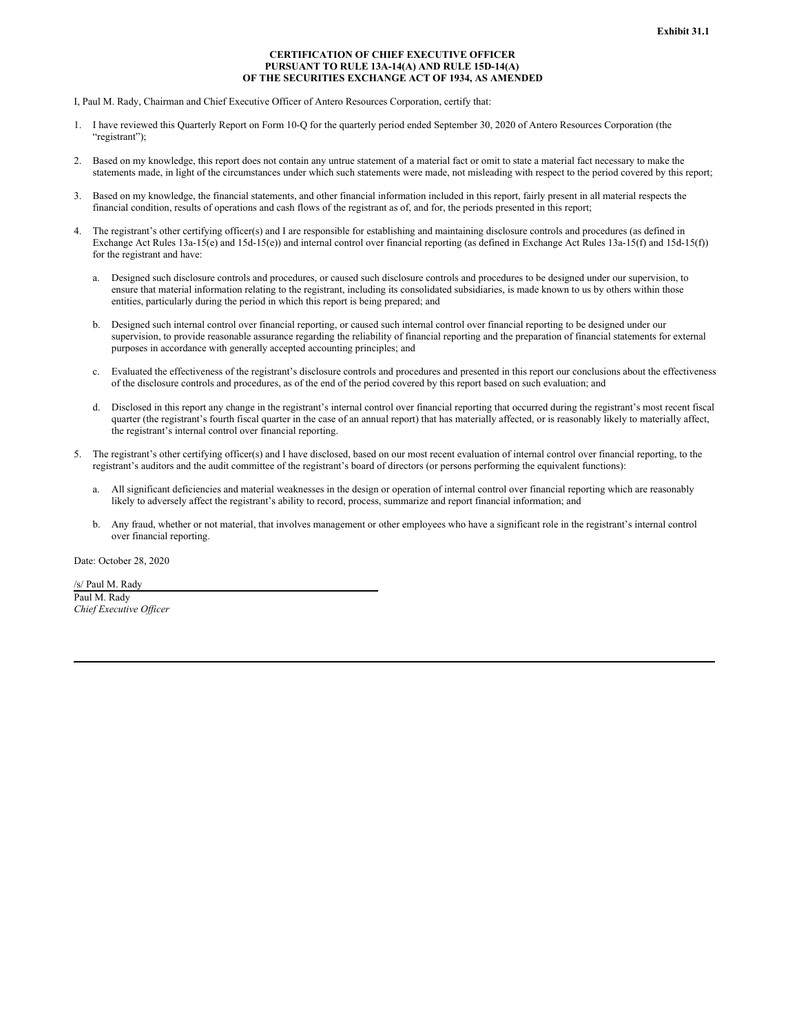**Exhibit 31.1**

**CERTIFICATION OF CHIEF EXECUTIVE OFFICER
PURSUANT TO RULE 13A-14(A) AND RULE 15D-14(A)
OF THE SECURITIES EXCHANGE ACT OF 1934, AS AMENDED**

I, Paul M. Rady, Chairman and Chief Executive Officer of Antero Resources Corporation, certify that:

1. I have reviewed this Quarterly Report on Form 10-Q for the quarterly period ended September 30, 2020 of Antero Resources Corporation (the "registrant");

2. Based on my knowledge, this report does not contain any untrue statement of a material fact or omit to state a material fact necessary to make the statements made, in light of the circumstances under which such statements were made, not misleading with respect to the period covered by this report;

3. Based on my knowledge, the financial statements, and other financial information included in this report, fairly present in all material respects the financial condition, results of operations and cash flows of the registrant as of, and for, the periods presented in this report;

4. The registrant's other certifying officer(s) and I are responsible for establishing and maintaining disclosure controls and procedures (as defined in Exchange Act Rules 13a-15(e) and 15d-15(e)) and internal control over financial reporting (as defined in Exchange Act Rules 13a-15(f) and 15d-15(f)) for the registrant and have:

   a. Designed such disclosure controls and procedures, or caused such disclosure controls and procedures to be designed under our supervision, to ensure that material information relating to the registrant, including its consolidated subsidiaries, is made known to us by others within those entities, particularly during the period in which this report is being prepared; and

   b. Designed such internal control over financial reporting, or caused such internal control over financial reporting to be designed under our supervision, to provide reasonable assurance regarding the reliability of financial reporting and the preparation of financial statements for external purposes in accordance with generally accepted accounting principles; and

   c. Evaluated the effectiveness of the registrant's disclosure controls and procedures and presented in this report our conclusions about the effectiveness of the disclosure controls and procedures, as of the end of the period covered by this report based on such evaluation; and

   d. Disclosed in this report any change in the registrant's internal control over financial reporting that occurred during the registrant's most recent fiscal quarter (the registrant's fourth fiscal quarter in the case of an annual report) that has materially affected, or is reasonably likely to materially affect, the registrant's internal control over financial reporting.

5. The registrant's other certifying officer(s) and I have disclosed, based on our most recent evaluation of internal control over financial reporting, to the registrant's auditors and the audit committee of the registrant's board of directors (or persons performing the equivalent functions):

   a. All significant deficiencies and material weaknesses in the design or operation of internal control over financial reporting which are reasonably likely to adversely affect the registrant's ability to record, process, summarize and report financial information; and

   b. Any fraud, whether or not material, that involves management or other employees who have a significant role in the registrant's internal control over financial reporting.

Date: October 28, 2020

/s/ Paul M. Rady

Paul M. Rady
*Chief Executive Officer*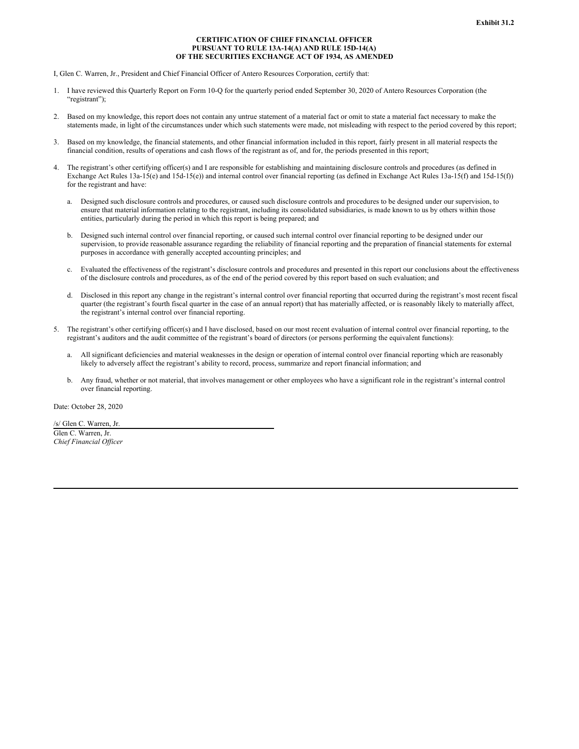**Exhibit 31.2**

**CERTIFICATION OF CHIEF FINANCIAL OFFICER PURSUANT TO RULE 13A-14(A) AND RULE 15D-14(A) OF THE SECURITIES EXCHANGE ACT OF 1934, AS AMENDED**

I, Glen C. Warren, Jr., President and Chief Financial Officer of Antero Resources Corporation, certify that:

1. I have reviewed this Quarterly Report on Form 10-Q for the quarterly period ended September 30, 2020 of Antero Resources Corporation (the "registrant");

2. Based on my knowledge, this report does not contain any untrue statement of a material fact or omit to state a material fact necessary to make the statements made, in light of the circumstances under which such statements were made, not misleading with respect to the period covered by this report;

3. Based on my knowledge, the financial statements, and other financial information included in this report, fairly present in all material respects the financial condition, results of operations and cash flows of the registrant as of, and for, the periods presented in this report;

4. The registrant's other certifying officer(s) and I are responsible for establishing and maintaining disclosure controls and procedures (as defined in Exchange Act Rules 13a-15(e) and 15d-15(e)) and internal control over financial reporting (as defined in Exchange Act Rules 13a-15(f) and 15d-15(f)) for the registrant and have:

   a. Designed such disclosure controls and procedures, or caused such disclosure controls and procedures to be designed under our supervision, to ensure that material information relating to the registrant, including its consolidated subsidiaries, is made known to us by others within those entities, particularly during the period in which this report is being prepared; and

   b. Designed such internal control over financial reporting, or caused such internal control over financial reporting to be designed under our supervision, to provide reasonable assurance regarding the reliability of financial reporting and the preparation of financial statements for external purposes in accordance with generally accepted accounting principles; and

   c. Evaluated the effectiveness of the registrant's disclosure controls and procedures and presented in this report our conclusions about the effectiveness of the disclosure controls and procedures, as of the end of the period covered by this report based on such evaluation; and

   d. Disclosed in this report any change in the registrant's internal control over financial reporting that occurred during the registrant's most recent fiscal quarter (the registrant's fourth fiscal quarter in the case of an annual report) that has materially affected, or is reasonably likely to materially affect, the registrant's internal control over financial reporting.

5. The registrant's other certifying officer(s) and I have disclosed, based on our most recent evaluation of internal control over financial reporting, to the registrant's auditors and the audit committee of the registrant's board of directors (or persons performing the equivalent functions):

   a. All significant deficiencies and material weaknesses in the design or operation of internal control over financial reporting which are reasonably likely to adversely affect the registrant's ability to record, process, summarize and report financial information; and

   b. Any fraud, whether or not material, that involves management or other employees who have a significant role in the registrant's internal control over financial reporting.

Date: October 28, 2020

/s/ Glen C. Warren, Jr.
Glen C. Warren, Jr.
*Chief Financial Officer*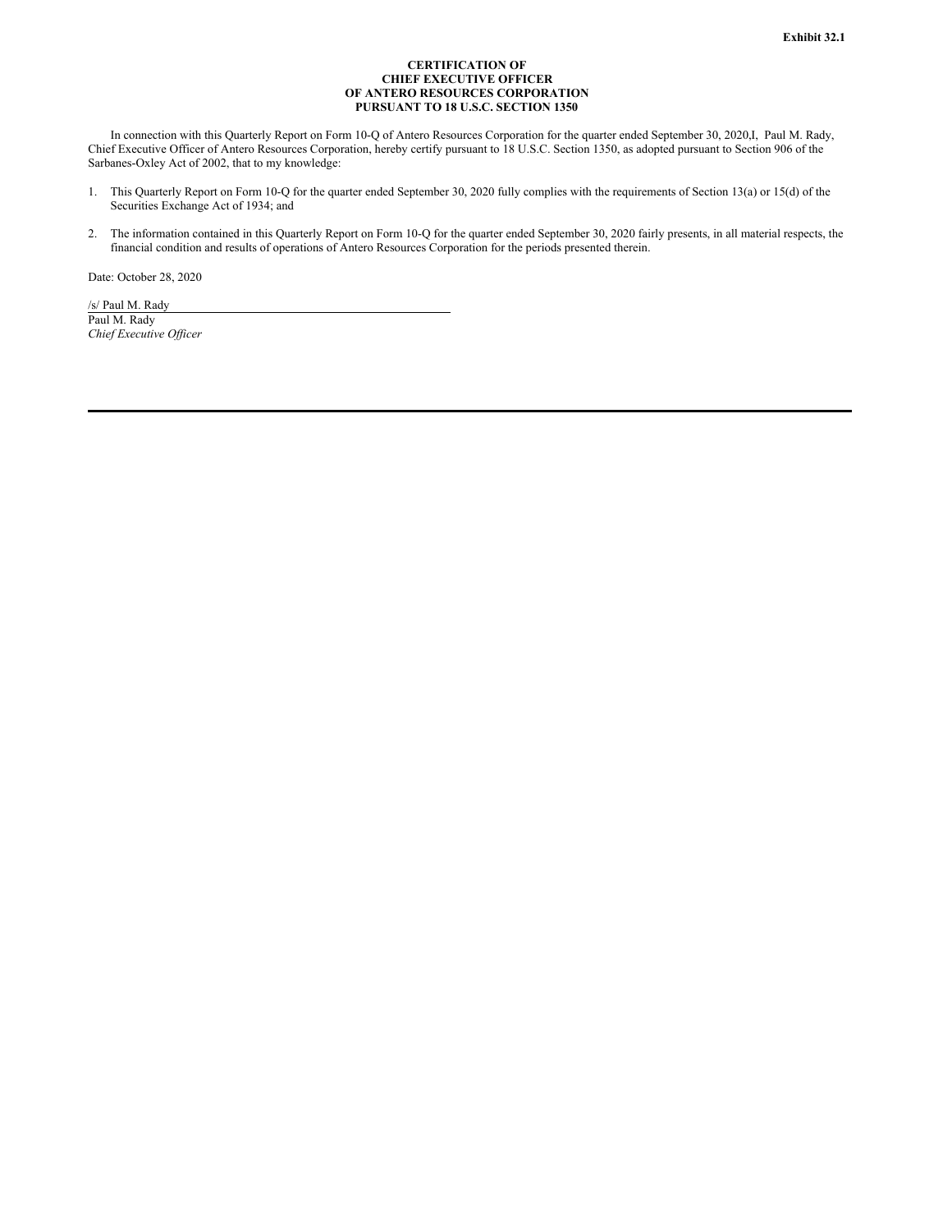**Exhibit 32.1**

**CERTIFICATION OF
CHIEF EXECUTIVE OFFICER
OF ANTERO RESOURCES CORPORATION
PURSUANT TO 18 U.S.C. SECTION 1350**

In connection with this Quarterly Report on Form 10-Q of Antero Resources Corporation for the quarter ended September 30, 2020,I, Paul M. Rady, Chief Executive Officer of Antero Resources Corporation, hereby certify pursuant to 18 U.S.C. Section 1350, as adopted pursuant to Section 906 of the Sarbanes-Oxley Act of 2002, that to my knowledge:

1. This Quarterly Report on Form 10-Q for the quarter ended September 30, 2020 fully complies with the requirements of Section 13(a) or 15(d) of the Securities Exchange Act of 1934; and

2. The information contained in this Quarterly Report on Form 10-Q for the quarter ended September 30, 2020 fairly presents, in all material respects, the financial condition and results of operations of Antero Resources Corporation for the periods presented therein.

Date: October 28, 2020

/s/ Paul M. Rady
Paul M. Rady
*Chief Executive Officer*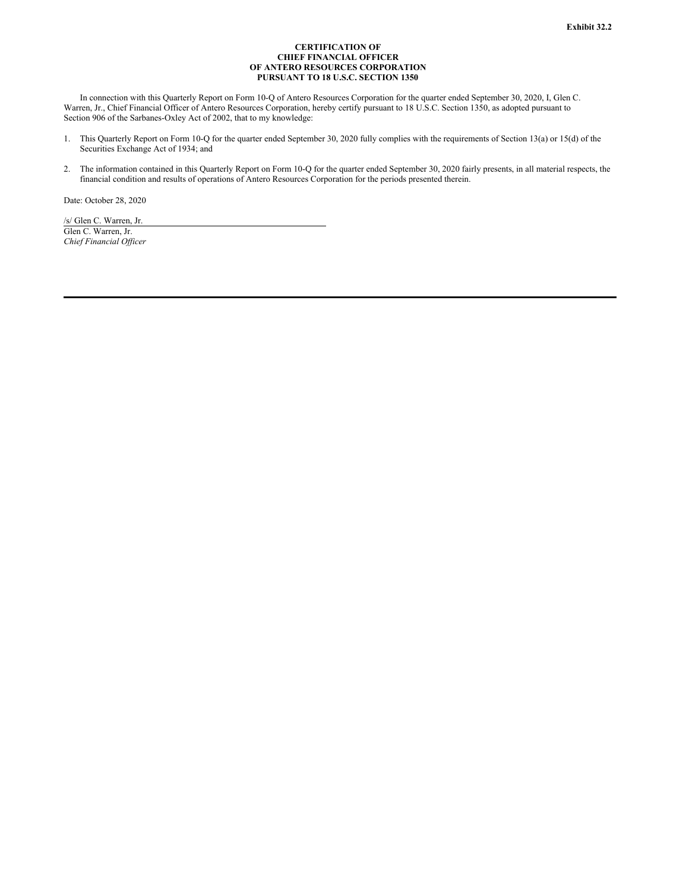**Exhibit 32.2**

**CERTIFICATION OF**
**CHIEF FINANCIAL OFFICER**
**OF ANTERO RESOURCES CORPORATION**
**PURSUANT TO 18 U.S.C. SECTION 1350**

In connection with this Quarterly Report on Form 10-Q of Antero Resources Corporation for the quarter ended September 30, 2020, I, Glen C. Warren, Jr., Chief Financial Officer of Antero Resources Corporation, hereby certify pursuant to 18 U.S.C. Section 1350, as adopted pursuant to Section 906 of the Sarbanes-Oxley Act of 2002, that to my knowledge:

1. This Quarterly Report on Form 10-Q for the quarter ended September 30, 2020 fully complies with the requirements of Section 13(a) or 15(d) of the Securities Exchange Act of 1934; and

2. The information contained in this Quarterly Report on Form 10-Q for the quarter ended September 30, 2020 fairly presents, in all material respects, the financial condition and results of operations of Antero Resources Corporation for the periods presented therein.

Date: October 28, 2020

/s/ Glen C. Warren, Jr.
Glen C. Warren, Jr.
*Chief Financial Officer*